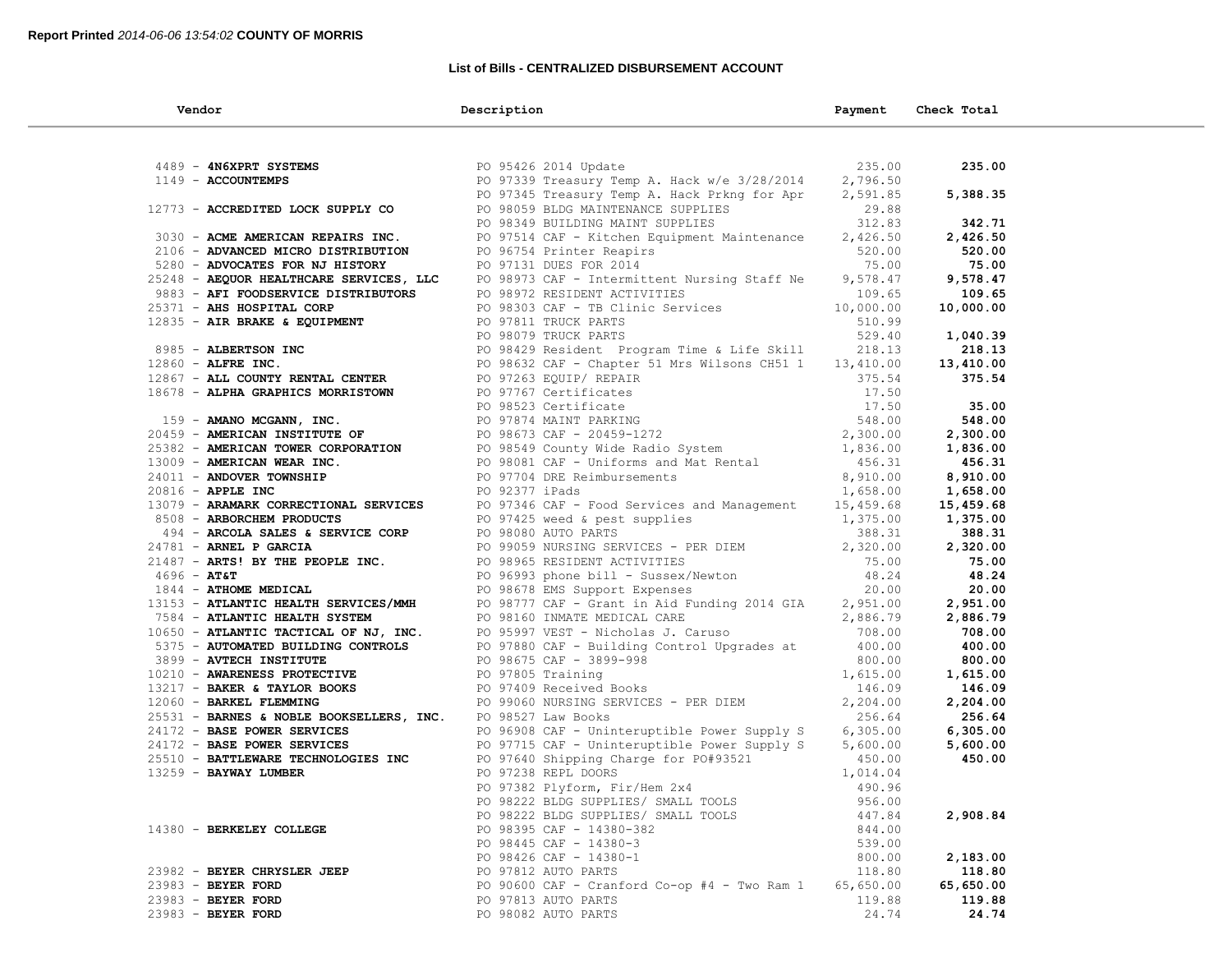**Report Printed** *2014-06-06 13:54:02* **COUNTY OF MORRIS**

## List of Bills - CENTRALIZED DISBURSEMENT ACCOUNT

| Vendor | Description | Payment | Check Total |
|---|---|---|---|
| 4489 - **4N6XPRT SYSTEMS** | PO 95426 2014 Update | 235.00 | **235.00** |
| 1149 - **ACCOUNTEMPS** | PO 97339 Treasury Temp A. Hack w/e 3/28/2014 | 2,796.50 | |
| | PO 97345 Treasury Temp A. Hack Prkng for Apr | 2,591.85 | **5,388.35** |
| 12773 - **ACCREDITED LOCK SUPPLY CO** | PO 98059 BLDG MAINTENANCE SUPPLIES | 29.88 | |
| | PO 98349 BUILDING MAINT SUPPLIES | 312.83 | **342.71** |
| 3030 - **ACME AMERICAN REPAIRS INC.** | PO 97514 CAF - Kitchen Equipment Maintenance | 2,426.50 | **2,426.50** |
| 2106 - **ADVANCED MICRO DISTRIBUTION** | PO 96754 Printer Reapirs | 520.00 | **520.00** |
| 5280 - **ADVOCATES FOR NJ HISTORY** | PO 97131 DUES FOR 2014 | 75.00 | **75.00** |
| 25248 - **AEQUOR HEALTHCARE SERVICES, LLC** | PO 98973 CAF - Intermittent Nursing Staff Ne | 9,578.47 | **9,578.47** |
| 9883 - **AFI FOODSERVICE DISTRIBUTORS** | PO 98972 RESIDENT ACTIVITIES | 109.65 | **109.65** |
| 25371 - **AHS HOSPITAL CORP** | PO 98303 CAF - TB Clinic Services | 10,000.00 | **10,000.00** |
| 12835 - **AIR BRAKE & EQUIPMENT** | PO 97811 TRUCK PARTS | 510.99 | |
| | PO 98079 TRUCK PARTS | 529.40 | **1,040.39** |
| 8985 - **ALBERTSON INC** | PO 98429 Resident Program Time & Life Skill | 218.13 | **218.13** |
| 12860 - **ALFRE INC.** | PO 98632 CAF - Chapter 51 Mrs Wilsons CH51 1 | 13,410.00 | **13,410.00** |
| 12867 - **ALL COUNTY RENTAL CENTER** | PO 97263 EQUIP/ REPAIR | 375.54 | **375.54** |
| 18678 - **ALPHA GRAPHICS MORRISTOWN** | PO 97767 Certificates | 17.50 | |
| | PO 98523 Certificate | 17.50 | **35.00** |
| 159 - **AMANO MCGANN, INC.** | PO 97874 MAINT PARKING | 548.00 | **548.00** |
| 20459 - **AMERICAN INSTITUTE OF** | PO 98673 CAF - 20459-1272 | 2,300.00 | **2,300.00** |
| 25382 - **AMERICAN TOWER CORPORATION** | PO 98549 County Wide Radio System | 1,836.00 | **1,836.00** |
| 13009 - **AMERICAN WEAR INC.** | PO 98081 CAF - Uniforms and Mat Rental | 456.31 | **456.31** |
| 24011 - **ANDOVER TOWNSHIP** | PO 97704 DRE Reimbursements | 8,910.00 | **8,910.00** |
| 20816 - **APPLE INC** | PO 92377 iPads | 1,658.00 | **1,658.00** |
| 13079 - **ARAMARK CORRECTIONAL SERVICES** | PO 97346 CAF - Food Services and Management | 15,459.68 | **15,459.68** |
| 8508 - **ARBORCHEM PRODUCTS** | PO 97425 weed & pest supplies | 1,375.00 | **1,375.00** |
| 494 - **ARCOLA SALES & SERVICE CORP** | PO 98080 AUTO PARTS | 388.31 | **388.31** |
| 24781 - **ARNEL P GARCIA** | PO 99059 NURSING SERVICES - PER DIEM | 2,320.00 | **2,320.00** |
| 21487 - **ARTS! BY THE PEOPLE INC.** | PO 98965 RESIDENT ACTIVITIES | 75.00 | **75.00** |
| 4696 - **AT&T** | PO 96993 phone bill - Sussex/Newton | 48.24 | **48.24** |
| 1844 - **ATHOME MEDICAL** | PO 98678 EMS Support Expenses | 20.00 | **20.00** |
| 13153 - **ATLANTIC HEALTH SERVICES/MMH** | PO 98777 CAF - Grant in Aid Funding 2014 GIA | 2,951.00 | **2,951.00** |
| 7584 - **ATLANTIC HEALTH SYSTEM** | PO 98160 INMATE MEDICAL CARE | 2,886.79 | **2,886.79** |
| 10650 - **ATLANTIC TACTICAL OF NJ, INC.** | PO 95997 VEST - Nicholas J. Caruso | 708.00 | **708.00** |
| 5375 - **AUTOMATED BUILDING CONTROLS** | PO 97880 CAF - Building Control Upgrades at | 400.00 | **400.00** |
| 3899 - **AVTECH INSTITUTE** | PO 98675 CAF - 3899-998 | 800.00 | **800.00** |
| 10210 - **AWARENESS PROTECTIVE** | PO 97805 Training | 1,615.00 | **1,615.00** |
| 13217 - **BAKER & TAYLOR BOOKS** | PO 97409 Received Books | 146.09 | **146.09** |
| 12060 - **BARKEL FLEMMING** | PO 99060 NURSING SERVICES - PER DIEM | 2,204.00 | **2,204.00** |
| 25531 - **BARNES & NOBLE BOOKSELLERS, INC.** | PO 98527 Law Books | 256.64 | **256.64** |
| 24172 - **BASE POWER SERVICES** | PO 96908 CAF - Uninteruptible Power Supply S | 6,305.00 | **6,305.00** |
| 24172 - **BASE POWER SERVICES** | PO 97715 CAF - Uninteruptible Power Supply S | 5,600.00 | **5,600.00** |
| 25510 - **BATTLEWARE TECHNOLOGIES INC** | PO 97640 Shipping Charge for PO#93521 | 450.00 | **450.00** |
| 13259 - **BAYWAY LUMBER** | PO 97238 REPL DOORS | 1,014.04 | |
| | PO 97382 Plyform, Fir/Hem 2x4 | 490.96 | |
| | PO 98222 BLDG SUPPLIES/ SMALL TOOLS | 956.00 | |
| | PO 98222 BLDG SUPPLIES/ SMALL TOOLS | 447.84 | **2,908.84** |
| 14380 - **BERKELEY COLLEGE** | PO 98395 CAF - 14380-382 | 844.00 | |
| | PO 98445 CAF - 14380-3 | 539.00 | |
| | PO 98426 CAF - 14380-1 | 800.00 | **2,183.00** |
| 23982 - **BEYER CHRYSLER JEEP** | PO 97812 AUTO PARTS | 118.80 | **118.80** |
| 23983 - **BEYER FORD** | PO 90600 CAF - Cranford Co-op #4 - Two Ram 1 | 65,650.00 | **65,650.00** |
| 23983 - **BEYER FORD** | PO 97813 AUTO PARTS | 119.88 | **119.88** |
| 23983 - **BEYER FORD** | PO 98082 AUTO PARTS | 24.74 | **24.74** |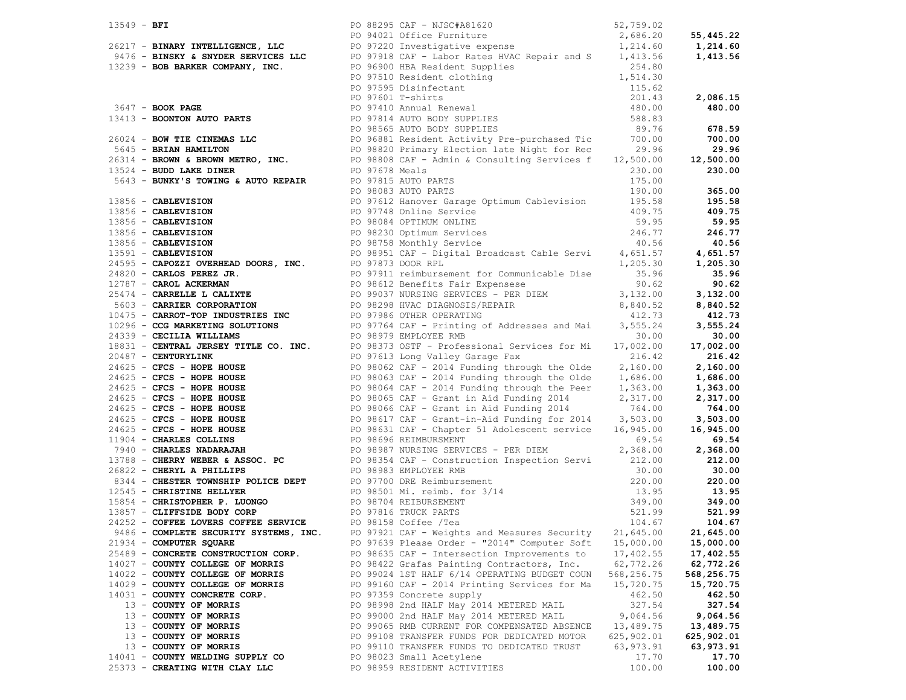| Vendor | PO / Description | Amount | Total |
|---|---|---|---|
| 13549 - **BFI** | PO 88295 CAF - NJSC#A81620 | 52,759.02 | |
| | PO 94021 Office Furniture | 2,686.20 | **55,445.22** |
| 26217 - **BINARY INTELLIGENCE, LLC** | PO 97220 Investigative expense | 1,214.60 | **1,214.60** |
| 9476 - **BINSKY & SNYDER SERVICES LLC** | PO 97918 CAF - Labor Rates HVAC Repair and S | 1,413.56 | **1,413.56** |
| 13239 - **BOB BARKER COMPANY, INC.** | PO 96900 HBA Resident Supplies | 254.80 | |
| | PO 97510 Resident clothing | 1,514.30 | |
| | PO 97595 Disinfectant | 115.62 | |
| | PO 97601 T-shirts | 201.43 | **2,086.15** |
| 3647 - **BOOK PAGE** | PO 97410 Annual Renewal | 480.00 | **480.00** |
| 13413 - **BOONTON AUTO PARTS** | PO 97814 AUTO BODY SUPPLIES | 588.83 | |
| | PO 98565 AUTO BODY SUPPLIES | 89.76 | **678.59** |
| 26024 - **BOW TIE CINEMAS LLC** | PO 96881 Resident Activity Pre-purchased Tic | 700.00 | **700.00** |
| 5645 - **BRIAN HAMILTON** | PO 98820 Primary Election late Night for Rec | 29.96 | **29.96** |
| 26314 - **BROWN & BROWN METRO, INC.** | PO 98808 CAF - Admin & Consulting Services f | 12,500.00 | **12,500.00** |
| 13524 - **BUDD LAKE DINER** | PO 97678 Meals | 230.00 | **230.00** |
| 5643 - **BUNKY'S TOWING & AUTO REPAIR** | PO 97815 AUTO PARTS | 175.00 | |
| | PO 98083 AUTO PARTS | 190.00 | **365.00** |
| 13856 - **CABLEVISION** | PO 97612 Hanover Garage Optimum Cablevision | 195.58 | **195.58** |
| 13856 - **CABLEVISION** | PO 97748 Online Service | 409.75 | **409.75** |
| 13856 - **CABLEVISION** | PO 98084 OPTIMUM ONLINE | 59.95 | **59.95** |
| 13856 - **CABLEVISION** | PO 98230 Optimum Services | 246.77 | **246.77** |
| 13856 - **CABLEVISION** | PO 98758 Monthly Service | 40.56 | **40.56** |
| 13591 - **CABLEVISION** | PO 98951 CAF - Digital Broadcast Cable Servi | 4,651.57 | **4,651.57** |
| 24595 - **CAPOZZI OVERHEAD DOORS, INC.** | PO 97873 DOOR RPL | 1,205.30 | **1,205.30** |
| 24820 - **CARLOS PEREZ JR.** | PO 97911 reimbursement for Communicable Dise | 35.96 | **35.96** |
| 12787 - **CAROL ACKERMAN** | PO 98612 Benefits Fair Expensese | 90.62 | **90.62** |
| 25474 - **CARRELLE L CALIXTE** | PO 99037 NURSING SERVICES - PER DIEM | 3,132.00 | **3,132.00** |
| 5603 - **CARRIER CORPORATION** | PO 98298 HVAC DIAGNOSIS/REPAIR | 8,840.52 | **8,840.52** |
| 10475 - **CARROT-TOP INDUSTRIES INC** | PO 97986 OTHER OPERATING | 412.73 | **412.73** |
| 10296 - **CCG MARKETING SOLUTIONS** | PO 97764 CAF - Printing of Addresses and Mai | 3,555.24 | **3,555.24** |
| 24339 - **CECILIA WILLIAMS** | PO 98979 EMPLOYEE RMB | 30.00 | **30.00** |
| 18831 - **CENTRAL JERSEY TITLE CO. INC.** | PO 98373 OSTF - Professional Services for Mi | 17,002.00 | **17,002.00** |
| 20487 - **CENTURYLINK** | PO 97613 Long Valley Garage Fax | 216.42 | **216.42** |
| 24625 - **CFCS - HOPE HOUSE** | PO 98062 CAF - 2014 Funding through the Olde | 2,160.00 | **2,160.00** |
| 24625 - **CFCS - HOPE HOUSE** | PO 98063 CAF - 2014 Funding through the Olde | 1,686.00 | **1,686.00** |
| 24625 - **CFCS - HOPE HOUSE** | PO 98064 CAF - 2014 Funding through the Peer | 1,363.00 | **1,363.00** |
| 24625 - **CFCS - HOPE HOUSE** | PO 98065 CAF - Grant in Aid Funding 2014 | 2,317.00 | **2,317.00** |
| 24625 - **CFCS - HOPE HOUSE** | PO 98066 CAF - Grant in Aid Funding 2014 | 764.00 | **764.00** |
| 24625 - **CFCS - HOPE HOUSE** | PO 98617 CAF - Grant-in-Aid Funding for 2014 | 3,503.00 | **3,503.00** |
| 24625 - **CFCS - HOPE HOUSE** | PO 98631 CAF - Chapter 51 Adolescent service | 16,945.00 | **16,945.00** |
| 11904 - **CHARLES COLLINS** | PO 98696 REIMBURSMENT | 69.54 | **69.54** |
| 7940 - **CHARLES NADARAJAH** | PO 98987 NURSING SERVICES - PER DIEM | 2,368.00 | **2,368.00** |
| 13788 - **CHERRY WEBER & ASSOC. PC** | PO 98354 CAF - Construction Inspection Servi | 212.00 | **212.00** |
| 26822 - **CHERYL A PHILLIPS** | PO 98983 EMPLOYEE RMB | 30.00 | **30.00** |
| 8344 - **CHESTER TOWNSHIP POLICE DEPT** | PO 97700 DRE Reimbursement | 220.00 | **220.00** |
| 12545 - **CHRISTINE HELLYER** | PO 98501 Mi. reimb. for 3/14 | 13.95 | **13.95** |
| 15854 - **CHRISTOPHER P. LUONGO** | PO 98704 REIBURSEMENT | 349.00 | **349.00** |
| 13857 - **CLIFFSIDE BODY CORP** | PO 97816 TRUCK PARTS | 521.99 | **521.99** |
| 24252 - **COFFEE LOVERS COFFEE SERVICE** | PO 98158 Coffee /Tea | 104.67 | **104.67** |
| 9486 - **COMPLETE SECURITY SYSTEMS, INC.** | PO 97921 CAF - Weights and Measures Security | 21,645.00 | **21,645.00** |
| 21934 - **COMPUTER SQUARE** | PO 97639 Please Order - "2014" Computer Soft | 15,000.00 | **15,000.00** |
| 25489 - **CONCRETE CONSTRUCTION CORP.** | PO 98635 CAF - Intersection Improvements to | 17,402.55 | **17,402.55** |
| 14027 - **COUNTY COLLEGE OF MORRIS** | PO 98422 Grafas Painting Contractors, Inc. | 62,772.26 | **62,772.26** |
| 14022 - **COUNTY COLLEGE OF MORRIS** | PO 99024 1ST HALF 6/14 OPERATING BUDGET COUN | 568,256.75 | **568,256.75** |
| 14029 - **COUNTY COLLEGE OF MORRIS** | PO 99160 CAF - 2014 Printing Services for Ma | 15,720.75 | **15,720.75** |
| 14031 - **COUNTY CONCRETE CORP.** | PO 97359 Concrete supply | 462.50 | **462.50** |
| 13 - **COUNTY OF MORRIS** | PO 98998 2nd HALF May 2014 METERED MAIL | 327.54 | **327.54** |
| 13 - **COUNTY OF MORRIS** | PO 99000 2nd HALF May 2014 METERED MAIL | 9,064.56 | **9,064.56** |
| 13 - **COUNTY OF MORRIS** | PO 99065 RMB CURRENT FOR COMPENSATED ABSENCE | 13,489.75 | **13,489.75** |
| 13 - **COUNTY OF MORRIS** | PO 99108 TRANSFER FUNDS FOR DEDICATED MOTOR | 625,902.01 | **625,902.01** |
| 13 - **COUNTY OF MORRIS** | PO 99110 TRANSFER FUNDS TO DEDICATED TRUST | 63,973.91 | **63,973.91** |
| 14041 - **COUNTY WELDING SUPPLY CO** | PO 98023 Small Acetylene | 17.70 | **17.70** |
| 25373 - **CREATING WITH CLAY LLC** | PO 98959 RESIDENT ACTIVITIES | 100.00 | **100.00** |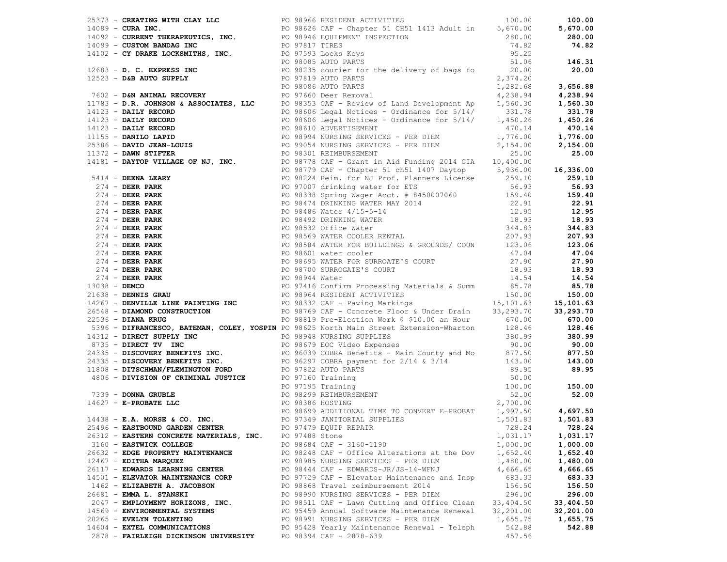| Vendor | PO / Description | Amount | Total |
|---|---|---|---|
| 25373 - **CREATING WITH CLAY LLC** | PO 98966 RESIDENT ACTIVITIES | 100.00 | **100.00** |
| 14089 - **CURA INC.** | PO 98626 CAF - Chapter 51 CH51 1413 Adult in | 5,670.00 | **5,670.00** |
| 14092 - **CURRENT THERAPEUTICS, INC.** | PO 98946 EQUIPMENT INSPECTION | 280.00 | **280.00** |
| 14099 - **CUSTOM BANDAG INC** | PO 97817 TIRES | 74.82 | **74.82** |
| 14102 - **CY DRAKE LOCKSMITHS, INC.** | PO 97593 Locks Keys | 95.25 | |
| | PO 98085 AUTO PARTS | 51.06 | **146.31** |
| 12683 - **D. C. EXPRESS INC** | PO 98235 courier for the delivery of bags fo | 20.00 | **20.00** |
| 12523 - **D&B AUTO SUPPLY** | PO 97819 AUTO PARTS | 2,374.20 | |
| | PO 98086 AUTO PARTS | 1,282.68 | **3,656.88** |
| 7602 - **D&N ANIMAL RECOVERY** | PO 97660 Deer Removal | 4,238.94 | **4,238.94** |
| 11783 - **D.R. JOHNSON & ASSOCIATES, LLC** | PO 98353 CAF - Review of Land Development Ap | 1,560.30 | **1,560.30** |
| 14123 - **DAILY RECORD** | PO 98606 Legal Notices - Ordinance for 5/14/ | 331.78 | **331.78** |
| 14123 - **DAILY RECORD** | PO 98606 Legal Notices - Ordinance for 5/14/ | 1,450.26 | **1,450.26** |
| 14123 - **DAILY RECORD** | PO 98610 ADVERTISEMENT | 470.14 | **470.14** |
| 11155 - **DANILO LAPID** | PO 98994 NURSING SERVICES - PER DIEM | 1,776.00 | **1,776.00** |
| 25386 - **DAVID JEAN-LOUIS** | PO 99054 NURSING SERVICES - PER DIEM | 2,154.00 | **2,154.00** |
| 11372 - **DAWN STIFTER** | PO 98301 REIMBURSEMENT | 25.00 | **25.00** |
| 14181 - **DAYTOP VILLAGE OF NJ, INC.** | PO 98778 CAF - Grant in Aid Funding 2014 GIA | 10,400.00 | |
| | PO 98779 CAF - Chapter 51 ch51 1407 Daytop | 5,936.00 | **16,336.00** |
| 5414 - **DEENA LEARY** | PO 98224 Reim. for NJ Prof. Planners License | 259.10 | **259.10** |
| 274 - **DEER PARK** | PO 97007 drinking water for ETS | 56.93 | **56.93** |
| 274 - **DEER PARK** | PO 98338 Spring Wager Acct. # 8450007060 | 159.40 | **159.40** |
| 274 - **DEER PARK** | PO 98474 DRINKING WATER MAY 2014 | 22.91 | **22.91** |
| 274 - **DEER PARK** | PO 98486 Water 4/15-5-14 | 12.95 | **12.95** |
| 274 - **DEER PARK** | PO 98492 DRINKING WATER | 18.93 | **18.93** |
| 274 - **DEER PARK** | PO 98532 Office Water | 344.83 | **344.83** |
| 274 - **DEER PARK** | PO 98569 WATER COOLER RENTAL | 207.93 | **207.93** |
| 274 - **DEER PARK** | PO 98584 WATER FOR BUILDINGS & GROUNDS/ COUN | 123.06 | **123.06** |
| 274 - **DEER PARK** | PO 98601 water cooler | 47.04 | **47.04** |
| 274 - **DEER PARK** | PO 98695 WATER FOR SURROATE'S COURT | 27.90 | **27.90** |
| 274 - **DEER PARK** | PO 98700 SURROGATE'S COURT | 18.93 | **18.93** |
| 274 - **DEER PARK** | PO 98944 Water | 14.54 | **14.54** |
| 13038 - **DEMCO** | PO 97416 Confirm Processing Materials & Summ | 85.78 | **85.78** |
| 21638 - **DENNIS GRAU** | PO 98964 RESIDENT ACTIVITIES | 150.00 | **150.00** |
| 14267 - **DENVILLE LINE PAINTING INC** | PO 98332 CAF - Paving Markings | 15,101.63 | **15,101.63** |
| 26548 - **DIAMOND CONSTRUCTION** | PO 98769 CAF - Concrete Floor & Under Drain | 33,293.70 | **33,293.70** |
| 22536 - **DIANA KRUG** | PO 98819 Pre-Election Work @ $10.00 an Hour | 670.00 | **670.00** |
| 5396 - **DIFRANCESCO, BATEMAN, COLEY, YOSPIN** | PO 98625 North Main Street Extension-Wharton | 128.46 | **128.46** |
| 14312 - **DIRECT SUPPLY INC** | PO 98948 NURSING SUPPLIES | 380.99 | **380.99** |
| 8735 - **DIRECT TV INC** | PO 98679 EOC Video Expenses | 90.00 | **90.00** |
| 24335 - **DISCOVERY BENEFITS INC.** | PO 96039 COBRA Benefits - Main County and Mo | 877.50 | **877.50** |
| 24335 - **DISCOVERY BENEFITS INC.** | PO 96297 COBRA payment for 2/14 & 3/14 | 143.00 | **143.00** |
| 11808 - **DITSCHMAN/FLEMINGTON FORD** | PO 97822 AUTO PARTS | 89.95 | **89.95** |
| 4806 - **DIVISION OF CRIMINAL JUSTICE** | PO 97160 Training | 50.00 | |
| | PO 97195 Training | 100.00 | **150.00** |
| 7339 - **DONNA GRUBLE** | PO 98299 REIMBURSEMENT | 52.00 | **52.00** |
| 14627 - **E-PROBATE LLC** | PO 98386 HOSTING | 2,700.00 | |
| | PO 98699 ADDITIONAL TIME TO CONVERT E-PROBAT | 1,997.50 | **4,697.50** |
| 14438 - **E.A. MORSE & CO. INC.** | PO 97349 JANITORIAL SUPPLIES | 1,501.83 | **1,501.83** |
| 25496 - **EASTBOUND GARDEN CENTER** | PO 97479 EQUIP REPAIR | 728.24 | **728.24** |
| 26312 - **EASTERN CONCRETE MATERIALS, INC.** | PO 97488 Stone | 1,031.17 | **1,031.17** |
| 3160 - **EASTWICK COLLEGE** | PO 98684 CAF - 3160-1190 | 1,000.00 | **1,000.00** |
| 26632 - **EDGE PROPERTY MAINTENANCE** | PO 98248 CAF - Office Alterations at the Dov | 1,652.40 | **1,652.40** |
| 12467 - **EDITHA MARQUEZ** | PO 98985 NURSING SERVICES - PER DIEM | 1,480.00 | **1,480.00** |
| 26117 - **EDWARDS LEARNING CENTER** | PO 98444 CAF - EDWARDS-JR/JS-14-WFNJ | 4,666.65 | **4,666.65** |
| 14501 - **ELEVATOR MAINTENANCE CORP** | PO 97729 CAF - Elevator Maintenance and Insp | 683.33 | **683.33** |
| 1462 - **ELIZABETH A. JACOBSON** | PO 98868 Travel reimbursement 2014 | 156.50 | **156.50** |
| 26681 - **EMMA L. STANSKI** | PO 98990 NURSING SERVICES - PER DIEM | 296.00 | **296.00** |
| 2047 - **EMPLOYMENT HORIZONS, INC.** | PO 98511 CAF - Lawn Cutting and Office Clean | 33,404.50 | **33,404.50** |
| 14569 - **ENVIRONMENTAL SYSTEMS** | PO 95459 Annual Software Maintenance Renewal | 32,201.00 | **32,201.00** |
| 20265 - **EVELYN TOLENTINO** | PO 98991 NURSING SERVICES - PER DIEM | 1,655.75 | **1,655.75** |
| 14604 - **EXTEL COMMUNICATIONS** | PO 95428 Yearly Maintenance Renewal - Teleph | 542.88 | **542.88** |
| 2878 - **FAIRLEIGH DICKINSON UNIVERSITY** | PO 98394 CAF - 2878-639 | 457.56 | |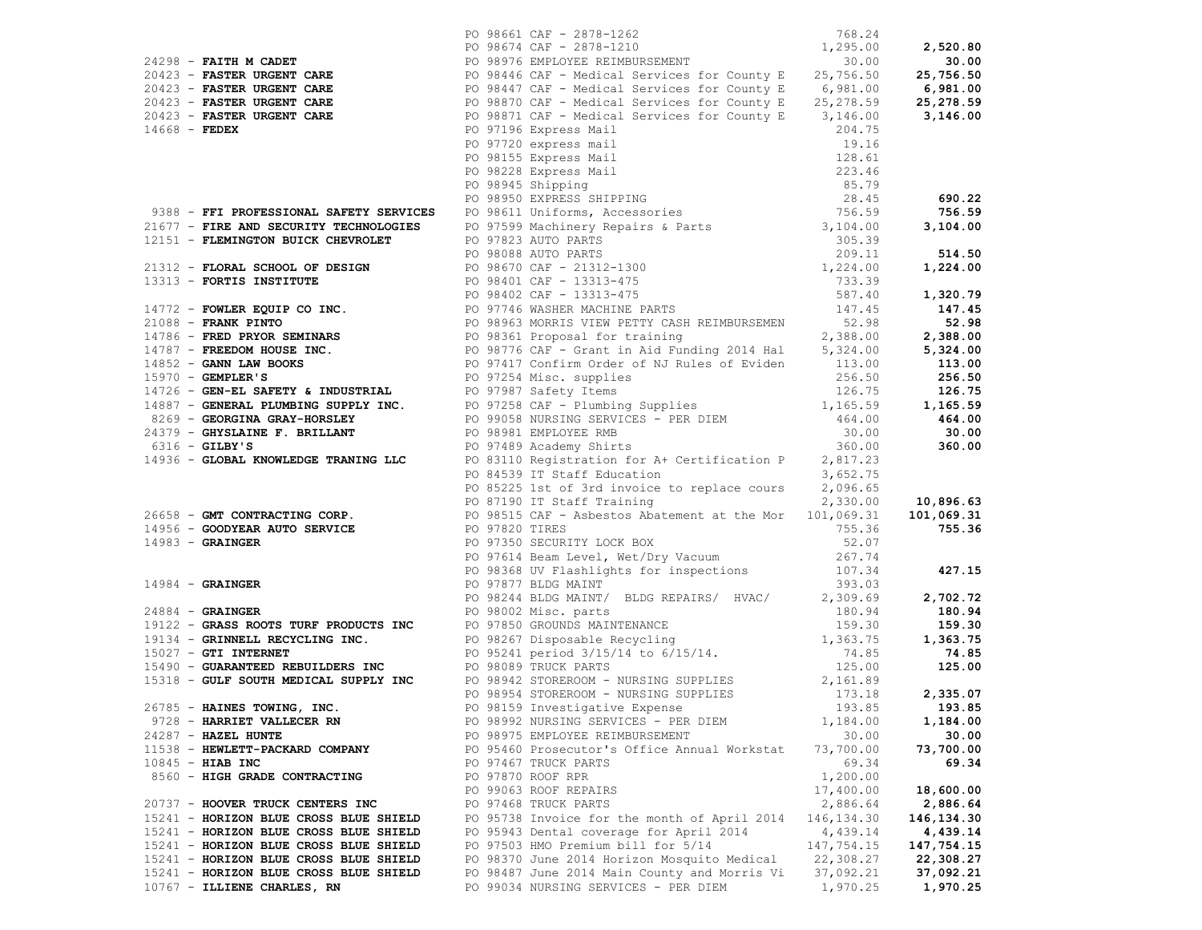| Vendor | PO / Description | Amount | Total |
|---|---|---|---|
| | PO 98661 CAF - 2878-1262 | 768.24 | |
| | PO 98674 CAF - 2878-1210 | 1,295.00 | **2,520.80** |
| 24298 - **FAITH M CADET** | PO 98976 EMPLOYEE REIMBURSEMENT | 30.00 | **30.00** |
| 20423 - **FASTER URGENT CARE** | PO 98446 CAF - Medical Services for County E | 25,756.50 | **25,756.50** |
| 20423 - **FASTER URGENT CARE** | PO 98447 CAF - Medical Services for County E | 6,981.00 | **6,981.00** |
| 20423 - **FASTER URGENT CARE** | PO 98870 CAF - Medical Services for County E | 25,278.59 | **25,278.59** |
| 20423 - **FASTER URGENT CARE** | PO 98871 CAF - Medical Services for County E | 3,146.00 | **3,146.00** |
| 14668 - **FEDEX** | PO 97196 Express Mail | 204.75 | |
| | PO 97720 express mail | 19.16 | |
| | PO 98155 Express Mail | 128.61 | |
| | PO 98228 Express Mail | 223.46 | |
| | PO 98945 Shipping | 85.79 | |
| | PO 98950 EXPRESS SHIPPING | 28.45 | **690.22** |
| 9388 - **FFI PROFESSIONAL SAFETY SERVICES** | PO 98611 Uniforms, Accessories | 756.59 | **756.59** |
| 21677 - **FIRE AND SECURITY TECHNOLOGIES** | PO 97599 Machinery Repairs & Parts | 3,104.00 | **3,104.00** |
| 12151 - **FLEMINGTON BUICK CHEVROLET** | PO 97823 AUTO PARTS | 305.39 | |
| | PO 98088 AUTO PARTS | 209.11 | **514.50** |
| 21312 - **FLORAL SCHOOL OF DESIGN** | PO 98670 CAF - 21312-1300 | 1,224.00 | **1,224.00** |
| 13313 - **FORTIS INSTITUTE** | PO 98401 CAF - 13313-475 | 733.39 | |
| | PO 98402 CAF - 13313-475 | 587.40 | **1,320.79** |
| 14772 - **FOWLER EQUIP CO INC.** | PO 97746 WASHER MACHINE PARTS | 147.45 | **147.45** |
| 21088 - **FRANK PINTO** | PO 98963 MORRIS VIEW PETTY CASH REIMBURSEMEN | 52.98 | **52.98** |
| 14786 - **FRED PRYOR SEMINARS** | PO 98361 Proposal for training | 2,388.00 | **2,388.00** |
| 14787 - **FREEDOM HOUSE INC.** | PO 98776 CAF - Grant in Aid Funding 2014 Hal | 5,324.00 | **5,324.00** |
| 14852 - **GANN LAW BOOKS** | PO 97417 Confirm Order of NJ Rules of Eviden | 113.00 | **113.00** |
| 15970 - **GEMPLER'S** | PO 97254 Misc. supplies | 256.50 | **256.50** |
| 14726 - **GEN-EL SAFETY & INDUSTRIAL** | PO 97987 Safety Items | 126.75 | **126.75** |
| 14887 - **GENERAL PLUMBING SUPPLY INC.** | PO 97258 CAF - Plumbing Supplies | 1,165.59 | **1,165.59** |
| 8269 - **GEORGINA GRAY-HORSLEY** | PO 99058 NURSING SERVICES - PER DIEM | 464.00 | **464.00** |
| 24379 - **GHYSLAINE F. BRILLANT** | PO 98981 EMPLOYEE RMB | 30.00 | **30.00** |
| 6316 - **GILBY'S** | PO 97489 Academy Shirts | 360.00 | **360.00** |
| 14936 - **GLOBAL KNOWLEDGE TRANING LLC** | PO 83110 Registration for A+ Certification P | 2,817.23 | |
| | PO 84539 IT Staff Education | 3,652.75 | |
| | PO 85225 1st of 3rd invoice to replace cours | 2,096.65 | |
| | PO 87190 IT Staff Training | 2,330.00 | **10,896.63** |
| 26658 - **GMT CONTRACTING CORP.** | PO 98515 CAF - Asbestos Abatement at the Mor | 101,069.31 | **101,069.31** |
| 14956 - **GOODYEAR AUTO SERVICE** | PO 97820 TIRES | 755.36 | **755.36** |
| 14983 - **GRAINGER** | PO 97350 SECURITY LOCK BOX | 52.07 | |
| | PO 97614 Beam Level, Wet/Dry Vacuum | 267.74 | |
| | PO 98368 UV Flashlights for inspections | 107.34 | **427.15** |
| 14984 - **GRAINGER** | PO 97877 BLDG MAINT | 393.03 | |
| | PO 98244 BLDG MAINT/ BLDG REPAIRS/ HVAC/ | 2,309.69 | **2,702.72** |
| 24884 - **GRAINGER** | PO 98002 Misc. parts | 180.94 | **180.94** |
| 19122 - **GRASS ROOTS TURF PRODUCTS INC** | PO 97850 GROUNDS MAINTENANCE | 159.30 | **159.30** |
| 19134 - **GRINNELL RECYCLING INC.** | PO 98267 Disposable Recycling | 1,363.75 | **1,363.75** |
| 15027 - **GTI INTERNET** | PO 95241 period 3/15/14 to 6/15/14. | 74.85 | **74.85** |
| 15490 - **GUARANTEED REBUILDERS INC** | PO 98089 TRUCK PARTS | 125.00 | **125.00** |
| 15318 - **GULF SOUTH MEDICAL SUPPLY INC** | PO 98942 STOREROOM - NURSING SUPPLIES | 2,161.89 | |
| | PO 98954 STOREROOM - NURSING SUPPLIES | 173.18 | **2,335.07** |
| 26785 - **HAINES TOWING, INC.** | PO 98159 Investigative Expense | 193.85 | **193.85** |
| 9728 - **HARRIET VALLECER RN** | PO 98992 NURSING SERVICES - PER DIEM | 1,184.00 | **1,184.00** |
| 24287 - **HAZEL HUNTE** | PO 98975 EMPLOYEE REIMBURSEMENT | 30.00 | **30.00** |
| 11538 - **HEWLETT-PACKARD COMPANY** | PO 95460 Prosecutor's Office Annual Workstat | 73,700.00 | **73,700.00** |
| 10845 - **HIAB INC** | PO 97467 TRUCK PARTS | 69.34 | **69.34** |
| 8560 - **HIGH GRADE CONTRACTING** | PO 97870 ROOF RPR | 1,200.00 | |
| | PO 99063 ROOF REPAIRS | 17,400.00 | **18,600.00** |
| 20737 - **HOOVER TRUCK CENTERS INC** | PO 97468 TRUCK PARTS | 2,886.64 | **2,886.64** |
| 15241 - **HORIZON BLUE CROSS BLUE SHIELD** | PO 95738 Invoice for the month of April 2014 | 146,134.30 | **146,134.30** |
| 15241 - **HORIZON BLUE CROSS BLUE SHIELD** | PO 95943 Dental coverage for April 2014 | 4,439.14 | **4,439.14** |
| 15241 - **HORIZON BLUE CROSS BLUE SHIELD** | PO 97503 HMO Premium bill for 5/14 | 147,754.15 | **147,754.15** |
| 15241 - **HORIZON BLUE CROSS BLUE SHIELD** | PO 98370 June 2014 Horizon Mosquito Medical | 22,308.27 | **22,308.27** |
| 15241 - **HORIZON BLUE CROSS BLUE SHIELD** | PO 98487 June 2014 Main County and Morris Vi | 37,092.21 | **37,092.21** |
| 10767 - **ILLIENE CHARLES, RN** | PO 99034 NURSING SERVICES - PER DIEM | 1,970.25 | **1,970.25** |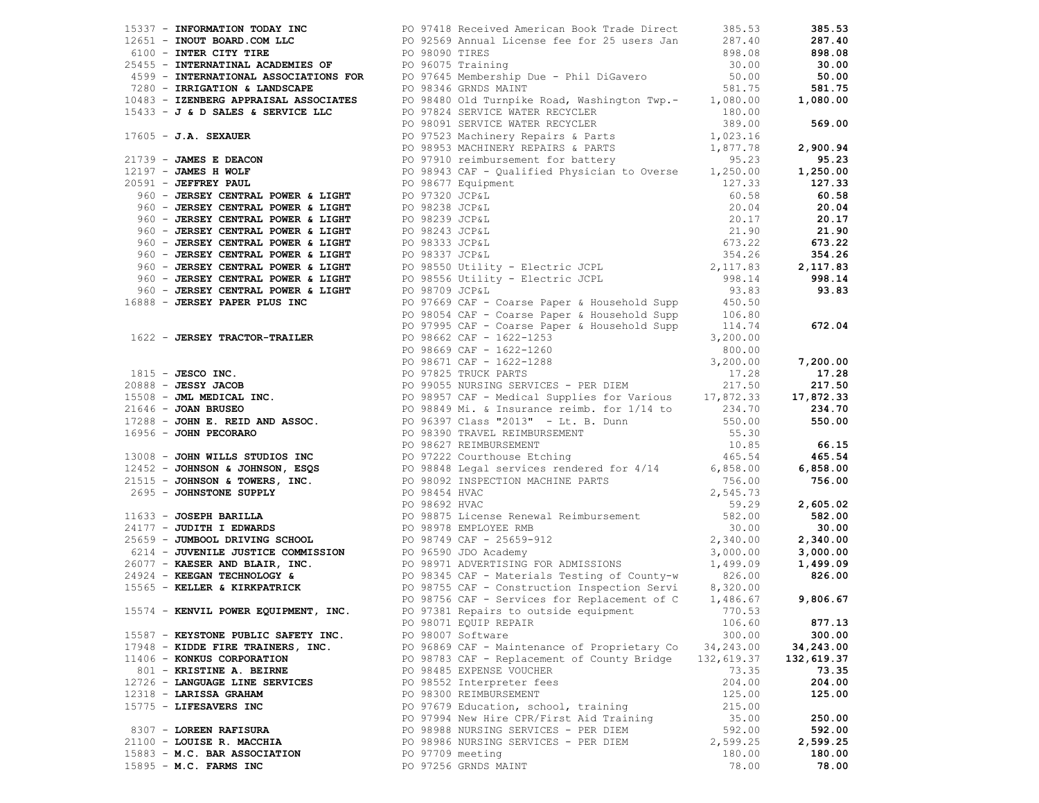| Vendor | PO / Description | Amount | Total |
|---|---|---|---|
| 15337 - **INFORMATION TODAY INC** | PO 97418 Received American Book Trade Direct | 385.53 | **385.53** |
| 12651 - **INOUT BOARD.COM LLC** | PO 92569 Annual License fee for 25 users Jan | 287.40 | **287.40** |
| 6100 - **INTER CITY TIRE** | PO 98090 TIRES | 898.08 | **898.08** |
| 25455 - **INTERNATINAL ACADEMIES OF** | PO 96075 Training | 30.00 | **30.00** |
| 4599 - **INTERNATIONAL ASSOCIATIONS FOR** | PO 97645 Membership Due - Phil DiGavero | 50.00 | **50.00** |
| 7280 - **IRRIGATION & LANDSCAPE** | PO 98346 GRNDS MAINT | 581.75 | **581.75** |
| 10483 - **IZENBERG APPRAISAL ASSOCIATES** | PO 98480 Old Turnpike Road, Washington Twp.- | 1,080.00 | **1,080.00** |
| 15433 - **J & D SALES & SERVICE LLC** | PO 97824 SERVICE WATER RECYCLER | 180.00 | |
| | PO 98091 SERVICE WATER RECYCLER | 389.00 | **569.00** |
| 17605 - **J.A. SEXAUER** | PO 97523 Machinery Repairs & Parts | 1,023.16 | |
| | PO 98953 MACHINERY REPAIRS & PARTS | 1,877.78 | **2,900.94** |
| 21739 - **JAMES E DEACON** | PO 97910 reimbursement for battery | 95.23 | **95.23** |
| 12197 - **JAMES H WOLF** | PO 98943 CAF - Qualified Physician to Overse | 1,250.00 | **1,250.00** |
| 20591 - **JEFFREY PAUL** | PO 98677 Equipment | 127.33 | **127.33** |
| 960 - **JERSEY CENTRAL POWER & LIGHT** | PO 97320 JCP&L | 60.58 | **60.58** |
| 960 - **JERSEY CENTRAL POWER & LIGHT** | PO 98238 JCP&L | 20.04 | **20.04** |
| 960 - **JERSEY CENTRAL POWER & LIGHT** | PO 98239 JCP&L | 20.17 | **20.17** |
| 960 - **JERSEY CENTRAL POWER & LIGHT** | PO 98243 JCP&L | 21.90 | **21.90** |
| 960 - **JERSEY CENTRAL POWER & LIGHT** | PO 98333 JCP&L | 673.22 | **673.22** |
| 960 - **JERSEY CENTRAL POWER & LIGHT** | PO 98337 JCP&L | 354.26 | **354.26** |
| 960 - **JERSEY CENTRAL POWER & LIGHT** | PO 98550 Utility - Electric JCPL | 2,117.83 | **2,117.83** |
| 960 - **JERSEY CENTRAL POWER & LIGHT** | PO 98556 Utility - Electric JCPL | 998.14 | **998.14** |
| 960 - **JERSEY CENTRAL POWER & LIGHT** | PO 98709 JCP&L | 93.83 | **93.83** |
| 16888 - **JERSEY PAPER PLUS INC** | PO 97669 CAF - Coarse Paper & Household Supp | 450.50 | |
| | PO 98054 CAF - Coarse Paper & Household Supp | 106.80 | |
| | PO 97995 CAF - Coarse Paper & Household Supp | 114.74 | **672.04** |
| 1622 - **JERSEY TRACTOR-TRAILER** | PO 98662 CAF - 1622-1253 | 3,200.00 | |
| | PO 98669 CAF - 1622-1260 | 800.00 | |
| | PO 98671 CAF - 1622-1288 | 3,200.00 | **7,200.00** |
| 1815 - **JESCO INC.** | PO 97825 TRUCK PARTS | 17.28 | **17.28** |
| 20888 - **JESSY JACOB** | PO 99055 NURSING SERVICES - PER DIEM | 217.50 | **217.50** |
| 15508 - **JML MEDICAL INC.** | PO 98957 CAF - Medical Supplies for Various | 17,872.33 | **17,872.33** |
| 21646 - **JOAN BRUSEO** | PO 98849 Mi. & Insurance reimb. for 1/14 to | 234.70 | **234.70** |
| 17288 - **JOHN E. REID AND ASSOC.** | PO 96397 Class "2013" - Lt. B. Dunn | 550.00 | **550.00** |
| 16956 - **JOHN PECORARO** | PO 98390 TRAVEL REIMBURSEMENT | 55.30 | |
| | PO 98627 REIMBURSEMENT | 10.85 | **66.15** |
| 13008 - **JOHN WILLS STUDIOS INC** | PO 97222 Courthouse Etching | 465.54 | **465.54** |
| 12452 - **JOHNSON & JOHNSON, ESQS** | PO 98848 Legal services rendered for 4/14 | 6,858.00 | **6,858.00** |
| 21515 - **JOHNSON & TOWERS, INC.** | PO 98092 INSPECTION MACHINE PARTS | 756.00 | **756.00** |
| 2695 - **JOHNSTONE SUPPLY** | PO 98454 HVAC | 2,545.73 | |
| | PO 98692 HVAC | 59.29 | **2,605.02** |
| 11633 - **JOSEPH BARILLA** | PO 98875 License Renewal Reimbursement | 582.00 | **582.00** |
| 24177 - **JUDITH I EDWARDS** | PO 98978 EMPLOYEE RMB | 30.00 | **30.00** |
| 25659 - **JUMBOOL DRIVING SCHOOL** | PO 98749 CAF - 25659-912 | 2,340.00 | **2,340.00** |
| 6214 - **JUVENILE JUSTICE COMMISSION** | PO 96590 JDO Academy | 3,000.00 | **3,000.00** |
| 26077 - **KAESER AND BLAIR, INC.** | PO 98971 ADVERTISING FOR ADMISSIONS | 1,499.09 | **1,499.09** |
| 24924 - **KEEGAN TECHNOLOGY &** | PO 98345 CAF - Materials Testing of County-w | 826.00 | **826.00** |
| 15565 - **KELLER & KIRKPATRICK** | PO 98755 CAF - Construction Inspection Servi | 8,320.00 | |
| | PO 98756 CAF - Services for Replacement of C | 1,486.67 | **9,806.67** |
| 15574 - **KENVIL POWER EQUIPMENT, INC.** | PO 97381 Repairs to outside equipment | 770.53 | |
| | PO 98071 EQUIP REPAIR | 106.60 | **877.13** |
| 15587 - **KEYSTONE PUBLIC SAFETY INC.** | PO 98007 Software | 300.00 | **300.00** |
| 17948 - **KIDDE FIRE TRAINERS, INC.** | PO 96869 CAF - Maintenance of Proprietary Co | 34,243.00 | **34,243.00** |
| 11406 - **KONKUS CORPORATION** | PO 98783 CAF - Replacement of County Bridge | 132,619.37 | **132,619.37** |
| 801 - **KRISTINE A. BEIRNE** | PO 98485 EXPENSE VOUCHER | 73.35 | **73.35** |
| 12726 - **LANGUAGE LINE SERVICES** | PO 98552 Interpreter fees | 204.00 | **204.00** |
| 12318 - **LARISSA GRAHAM** | PO 98300 REIMBURSEMENT | 125.00 | **125.00** |
| 15775 - **LIFESAVERS INC** | PO 97679 Education, school, training | 215.00 | |
| | PO 97994 New Hire CPR/First Aid Training | 35.00 | **250.00** |
| 8307 - **LOREEN RAFISURA** | PO 98988 NURSING SERVICES - PER DIEM | 592.00 | **592.00** |
| 21100 - **LOUISE R. MACCHIA** | PO 98986 NURSING SERVICES - PER DIEM | 2,599.25 | **2,599.25** |
| 15883 - **M.C. BAR ASSOCIATION** | PO 97709 meeting | 180.00 | **180.00** |
| 15895 - **M.C. FARMS INC** | PO 97256 GRNDS MAINT | 78.00 | **78.00** |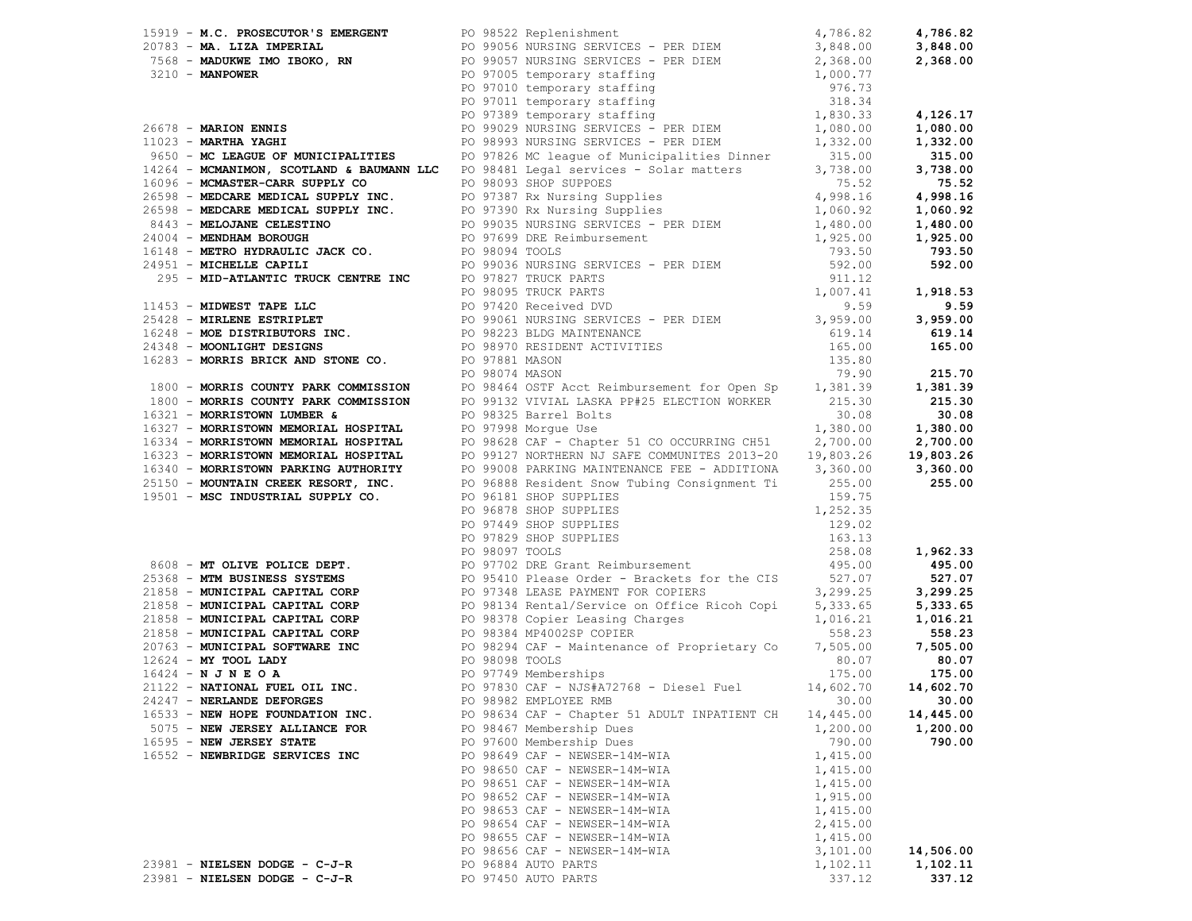| Vendor | PO / Description | Amount | Total |
|---|---|---|---|
| 15919 - **M.C. PROSECUTOR'S EMERGENT** | PO 98522 Replenishment | 4,786.82 | **4,786.82** |
| 20783 - **MA. LIZA IMPERIAL** | PO 99056 NURSING SERVICES - PER DIEM | 3,848.00 | **3,848.00** |
| 7568 - **MADUKWE IMO IBOKO, RN** | PO 99057 NURSING SERVICES - PER DIEM | 2,368.00 | **2,368.00** |
| 3210 - **MANPOWER** | PO 97005 temporary staffing | 1,000.77 | |
| | PO 97010 temporary staffing | 976.73 | |
| | PO 97011 temporary staffing | 318.34 | |
| | PO 97389 temporary staffing | 1,830.33 | **4,126.17** |
| 26678 - **MARION ENNIS** | PO 99029 NURSING SERVICES - PER DIEM | 1,080.00 | **1,080.00** |
| 11023 - **MARTHA YAGHI** | PO 98993 NURSING SERVICES - PER DIEM | 1,332.00 | **1,332.00** |
| 9650 - **MC LEAGUE OF MUNICIPALITIES** | PO 97826 MC league of Municipalities Dinner | 315.00 | **315.00** |
| 14264 - **MCMANIMON, SCOTLAND & BAUMANN LLC** | PO 98481 Legal services - Solar matters | 3,738.00 | **3,738.00** |
| 16096 - **MCMASTER-CARR SUPPLY CO** | PO 98093 SHOP SUPPOES | 75.52 | **75.52** |
| 26598 - **MEDCARE MEDICAL SUPPLY INC.** | PO 97387 Rx Nursing Supplies | 4,998.16 | **4,998.16** |
| 26598 - **MEDCARE MEDICAL SUPPLY INC.** | PO 97390 Rx Nursing Supplies | 1,060.92 | **1,060.92** |
| 8443 - **MELOJANE CELESTINO** | PO 99035 NURSING SERVICES - PER DIEM | 1,480.00 | **1,480.00** |
| 24004 - **MENDHAM BOROUGH** | PO 97699 DRE Reimbursement | 1,925.00 | **1,925.00** |
| 16148 - **METRO HYDRAULIC JACK CO.** | PO 98094 TOOLS | 793.50 | **793.50** |
| 24951 - **MICHELLE CAPILI** | PO 99036 NURSING SERVICES - PER DIEM | 592.00 | **592.00** |
| 295 - **MID-ATLANTIC TRUCK CENTRE INC** | PO 97827 TRUCK PARTS | 911.12 | |
| | PO 98095 TRUCK PARTS | 1,007.41 | **1,918.53** |
| 11453 - **MIDWEST TAPE LLC** | PO 97420 Received DVD | 9.59 | **9.59** |
| 25428 - **MIRLENE ESTRIPLET** | PO 99061 NURSING SERVICES - PER DIEM | 3,959.00 | **3,959.00** |
| 16248 - **MOE DISTRIBUTORS INC.** | PO 98223 BLDG MAINTENANCE | 619.14 | **619.14** |
| 24348 - **MOONLIGHT DESIGNS** | PO 98970 RESIDENT ACTIVITIES | 165.00 | **165.00** |
| 16283 - **MORRIS BRICK AND STONE CO.** | PO 97881 MASON | 135.80 | |
| | PO 98074 MASON | 79.90 | **215.70** |
| 1800 - **MORRIS COUNTY PARK COMMISSION** | PO 98464 OSTF Acct Reimbursement for Open Sp | 1,381.39 | **1,381.39** |
| 1800 - **MORRIS COUNTY PARK COMMISSION** | PO 99132 VIVIAL LASKA PP#25 ELECTION WORKER | 215.30 | **215.30** |
| 16321 - **MORRISTOWN LUMBER &** | PO 98325 Barrel Bolts | 30.08 | **30.08** |
| 16327 - **MORRISTOWN MEMORIAL HOSPITAL** | PO 97998 Morgue Use | 1,380.00 | **1,380.00** |
| 16334 - **MORRISTOWN MEMORIAL HOSPITAL** | PO 98628 CAF - Chapter 51 CO OCCURRING CH51 | 2,700.00 | **2,700.00** |
| 16323 - **MORRISTOWN MEMORIAL HOSPITAL** | PO 99127 NORTHERN NJ SAFE COMMUNITES 2013-20 | 19,803.26 | **19,803.26** |
| 16340 - **MORRISTOWN PARKING AUTHORITY** | PO 99008 PARKING MAINTENANCE FEE - ADDITIONA | 3,360.00 | **3,360.00** |
| 25150 - **MOUNTAIN CREEK RESORT, INC.** | PO 96888 Resident Snow Tubing Consignment Ti | 255.00 | **255.00** |
| 19501 - **MSC INDUSTRIAL SUPPLY CO.** | PO 96181 SHOP SUPPLIES | 159.75 | |
| | PO 96878 SHOP SUPPLIES | 1,252.35 | |
| | PO 97449 SHOP SUPPLIES | 129.02 | |
| | PO 97829 SHOP SUPPLIES | 163.13 | |
| | PO 98097 TOOLS | 258.08 | **1,962.33** |
| 8608 - **MT OLIVE POLICE DEPT.** | PO 97702 DRE Grant Reimbursement | 495.00 | **495.00** |
| 25368 - **MTM BUSINESS SYSTEMS** | PO 95410 Please Order - Brackets for the CIS | 527.07 | **527.07** |
| 21858 - **MUNICIPAL CAPITAL CORP** | PO 97348 LEASE PAYMENT FOR COPIERS | 3,299.25 | **3,299.25** |
| 21858 - **MUNICIPAL CAPITAL CORP** | PO 98134 Rental/Service on Office Ricoh Copi | 5,333.65 | **5,333.65** |
| 21858 - **MUNICIPAL CAPITAL CORP** | PO 98378 Copier Leasing Charges | 1,016.21 | **1,016.21** |
| 21858 - **MUNICIPAL CAPITAL CORP** | PO 98384 MP4002SP COPIER | 558.23 | **558.23** |
| 20763 - **MUNICIPAL SOFTWARE INC** | PO 98294 CAF - Maintenance of Proprietary Co | 7,505.00 | **7,505.00** |
| 12624 - **MY TOOL LADY** | PO 98098 TOOLS | 80.07 | **80.07** |
| 16424 - **N J N E O A** | PO 97749 Memberships | 175.00 | **175.00** |
| 21122 - **NATIONAL FUEL OIL INC.** | PO 97830 CAF - NJS#A72768 - Diesel Fuel | 14,602.70 | **14,602.70** |
| 24247 - **NERLANDE DEFORGES** | PO 98982 EMPLOYEE RMB | 30.00 | **30.00** |
| 16533 - **NEW HOPE FOUNDATION INC.** | PO 98634 CAF - Chapter 51 ADULT INPATIENT CH | 14,445.00 | **14,445.00** |
| 5075 - **NEW JERSEY ALLIANCE FOR** | PO 98467 Membership Dues | 1,200.00 | **1,200.00** |
| 16595 - **NEW JERSEY STATE** | PO 97600 Membership Dues | 790.00 | **790.00** |
| 16552 - **NEWBRIDGE SERVICES INC** | PO 98649 CAF - NEWSER-14M-WIA | 1,415.00 | |
| | PO 98650 CAF - NEWSER-14M-WIA | 1,415.00 | |
| | PO 98651 CAF - NEWSER-14M-WIA | 1,415.00 | |
| | PO 98652 CAF - NEWSER-14M-WIA | 1,915.00 | |
| | PO 98653 CAF - NEWSER-14M-WIA | 1,415.00 | |
| | PO 98654 CAF - NEWSER-14M-WIA | 2,415.00 | |
| | PO 98655 CAF - NEWSER-14M-WIA | 1,415.00 | |
| | PO 98656 CAF - NEWSER-14M-WIA | 3,101.00 | **14,506.00** |
| 23981 - **NIELSEN DODGE - C-J-R** | PO 96884 AUTO PARTS | 1,102.11 | **1,102.11** |
| 23981 - **NIELSEN DODGE - C-J-R** | PO 97450 AUTO PARTS | 337.12 | **337.12** |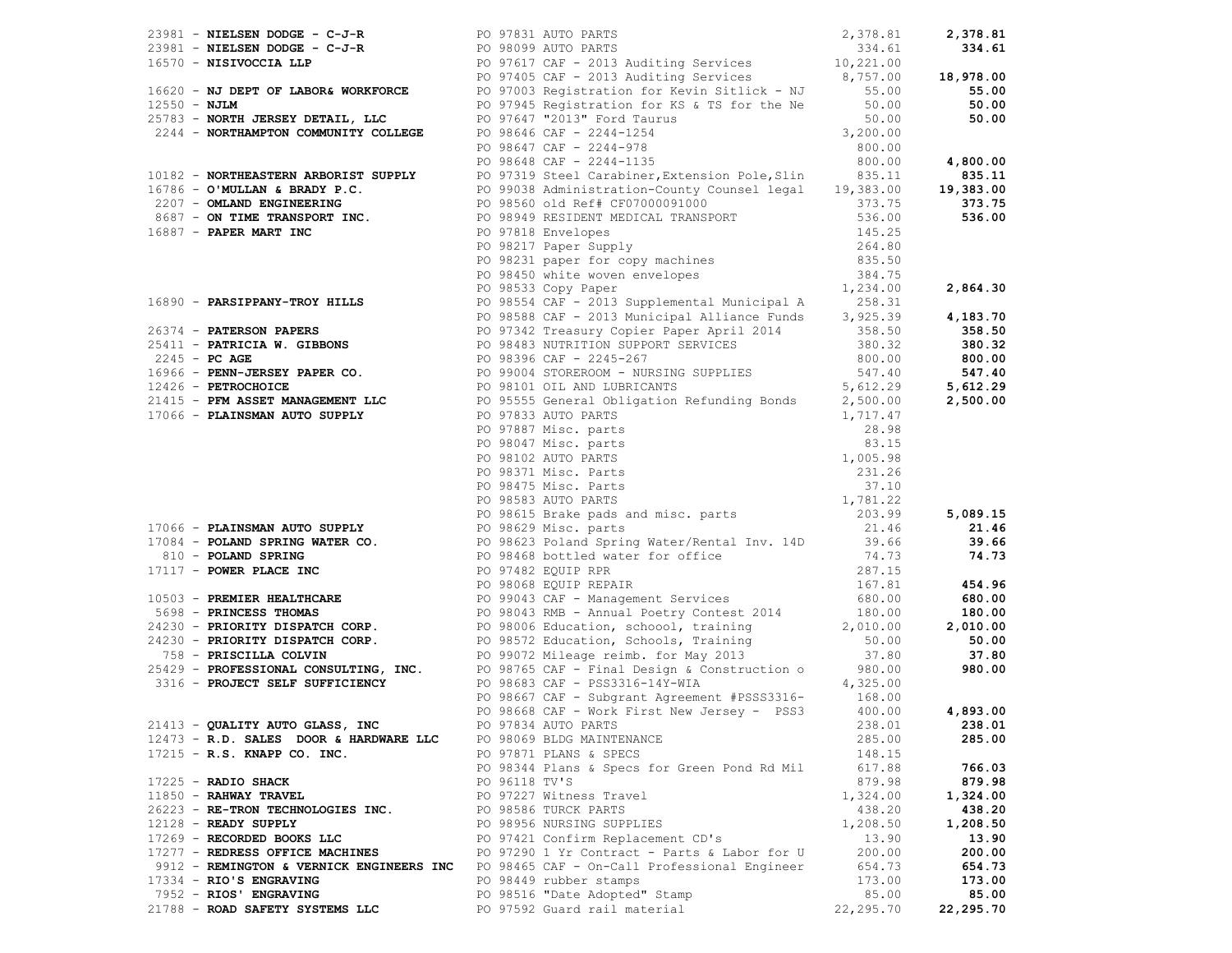| Vendor | PO / Description | Amount | Total |
|---|---|---|---|
| 23981 - **NIELSEN DODGE - C-J-R** | PO 97831 AUTO PARTS | 2,378.81 | **2,378.81** |
| 23981 - **NIELSEN DODGE - C-J-R** | PO 98099 AUTO PARTS | 334.61 | **334.61** |
| 16570 - **NISIVOCCIA LLP** | PO 97617 CAF - 2013 Auditing Services | 10,221.00 | |
| | PO 97405 CAF - 2013 Auditing Services | 8,757.00 | **18,978.00** |
| 16620 - **NJ DEPT OF LABOR& WORKFORCE** | PO 97003 Registration for Kevin Sitlick - NJ | 55.00 | **55.00** |
| 12550 - **NJLM** | PO 97945 Registration for KS & TS for the Ne | 50.00 | **50.00** |
| 25783 - **NORTH JERSEY DETAIL, LLC** | PO 97647 "2013" Ford Taurus | 50.00 | **50.00** |
| 2244 - **NORTHAMPTON COMMUNITY COLLEGE** | PO 98646 CAF - 2244-1254 | 3,200.00 | |
| | PO 98647 CAF - 2244-978 | 800.00 | |
| | PO 98648 CAF - 2244-1135 | 800.00 | **4,800.00** |
| 10182 - **NORTHEASTERN ARBORIST SUPPLY** | PO 97319 Steel Carabiner,Extension Pole,Slin | 835.11 | **835.11** |
| 16786 - **O'MULLAN & BRADY P.C.** | PO 99038 Administration-County Counsel legal | 19,383.00 | **19,383.00** |
| 2207 - **OMLAND ENGINEERING** | PO 98560 old Ref# CF07000091000 | 373.75 | **373.75** |
| 8687 - **ON TIME TRANSPORT INC.** | PO 98949 RESIDENT MEDICAL TRANSPORT | 536.00 | **536.00** |
| 16887 - **PAPER MART INC** | PO 97818 Envelopes | 145.25 | |
| | PO 98217 Paper Supply | 264.80 | |
| | PO 98231 paper for copy machines | 835.50 | |
| | PO 98450 white woven envelopes | 384.75 | |
| | PO 98533 Copy Paper | 1,234.00 | **2,864.30** |
| 16890 - **PARSIPPANY-TROY HILLS** | PO 98554 CAF - 2013 Supplemental Municipal A | 258.31 | |
| | PO 98588 CAF - 2013 Municipal Alliance Funds | 3,925.39 | **4,183.70** |
| 26374 - **PATERSON PAPERS** | PO 97342 Treasury Copier Paper April 2014 | 358.50 | **358.50** |
| 25411 - **PATRICIA W. GIBBONS** | PO 98483 NUTRITION SUPPORT SERVICES | 380.32 | **380.32** |
| 2245 - **PC AGE** | PO 98396 CAF - 2245-267 | 800.00 | **800.00** |
| 16966 - **PENN-JERSEY PAPER CO.** | PO 99004 STOREROOM - NURSING SUPPLIES | 547.40 | **547.40** |
| 12426 - **PETROCHOICE** | PO 98101 OIL AND LUBRICANTS | 5,612.29 | **5,612.29** |
| 21415 - **PFM ASSET MANAGEMENT LLC** | PO 95555 General Obligation Refunding Bonds | 2,500.00 | **2,500.00** |
| 17066 - **PLAINSMAN AUTO SUPPLY** | PO 97833 AUTO PARTS | 1,717.47 | |
| | PO 97887 Misc. parts | 28.98 | |
| | PO 98047 Misc. parts | 83.15 | |
| | PO 98102 AUTO PARTS | 1,005.98 | |
| | PO 98371 Misc. Parts | 231.26 | |
| | PO 98475 Misc. Parts | 37.10 | |
| | PO 98583 AUTO PARTS | 1,781.22 | |
| | PO 98615 Brake pads and misc. parts | 203.99 | **5,089.15** |
| 17066 - **PLAINSMAN AUTO SUPPLY** | PO 98629 Misc. parts | 21.46 | **21.46** |
| 17084 - **POLAND SPRING WATER CO.** | PO 98623 Poland Spring Water/Rental Inv. 14D | 39.66 | **39.66** |
| 810 - **POLAND SPRING** | PO 98468 bottled water for office | 74.73 | **74.73** |
| 17117 - **POWER PLACE INC** | PO 97482 EQUIP RPR | 287.15 | |
| | PO 98068 EQUIP REPAIR | 167.81 | **454.96** |
| 10503 - **PREMIER HEALTHCARE** | PO 99043 CAF - Management Services | 680.00 | **680.00** |
| 5698 - **PRINCESS THOMAS** | PO 98043 RMB - Annual Poetry Contest 2014 | 180.00 | **180.00** |
| 24230 - **PRIORITY DISPATCH CORP.** | PO 98006 Education, schoool, training | 2,010.00 | **2,010.00** |
| 24230 - **PRIORITY DISPATCH CORP.** | PO 98572 Education, Schools, Training | 50.00 | **50.00** |
| 758 - **PRISCILLA COLVIN** | PO 99072 Mileage reimb. for May 2013 | 37.80 | **37.80** |
| 25429 - **PROFESSIONAL CONSULTING, INC.** | PO 98765 CAF - Final Design & Construction o | 980.00 | **980.00** |
| 3316 - **PROJECT SELF SUFFICIENCY** | PO 98683 CAF - PSS3316-14Y-WIA | 4,325.00 | |
| | PO 98667 CAF - Subgrant Agreement #PSSS3316- | 168.00 | |
| | PO 98668 CAF - Work First New Jersey - PSS3 | 400.00 | **4,893.00** |
| 21413 - **QUALITY AUTO GLASS, INC** | PO 97834 AUTO PARTS | 238.01 | **238.01** |
| 12473 - **R.D. SALES DOOR & HARDWARE LLC** | PO 98069 BLDG MAINTENANCE | 285.00 | **285.00** |
| 17215 - **R.S. KNAPP CO. INC.** | PO 97871 PLANS & SPECS | 148.15 | |
| | PO 98344 Plans & Specs for Green Pond Rd Mil | 617.88 | **766.03** |
| 17225 - **RADIO SHACK** | PO 96118 TV'S | 879.98 | **879.98** |
| 11850 - **RAHWAY TRAVEL** | PO 97227 Witness Travel | 1,324.00 | **1,324.00** |
| 26223 - **RE-TRON TECHNOLOGIES INC.** | PO 98586 TURCK PARTS | 438.20 | **438.20** |
| 12128 - **READY SUPPLY** | PO 98956 NURSING SUPPLIES | 1,208.50 | **1,208.50** |
| 17269 - **RECORDED BOOKS LLC** | PO 97421 Confirm Replacement CD's | 13.90 | **13.90** |
| 17277 - **REDRESS OFFICE MACHINES** | PO 97290 1 Yr Contract - Parts & Labor for U | 200.00 | **200.00** |
| 9912 - **REMINGTON & VERNICK ENGINEERS INC** | PO 98465 CAF - On-Call Professional Engineer | 654.73 | **654.73** |
| 17334 - **RIO'S ENGRAVING** | PO 98449 rubber stamps | 173.00 | **173.00** |
| 7952 - **RIOS' ENGRAVING** | PO 98516 "Date Adopted" Stamp | 85.00 | **85.00** |
| 21788 - **ROAD SAFETY SYSTEMS LLC** | PO 97592 Guard rail material | 22,295.70 | **22,295.70** |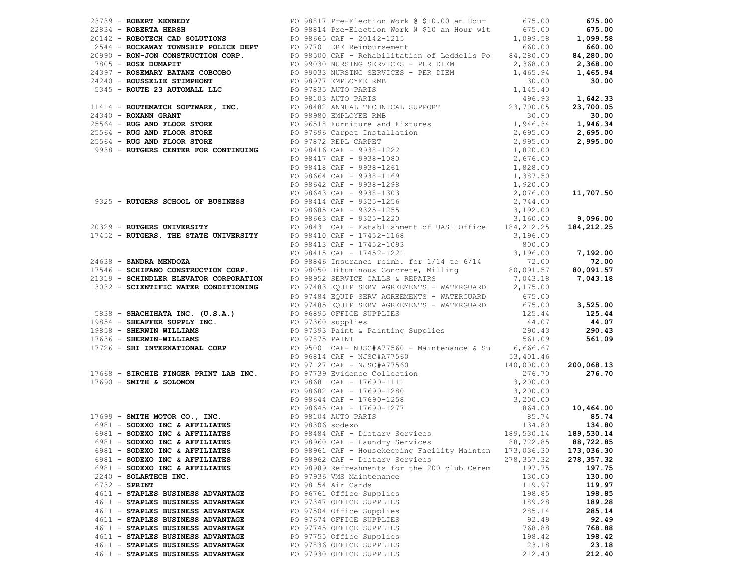| Vendor | PO / Description | Amount | Total |
|---|---|---|---|
| 23739 - **ROBERT KENNEDY** | PO 98817 Pre-Election Work @ $10.00 an Hour | 675.00 | **675.00** |
| 22834 - **ROBERTA HERSH** | PO 98814 Pre-Election Work @ $10 an Hour wit | 675.00 | **675.00** |
| 20142 - **ROBOTECH CAD SOLUTIONS** | PO 98665 CAF - 20142-1215 | 1,099.58 | **1,099.58** |
| 2544 - **ROCKAWAY TOWNSHIP POLICE DEPT** | PO 97701 DRE Reimbursement | 660.00 | **660.00** |
| 20990 - **RON-JON CONSTRUCTION CORP.** | PO 98500 CAF - Rehabilitation of Leddells Po | 84,280.00 | **84,280.00** |
| 7805 - **ROSE DUMAPIT** | PO 99030 NURSING SERVICES - PER DIEM | 2,368.00 | **2,368.00** |
| 24397 - **ROSEMARY BATANE COBCOBO** | PO 99033 NURSING SERVICES - PER DIEM | 1,465.94 | **1,465.94** |
| 24240 - **ROUSSELIE STIMPHONT** | PO 98977 EMPLOYEE RMB | 30.00 | **30.00** |
| 5345 - **ROUTE 23 AUTOMALL LLC** | PO 97835 AUTO PARTS | 1,145.40 | |
| | PO 98103 AUTO PARTS | 496.93 | **1,642.33** |
| 11414 - **ROUTEMATCH SOFTWARE, INC.** | PO 98482 ANNUAL TECHNICAL SUPPORT | 23,700.05 | **23,700.05** |
| 24340 - **ROXANN GRANT** | PO 98980 EMPLOYEE RMB | 30.00 | **30.00** |
| 25564 - **RUG AND FLOOR STORE** | PO 96518 Furniture and Fixtures | 1,946.34 | **1,946.34** |
| 25564 - **RUG AND FLOOR STORE** | PO 97696 Carpet Installation | 2,695.00 | **2,695.00** |
| 25564 - **RUG AND FLOOR STORE** | PO 97872 REPL CARPET | 2,995.00 | **2,995.00** |
| 9938 - **RUTGERS CENTER FOR CONTINUING** | PO 98416 CAF - 9938-1222 | 1,820.00 | |
| | PO 98417 CAF - 9938-1080 | 2,676.00 | |
| | PO 98418 CAF - 9938-1261 | 1,828.00 | |
| | PO 98664 CAF - 9938-1169 | 1,387.50 | |
| | PO 98642 CAF - 9938-1298 | 1,920.00 | |
| | PO 98643 CAF - 9938-1303 | 2,076.00 | **11,707.50** |
| 9325 - **RUTGERS SCHOOL OF BUSINESS** | PO 98414 CAF - 9325-1256 | 2,744.00 | |
| | PO 98685 CAF - 9325-1255 | 3,192.00 | |
| | PO 98663 CAF - 9325-1220 | 3,160.00 | **9,096.00** |
| 20329 - **RUTGERS UNIVERSITY** | PO 98431 CAF - Establishment of UASI Office | 184,212.25 | **184,212.25** |
| 17452 - **RUTGERS, THE STATE UNIVERSITY** | PO 98410 CAF - 17452-1168 | 3,196.00 | |
| | PO 98413 CAF - 17452-1093 | 800.00 | |
| | PO 98415 CAF - 17452-1221 | 3,196.00 | **7,192.00** |
| 24638 - **SANDRA MENDOZA** | PO 98846 Insurance reimb. for 1/14 to 6/14 | 72.00 | **72.00** |
| 17546 - **SCHIFANO CONSTRUCTION CORP.** | PO 98050 Bituminous Concrete, Milling | 80,091.57 | **80,091.57** |
| 21319 - **SCHINDLER ELEVATOR CORPORATION** | PO 98952 SERVICE CALLS & REPAIRS | 7,043.18 | **7,043.18** |
| 3032 - **SCIENTIFIC WATER CONDITIONING** | PO 97483 EQUIP SERV AGREEMENTS - WATERGUARD | 2,175.00 | |
| | PO 97484 EQUIP SERV AGREEMENTS - WATERGUARD | 675.00 | |
| | PO 97485 EQUIP SERV AGREEMENTS - WATERGUARD | 675.00 | **3,525.00** |
| 5838 - **SHACHIHATA INC. (U.S.A.)** | PO 96895 OFFICE SUPPLIES | 125.44 | **125.44** |
| 19854 - **SHEAFFER SUPPLY INC.** | PO 97360 supplies | 44.07 | **44.07** |
| 19858 - **SHERWIN WILLIAMS** | PO 97393 Paint & Painting Supplies | 290.43 | **290.43** |
| 17636 - **SHERWIN-WILLIAMS** | PO 97875 PAINT | 561.09 | **561.09** |
| 17726 - **SHI INTERNATIONAL CORP** | PO 95001 CAF- NJSC#A77560 - Maintenance & Su | 6,666.67 | |
| | PO 96814 CAF - NJSC#A77560 | 53,401.46 | |
| | PO 97127 CAF - NJSC#A77560 | 140,000.00 | **200,068.13** |
| 17668 - **SIRCHIE FINGER PRINT LAB INC.** | PO 97739 Evidence Collection | 276.70 | **276.70** |
| 17690 - **SMITH & SOLOMON** | PO 98681 CAF - 17690-1111 | 3,200.00 | |
| | PO 98682 CAF - 17690-1280 | 3,200.00 | |
| | PO 98644 CAF - 17690-1258 | 3,200.00 | |
| | PO 98645 CAF - 17690-1277 | 864.00 | **10,464.00** |
| 17699 - **SMITH MOTOR CO., INC.** | PO 98104 AUTO PARTS | 85.74 | **85.74** |
| 6981 - **SODEXO INC & AFFILIATES** | PO 98306 sodexo | 134.80 | **134.80** |
| 6981 - **SODEXO INC & AFFILIATES** | PO 98484 CAF - Dietary Services | 189,530.14 | **189,530.14** |
| 6981 - **SODEXO INC & AFFILIATES** | PO 98960 CAF - Laundry Services | 88,722.85 | **88,722.85** |
| 6981 - **SODEXO INC & AFFILIATES** | PO 98961 CAF - Housekeeping Facility Mainten | 173,036.30 | **173,036.30** |
| 6981 - **SODEXO INC & AFFILIATES** | PO 98962 CAF - Dietary Services | 278,357.32 | **278,357.32** |
| 6981 - **SODEXO INC & AFFILIATES** | PO 98989 Refreshments for the 200 club Cerem | 197.75 | **197.75** |
| 2240 - **SOLARTECH INC.** | PO 97936 VMS Maintenance | 130.00 | **130.00** |
| 6732 - **SPRINT** | PO 98154 Air Cards | 119.97 | **119.97** |
| 4611 - **STAPLES BUSINESS ADVANTAGE** | PO 96761 Office Supplies | 198.85 | **198.85** |
| 4611 - **STAPLES BUSINESS ADVANTAGE** | PO 97347 OFFICE SUPPLIES | 189.28 | **189.28** |
| 4611 - **STAPLES BUSINESS ADVANTAGE** | PO 97504 Office Supplies | 285.14 | **285.14** |
| 4611 - **STAPLES BUSINESS ADVANTAGE** | PO 97674 OFFICE SUPPLIES | 92.49 | **92.49** |
| 4611 - **STAPLES BUSINESS ADVANTAGE** | PO 97745 OFFICE SUPPLIES | 768.88 | **768.88** |
| 4611 - **STAPLES BUSINESS ADVANTAGE** | PO 97755 Office Supplies | 198.42 | **198.42** |
| 4611 - **STAPLES BUSINESS ADVANTAGE** | PO 97836 OFFICE SUPPLIES | 23.18 | **23.18** |
| 4611 - **STAPLES BUSINESS ADVANTAGE** | PO 97930 OFFICE SUPPLIES | 212.40 | **212.40** |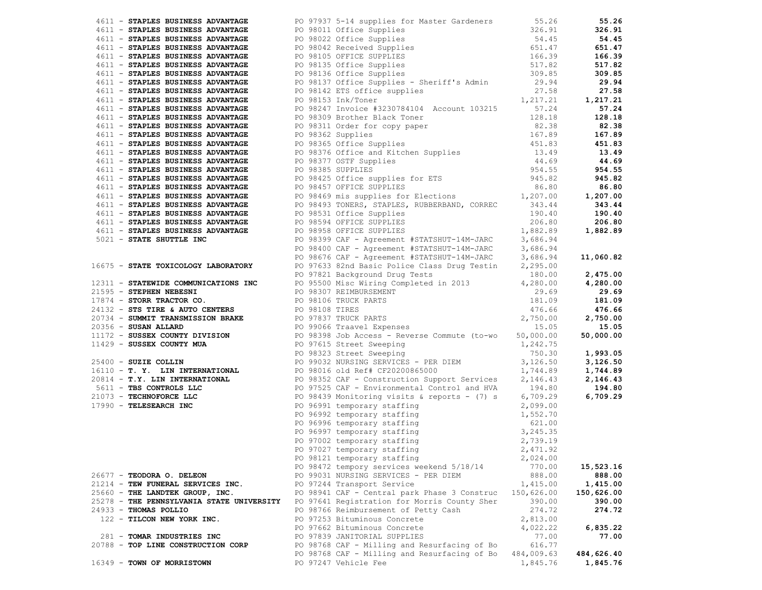| Vendor | PO / Description | Amount | Total |
|---|---|---|---|
| 4611 - **STAPLES BUSINESS ADVANTAGE** | PO 97937 5-14 supplies for Master Gardeners | 55.26 | **55.26** |
| 4611 - **STAPLES BUSINESS ADVANTAGE** | PO 98011 Office Supplies | 326.91 | **326.91** |
| 4611 - **STAPLES BUSINESS ADVANTAGE** | PO 98022 Office Supplies | 54.45 | **54.45** |
| 4611 - **STAPLES BUSINESS ADVANTAGE** | PO 98042 Received Supplies | 651.47 | **651.47** |
| 4611 - **STAPLES BUSINESS ADVANTAGE** | PO 98105 OFFICE SUPPLIES | 166.39 | **166.39** |
| 4611 - **STAPLES BUSINESS ADVANTAGE** | PO 98135 Office Supplies | 517.82 | **517.82** |
| 4611 - **STAPLES BUSINESS ADVANTAGE** | PO 98136 Office Supplies | 309.85 | **309.85** |
| 4611 - **STAPLES BUSINESS ADVANTAGE** | PO 98137 Office Supplies - Sheriff's Admin | 29.94 | **29.94** |
| 4611 - **STAPLES BUSINESS ADVANTAGE** | PO 98142 ETS office supplies | 27.58 | **27.58** |
| 4611 - **STAPLES BUSINESS ADVANTAGE** | PO 98153 Ink/Toner | 1,217.21 | **1,217.21** |
| 4611 - **STAPLES BUSINESS ADVANTAGE** | PO 98247 Invoice #3230784104 Account 103215 | 57.24 | **57.24** |
| 4611 - **STAPLES BUSINESS ADVANTAGE** | PO 98309 Brother Black Toner | 128.18 | **128.18** |
| 4611 - **STAPLES BUSINESS ADVANTAGE** | PO 98311 Order for copy paper | 82.38 | **82.38** |
| 4611 - **STAPLES BUSINESS ADVANTAGE** | PO 98362 Supplies | 167.89 | **167.89** |
| 4611 - **STAPLES BUSINESS ADVANTAGE** | PO 98365 Office Supplies | 451.83 | **451.83** |
| 4611 - **STAPLES BUSINESS ADVANTAGE** | PO 98376 Office and Kitchen Supplies | 13.49 | **13.49** |
| 4611 - **STAPLES BUSINESS ADVANTAGE** | PO 98377 OSTF Supplies | 44.69 | **44.69** |
| 4611 - **STAPLES BUSINESS ADVANTAGE** | PO 98385 SUPPLIES | 954.55 | **954.55** |
| 4611 - **STAPLES BUSINESS ADVANTAGE** | PO 98425 Office supplies for ETS | 945.82 | **945.82** |
| 4611 - **STAPLES BUSINESS ADVANTAGE** | PO 98457 OFFICE SUPPLIES | 86.80 | **86.80** |
| 4611 - **STAPLES BUSINESS ADVANTAGE** | PO 98469 mis supplies for Elections | 1,207.00 | **1,207.00** |
| 4611 - **STAPLES BUSINESS ADVANTAGE** | PO 98493 TONERS, STAPLES, RUBBERBAND, CORREC | 343.44 | **343.44** |
| 4611 - **STAPLES BUSINESS ADVANTAGE** | PO 98531 Office Supplies | 190.40 | **190.40** |
| 4611 - **STAPLES BUSINESS ADVANTAGE** | PO 98594 OFFICE SUPPLIES | 206.80 | **206.80** |
| 4611 - **STAPLES BUSINESS ADVANTAGE** | PO 98958 OFFICE SUPPLIES | 1,882.89 | **1,882.89** |
| 5021 - **STATE SHUTTLE INC** | PO 98399 CAF - Agreement #STATSHUT-14M-JARC | 3,686.94 | |
| | PO 98400 CAF - Agreement #STATSHUT-14M-JARC | 3,686.94 | |
| | PO 98676 CAF - Agreement #STATSHUT-14M-JARC | 3,686.94 | **11,060.82** |
| 16675 - **STATE TOXICOLOGY LABORATORY** | PO 97633 82nd Basic Police Class Drug Testin | 2,295.00 | |
| | PO 97821 Background Drug Tests | 180.00 | **2,475.00** |
| 12311 - **STATEWIDE COMMUNICATIONS INC** | PO 95500 Misc Wiring Completed in 2013 | 4,280.00 | **4,280.00** |
| 21595 - **STEPHEN NEBESNI** | PO 98307 REIMBURSEMENT | 29.69 | **29.69** |
| 17874 - **STORR TRACTOR CO.** | PO 98106 TRUCK PARTS | 181.09 | **181.09** |
| 24132 - **STS TIRE & AUTO CENTERS** | PO 98108 TIRES | 476.66 | **476.66** |
| 20734 - **SUMMIT TRANSMISSION BRAKE** | PO 97837 TRUCK PARTS | 2,750.00 | **2,750.00** |
| 20356 - **SUSAN ALLARD** | PO 99066 Traavel Expenses | 15.05 | **15.05** |
| 11172 - **SUSSEX COUNTY DIVISION** | PO 98398 Job Access - Reverse Commute (to-wo | 50,000.00 | **50,000.00** |
| 11429 - **SUSSEX COUNTY MUA** | PO 97615 Street Sweeping | 1,242.75 | |
| | PO 98323 Street Sweeping | 750.30 | **1,993.05** |
| 25400 - **SUZIE COLLIN** | PO 99032 NURSING SERVICES - PER DIEM | 3,126.50 | **3,126.50** |
| 16110 - **T. Y. LIN INTERNATIONAL** | PO 98016 old Ref# CF20200865000 | 1,744.89 | **1,744.89** |
| 20814 - **T.Y. LIN INTERNATIONAL** | PO 98352 CAF - Construction Support Services | 2,146.43 | **2,146.43** |
| 5611 - **TBS CONTROLS LLC** | PO 97525 CAF - Environmental Control and HVA | 194.80 | **194.80** |
| 21073 - **TECHNOFORCE LLC** | PO 98439 Monitoring visits & reports - (7) s | 6,709.29 | **6,709.29** |
| 17990 - **TELESEARCH INC** | PO 96991 temporary staffing | 2,099.00 | |
| | PO 96992 temporary staffing | 1,552.70 | |
| | PO 96996 temporary staffing | 621.00 | |
| | PO 96997 temporary staffing | 3,245.35 | |
| | PO 97002 temporary staffing | 2,739.19 | |
| | PO 97027 temporary staffing | 2,471.92 | |
| | PO 98121 temporary staffing | 2,024.00 | |
| | PO 98472 tempory services weekend 5/18/14 | 770.00 | **15,523.16** |
| 26677 - **TEODORA O. DELEON** | PO 99031 NURSING SERVICES - PER DIEM | 888.00 | **888.00** |
| 21214 - **TEW FUNERAL SERVICES INC.** | PO 97244 Transport Service | 1,415.00 | **1,415.00** |
| 25660 - **THE LANDTEK GROUP, INC.** | PO 98941 CAF - Central park Phase 3 Construc | 150,626.00 | **150,626.00** |
| 25278 - **THE PENNSYLVANIA STATE UNIVERSITY** | PO 97641 Registration for Morris County Sher | 390.00 | **390.00** |
| 24933 - **THOMAS POLLIO** | PO 98766 Reimbursement of Petty Cash | 274.72 | **274.72** |
| 122 - **TILCON NEW YORK INC.** | PO 97253 Bituminous Concrete | 2,813.00 | |
| | PO 97662 Bituminous Concrete | 4,022.22 | **6,835.22** |
| 281 - **TOMAR INDUSTRIES INC** | PO 97839 JANITORIAL SUPPLIES | 77.00 | **77.00** |
| 20788 - **TOP LINE CONSTRUCTION CORP** | PO 98768 CAF - Milling and Resurfacing of Bo | 616.77 | |
| | PO 98768 CAF - Milling and Resurfacing of Bo | 484,009.63 | **484,626.40** |
| 16349 - **TOWN OF MORRISTOWN** | PO 97247 Vehicle Fee | 1,845.76 | **1,845.76** |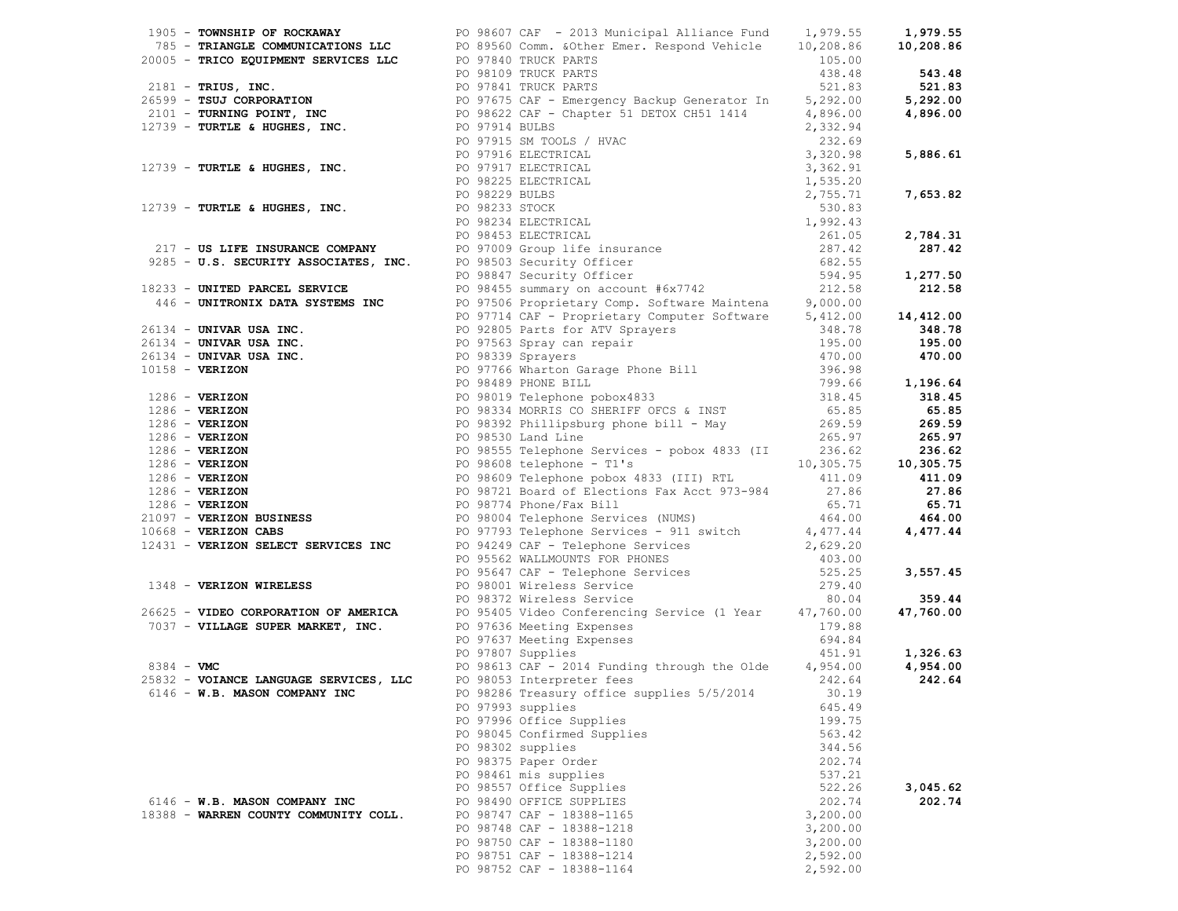| Vendor | PO / Description | Amount | Total |
|---|---|---|---|
| 1905 - **TOWNSHIP OF ROCKAWAY** | PO 98607 CAF - 2013 Municipal Alliance Fund | 1,979.55 | **1,979.55** |
| 785 - **TRIANGLE COMMUNICATIONS LLC** | PO 89560 Comm. &Other Emer. Respond Vehicle | 10,208.86 | **10,208.86** |
| 20005 - **TRICO EQUIPMENT SERVICES LLC** | PO 97840 TRUCK PARTS | 105.00 | |
| | PO 98109 TRUCK PARTS | 438.48 | **543.48** |
| 2181 - **TRIUS, INC.** | PO 97841 TRUCK PARTS | 521.83 | **521.83** |
| 26599 - **TSUJ CORPORATION** | PO 97675 CAF - Emergency Backup Generator In | 5,292.00 | **5,292.00** |
| 2101 - **TURNING POINT, INC** | PO 98622 CAF - Chapter 51 DETOX CH51 1414 | 4,896.00 | **4,896.00** |
| 12739 - **TURTLE & HUGHES, INC.** | PO 97914 BULBS | 2,332.94 | |
| | PO 97915 SM TOOLS / HVAC | 232.69 | |
| | PO 97916 ELECTRICAL | 3,320.98 | **5,886.61** |
| 12739 - **TURTLE & HUGHES, INC.** | PO 97917 ELECTRICAL | 3,362.91 | |
| | PO 98225 ELECTRICAL | 1,535.20 | |
| | PO 98229 BULBS | 2,755.71 | **7,653.82** |
| 12739 - **TURTLE & HUGHES, INC.** | PO 98233 STOCK | 530.83 | |
| | PO 98234 ELECTRICAL | 1,992.43 | |
| | PO 98453 ELECTRICAL | 261.05 | **2,784.31** |
| 217 - **US LIFE INSURANCE COMPANY** | PO 97009 Group life insurance | 287.42 | **287.42** |
| 9285 - **U.S. SECURITY ASSOCIATES, INC.** | PO 98503 Security Officer | 682.55 | |
| | PO 98847 Security Officer | 594.95 | **1,277.50** |
| 18233 - **UNITED PARCEL SERVICE** | PO 98455 summary on account #6x7742 | 212.58 | **212.58** |
| 446 - **UNITRONIX DATA SYSTEMS INC** | PO 97506 Proprietary Comp. Software Maintena | 9,000.00 | |
| | PO 97714 CAF - Proprietary Computer Software | 5,412.00 | **14,412.00** |
| 26134 - **UNIVAR USA INC.** | PO 92805 Parts for ATV Sprayers | 348.78 | **348.78** |
| 26134 - **UNIVAR USA INC.** | PO 97563 Spray can repair | 195.00 | **195.00** |
| 26134 - **UNIVAR USA INC.** | PO 98339 Sprayers | 470.00 | **470.00** |
| 10158 - **VERIZON** | PO 97766 Wharton Garage Phone Bill | 396.98 | |
| | PO 98489 PHONE BILL | 799.66 | **1,196.64** |
| 1286 - **VERIZON** | PO 98019 Telephone pobox4833 | 318.45 | **318.45** |
| 1286 - **VERIZON** | PO 98334 MORRIS CO SHERIFF OFCS & INST | 65.85 | **65.85** |
| 1286 - **VERIZON** | PO 98392 Phillipsburg phone bill - May | 269.59 | **269.59** |
| 1286 - **VERIZON** | PO 98530 Land Line | 265.97 | **265.97** |
| 1286 - **VERIZON** | PO 98555 Telephone Services - pobox 4833 (II | 236.62 | **236.62** |
| 1286 - **VERIZON** | PO 98608 telephone - T1's | 10,305.75 | **10,305.75** |
| 1286 - **VERIZON** | PO 98609 Telephone pobox 4833 (III) RTL | 411.09 | **411.09** |
| 1286 - **VERIZON** | PO 98721 Board of Elections Fax Acct 973-984 | 27.86 | **27.86** |
| 1286 - **VERIZON** | PO 98774 Phone/Fax Bill | 65.71 | **65.71** |
| 21097 - **VERIZON BUSINESS** | PO 98004 Telephone Services (NUMS) | 464.00 | **464.00** |
| 10668 - **VERIZON CABS** | PO 97793 Telephone Services - 911 switch | 4,477.44 | **4,477.44** |
| 12431 - **VERIZON SELECT SERVICES INC** | PO 94249 CAF - Telephone Services | 2,629.20 | |
| | PO 95562 WALLMOUNTS FOR PHONES | 403.00 | |
| | PO 95647 CAF - Telephone Services | 525.25 | **3,557.45** |
| 1348 - **VERIZON WIRELESS** | PO 98001 Wireless Service | 279.40 | |
| | PO 98372 Wireless Service | 80.04 | **359.44** |
| 26625 - **VIDEO CORPORATION OF AMERICA** | PO 95405 Video Conferencing Service (1 Year | 47,760.00 | **47,760.00** |
| 7037 - **VILLAGE SUPER MARKET, INC.** | PO 97636 Meeting Expenses | 179.88 | |
| | PO 97637 Meeting Expenses | 694.84 | |
| | PO 97807 Supplies | 451.91 | **1,326.63** |
| 8384 - **VMC** | PO 98613 CAF - 2014 Funding through the Olde | 4,954.00 | **4,954.00** |
| 25832 - **VOIANCE LANGUAGE SERVICES, LLC** | PO 98053 Interpreter fees | 242.64 | **242.64** |
| 6146 - **W.B. MASON COMPANY INC** | PO 98286 Treasury office supplies 5/5/2014 | 30.19 | |
| | PO 97993 supplies | 645.49 | |
| | PO 97996 Office Supplies | 199.75 | |
| | PO 98045 Confirmed Supplies | 563.42 | |
| | PO 98302 supplies | 344.56 | |
| | PO 98375 Paper Order | 202.74 | |
| | PO 98461 mis supplies | 537.21 | |
| | PO 98557 Office Supplies | 522.26 | **3,045.62** |
| 6146 - **W.B. MASON COMPANY INC** | PO 98490 OFFICE SUPPLIES | 202.74 | **202.74** |
| 18388 - **WARREN COUNTY COMMUNITY COLL.** | PO 98747 CAF - 18388-1165 | 3,200.00 | |
| | PO 98748 CAF - 18388-1218 | 3,200.00 | |
| | PO 98750 CAF - 18388-1180 | 3,200.00 | |
| | PO 98751 CAF - 18388-1214 | 2,592.00 | |
| | PO 98752 CAF - 18388-1164 | 2,592.00 | |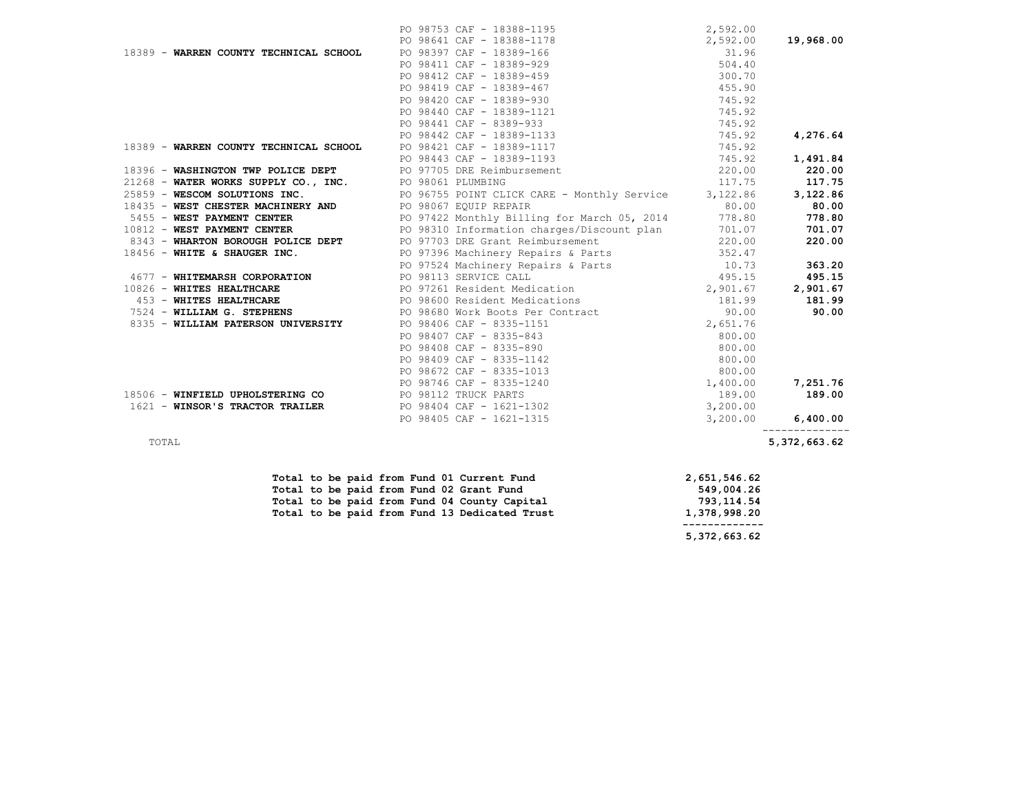| Vendor | PO / Description | Amount | Total |
|---|---|---|---|
| | PO 98753 CAF - 18388-1195 | 2,592.00 | |
| | PO 98641 CAF - 18388-1178 | 2,592.00 | **19,968.00** |
| 18389 - **WARREN COUNTY TECHNICAL SCHOOL** | PO 98397 CAF - 18389-166 | 31.96 | |
| | PO 98411 CAF - 18389-929 | 504.40 | |
| | PO 98412 CAF - 18389-459 | 300.70 | |
| | PO 98419 CAF - 18389-467 | 455.90 | |
| | PO 98420 CAF - 18389-930 | 745.92 | |
| | PO 98440 CAF - 18389-1121 | 745.92 | |
| | PO 98441 CAF - 8389-933 | 745.92 | |
| | PO 98442 CAF - 18389-1133 | 745.92 | **4,276.64** |
| 18389 - **WARREN COUNTY TECHNICAL SCHOOL** | PO 98421 CAF - 18389-1117 | 745.92 | |
| | PO 98443 CAF - 18389-1193 | 745.92 | **1,491.84** |
| 18396 - **WASHINGTON TWP POLICE DEPT** | PO 97705 DRE Reimbursement | 220.00 | **220.00** |
| 21268 - **WATER WORKS SUPPLY CO., INC.** | PO 98061 PLUMBING | 117.75 | **117.75** |
| 25859 - **WESCOM SOLUTIONS INC.** | PO 96755 POINT CLICK CARE - Monthly Service | 3,122.86 | **3,122.86** |
| 18435 - **WEST CHESTER MACHINERY AND** | PO 98067 EQUIP REPAIR | 80.00 | **80.00** |
| 5455 - **WEST PAYMENT CENTER** | PO 97422 Monthly Billing for March 05, 2014 | 778.80 | **778.80** |
| 10812 - **WEST PAYMENT CENTER** | PO 98310 Information charges/Discount plan | 701.07 | **701.07** |
| 8343 - **WHARTON BOROUGH POLICE DEPT** | PO 97703 DRE Grant Reimbursement | 220.00 | **220.00** |
| 18456 - **WHITE & SHAUGER INC.** | PO 97396 Machinery Repairs & Parts | 352.47 | |
| | PO 97524 Machinery Repairs & Parts | 10.73 | **363.20** |
| 4677 - **WHITEMARSH CORPORATION** | PO 98113 SERVICE CALL | 495.15 | **495.15** |
| 10826 - **WHITES HEALTHCARE** | PO 97261 Resident Medication | 2,901.67 | **2,901.67** |
| 453 - **WHITES HEALTHCARE** | PO 98600 Resident Medications | 181.99 | **181.99** |
| 7524 - **WILLIAM G. STEPHENS** | PO 98680 Work Boots Per Contract | 90.00 | **90.00** |
| 8335 - **WILLIAM PATERSON UNIVERSITY** | PO 98406 CAF - 8335-1151 | 2,651.76 | |
| | PO 98407 CAF - 8335-843 | 800.00 | |
| | PO 98408 CAF - 8335-890 | 800.00 | |
| | PO 98409 CAF - 8335-1142 | 800.00 | |
| | PO 98672 CAF - 8335-1013 | 800.00 | |
| | PO 98746 CAF - 8335-1240 | 1,400.00 | **7,251.76** |
| 18506 - **WINFIELD UPHOLSTERING CO** | PO 98112 TRUCK PARTS | 189.00 | **189.00** |
| 1621 - **WINSOR'S TRACTOR TRAILER** | PO 98404 CAF - 1621-1302 | 3,200.00 | |
| | PO 98405 CAF - 1621-1315 | 3,200.00 | **6,400.00** |
| TOTAL | | | **5,372,663.62** |

| | |
|---|---|
| **Total to be paid from Fund 01 Current Fund** | **2,651,546.62** |
| **Total to be paid from Fund 02 Grant Fund** | **549,004.26** |
| **Total to be paid from Fund 04 County Capital** | **793,114.54** |
| **Total to be paid from Fund 13 Dedicated Trust** | **1,378,998.20** |
| | **5,372,663.62** |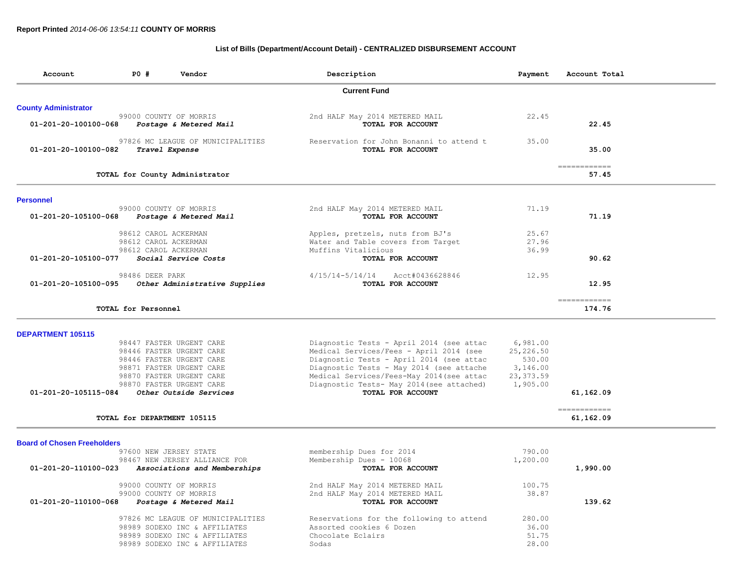**Report Printed** *2014-06-06 13:54:11* **COUNTY OF MORRIS**

**List of Bills (Department/Account Detail) - CENTRALIZED DISBURSEMENT ACCOUNT**

| Account | PO # Vendor | Description | Payment | Account Total |
|---|---|---|---|---|
| | | **Current Fund** | | |
| **County Administrator** | | | | |
| | 99000 COUNTY OF MORRIS | 2nd HALF May 2014 METERED MAIL | 22.45 | |
| 01-201-20-100100-068 | ***Postage & Metered Mail*** | **TOTAL FOR ACCOUNT** | | **22.45** |
| | 97826 MC LEAGUE OF MUNICIPALITIES | Reservation for John Bonanni to attend t | 35.00 | |
| 01-201-20-100100-082 | ***Travel Expense*** | **TOTAL FOR ACCOUNT** | | **35.00** |
| | | | | ============ |
| | **TOTAL for County Administrator** | | | **57.45** |
| **Personnel** | | | | |
| | 99000 COUNTY OF MORRIS | 2nd HALF May 2014 METERED MAIL | 71.19 | |
| 01-201-20-105100-068 | ***Postage & Metered Mail*** | **TOTAL FOR ACCOUNT** | | **71.19** |
| | 98612 CAROL ACKERMAN | Apples, pretzels, nuts from BJ's | 25.67 | |
| | 98612 CAROL ACKERMAN | Water and Table covers from Target | 27.96 | |
| | 98612 CAROL ACKERMAN | Muffins Vitalicious | 36.99 | |
| 01-201-20-105100-077 | ***Social Service Costs*** | **TOTAL FOR ACCOUNT** | | **90.62** |
| | 98486 DEER PARK | 4/15/14-5/14/14 Acct#0436628846 | 12.95 | |
| 01-201-20-105100-095 | ***Other Administrative Supplies*** | **TOTAL FOR ACCOUNT** | | **12.95** |
| | | | | ============ |
| | **TOTAL for Personnel** | | | **174.76** |
| **DEPARTMENT 105115** | | | | |
| | 98447 FASTER URGENT CARE | Diagnostic Tests - April 2014 (see attac | 6,981.00 | |
| | 98446 FASTER URGENT CARE | Medical Services/Fees - April 2014 (see | 25,226.50 | |
| | 98446 FASTER URGENT CARE | Diagnostic Tests - April 2014 (see attac | 530.00 | |
| | 98871 FASTER URGENT CARE | Diagnostic Tests - May 2014 (see attache | 3,146.00 | |
| | 98870 FASTER URGENT CARE | Medical Services/Fees-May 2014(see attac | 23,373.59 | |
| | 98870 FASTER URGENT CARE | Diagnostic Tests- May 2014(see attached) | 1,905.00 | |
| 01-201-20-105115-084 | ***Other Outside Services*** | **TOTAL FOR ACCOUNT** | | **61,162.09** |
| | | | | ============ |
| | **TOTAL for DEPARTMENT 105115** | | | **61,162.09** |
| **Board of Chosen Freeholders** | | | | |
| | 97600 NEW JERSEY STATE | membership Dues for 2014 | 790.00 | |
| | 98467 NEW JERSEY ALLIANCE FOR | Membership Dues - 10068 | 1,200.00 | |
| 01-201-20-110100-023 | ***Associations and Memberships*** | **TOTAL FOR ACCOUNT** | | **1,990.00** |
| | 99000 COUNTY OF MORRIS | 2nd HALF May 2014 METERED MAIL | 100.75 | |
| | 99000 COUNTY OF MORRIS | 2nd HALF May 2014 METERED MAIL | 38.87 | |
| 01-201-20-110100-068 | ***Postage & Metered Mail*** | **TOTAL FOR ACCOUNT** | | **139.62** |
| | 97826 MC LEAGUE OF MUNICIPALITIES | Reservations for the following to attend | 280.00 | |
| | 98989 SODEXO INC & AFFILIATES | Assorted cookies 6 Dozen | 36.00 | |
| | 98989 SODEXO INC & AFFILIATES | Chocolate Eclairs | 51.75 | |
| | 98989 SODEXO INC & AFFILIATES | Sodas | 28.00 | |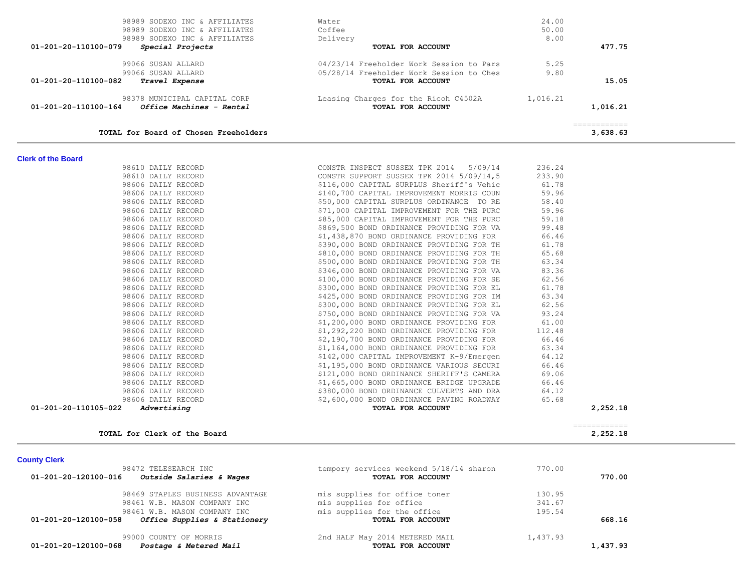| Account | Vendor | Description | Amount | Total |
|---|---|---|---|---|
| | 98989 SODEXO INC & AFFILIATES | Water | 24.00 | |
| | 98989 SODEXO INC & AFFILIATES | Coffee | 50.00 | |
| | 98989 SODEXO INC & AFFILIATES | Delivery | 8.00 | |
| 01-201-20-110100-079 | ***Special Projects*** | **TOTAL FOR ACCOUNT** | | **477.75** |
| | 99066 SUSAN ALLARD | 04/23/14 Freeholder Work Session to Pars | 5.25 | |
| | 99066 SUSAN ALLARD | 05/28/14 Freeholder Work Session to Ches | 9.80 | |
| 01-201-20-110100-082 | ***Travel Expense*** | **TOTAL FOR ACCOUNT** | | **15.05** |
| | 98378 MUNICIPAL CAPITAL CORP | Leasing Charges for the Ricoh C4502A | 1,016.21 | |
| 01-201-20-110100-164 | ***Office Machines - Rental*** | **TOTAL FOR ACCOUNT** | | **1,016.21** |
| | | | | ============ |
| | **TOTAL for Board of Chosen Freeholders** | | | **3,638.63** |

## Clerk of the Board

| Account | Vendor | Description | Amount | Total |
|---|---|---|---|---|
| | 98610 DAILY RECORD | CONSTR INSPECT SUSSEX TPK 2014 5/09/14 | 236.24 | |
| | 98610 DAILY RECORD | CONSTR SUPPORT SUSSEX TPK 2014 5/09/14,5 | 233.90 | |
| | 98606 DAILY RECORD | $116,000 CAPITAL SURPLUS Sheriff's Vehic | 61.78 | |
| | 98606 DAILY RECORD | $140,700 CAPITAL IMPROVEMENT MORRIS COUN | 59.96 | |
| | 98606 DAILY RECORD | $50,000 CAPITAL SURPLUS ORDINANCE TO RE | 58.40 | |
| | 98606 DAILY RECORD | $71,000 CAPITAL IMPROVEMENT FOR THE PURC | 59.96 | |
| | 98606 DAILY RECORD | $85,000 CAPITAL IMPROVEMENT FOR THE PURC | 59.18 | |
| | 98606 DAILY RECORD | $869,500 BOND ORDINANCE PROVIDING FOR VA | 99.48 | |
| | 98606 DAILY RECORD | $1,438,870 BOND ORDINANCE PROVIDING FOR | 66.46 | |
| | 98606 DAILY RECORD | $390,000 BOND ORDINANCE PROVIDING FOR TH | 61.78 | |
| | 98606 DAILY RECORD | $810,000 BOND ORDINANCE PROVIDING FOR TH | 65.68 | |
| | 98606 DAILY RECORD | $500,000 BOND ORDINANCE PROVIDING FOR TH | 63.34 | |
| | 98606 DAILY RECORD | $346,000 BOND ORDINANCE PROVIDING FOR VA | 83.36 | |
| | 98606 DAILY RECORD | $100,000 BOND ORDINANCE PROVIDING FOR SE | 62.56 | |
| | 98606 DAILY RECORD | $300,000 BOND ORDINANCE PROVIDING FOR EL | 61.78 | |
| | 98606 DAILY RECORD | $425,000 BOND ORDINANCE PROVIDING FOR IM | 63.34 | |
| | 98606 DAILY RECORD | $300,000 BOND ORDINANCE PROVIDING FOR EL | 62.56 | |
| | 98606 DAILY RECORD | $750,000 BOND ORDINANCE PROVIDING FOR VA | 93.24 | |
| | 98606 DAILY RECORD | $1,200,000 BOND ORDINANCE PROVIDING FOR | 61.00 | |
| | 98606 DAILY RECORD | $1,292,220 BOND ORDINANCE PROVIDING FOR | 112.48 | |
| | 98606 DAILY RECORD | $2,190,700 BOND ORDINANCE PROVIDING FOR | 66.46 | |
| | 98606 DAILY RECORD | $1,164,000 BOND ORDINANCE PROVIDING FOR | 63.34 | |
| | 98606 DAILY RECORD | $142,000 CAPITAL IMPROVEMENT K-9/Emergen | 64.12 | |
| | 98606 DAILY RECORD | $1,195,000 BOND ORDINANCE VARIOUS SECURI | 66.46 | |
| | 98606 DAILY RECORD | $121,000 BOND ORDINANCE SHERIFF'S CAMERA | 69.06 | |
| | 98606 DAILY RECORD | $1,665,000 BOND ORDINANCE BRIDGE UPGRADE | 66.46 | |
| | 98606 DAILY RECORD | $380,000 BOND ORDINANCE CULVERTS AND DRA | 64.12 | |
| | 98606 DAILY RECORD | $2,600,000 BOND ORDINANCE PAVING ROADWAY | 65.68 | |
| 01-201-20-110105-022 | ***Advertising*** | **TOTAL FOR ACCOUNT** | | **2,252.18** |
| | | | | ============ |
| | **TOTAL for Clerk of the Board** | | | **2,252.18** |

## County Clerk

| Account | Vendor | Description | Amount | Total |
|---|---|---|---|---|
| | 98472 TELESEARCH INC | tempory services weekend 5/18/14 sharon | 770.00 | |
| 01-201-20-120100-016 | ***Outside Salaries & Wages*** | **TOTAL FOR ACCOUNT** | | **770.00** |
| | 98469 STAPLES BUSINESS ADVANTAGE | mis supplies for office toner | 130.95 | |
| | 98461 W.B. MASON COMPANY INC | mis supplies for office | 341.67 | |
| | 98461 W.B. MASON COMPANY INC | mis supplies for the office | 195.54 | |
| 01-201-20-120100-058 | ***Office Supplies & Stationery*** | **TOTAL FOR ACCOUNT** | | **668.16** |
| | 99000 COUNTY OF MORRIS | 2nd HALF May 2014 METERED MAIL | 1,437.93 | |
| 01-201-20-120100-068 | ***Postage & Metered Mail*** | **TOTAL FOR ACCOUNT** | | **1,437.93** |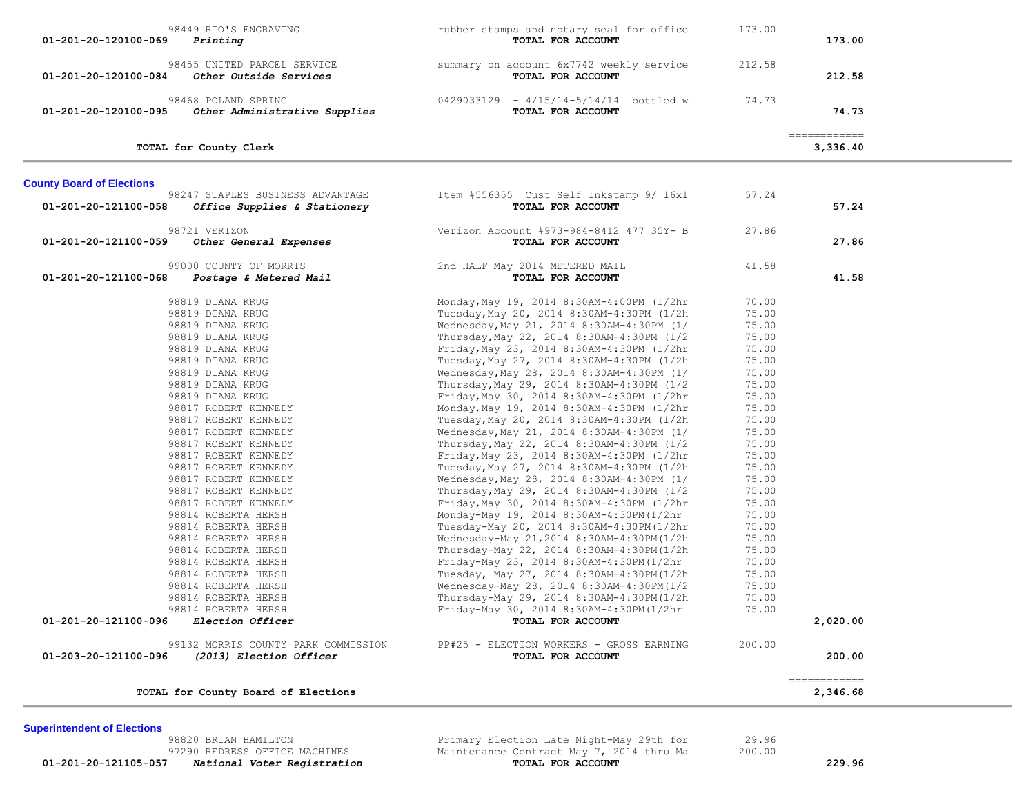| Account | Vendor / Description | Item Description | Amount | Total |
|---|---|---|---|---|
| | 98449 RIO'S ENGRAVING | rubber stamps and notary seal for office | 173.00 | |
| 01-201-20-120100-069 | *Printing* | **TOTAL FOR ACCOUNT** | | **173.00** |
| | 98455 UNITED PARCEL SERVICE | summary on account 6x7742 weekly service | 212.58 | |
| 01-201-20-120100-084 | *Other Outside Services* | **TOTAL FOR ACCOUNT** | | **212.58** |
| | 98468 POLAND SPRING | 0429033129 - 4/15/14-5/14/14 bottled w | 74.73 | |
| 01-201-20-120100-095 | *Other Administrative Supplies* | **TOTAL FOR ACCOUNT** | | **74.73** |
| | | | | ============ |
| | **TOTAL for County Clerk** | | | **3,336.40** |

**County Board of Elections**

| Account | Vendor / Description | Item Description | Amount | Total |
|---|---|---|---|---|
| | 98247 STAPLES BUSINESS ADVANTAGE | Item #556355 Cust Self Inkstamp 9/ 16x1 | 57.24 | |
| 01-201-20-121100-058 | *Office Supplies & Stationery* | **TOTAL FOR ACCOUNT** | | **57.24** |
| | 98721 VERIZON | Verizon Account #973-984-8412 477 35Y- B | 27.86 | |
| 01-201-20-121100-059 | *Other General Expenses* | **TOTAL FOR ACCOUNT** | | **27.86** |
| | 99000 COUNTY OF MORRIS | 2nd HALF May 2014 METERED MAIL | 41.58 | |
| 01-201-20-121100-068 | *Postage & Metered Mail* | **TOTAL FOR ACCOUNT** | | **41.58** |
| | 98819 DIANA KRUG | Monday,May 19, 2014 8:30AM-4:00PM (1/2hr | 70.00 | |
| | 98819 DIANA KRUG | Tuesday,May 20, 2014 8:30AM-4:30PM (1/2h | 75.00 | |
| | 98819 DIANA KRUG | Wednesday,May 21, 2014 8:30AM-4:30PM (1/ | 75.00 | |
| | 98819 DIANA KRUG | Thursday,May 22, 2014 8:30AM-4:30PM (1/2 | 75.00 | |
| | 98819 DIANA KRUG | Friday,May 23, 2014 8:30AM-4:30PM (1/2hr | 75.00 | |
| | 98819 DIANA KRUG | Tuesday,May 27, 2014 8:30AM-4:30PM (1/2h | 75.00 | |
| | 98819 DIANA KRUG | Wednesday,May 28, 2014 8:30AM-4:30PM (1/ | 75.00 | |
| | 98819 DIANA KRUG | Thursday,May 29, 2014 8:30AM-4:30PM (1/2 | 75.00 | |
| | 98819 DIANA KRUG | Friday,May 30, 2014 8:30AM-4:30PM (1/2hr | 75.00 | |
| | 98817 ROBERT KENNEDY | Monday,May 19, 2014 8:30AM-4:30PM (1/2hr | 75.00 | |
| | 98817 ROBERT KENNEDY | Tuesday,May 20, 2014 8:30AM-4:30PM (1/2h | 75.00 | |
| | 98817 ROBERT KENNEDY | Wednesday,May 21, 2014 8:30AM-4:30PM (1/ | 75.00 | |
| | 98817 ROBERT KENNEDY | Thursday,May 22, 2014 8:30AM-4:30PM (1/2 | 75.00 | |
| | 98817 ROBERT KENNEDY | Friday,May 23, 2014 8:30AM-4:30PM (1/2hr | 75.00 | |
| | 98817 ROBERT KENNEDY | Tuesday,May 27, 2014 8:30AM-4:30PM (1/2h | 75.00 | |
| | 98817 ROBERT KENNEDY | Wednesday,May 28, 2014 8:30AM-4:30PM (1/ | 75.00 | |
| | 98817 ROBERT KENNEDY | Thursday,May 29, 2014 8:30AM-4:30PM (1/2 | 75.00 | |
| | 98817 ROBERT KENNEDY | Friday,May 30, 2014 8:30AM-4:30PM (1/2hr | 75.00 | |
| | 98814 ROBERTA HERSH | Monday-May 19, 2014 8:30AM-4:30PM(1/2hr | 75.00 | |
| | 98814 ROBERTA HERSH | Tuesday-May 20, 2014 8:30AM-4:30PM(1/2hr | 75.00 | |
| | 98814 ROBERTA HERSH | Wednesday-May 21,2014 8:30AM-4:30PM(1/2h | 75.00 | |
| | 98814 ROBERTA HERSH | Thursday-May 22, 2014 8:30AM-4:30PM(1/2h | 75.00 | |
| | 98814 ROBERTA HERSH | Friday-May 23, 2014 8:30AM-4:30PM(1/2hr | 75.00 | |
| | 98814 ROBERTA HERSH | Tuesday, May 27, 2014 8:30AM-4:30PM(1/2h | 75.00 | |
| | 98814 ROBERTA HERSH | Wednesday-May 28, 2014 8:30AM-4:30PM(1/2 | 75.00 | |
| | 98814 ROBERTA HERSH | Thursday-May 29, 2014 8:30AM-4:30PM(1/2h | 75.00 | |
| | 98814 ROBERTA HERSH | Friday-May 30, 2014 8:30AM-4:30PM(1/2hr | 75.00 | |
| 01-201-20-121100-096 | *Election Officer* | **TOTAL FOR ACCOUNT** | | **2,020.00** |
| | 99132 MORRIS COUNTY PARK COMMISSION | PP#25 - ELECTION WORKERS - GROSS EARNING | 200.00 | |
| 01-203-20-121100-096 | *(2013) Election Officer* | **TOTAL FOR ACCOUNT** | | **200.00** |
| | | | | ============ |
| | **TOTAL for County Board of Elections** | | | **2,346.68** |

**Superintendent of Elections**

| Account | Vendor / Description | Item Description | Amount | Total |
|---|---|---|---|---|
| | 98820 BRIAN HAMILTON | Primary Election Late Night-May 29th for | 29.96 | |
| | 97290 REDRESS OFFICE MACHINES | Maintenance Contract May 7, 2014 thru Ma | 200.00 | |
| 01-201-20-121105-057 | *National Voter Registration* | **TOTAL FOR ACCOUNT** | | **229.96** |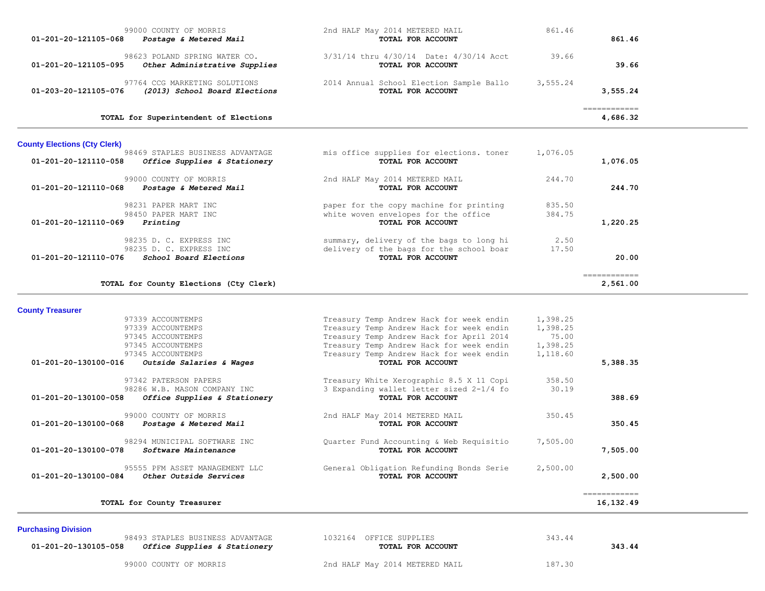| Account | Vendor / Description | Detail | Amount | Total |
|---|---|---|---|---|
| | 99000 COUNTY OF MORRIS | 2nd HALF May 2014 METERED MAIL | 861.46 | |
| 01-201-20-121105-068 | *Postage & Metered Mail* | **TOTAL FOR ACCOUNT** | | **861.46** |
| | 98623 POLAND SPRING WATER CO. | 3/31/14 thru 4/30/14 Date: 4/30/14 Acct | 39.66 | |
| 01-201-20-121105-095 | *Other Administrative Supplies* | **TOTAL FOR ACCOUNT** | | **39.66** |
| | 97764 CCG MARKETING SOLUTIONS | 2014 Annual School Election Sample Ballo | 3,555.24 | |
| 01-203-20-121105-076 | *(2013) School Board Elections* | **TOTAL FOR ACCOUNT** | | **3,555.24** |
| | **TOTAL for Superintendent of Elections** | | | **4,686.32** |

### County Elections (Cty Clerk)

| Account | Vendor / Description | Detail | Amount | Total |
|---|---|---|---|---|
| | 98469 STAPLES BUSINESS ADVANTAGE | mis office supplies for elections. toner | 1,076.05 | |
| 01-201-20-121110-058 | *Office Supplies & Stationery* | **TOTAL FOR ACCOUNT** | | **1,076.05** |
| | 99000 COUNTY OF MORRIS | 2nd HALF May 2014 METERED MAIL | 244.70 | |
| 01-201-20-121110-068 | *Postage & Metered Mail* | **TOTAL FOR ACCOUNT** | | **244.70** |
| | 98231 PAPER MART INC | paper for the copy machine for printing | 835.50 | |
| | 98450 PAPER MART INC | white woven envelopes for the office | 384.75 | |
| 01-201-20-121110-069 | *Printing* | **TOTAL FOR ACCOUNT** | | **1,220.25** |
| | 98235 D. C. EXPRESS INC | summary, delivery of the bags to long hi | 2.50 | |
| | 98235 D. C. EXPRESS INC | delivery of the bags for the school boar | 17.50 | |
| 01-201-20-121110-076 | *School Board Elections* | **TOTAL FOR ACCOUNT** | | **20.00** |
| | **TOTAL for County Elections (Cty Clerk)** | | | **2,561.00** |

### County Treasurer

| Account | Vendor / Description | Detail | Amount | Total |
|---|---|---|---|---|
| | 97339 ACCOUNTEMPS | Treasury Temp Andrew Hack for week endin | 1,398.25 | |
| | 97339 ACCOUNTEMPS | Treasury Temp Andrew Hack for week endin | 1,398.25 | |
| | 97345 ACCOUNTEMPS | Treasury Temp Andrew Hack for April 2014 | 75.00 | |
| | 97345 ACCOUNTEMPS | Treasury Temp Andrew Hack for week endin | 1,398.25 | |
| | 97345 ACCOUNTEMPS | Treasury Temp Andrew Hack for week endin | 1,118.60 | |
| 01-201-20-130100-016 | *Outside Salaries & Wages* | **TOTAL FOR ACCOUNT** | | **5,388.35** |
| | 97342 PATERSON PAPERS | Treasury White Xerographic 8.5 X 11 Copi | 358.50 | |
| | 98286 W.B. MASON COMPANY INC | 3 Expanding wallet letter sized 2-1/4 fo | 30.19 | |
| 01-201-20-130100-058 | *Office Supplies & Stationery* | **TOTAL FOR ACCOUNT** | | **388.69** |
| | 99000 COUNTY OF MORRIS | 2nd HALF May 2014 METERED MAIL | 350.45 | |
| 01-201-20-130100-068 | *Postage & Metered Mail* | **TOTAL FOR ACCOUNT** | | **350.45** |
| | 98294 MUNICIPAL SOFTWARE INC | Quarter Fund Accounting & Web Requisitio | 7,505.00 | |
| 01-201-20-130100-078 | *Software Maintenance* | **TOTAL FOR ACCOUNT** | | **7,505.00** |
| | 95555 PFM ASSET MANAGEMENT LLC | General Obligation Refunding Bonds Serie | 2,500.00 | |
| 01-201-20-130100-084 | *Other Outside Services* | **TOTAL FOR ACCOUNT** | | **2,500.00** |
| | **TOTAL for County Treasurer** | | | **16,132.49** |

### Purchasing Division

| Account | Vendor / Description | Detail | Amount | Total |
|---|---|---|---|---|
| | 98493 STAPLES BUSINESS ADVANTAGE | 1032164 OFFICE SUPPLIES | 343.44 | |
| 01-201-20-130105-058 | *Office Supplies & Stationery* | **TOTAL FOR ACCOUNT** | | **343.44** |
| | 99000 COUNTY OF MORRIS | 2nd HALF May 2014 METERED MAIL | 187.30 | |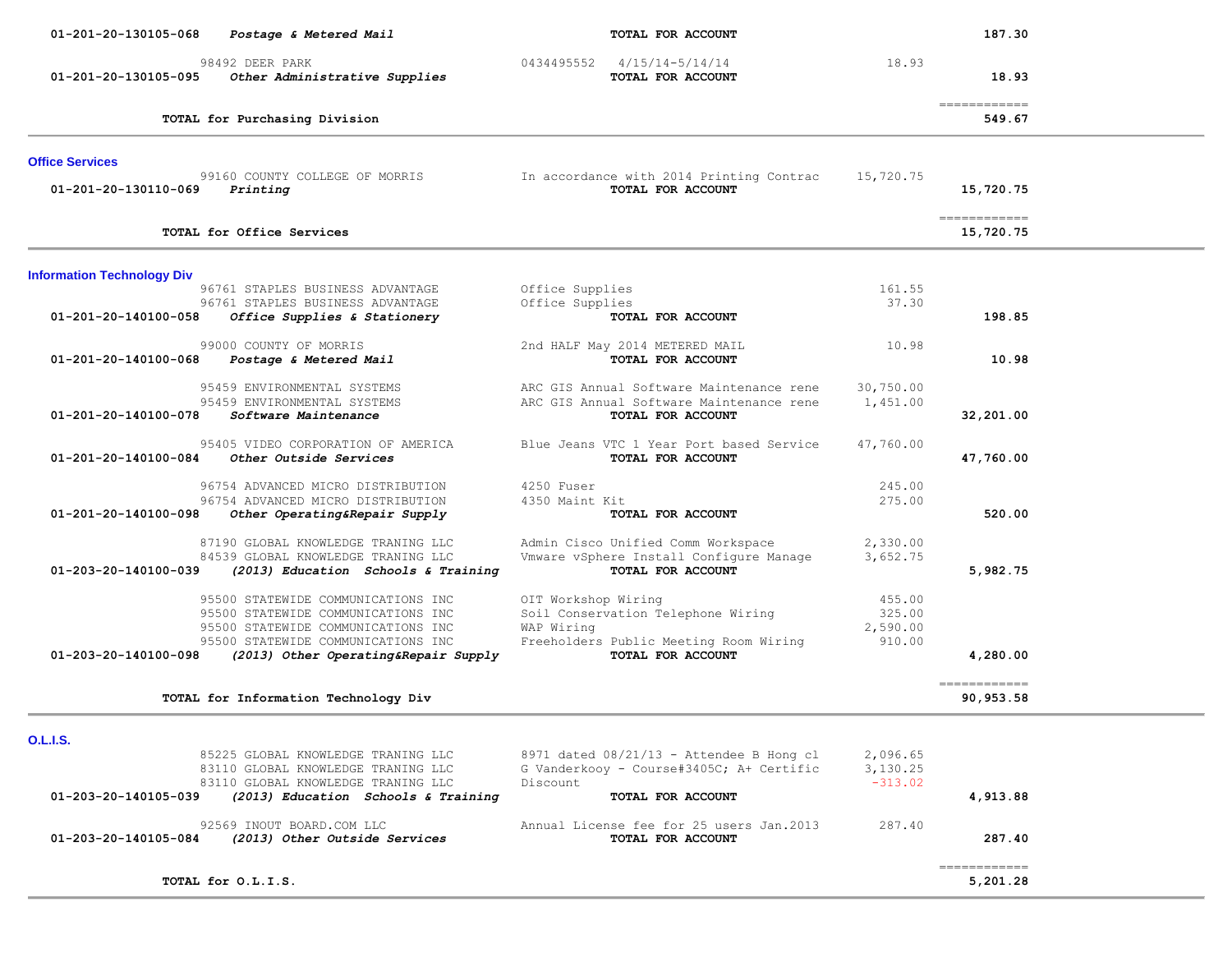| Account | Vendor / Description | Detail | Amount | Total |
|---|---|---|---|---|
| 01-201-20-130105-068 | *Postage & Metered Mail* | **TOTAL FOR ACCOUNT** | | **187.30** |
| | 98492 DEER PARK | 0434495552 4/15/14-5/14/14 | 18.93 | |
| 01-201-20-130105-095 | *Other Administrative Supplies* | **TOTAL FOR ACCOUNT** | | **18.93** |
| | **TOTAL for Purchasing Division** | | | **549.67** |

### Office Services

| Account | Vendor / Description | Detail | Amount | Total |
|---|---|---|---|---|
| | 99160 COUNTY COLLEGE OF MORRIS | In accordance with 2014 Printing Contrac | 15,720.75 | |
| 01-201-20-130110-069 | *Printing* | **TOTAL FOR ACCOUNT** | | **15,720.75** |
| | **TOTAL for Office Services** | | | **15,720.75** |

### Information Technology Div

| Account | Vendor / Description | Detail | Amount | Total |
|---|---|---|---|---|
| | 96761 STAPLES BUSINESS ADVANTAGE | Office Supplies | 161.55 | |
| | 96761 STAPLES BUSINESS ADVANTAGE | Office Supplies | 37.30 | |
| 01-201-20-140100-058 | *Office Supplies & Stationery* | **TOTAL FOR ACCOUNT** | | **198.85** |
| | 99000 COUNTY OF MORRIS | 2nd HALF May 2014 METERED MAIL | 10.98 | |
| 01-201-20-140100-068 | *Postage & Metered Mail* | **TOTAL FOR ACCOUNT** | | **10.98** |
| | 95459 ENVIRONMENTAL SYSTEMS | ARC GIS Annual Software Maintenance rene | 30,750.00 | |
| | 95459 ENVIRONMENTAL SYSTEMS | ARC GIS Annual Software Maintenance rene | 1,451.00 | |
| 01-201-20-140100-078 | *Software Maintenance* | **TOTAL FOR ACCOUNT** | | **32,201.00** |
| | 95405 VIDEO CORPORATION OF AMERICA | Blue Jeans VTC 1 Year Port based Service | 47,760.00 | |
| 01-201-20-140100-084 | *Other Outside Services* | **TOTAL FOR ACCOUNT** | | **47,760.00** |
| | 96754 ADVANCED MICRO DISTRIBUTION | 4250 Fuser | 245.00 | |
| | 96754 ADVANCED MICRO DISTRIBUTION | 4350 Maint Kit | 275.00 | |
| 01-201-20-140100-098 | *Other Operating&Repair Supply* | **TOTAL FOR ACCOUNT** | | **520.00** |
| | 87190 GLOBAL KNOWLEDGE TRANING LLC | Admin Cisco Unified Comm Workspace | 2,330.00 | |
| | 84539 GLOBAL KNOWLEDGE TRANING LLC | Vmware vSphere Install Configure Manage | 3,652.75 | |
| 01-203-20-140100-039 | *(2013) Education Schools & Training* | **TOTAL FOR ACCOUNT** | | **5,982.75** |
| | 95500 STATEWIDE COMMUNICATIONS INC | OIT Workshop Wiring | 455.00 | |
| | 95500 STATEWIDE COMMUNICATIONS INC | Soil Conservation Telephone Wiring | 325.00 | |
| | 95500 STATEWIDE COMMUNICATIONS INC | WAP Wiring | 2,590.00 | |
| | 95500 STATEWIDE COMMUNICATIONS INC | Freeholders Public Meeting Room Wiring | 910.00 | |
| 01-203-20-140100-098 | *(2013) Other Operating&Repair Supply* | **TOTAL FOR ACCOUNT** | | **4,280.00** |
| | **TOTAL for Information Technology Div** | | | **90,953.58** |

### O.L.I.S.

| Account | Vendor / Description | Detail | Amount | Total |
|---|---|---|---|---|
| | 85225 GLOBAL KNOWLEDGE TRANING LLC | 8971 dated 08/21/13 - Attendee B Hong cl | 2,096.65 | |
| | 83110 GLOBAL KNOWLEDGE TRANING LLC | G Vanderkooy - Course#3405C; A+ Certific | 3,130.25 | |
| | 83110 GLOBAL KNOWLEDGE TRANING LLC | Discount | -313.02 | |
| 01-203-20-140105-039 | *(2013) Education Schools & Training* | **TOTAL FOR ACCOUNT** | | **4,913.88** |
| | 92569 INOUT BOARD.COM LLC | Annual License fee for 25 users Jan.2013 | 287.40 | |
| 01-203-20-140105-084 | *(2013) Other Outside Services* | **TOTAL FOR ACCOUNT** | | **287.40** |
| | **TOTAL for O.L.I.S.** | | | **5,201.28** |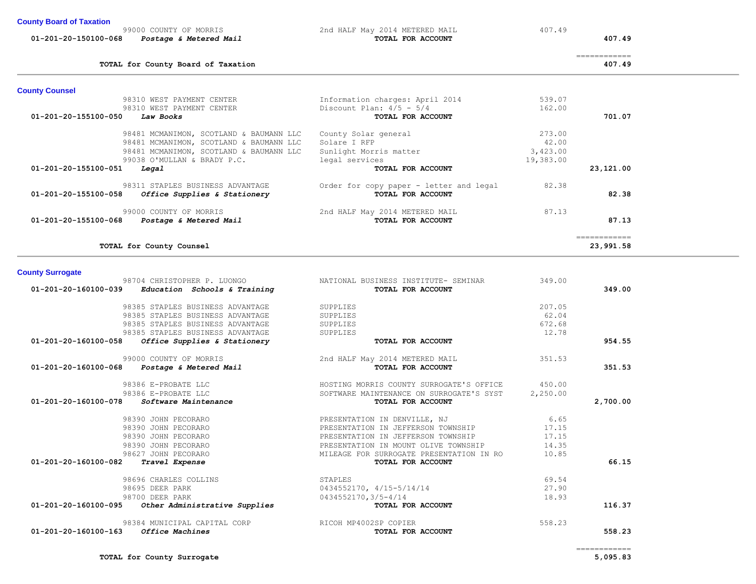## County Board of Taxation

| Account | Vendor | Description | Amount | Total |
|---|---|---|---|---|
| | 99000 COUNTY OF MORRIS | 2nd HALF May 2014 METERED MAIL | 407.49 | |
| 01-201-20-150100-068 | *Postage & Metered Mail* | **TOTAL FOR ACCOUNT** | | 407.49 |
| | | | | ============ |
| | **TOTAL for County Board of Taxation** | | | 407.49 |

## County Counsel

| Account | Vendor | Description | Amount | Total |
|---|---|---|---|---|
| | 98310 WEST PAYMENT CENTER | Information charges: April 2014 | 539.07 | |
| | 98310 WEST PAYMENT CENTER | Discount Plan: 4/5 - 5/4 | 162.00 | |
| 01-201-20-155100-050 | *Law Books* | **TOTAL FOR ACCOUNT** | | 701.07 |
| | 98481 MCMANIMON, SCOTLAND & BAUMANN LLC | County Solar general | 273.00 | |
| | 98481 MCMANIMON, SCOTLAND & BAUMANN LLC | Solare I RFP | 42.00 | |
| | 98481 MCMANIMON, SCOTLAND & BAUMANN LLC | Sunlight Morris matter | 3,423.00 | |
| | 99038 O'MULLAN & BRADY P.C. | legal services | 19,383.00 | |
| 01-201-20-155100-051 | *Legal* | **TOTAL FOR ACCOUNT** | | 23,121.00 |
| | 98311 STAPLES BUSINESS ADVANTAGE | Order for copy paper - letter and legal | 82.38 | |
| 01-201-20-155100-058 | *Office Supplies & Stationery* | **TOTAL FOR ACCOUNT** | | 82.38 |
| | 99000 COUNTY OF MORRIS | 2nd HALF May 2014 METERED MAIL | 87.13 | |
| 01-201-20-155100-068 | *Postage & Metered Mail* | **TOTAL FOR ACCOUNT** | | 87.13 |
| | | | | ============ |
| | **TOTAL for County Counsel** | | | 23,991.58 |

## County Surrogate

| Account | Vendor | Description | Amount | Total |
|---|---|---|---|---|
| | 98704 CHRISTOPHER P. LUONGO | NATIONAL BUSINESS INSTITUTE- SEMINAR | 349.00 | |
| 01-201-20-160100-039 | *Education Schools & Training* | **TOTAL FOR ACCOUNT** | | 349.00 |
| | 98385 STAPLES BUSINESS ADVANTAGE | SUPPLIES | 207.05 | |
| | 98385 STAPLES BUSINESS ADVANTAGE | SUPPLIES | 62.04 | |
| | 98385 STAPLES BUSINESS ADVANTAGE | SUPPLIES | 672.68 | |
| | 98385 STAPLES BUSINESS ADVANTAGE | SUPPLIES | 12.78 | |
| 01-201-20-160100-058 | *Office Supplies & Stationery* | **TOTAL FOR ACCOUNT** | | 954.55 |
| | 99000 COUNTY OF MORRIS | 2nd HALF May 2014 METERED MAIL | 351.53 | |
| 01-201-20-160100-068 | *Postage & Metered Mail* | **TOTAL FOR ACCOUNT** | | 351.53 |
| | 98386 E-PROBATE LLC | HOSTING MORRIS COUNTY SURROGATE'S OFFICE | 450.00 | |
| | 98386 E-PROBATE LLC | SOFTWARE MAINTENANCE ON SURROGATE'S SYST | 2,250.00 | |
| 01-201-20-160100-078 | *Software Maintenance* | **TOTAL FOR ACCOUNT** | | 2,700.00 |
| | 98390 JOHN PECORARO | PRESENTATION IN DENVILLE, NJ | 6.65 | |
| | 98390 JOHN PECORARO | PRESENTATION IN JEFFERSON TOWNSHIP | 17.15 | |
| | 98390 JOHN PECORARO | PRESENTATION IN JEFFERSON TOWNSHIP | 17.15 | |
| | 98390 JOHN PECORARO | PRESENTATION IN MOUNT OLIVE TOWNSHIP | 14.35 | |
| | 98627 JOHN PECORARO | MILEAGE FOR SURROGATE PRESENTATION IN RO | 10.85 | |
| 01-201-20-160100-082 | *Travel Expense* | **TOTAL FOR ACCOUNT** | | 66.15 |
| | 98696 CHARLES COLLINS | STAPLES | 69.54 | |
| | 98695 DEER PARK | 0434552170, 4/15-5/14/14 | 27.90 | |
| | 98700 DEER PARK | 0434552170,3/5-4/14 | 18.93 | |
| 01-201-20-160100-095 | *Other Administrative Supplies* | **TOTAL FOR ACCOUNT** | | 116.37 |
| | 98384 MUNICIPAL CAPITAL CORP | RICOH MP4002SP COPIER | 558.23 | |
| 01-201-20-160100-163 | *Office Machines* | **TOTAL FOR ACCOUNT** | | 558.23 |
| | | | | ============ |
| | **TOTAL for County Surrogate** | | | 5,095.83 |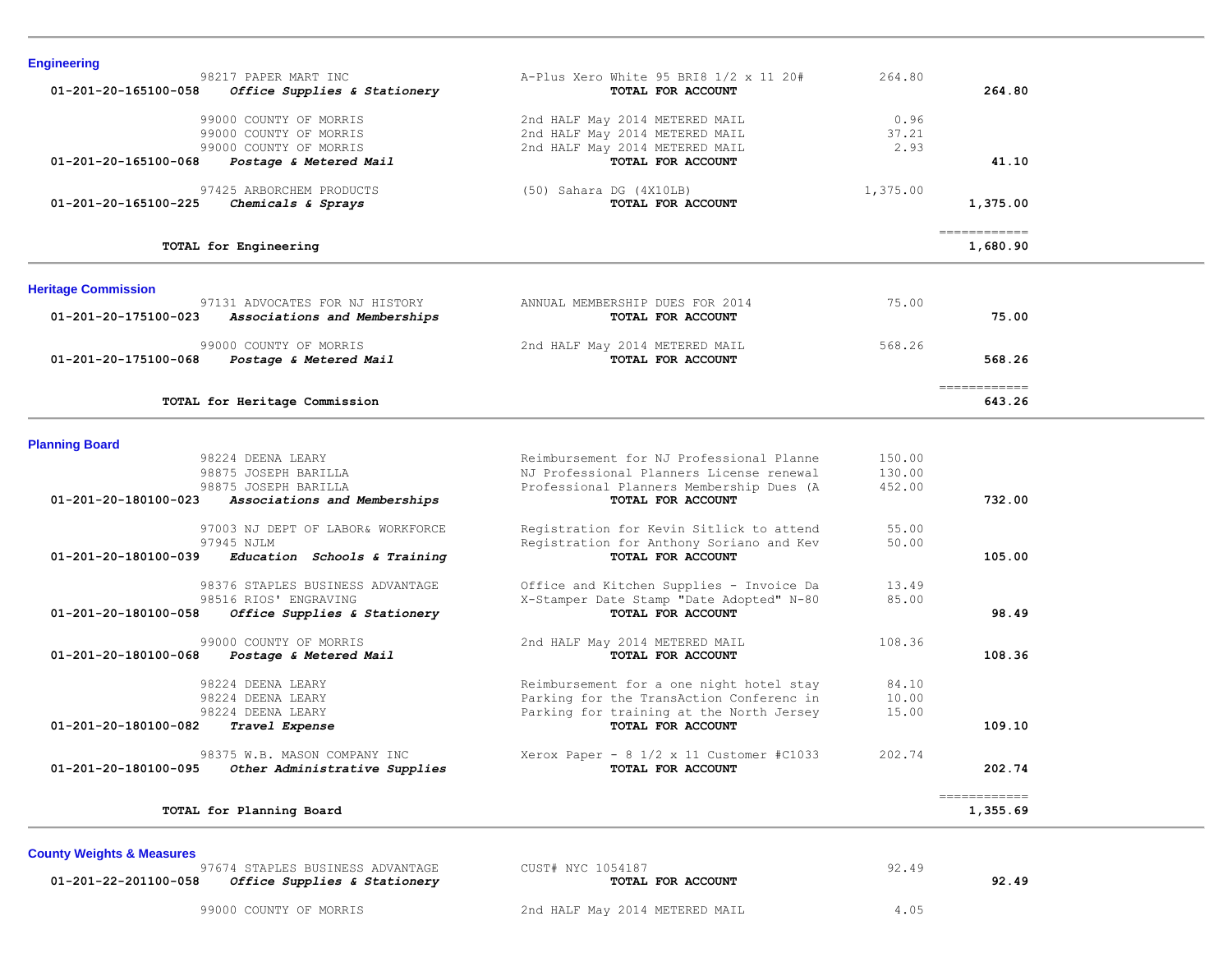### Engineering

| Account | Vendor / Account Name | Description | Amount | Total |
|---|---|---|---|---|
| | 98217 PAPER MART INC | A-Plus Xero White 95 BRI8 1/2 x 11 20# | 264.80 | |
| **01-201-20-165100-058** | ***Office Supplies & Stationery*** | **TOTAL FOR ACCOUNT** | | **264.80** |
| | 99000 COUNTY OF MORRIS | 2nd HALF May 2014 METERED MAIL | 0.96 | |
| | 99000 COUNTY OF MORRIS | 2nd HALF May 2014 METERED MAIL | 37.21 | |
| | 99000 COUNTY OF MORRIS | 2nd HALF May 2014 METERED MAIL | 2.93 | |
| **01-201-20-165100-068** | ***Postage & Metered Mail*** | **TOTAL FOR ACCOUNT** | | **41.10** |
| | 97425 ARBORCHEM PRODUCTS | (50) Sahara DG (4X10LB) | 1,375.00 | |
| **01-201-20-165100-225** | ***Chemicals & Sprays*** | **TOTAL FOR ACCOUNT** | | **1,375.00** |
| | | | | ============ |
| | **TOTAL for Engineering** | | | **1,680.90** |

### Heritage Commission

| Account | Vendor / Account Name | Description | Amount | Total |
|---|---|---|---|---|
| | 97131 ADVOCATES FOR NJ HISTORY | ANNUAL MEMBERSHIP DUES FOR 2014 | 75.00 | |
| **01-201-20-175100-023** | ***Associations and Memberships*** | **TOTAL FOR ACCOUNT** | | **75.00** |
| | 99000 COUNTY OF MORRIS | 2nd HALF May 2014 METERED MAIL | 568.26 | |
| **01-201-20-175100-068** | ***Postage & Metered Mail*** | **TOTAL FOR ACCOUNT** | | **568.26** |
| | | | | ============ |
| | **TOTAL for Heritage Commission** | | | **643.26** |

### Planning Board

| Account | Vendor / Account Name | Description | Amount | Total |
|---|---|---|---|---|
| | 98224 DEENA LEARY | Reimbursement for NJ Professional Planne | 150.00 | |
| | 98875 JOSEPH BARILLA | NJ Professional Planners License renewal | 130.00 | |
| | 98875 JOSEPH BARILLA | Professional Planners Membership Dues (A | 452.00 | |
| **01-201-20-180100-023** | ***Associations and Memberships*** | **TOTAL FOR ACCOUNT** | | **732.00** |
| | 97003 NJ DEPT OF LABOR& WORKFORCE | Registration for Kevin Sitlick to attend | 55.00 | |
| | 97945 NJLM | Registration for Anthony Soriano and Kev | 50.00 | |
| **01-201-20-180100-039** | ***Education Schools & Training*** | **TOTAL FOR ACCOUNT** | | **105.00** |
| | 98376 STAPLES BUSINESS ADVANTAGE | Office and Kitchen Supplies - Invoice Da | 13.49 | |
| | 98516 RIOS' ENGRAVING | X-Stamper Date Stamp "Date Adopted" N-80 | 85.00 | |
| **01-201-20-180100-058** | ***Office Supplies & Stationery*** | **TOTAL FOR ACCOUNT** | | **98.49** |
| | 99000 COUNTY OF MORRIS | 2nd HALF May 2014 METERED MAIL | 108.36 | |
| **01-201-20-180100-068** | ***Postage & Metered Mail*** | **TOTAL FOR ACCOUNT** | | **108.36** |
| | 98224 DEENA LEARY | Reimbursement for a one night hotel stay | 84.10 | |
| | 98224 DEENA LEARY | Parking for the TransAction Conferenc in | 10.00 | |
| | 98224 DEENA LEARY | Parking for training at the North Jersey | 15.00 | |
| **01-201-20-180100-082** | ***Travel Expense*** | **TOTAL FOR ACCOUNT** | | **109.10** |
| | 98375 W.B. MASON COMPANY INC | Xerox Paper - 8 1/2 x 11 Customer #C1033 | 202.74 | |
| **01-201-20-180100-095** | ***Other Administrative Supplies*** | **TOTAL FOR ACCOUNT** | | **202.74** |
| | | | | ============ |
| | **TOTAL for Planning Board** | | | **1,355.69** |

### County Weights & Measures

| Account | Vendor / Account Name | Description | Amount | Total |
|---|---|---|---|---|
| | 97674 STAPLES BUSINESS ADVANTAGE | CUST# NYC 1054187 | 92.49 | |
| **01-201-22-201100-058** | ***Office Supplies & Stationery*** | **TOTAL FOR ACCOUNT** | | **92.49** |
| | 99000 COUNTY OF MORRIS | 2nd HALF May 2014 METERED MAIL | 4.05 | |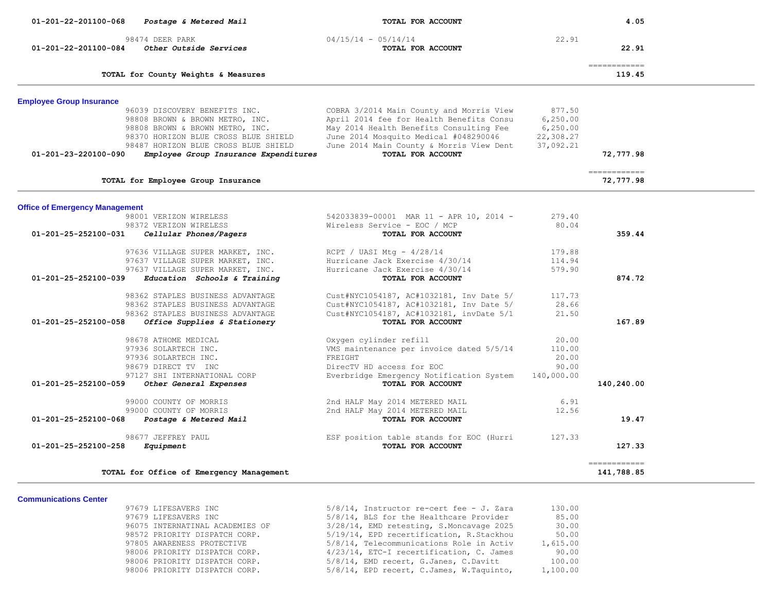| Account | Vendor / Description | Detail | Amount | Total |
|---|---|---|---|---|
| 01-201-22-201100-068 | *Postage & Metered Mail* | **TOTAL FOR ACCOUNT** | | **4.05** |
| | 98474 DEER PARK | 04/15/14 - 05/14/14 | 22.91 | |
| 01-201-22-201100-084 | *Other Outside Services* | **TOTAL FOR ACCOUNT** | | **22.91** |
| | **TOTAL for County Weights & Measures** | | | **119.45** |

## Employee Group Insurance

| Account | Vendor / Description | Detail | Amount | Total |
|---|---|---|---|---|
| | 96039 DISCOVERY BENEFITS INC. | COBRA 3/2014 Main County and Morris View | 877.50 | |
| | 98808 BROWN & BROWN METRO, INC. | April 2014 fee for Health Benefits Consu | 6,250.00 | |
| | 98808 BROWN & BROWN METRO, INC. | May 2014 Health Benefits Consulting Fee | 6,250.00 | |
| | 98370 HORIZON BLUE CROSS BLUE SHIELD | June 2014 Mosquito Medical #048290046 | 22,308.27 | |
| | 98487 HORIZON BLUE CROSS BLUE SHIELD | June 2014 Main County & Morris View Dent | 37,092.21 | |
| 01-201-23-220100-090 | *Employee Group Insurance Expenditures* | **TOTAL FOR ACCOUNT** | | **72,777.98** |
| | **TOTAL for Employee Group Insurance** | | | **72,777.98** |

## Office of Emergency Management

| Account | Vendor / Description | Detail | Amount | Total |
|---|---|---|---|---|
| | 98001 VERIZON WIRELESS | 542033839-00001 MAR 11 - APR 10, 2014 - | 279.40 | |
| | 98372 VERIZON WIRELESS | Wireless Service - EOC / MCP | 80.04 | |
| 01-201-25-252100-031 | *Cellular Phones/Pagers* | **TOTAL FOR ACCOUNT** | | **359.44** |
| | 97636 VILLAGE SUPER MARKET, INC. | RCPT / UASI Mtg - 4/28/14 | 179.88 | |
| | 97637 VILLAGE SUPER MARKET, INC. | Hurricane Jack Exercise 4/30/14 | 114.94 | |
| | 97637 VILLAGE SUPER MARKET, INC. | Hurricane Jack Exercise 4/30/14 | 579.90 | |
| 01-201-25-252100-039 | *Education Schools & Training* | **TOTAL FOR ACCOUNT** | | **874.72** |
| | 98362 STAPLES BUSINESS ADVANTAGE | Cust#NYC1054187, AC#1032181, Inv Date 5/ | 117.73 | |
| | 98362 STAPLES BUSINESS ADVANTAGE | Cust#NYC1054187, AC#1032181, Inv Date 5/ | 28.66 | |
| | 98362 STAPLES BUSINESS ADVANTAGE | Cust#NYC1054187, AC#1032181, invDate 5/1 | 21.50 | |
| 01-201-25-252100-058 | *Office Supplies & Stationery* | **TOTAL FOR ACCOUNT** | | **167.89** |
| | 98678 ATHOME MEDICAL | Oxygen cylinder refill | 20.00 | |
| | 97936 SOLARTECH INC. | VMS maintenance per invoice dated 5/5/14 | 110.00 | |
| | 97936 SOLARTECH INC. | FREIGHT | 20.00 | |
| | 98679 DIRECT TV INC | DirecTV HD access for EOC | 90.00 | |
| | 97127 SHI INTERNATIONAL CORP | Everbridge Emergency Notification System | 140,000.00 | |
| 01-201-25-252100-059 | *Other General Expenses* | **TOTAL FOR ACCOUNT** | | **140,240.00** |
| | 99000 COUNTY OF MORRIS | 2nd HALF May 2014 METERED MAIL | 6.91 | |
| | 99000 COUNTY OF MORRIS | 2nd HALF May 2014 METERED MAIL | 12.56 | |
| 01-201-25-252100-068 | *Postage & Metered Mail* | **TOTAL FOR ACCOUNT** | | **19.47** |
| | 98677 JEFFREY PAUL | ESF position table stands for EOC (Hurri | 127.33 | |
| 01-201-25-252100-258 | *Equipment* | **TOTAL FOR ACCOUNT** | | **127.33** |
| | **TOTAL for Office of Emergency Management** | | | **141,788.85** |

## Communications Center

| Account | Vendor / Description | Detail | Amount | Total |
|---|---|---|---|---|
| | 97679 LIFESAVERS INC | 5/8/14, Instructor re-cert fee - J. Zara | 130.00 | |
| | 97679 LIFESAVERS INC | 5/8/14, BLS for the Healthcare Provider | 85.00 | |
| | 96075 INTERNATINAL ACADEMIES OF | 3/28/14, EMD retesting, S.Moncavage 2025 | 30.00 | |
| | 98572 PRIORITY DISPATCH CORP. | 5/19/14, EPD recertification, R.Stackhou | 50.00 | |
| | 97805 AWARENESS PROTECTIVE | 5/8/14, Telecommunications Role in Activ | 1,615.00 | |
| | 98006 PRIORITY DISPATCH CORP. | 4/23/14, ETC-I recertification, C. James | 90.00 | |
| | 98006 PRIORITY DISPATCH CORP. | 5/8/14, EMD recert, G.Janes, C.Davitt | 100.00 | |
| | 98006 PRIORITY DISPATCH CORP. | 5/8/14, EPD recert, C.James, W.Taquinto, | 1,100.00 | |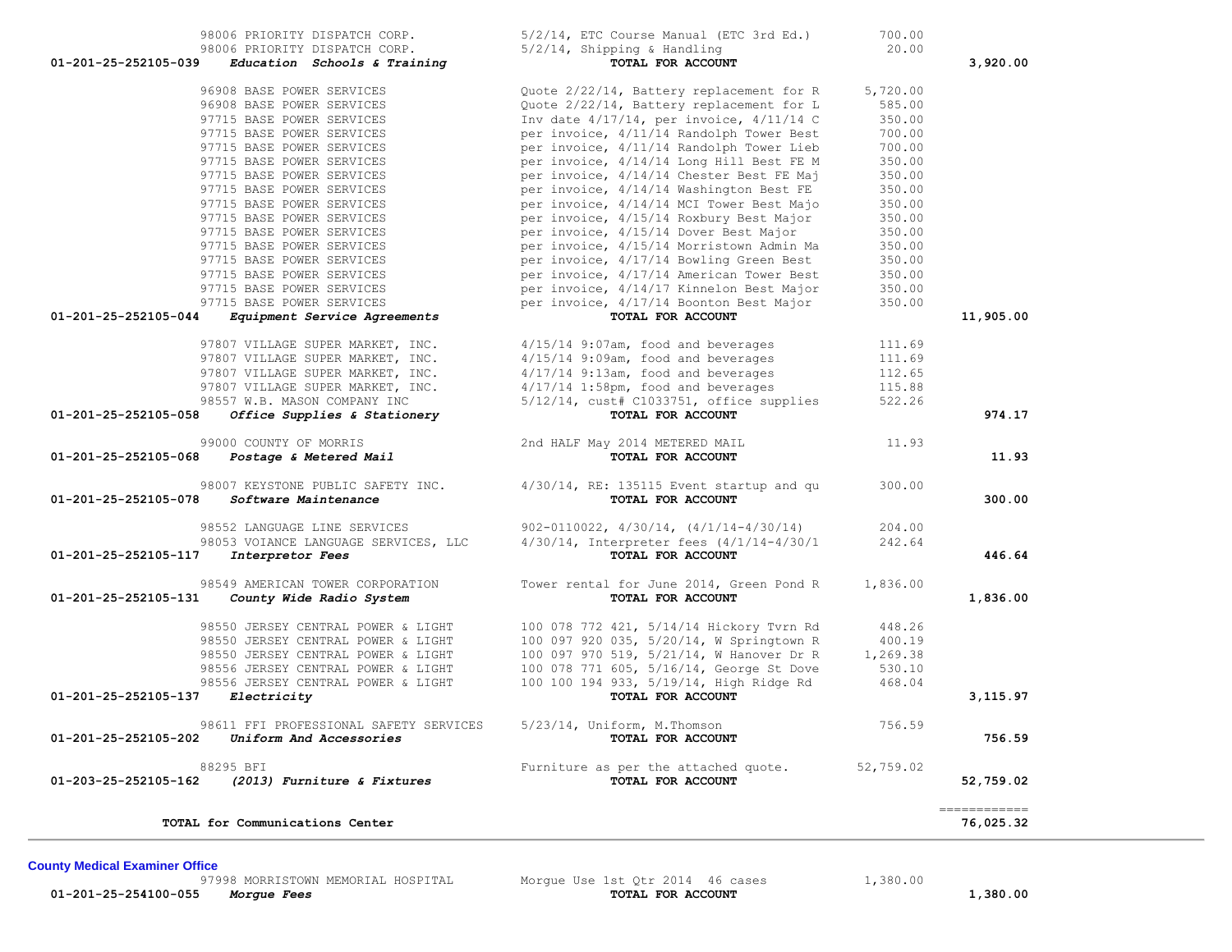| Account | Vendor | Description | Amount | Total |
|---|---|---|---|---|
| | 98006 PRIORITY DISPATCH CORP. | 5/2/14, ETC Course Manual (ETC 3rd Ed.) | 700.00 | |
| | 98006 PRIORITY DISPATCH CORP. | 5/2/14, Shipping & Handling | 20.00 | |
| 01-201-25-252105-039 | ***Education Schools & Training*** | **TOTAL FOR ACCOUNT** | | **3,920.00** |
| | 96908 BASE POWER SERVICES | Quote 2/22/14, Battery replacement for R | 5,720.00 | |
| | 96908 BASE POWER SERVICES | Quote 2/22/14, Battery replacement for L | 585.00 | |
| | 97715 BASE POWER SERVICES | Inv date 4/17/14, per invoice, 4/11/14 C | 350.00 | |
| | 97715 BASE POWER SERVICES | per invoice, 4/11/14 Randolph Tower Best | 700.00 | |
| | 97715 BASE POWER SERVICES | per invoice, 4/11/14 Randolph Tower Lieb | 700.00 | |
| | 97715 BASE POWER SERVICES | per invoice, 4/14/14 Long Hill Best FE M | 350.00 | |
| | 97715 BASE POWER SERVICES | per invoice, 4/14/14 Chester Best FE Maj | 350.00 | |
| | 97715 BASE POWER SERVICES | per invoice, 4/14/14 Washington Best FE | 350.00 | |
| | 97715 BASE POWER SERVICES | per invoice, 4/14/14 MCI Tower Best Majo | 350.00 | |
| | 97715 BASE POWER SERVICES | per invoice, 4/15/14 Roxbury Best Major | 350.00 | |
| | 97715 BASE POWER SERVICES | per invoice, 4/15/14 Dover Best Major | 350.00 | |
| | 97715 BASE POWER SERVICES | per invoice, 4/15/14 Morristown Admin Ma | 350.00 | |
| | 97715 BASE POWER SERVICES | per invoice, 4/17/14 Bowling Green Best | 350.00 | |
| | 97715 BASE POWER SERVICES | per invoice, 4/17/14 American Tower Best | 350.00 | |
| | 97715 BASE POWER SERVICES | per invoice, 4/14/17 Kinnelon Best Major | 350.00 | |
| | 97715 BASE POWER SERVICES | per invoice, 4/17/14 Boonton Best Major | 350.00 | |
| 01-201-25-252105-044 | ***Equipment Service Agreements*** | **TOTAL FOR ACCOUNT** | | **11,905.00** |
| | 97807 VILLAGE SUPER MARKET, INC. | 4/15/14 9:07am, food and beverages | 111.69 | |
| | 97807 VILLAGE SUPER MARKET, INC. | 4/15/14 9:09am, food and beverages | 111.69 | |
| | 97807 VILLAGE SUPER MARKET, INC. | 4/17/14 9:13am, food and beverages | 112.65 | |
| | 97807 VILLAGE SUPER MARKET, INC. | 4/17/14 1:58pm, food and beverages | 115.88 | |
| | 98557 W.B. MASON COMPANY INC | 5/12/14, cust# C1033751, office supplies | 522.26 | |
| 01-201-25-252105-058 | ***Office Supplies & Stationery*** | **TOTAL FOR ACCOUNT** | | **974.17** |
| | 99000 COUNTY OF MORRIS | 2nd HALF May 2014 METERED MAIL | 11.93 | |
| 01-201-25-252105-068 | ***Postage & Metered Mail*** | **TOTAL FOR ACCOUNT** | | **11.93** |
| | 98007 KEYSTONE PUBLIC SAFETY INC. | 4/30/14, RE: 135115 Event startup and qu | 300.00 | |
| 01-201-25-252105-078 | ***Software Maintenance*** | **TOTAL FOR ACCOUNT** | | **300.00** |
| | 98552 LANGUAGE LINE SERVICES | 902-0110022, 4/30/14, (4/1/14-4/30/14) | 204.00 | |
| | 98053 VOIANCE LANGUAGE SERVICES, LLC | 4/30/14, Interpreter fees (4/1/14-4/30/1 | 242.64 | |
| 01-201-25-252105-117 | ***Interpretor Fees*** | **TOTAL FOR ACCOUNT** | | **446.64** |
| | 98549 AMERICAN TOWER CORPORATION | Tower rental for June 2014, Green Pond R | 1,836.00 | |
| 01-201-25-252105-131 | ***County Wide Radio System*** | **TOTAL FOR ACCOUNT** | | **1,836.00** |
| | 98550 JERSEY CENTRAL POWER & LIGHT | 100 078 772 421, 5/14/14 Hickory Tvrn Rd | 448.26 | |
| | 98550 JERSEY CENTRAL POWER & LIGHT | 100 097 920 035, 5/20/14, W Springtown R | 400.19 | |
| | 98550 JERSEY CENTRAL POWER & LIGHT | 100 097 970 519, 5/21/14, W Hanover Dr R | 1,269.38 | |
| | 98556 JERSEY CENTRAL POWER & LIGHT | 100 078 771 605, 5/16/14, George St Dove | 530.10 | |
| | 98556 JERSEY CENTRAL POWER & LIGHT | 100 100 194 933, 5/19/14, High Ridge Rd | 468.04 | |
| 01-201-25-252105-137 | ***Electricity*** | **TOTAL FOR ACCOUNT** | | **3,115.97** |
| | 98611 FFI PROFESSIONAL SAFETY SERVICES | 5/23/14, Uniform, M.Thomson | 756.59 | |
| 01-201-25-252105-202 | ***Uniform And Accessories*** | **TOTAL FOR ACCOUNT** | | **756.59** |
| | 88295 BFI | Furniture as per the attached quote. | 52,759.02 | |
| 01-203-25-252105-162 | ***(2013) Furniture & Fixtures*** | **TOTAL FOR ACCOUNT** | | **52,759.02** |
| | | | | ============ |
| | **TOTAL for Communications Center** | | | **76,025.32** |

**County Medical Examiner Office**

| Account | Vendor | Description | Amount | Total |
|---|---|---|---|---|
| | 97998 MORRISTOWN MEMORIAL HOSPITAL | Morgue Use 1st Qtr 2014 46 cases | 1,380.00 | |
| 01-201-25-254100-055 | ***Morgue Fees*** | **TOTAL FOR ACCOUNT** | | **1,380.00** |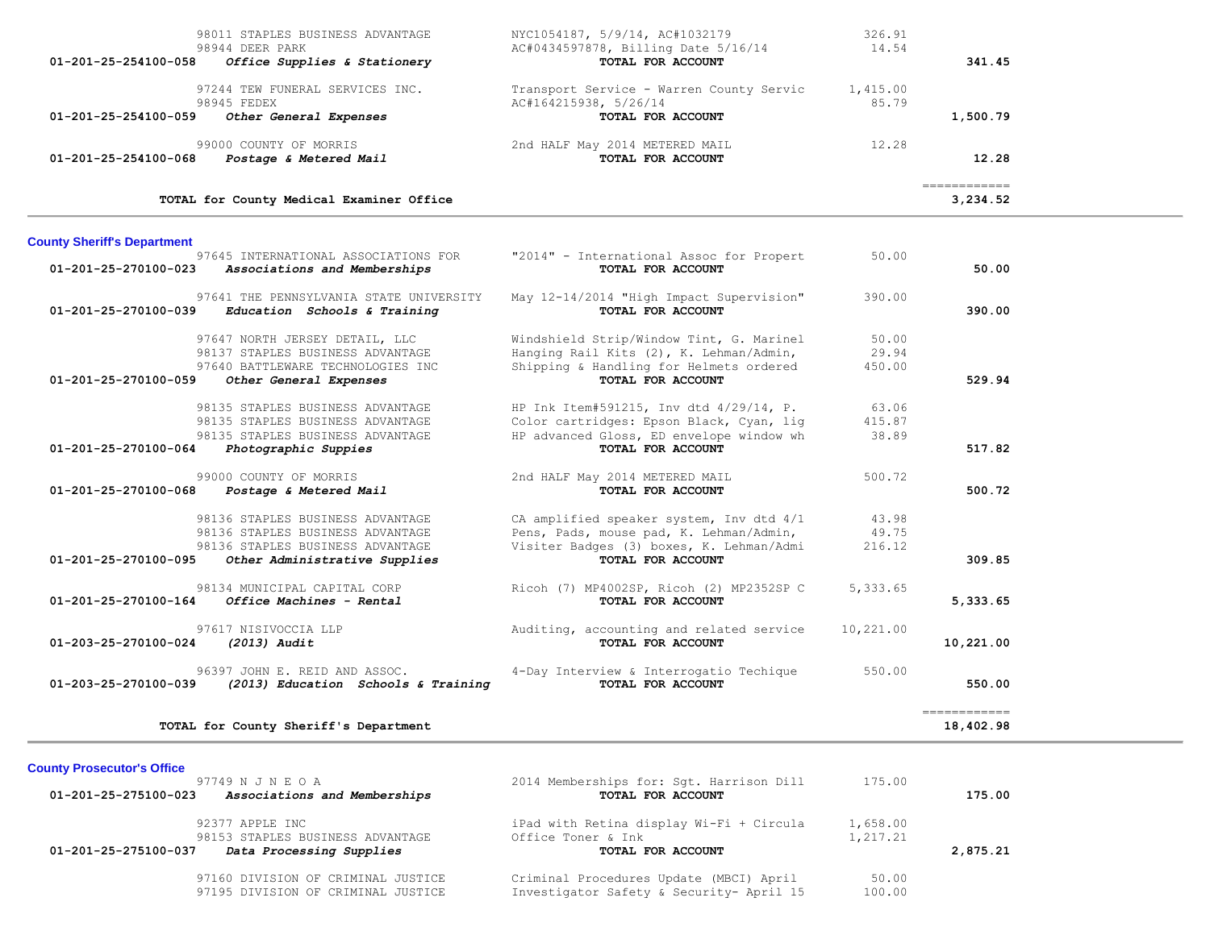| Account | Vendor / Description | Details | Amount | Total |
|---|---|---|---|---|
| | 98011 STAPLES BUSINESS ADVANTAGE | NYC1054187, 5/9/14, AC#1032179 | 326.91 | |
| | 98944 DEER PARK | AC#0434597878, Billing Date 5/16/14 | 14.54 | |
| 01-201-25-254100-058 | *Office Supplies & Stationery* | **TOTAL FOR ACCOUNT** | | **341.45** |
| | 97244 TEW FUNERAL SERVICES INC. | Transport Service - Warren County Servic | 1,415.00 | |
| | 98945 FEDEX | AC#164215938, 5/26/14 | 85.79 | |
| 01-201-25-254100-059 | *Other General Expenses* | **TOTAL FOR ACCOUNT** | | **1,500.79** |
| | 99000 COUNTY OF MORRIS | 2nd HALF May 2014 METERED MAIL | 12.28 | |
| 01-201-25-254100-068 | *Postage & Metered Mail* | **TOTAL FOR ACCOUNT** | | **12.28** |
| | **TOTAL for County Medical Examiner Office** | | | **3,234.52** |

## County Sheriff's Department

| Account | Vendor / Description | Details | Amount | Total |
|---|---|---|---|---|
| | 97645 INTERNATIONAL ASSOCIATIONS FOR | "2014" - International Assoc for Propert | 50.00 | |
| 01-201-25-270100-023 | *Associations and Memberships* | **TOTAL FOR ACCOUNT** | | **50.00** |
| | 97641 THE PENNSYLVANIA STATE UNIVERSITY | May 12-14/2014 "High Impact Supervision" | 390.00 | |
| 01-201-25-270100-039 | *Education Schools & Training* | **TOTAL FOR ACCOUNT** | | **390.00** |
| | 97647 NORTH JERSEY DETAIL, LLC | Windshield Strip/Window Tint, G. Marinel | 50.00 | |
| | 98137 STAPLES BUSINESS ADVANTAGE | Hanging Rail Kits (2), K. Lehman/Admin, | 29.94 | |
| | 97640 BATTLEWARE TECHNOLOGIES INC | Shipping & Handling for Helmets ordered | 450.00 | |
| 01-201-25-270100-059 | *Other General Expenses* | **TOTAL FOR ACCOUNT** | | **529.94** |
| | 98135 STAPLES BUSINESS ADVANTAGE | HP Ink Item#591215, Inv dtd 4/29/14, P. | 63.06 | |
| | 98135 STAPLES BUSINESS ADVANTAGE | Color cartridges: Epson Black, Cyan, lig | 415.87 | |
| | 98135 STAPLES BUSINESS ADVANTAGE | HP advanced Gloss, ED envelope window wh | 38.89 | |
| 01-201-25-270100-064 | *Photographic Suppies* | **TOTAL FOR ACCOUNT** | | **517.82** |
| | 99000 COUNTY OF MORRIS | 2nd HALF May 2014 METERED MAIL | 500.72 | |
| 01-201-25-270100-068 | *Postage & Metered Mail* | **TOTAL FOR ACCOUNT** | | **500.72** |
| | 98136 STAPLES BUSINESS ADVANTAGE | CA amplified speaker system, Inv dtd 4/1 | 43.98 | |
| | 98136 STAPLES BUSINESS ADVANTAGE | Pens, Pads, mouse pad, K. Lehman/Admin, | 49.75 | |
| | 98136 STAPLES BUSINESS ADVANTAGE | Visiter Badges (3) boxes, K. Lehman/Admi | 216.12 | |
| 01-201-25-270100-095 | *Other Administrative Supplies* | **TOTAL FOR ACCOUNT** | | **309.85** |
| | 98134 MUNICIPAL CAPITAL CORP | Ricoh (7) MP4002SP, Ricoh (2) MP2352SP C | 5,333.65 | |
| 01-201-25-270100-164 | *Office Machines - Rental* | **TOTAL FOR ACCOUNT** | | **5,333.65** |
| | 97617 NISIVOCCIA LLP | Auditing, accounting and related service | 10,221.00 | |
| 01-203-25-270100-024 | *(2013) Audit* | **TOTAL FOR ACCOUNT** | | **10,221.00** |
| | 96397 JOHN E. REID AND ASSOC. | 4-Day Interview & Interrogatio Techique | 550.00 | |
| 01-203-25-270100-039 | *(2013) Education Schools & Training* | **TOTAL FOR ACCOUNT** | | **550.00** |
| | **TOTAL for County Sheriff's Department** | | | **18,402.98** |

## County Prosecutor's Office

| Account | Vendor / Description | Details | Amount | Total |
|---|---|---|---|---|
| | 97749 N J N E O A | 2014 Memberships for: Sgt. Harrison Dill | 175.00 | |
| 01-201-25-275100-023 | *Associations and Memberships* | **TOTAL FOR ACCOUNT** | | **175.00** |
| | 92377 APPLE INC | iPad with Retina display Wi-Fi + Circula | 1,658.00 | |
| | 98153 STAPLES BUSINESS ADVANTAGE | Office Toner & Ink | 1,217.21 | |
| 01-201-25-275100-037 | *Data Processing Supplies* | **TOTAL FOR ACCOUNT** | | **2,875.21** |
| | 97160 DIVISION OF CRIMINAL JUSTICE | Criminal Procedures Update (MBCI) April | 50.00 | |
| | 97195 DIVISION OF CRIMINAL JUSTICE | Investigator Safety & Security- April 15 | 100.00 | |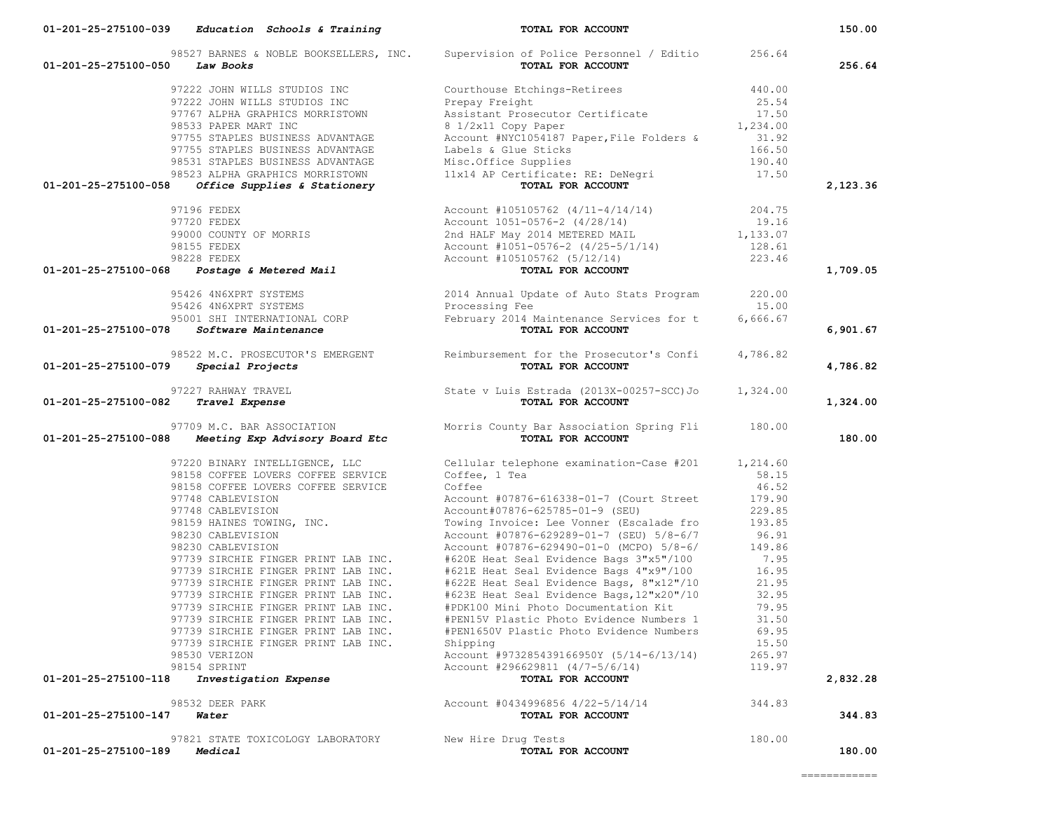| Account | Vendor | Description | Amount | Total |
|---|---|---|---|---|
| 01-201-25-275100-039 ***Education Schools & Training*** | | **TOTAL FOR ACCOUNT** | | **150.00** |
| | 98527 BARNES & NOBLE BOOKSELLERS, INC. | Supervision of Police Personnel / Editio | 256.64 | |
| 01-201-25-275100-050 ***Law Books*** | | **TOTAL FOR ACCOUNT** | | **256.64** |
| | 97222 JOHN WILLS STUDIOS INC | Courthouse Etchings-Retirees | 440.00 | |
| | 97222 JOHN WILLS STUDIOS INC | Prepay Freight | 25.54 | |
| | 97767 ALPHA GRAPHICS MORRISTOWN | Assistant Prosecutor Certificate | 17.50 | |
| | 98533 PAPER MART INC | 8 1/2x11 Copy Paper | 1,234.00 | |
| | 97755 STAPLES BUSINESS ADVANTAGE | Account #NYC1054187 Paper,File Folders & | 31.92 | |
| | 97755 STAPLES BUSINESS ADVANTAGE | Labels & Glue Sticks | 166.50 | |
| | 98531 STAPLES BUSINESS ADVANTAGE | Misc.Office Supplies | 190.40 | |
| | 98523 ALPHA GRAPHICS MORRISTOWN | 11x14 AP Certificate: RE: DeNegri | 17.50 | |
| 01-201-25-275100-058 ***Office Supplies & Stationery*** | | **TOTAL FOR ACCOUNT** | | **2,123.36** |
| | 97196 FEDEX | Account #105105762 (4/11-4/14/14) | 204.75 | |
| | 97720 FEDEX | Account 1051-0576-2 (4/28/14) | 19.16 | |
| | 99000 COUNTY OF MORRIS | 2nd HALF May 2014 METERED MAIL | 1,133.07 | |
| | 98155 FEDEX | Account #1051-0576-2 (4/25-5/1/14) | 128.61 | |
| | 98228 FEDEX | Account #105105762 (5/12/14) | 223.46 | |
| 01-201-25-275100-068 ***Postage & Metered Mail*** | | **TOTAL FOR ACCOUNT** | | **1,709.05** |
| | 95426 4N6XPRT SYSTEMS | 2014 Annual Update of Auto Stats Program | 220.00 | |
| | 95426 4N6XPRT SYSTEMS | Processing Fee | 15.00 | |
| | 95001 SHI INTERNATIONAL CORP | February 2014 Maintenance Services for t | 6,666.67 | |
| 01-201-25-275100-078 ***Software Maintenance*** | | **TOTAL FOR ACCOUNT** | | **6,901.67** |
| | 98522 M.C. PROSECUTOR'S EMERGENT | Reimbursement for the Prosecutor's Confi | 4,786.82 | |
| 01-201-25-275100-079 ***Special Projects*** | | **TOTAL FOR ACCOUNT** | | **4,786.82** |
| | 97227 RAHWAY TRAVEL | State v Luis Estrada (2013X-00257-SCC)Jo | 1,324.00 | |
| 01-201-25-275100-082 ***Travel Expense*** | | **TOTAL FOR ACCOUNT** | | **1,324.00** |
| | 97709 M.C. BAR ASSOCIATION | Morris County Bar Association Spring Fli | 180.00 | |
| 01-201-25-275100-088 ***Meeting Exp Advisory Board Etc*** | | **TOTAL FOR ACCOUNT** | | **180.00** |
| | 97220 BINARY INTELLIGENCE, LLC | Cellular telephone examination-Case #201 | 1,214.60 | |
| | 98158 COFFEE LOVERS COFFEE SERVICE | Coffee, 1 Tea | 58.15 | |
| | 98158 COFFEE LOVERS COFFEE SERVICE | Coffee | 46.52 | |
| | 97748 CABLEVISION | Account #07876-616338-01-7 (Court Street | 179.90 | |
| | 97748 CABLEVISION | Account#07876-625785-01-9 (SEU) | 229.85 | |
| | 98159 HAINES TOWING, INC. | Towing Invoice: Lee Vonner (Escalade fro | 193.85 | |
| | 98230 CABLEVISION | Account #07876-629289-01-7 (SEU) 5/8-6/7 | 96.91 | |
| | 98230 CABLEVISION | Account #07876-629490-01-0 (MCPO) 5/8-6/ | 149.86 | |
| | 97739 SIRCHIE FINGER PRINT LAB INC. | #620E Heat Seal Evidence Bags 3"x5"/100 | 7.95 | |
| | 97739 SIRCHIE FINGER PRINT LAB INC. | #621E Heat Seal Evidence Bags 4"x9"/100 | 16.95 | |
| | 97739 SIRCHIE FINGER PRINT LAB INC. | #622E Heat Seal Evidence Bags, 8"x12"/10 | 21.95 | |
| | 97739 SIRCHIE FINGER PRINT LAB INC. | #623E Heat Seal Evidence Bags,12"x20"/10 | 32.95 | |
| | 97739 SIRCHIE FINGER PRINT LAB INC. | #PDK100 Mini Photo Documentation Kit | 79.95 | |
| | 97739 SIRCHIE FINGER PRINT LAB INC. | #PEN15V Plastic Photo Evidence Numbers 1 | 31.50 | |
| | 97739 SIRCHIE FINGER PRINT LAB INC. | #PEN1650V Plastic Photo Evidence Numbers | 69.95 | |
| | 97739 SIRCHIE FINGER PRINT LAB INC. | Shipping | 15.50 | |
| | 98530 VERIZON | Account #973285439166950Y (5/14-6/13/14) | 265.97 | |
| | 98154 SPRINT | Account #296629811 (4/7-5/6/14) | 119.97 | |
| 01-201-25-275100-118 ***Investigation Expense*** | | **TOTAL FOR ACCOUNT** | | **2,832.28** |
| | 98532 DEER PARK | Account #0434996856 4/22-5/14/14 | 344.83 | |
| 01-201-25-275100-147 ***Water*** | | **TOTAL FOR ACCOUNT** | | **344.83** |
| | 97821 STATE TOXICOLOGY LABORATORY | New Hire Drug Tests | 180.00 | |
| 01-201-25-275100-189 ***Medical*** | | **TOTAL FOR ACCOUNT** | | **180.00** |
| | | | | ============ |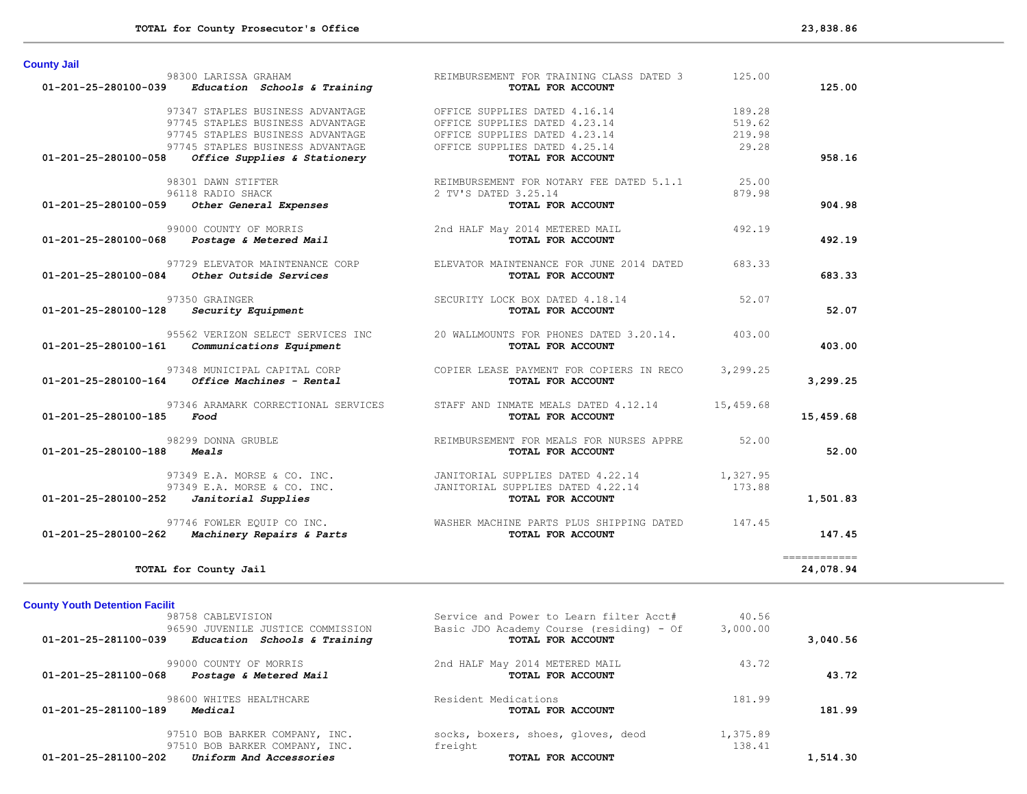| | | | |
|---|---|---|---|
| **TOTAL for County Prosecutor's Office** | | | **23,838.86** |

## County Jail

| Account / Vendor | Description | Amount | Total |
|---|---|---|---|
| 98300 LARISSA GRAHAM | REIMBURSEMENT FOR TRAINING CLASS DATED 3 | 125.00 | |
| **01-201-25-280100-039** ***Education Schools & Training*** | **TOTAL FOR ACCOUNT** | | **125.00** |
| 97347 STAPLES BUSINESS ADVANTAGE | OFFICE SUPPLIES DATED 4.16.14 | 189.28 | |
| 97745 STAPLES BUSINESS ADVANTAGE | OFFICE SUPPLIES DATED 4.23.14 | 519.62 | |
| 97745 STAPLES BUSINESS ADVANTAGE | OFFICE SUPPLIES DATED 4.23.14 | 219.98 | |
| 97745 STAPLES BUSINESS ADVANTAGE | OFFICE SUPPLIES DATED 4.25.14 | 29.28 | |
| **01-201-25-280100-058** ***Office Supplies & Stationery*** | **TOTAL FOR ACCOUNT** | | **958.16** |
| 98301 DAWN STIFTER | REIMBURSEMENT FOR NOTARY FEE DATED 5.1.1 | 25.00 | |
| 96118 RADIO SHACK | 2 TV'S DATED 3.25.14 | 879.98 | |
| **01-201-25-280100-059** ***Other General Expenses*** | **TOTAL FOR ACCOUNT** | | **904.98** |
| 99000 COUNTY OF MORRIS | 2nd HALF May 2014 METERED MAIL | 492.19 | |
| **01-201-25-280100-068** ***Postage & Metered Mail*** | **TOTAL FOR ACCOUNT** | | **492.19** |
| 97729 ELEVATOR MAINTENANCE CORP | ELEVATOR MAINTENANCE FOR JUNE 2014 DATED | 683.33 | |
| **01-201-25-280100-084** ***Other Outside Services*** | **TOTAL FOR ACCOUNT** | | **683.33** |
| 97350 GRAINGER | SECURITY LOCK BOX DATED 4.18.14 | 52.07 | |
| **01-201-25-280100-128** ***Security Equipment*** | **TOTAL FOR ACCOUNT** | | **52.07** |
| 95562 VERIZON SELECT SERVICES INC | 20 WALLMOUNTS FOR PHONES DATED 3.20.14. | 403.00 | |
| **01-201-25-280100-161** ***Communications Equipment*** | **TOTAL FOR ACCOUNT** | | **403.00** |
| 97348 MUNICIPAL CAPITAL CORP | COPIER LEASE PAYMENT FOR COPIERS IN RECO | 3,299.25 | |
| **01-201-25-280100-164** ***Office Machines - Rental*** | **TOTAL FOR ACCOUNT** | | **3,299.25** |
| 97346 ARAMARK CORRECTIONAL SERVICES | STAFF AND INMATE MEALS DATED 4.12.14 | 15,459.68 | |
| **01-201-25-280100-185** ***Food*** | **TOTAL FOR ACCOUNT** | | **15,459.68** |
| 98299 DONNA GRUBLE | REIMBURSEMENT FOR MEALS FOR NURSES APPRE | 52.00 | |
| **01-201-25-280100-188** ***Meals*** | **TOTAL FOR ACCOUNT** | | **52.00** |
| 97349 E.A. MORSE & CO. INC. | JANITORIAL SUPPLIES DATED 4.22.14 | 1,327.95 | |
| 97349 E.A. MORSE & CO. INC. | JANITORIAL SUPPLIES DATED 4.22.14 | 173.88 | |
| **01-201-25-280100-252** ***Janitorial Supplies*** | **TOTAL FOR ACCOUNT** | | **1,501.83** |
| 97746 FOWLER EQUIP CO INC. | WASHER MACHINE PARTS PLUS SHIPPING DATED | 147.45 | |
| **01-201-25-280100-262** ***Machinery Repairs & Parts*** | **TOTAL FOR ACCOUNT** | | **147.45** |
| | | | ============ |
| **TOTAL for County Jail** | | | **24,078.94** |

## County Youth Detention Facilit

| Account / Vendor | Description | Amount | Total |
|---|---|---|---|
| 98758 CABLEVISION | Service and Power to Learn filter Acct# | 40.56 | |
| 96590 JUVENILE JUSTICE COMMISSION | Basic JDO Academy Course (residing) - Of | 3,000.00 | |
| **01-201-25-281100-039** ***Education Schools & Training*** | **TOTAL FOR ACCOUNT** | | **3,040.56** |
| 99000 COUNTY OF MORRIS | 2nd HALF May 2014 METERED MAIL | 43.72 | |
| **01-201-25-281100-068** ***Postage & Metered Mail*** | **TOTAL FOR ACCOUNT** | | **43.72** |
| 98600 WHITES HEALTHCARE | Resident Medications | 181.99 | |
| **01-201-25-281100-189** ***Medical*** | **TOTAL FOR ACCOUNT** | | **181.99** |
| 97510 BOB BARKER COMPANY, INC. | socks, boxers, shoes, gloves, deod | 1,375.89 | |
| 97510 BOB BARKER COMPANY, INC. | freight | 138.41 | |
| **01-201-25-281100-202** ***Uniform And Accessories*** | **TOTAL FOR ACCOUNT** | | **1,514.30** |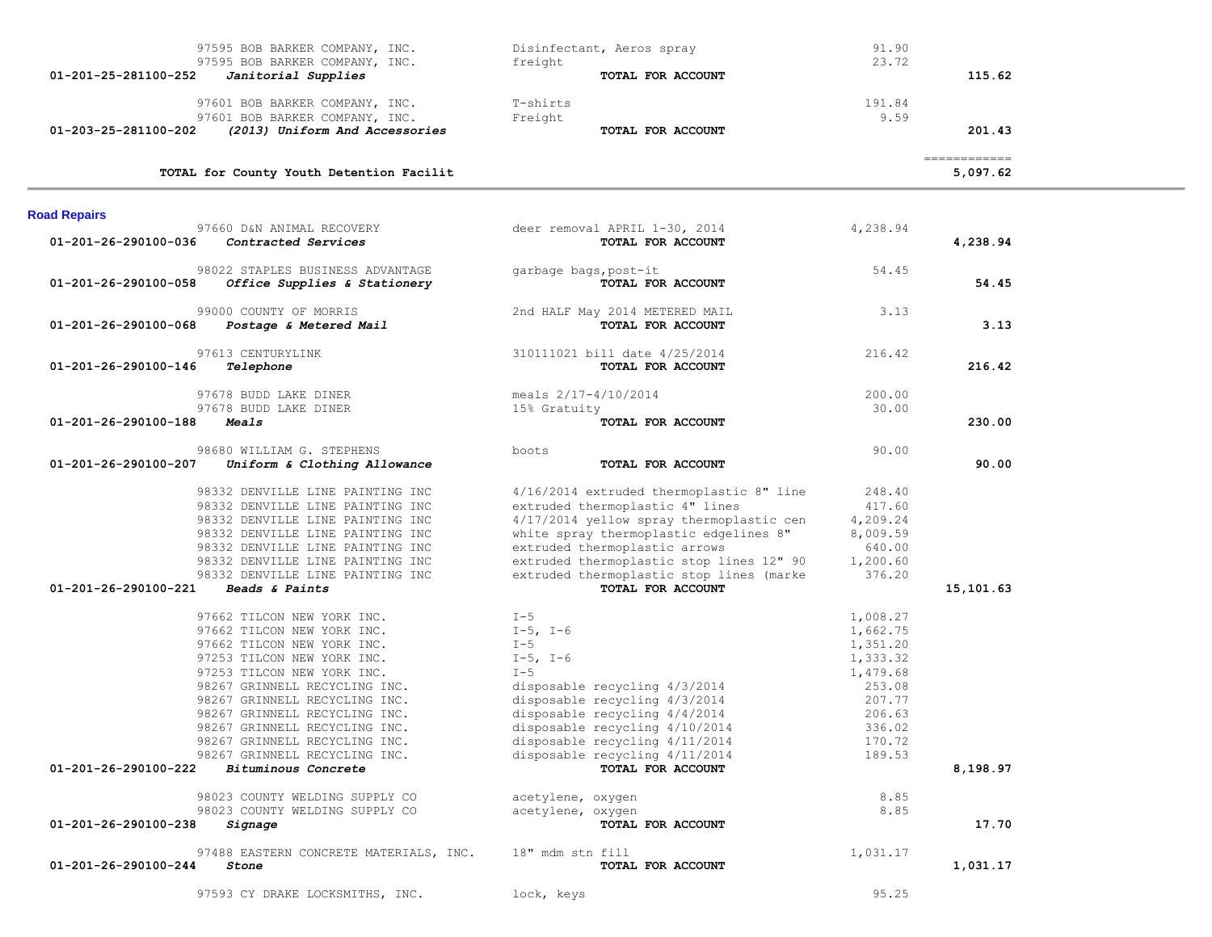| Account | Vendor / Account Name | Description | Amount | Total |
|---|---|---|---|---|
| | 97595 BOB BARKER COMPANY, INC. | Disinfectant, Aeros spray | 91.90 | |
| | 97595 BOB BARKER COMPANY, INC. | freight | 23.72 | |
| 01-201-25-281100-252 | ***Janitorial Supplies*** | **TOTAL FOR ACCOUNT** | | **115.62** |
| | 97601 BOB BARKER COMPANY, INC. | T-shirts | 191.84 | |
| | 97601 BOB BARKER COMPANY, INC. | Freight | 9.59 | |
| 01-203-25-281100-202 | ***(2013) Uniform And Accessories*** | **TOTAL FOR ACCOUNT** | | **201.43** |
| | | | | ============ |
| | **TOTAL for County Youth Detention Facilit** | | | **5,097.62** |

**Road Repairs**

| Account | Vendor / Account Name | Description | Amount | Total |
|---|---|---|---|---|
| | 97660 D&N ANIMAL RECOVERY | deer removal APRIL 1-30, 2014 | 4,238.94 | |
| 01-201-26-290100-036 | ***Contracted Services*** | **TOTAL FOR ACCOUNT** | | **4,238.94** |
| | 98022 STAPLES BUSINESS ADVANTAGE | garbage bags,post-it | 54.45 | |
| 01-201-26-290100-058 | ***Office Supplies & Stationery*** | **TOTAL FOR ACCOUNT** | | **54.45** |
| | 99000 COUNTY OF MORRIS | 2nd HALF May 2014 METERED MAIL | 3.13 | |
| 01-201-26-290100-068 | ***Postage & Metered Mail*** | **TOTAL FOR ACCOUNT** | | **3.13** |
| | 97613 CENTURYLINK | 310111021 bill date 4/25/2014 | 216.42 | |
| 01-201-26-290100-146 | ***Telephone*** | **TOTAL FOR ACCOUNT** | | **216.42** |
| | 97678 BUDD LAKE DINER | meals 2/17-4/10/2014 | 200.00 | |
| | 97678 BUDD LAKE DINER | 15% Gratuity | 30.00 | |
| 01-201-26-290100-188 | ***Meals*** | **TOTAL FOR ACCOUNT** | | **230.00** |
| | 98680 WILLIAM G. STEPHENS | boots | 90.00 | |
| 01-201-26-290100-207 | ***Uniform & Clothing Allowance*** | **TOTAL FOR ACCOUNT** | | **90.00** |
| | 98332 DENVILLE LINE PAINTING INC | 4/16/2014 extruded thermoplastic 8" line | 248.40 | |
| | 98332 DENVILLE LINE PAINTING INC | extruded thermoplastic 4" lines | 417.60 | |
| | 98332 DENVILLE LINE PAINTING INC | 4/17/2014 yellow spray thermoplastic cen | 4,209.24 | |
| | 98332 DENVILLE LINE PAINTING INC | white spray thermoplastic edgelines 8" | 8,009.59 | |
| | 98332 DENVILLE LINE PAINTING INC | extruded thermoplastic arrows | 640.00 | |
| | 98332 DENVILLE LINE PAINTING INC | extruded thermoplastic stop lines 12" 90 | 1,200.60 | |
| | 98332 DENVILLE LINE PAINTING INC | extruded thermoplastic stop lines (marke | 376.20 | |
| 01-201-26-290100-221 | ***Beads & Paints*** | **TOTAL FOR ACCOUNT** | | **15,101.63** |
| | 97662 TILCON NEW YORK INC. | I-5 | 1,008.27 | |
| | 97662 TILCON NEW YORK INC. | I-5, I-6 | 1,662.75 | |
| | 97662 TILCON NEW YORK INC. | I-5 | 1,351.20 | |
| | 97253 TILCON NEW YORK INC. | I-5, I-6 | 1,333.32 | |
| | 97253 TILCON NEW YORK INC. | I-5 | 1,479.68 | |
| | 98267 GRINNELL RECYCLING INC. | disposable recycling 4/3/2014 | 253.08 | |
| | 98267 GRINNELL RECYCLING INC. | disposable recycling 4/3/2014 | 207.77 | |
| | 98267 GRINNELL RECYCLING INC. | disposable recycling 4/4/2014 | 206.63 | |
| | 98267 GRINNELL RECYCLING INC. | disposable recycling 4/10/2014 | 336.02 | |
| | 98267 GRINNELL RECYCLING INC. | disposable recycling 4/11/2014 | 170.72 | |
| | 98267 GRINNELL RECYCLING INC. | disposable recycling 4/11/2014 | 189.53 | |
| 01-201-26-290100-222 | ***Bituminous Concrete*** | **TOTAL FOR ACCOUNT** | | **8,198.97** |
| | 98023 COUNTY WELDING SUPPLY CO | acetylene, oxygen | 8.85 | |
| | 98023 COUNTY WELDING SUPPLY CO | acetylene, oxygen | 8.85 | |
| 01-201-26-290100-238 | ***Signage*** | **TOTAL FOR ACCOUNT** | | **17.70** |
| | 97488 EASTERN CONCRETE MATERIALS, INC. | 18" mdm stn fill | 1,031.17 | |
| 01-201-26-290100-244 | ***Stone*** | **TOTAL FOR ACCOUNT** | | **1,031.17** |
| | 97593 CY DRAKE LOCKSMITHS, INC. | lock, keys | 95.25 | |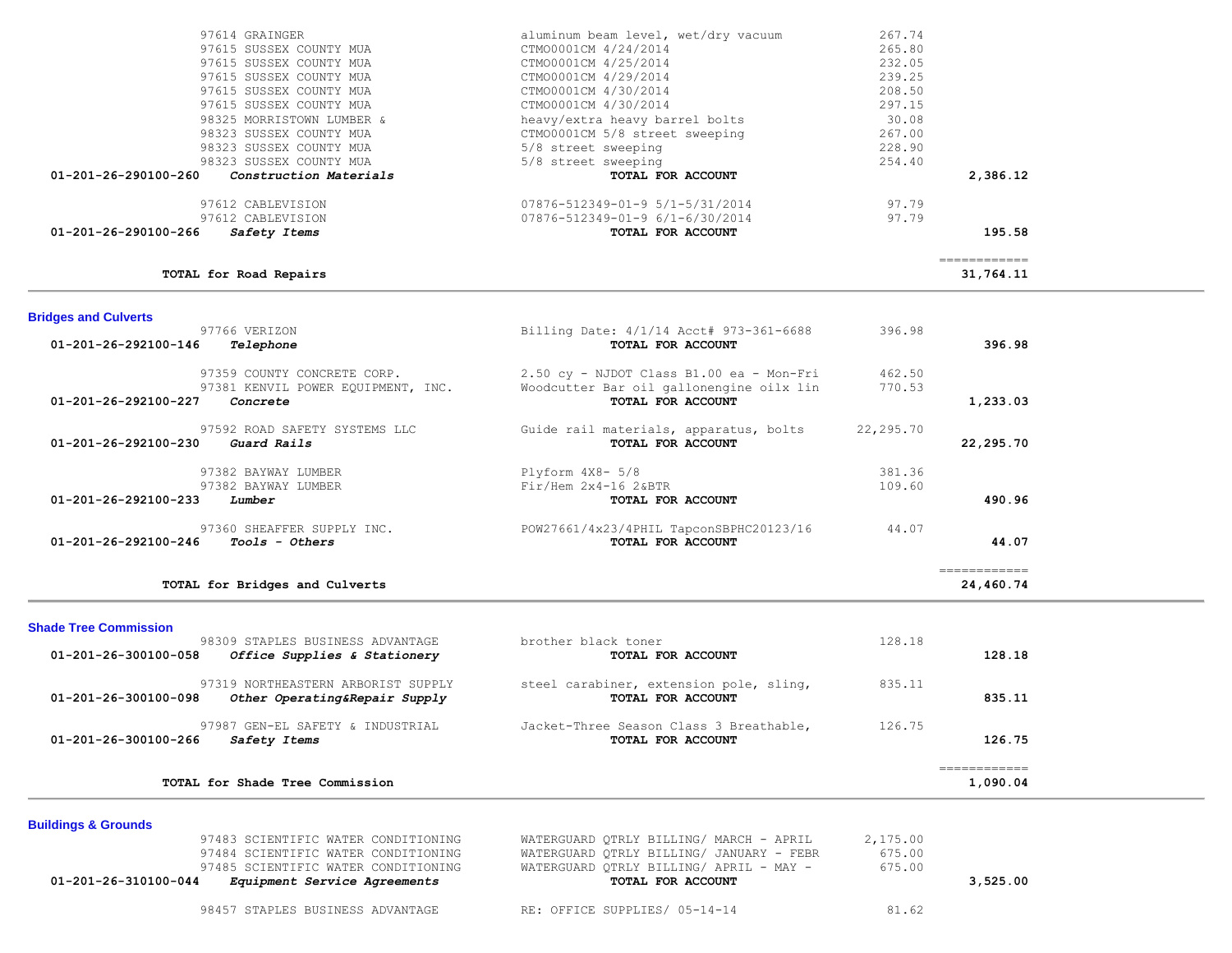| Account | Vendor / Description | Detail | Amount | Total |
|---|---|---|---|---|
| | 97614 GRAINGER | aluminum beam level, wet/dry vacuum | 267.74 | |
| | 97615 SUSSEX COUNTY MUA | CTMO0001CM 4/24/2014 | 265.80 | |
| | 97615 SUSSEX COUNTY MUA | CTMO0001CM 4/25/2014 | 232.05 | |
| | 97615 SUSSEX COUNTY MUA | CTMO0001CM 4/29/2014 | 239.25 | |
| | 97615 SUSSEX COUNTY MUA | CTMO0001CM 4/30/2014 | 208.50 | |
| | 97615 SUSSEX COUNTY MUA | CTMO0001CM 4/30/2014 | 297.15 | |
| | 98325 MORRISTOWN LUMBER & | heavy/extra heavy barrel bolts | 30.08 | |
| | 98323 SUSSEX COUNTY MUA | CTMO0001CM 5/8 street sweeping | 267.00 | |
| | 98323 SUSSEX COUNTY MUA | 5/8 street sweeping | 228.90 | |
| | 98323 SUSSEX COUNTY MUA | 5/8 street sweeping | 254.40 | |
| **01-201-26-290100-260** | ***Construction Materials*** | **TOTAL FOR ACCOUNT** | | **2,386.12** |
| | 97612 CABLEVISION | 07876-512349-01-9 5/1-5/31/2014 | 97.79 | |
| | 97612 CABLEVISION | 07876-512349-01-9 6/1-6/30/2014 | 97.79 | |
| **01-201-26-290100-266** | ***Safety Items*** | **TOTAL FOR ACCOUNT** | | **195.58** |
| | **TOTAL for Road Repairs** | | | **31,764.11** |

## Bridges and Culverts

| Account | Vendor / Description | Detail | Amount | Total |
|---|---|---|---|---|
| | 97766 VERIZON | Billing Date: 4/1/14 Acct# 973-361-6688 | 396.98 | |
| **01-201-26-292100-146** | ***Telephone*** | **TOTAL FOR ACCOUNT** | | **396.98** |
| | 97359 COUNTY CONCRETE CORP. | 2.50 cy - NJDOT Class B1.00 ea - Mon-Fri | 462.50 | |
| | 97381 KENVIL POWER EQUIPMENT, INC. | Woodcutter Bar oil gallonengine oilx lin | 770.53 | |
| **01-201-26-292100-227** | ***Concrete*** | **TOTAL FOR ACCOUNT** | | **1,233.03** |
| | 97592 ROAD SAFETY SYSTEMS LLC | Guide rail materials, apparatus, bolts | 22,295.70 | |
| **01-201-26-292100-230** | ***Guard Rails*** | **TOTAL FOR ACCOUNT** | | **22,295.70** |
| | 97382 BAYWAY LUMBER | Plyform 4X8- 5/8 | 381.36 | |
| | 97382 BAYWAY LUMBER | Fir/Hem 2x4-16 2&BTR | 109.60 | |
| **01-201-26-292100-233** | ***Lumber*** | **TOTAL FOR ACCOUNT** | | **490.96** |
| | 97360 SHEAFFER SUPPLY INC. | POW27661/4x23/4PHIL TapconSBPHC20123/16 | 44.07 | |
| **01-201-26-292100-246** | ***Tools - Others*** | **TOTAL FOR ACCOUNT** | | **44.07** |
| | **TOTAL for Bridges and Culverts** | | | **24,460.74** |

## Shade Tree Commission

| Account | Vendor / Description | Detail | Amount | Total |
|---|---|---|---|---|
| | 98309 STAPLES BUSINESS ADVANTAGE | brother black toner | 128.18 | |
| **01-201-26-300100-058** | ***Office Supplies & Stationery*** | **TOTAL FOR ACCOUNT** | | **128.18** |
| | 97319 NORTHEASTERN ARBORIST SUPPLY | steel carabiner, extension pole, sling, | 835.11 | |
| **01-201-26-300100-098** | ***Other Operating&Repair Supply*** | **TOTAL FOR ACCOUNT** | | **835.11** |
| | 97987 GEN-EL SAFETY & INDUSTRIAL | Jacket-Three Season Class 3 Breathable, | 126.75 | |
| **01-201-26-300100-266** | ***Safety Items*** | **TOTAL FOR ACCOUNT** | | **126.75** |
| | **TOTAL for Shade Tree Commission** | | | **1,090.04** |

## Buildings & Grounds

| Account | Vendor / Description | Detail | Amount | Total |
|---|---|---|---|---|
| | 97483 SCIENTIFIC WATER CONDITIONING | WATERGUARD QTRLY BILLING/ MARCH - APRIL | 2,175.00 | |
| | 97484 SCIENTIFIC WATER CONDITIONING | WATERGUARD QTRLY BILLING/ JANUARY - FEBR | 675.00 | |
| | 97485 SCIENTIFIC WATER CONDITIONING | WATERGUARD QTRLY BILLING/ APRIL - MAY - | 675.00 | |
| **01-201-26-310100-044** | ***Equipment Service Agreements*** | **TOTAL FOR ACCOUNT** | | **3,525.00** |
| | 98457 STAPLES BUSINESS ADVANTAGE | RE: OFFICE SUPPLIES/ 05-14-14 | 81.62 | |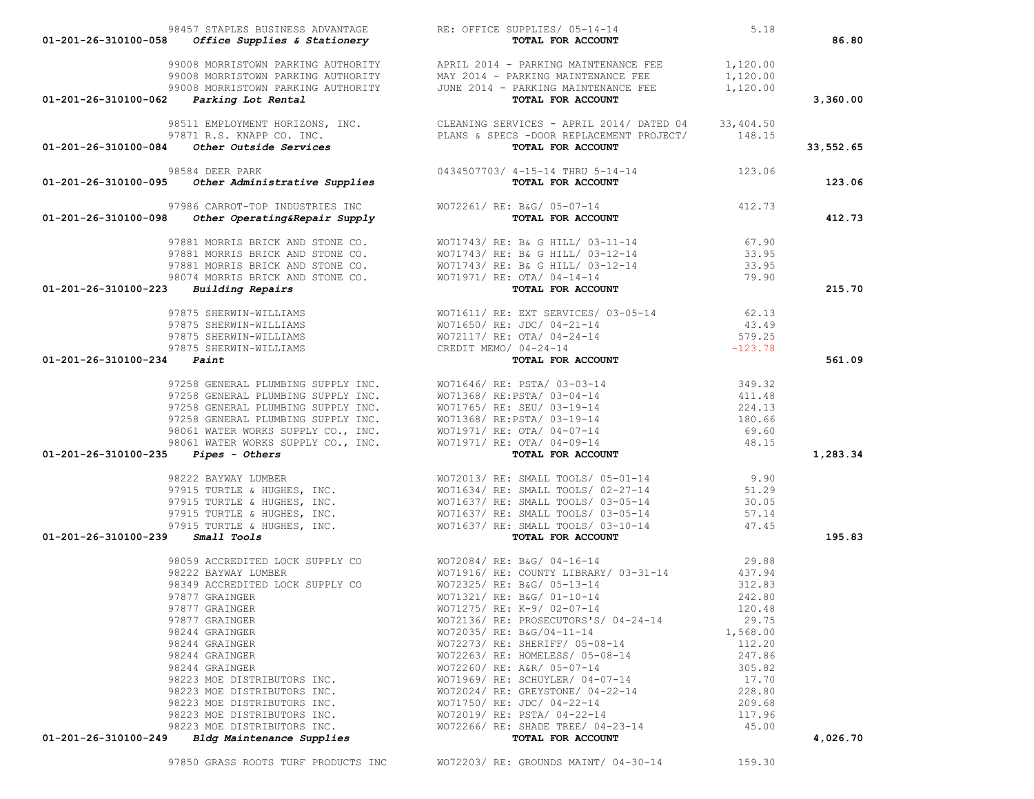| Account | Vendor | Description | Amount | Total |
|---|---|---|---|---|
| | 98457 STAPLES BUSINESS ADVANTAGE | RE: OFFICE SUPPLIES/ 05-14-14 | 5.18 | |
| 01-201-26-310100-058 *Office Supplies & Stationery* | | **TOTAL FOR ACCOUNT** | | 86.80 |
| | 99008 MORRISTOWN PARKING AUTHORITY | APRIL 2014 - PARKING MAINTENANCE FEE | 1,120.00 | |
| | 99008 MORRISTOWN PARKING AUTHORITY | MAY 2014 - PARKING MAINTENANCE FEE | 1,120.00 | |
| | 99008 MORRISTOWN PARKING AUTHORITY | JUNE 2014 - PARKING MAINTENANCE FEE | 1,120.00 | |
| 01-201-26-310100-062 *Parking Lot Rental* | | **TOTAL FOR ACCOUNT** | | 3,360.00 |
| | 98511 EMPLOYMENT HORIZONS, INC. | CLEANING SERVICES - APRIL 2014/ DATED 04 | 33,404.50 | |
| | 97871 R.S. KNAPP CO. INC. | PLANS & SPECS -DOOR REPLACEMENT PROJECT/ | 148.15 | |
| 01-201-26-310100-084 *Other Outside Services* | | **TOTAL FOR ACCOUNT** | | 33,552.65 |
| | 98584 DEER PARK | 0434507703/ 4-15-14 THRU 5-14-14 | 123.06 | |
| 01-201-26-310100-095 *Other Administrative Supplies* | | **TOTAL FOR ACCOUNT** | | 123.06 |
| | 97986 CARROT-TOP INDUSTRIES INC | WO72261/ RE: B&G/ 05-07-14 | 412.73 | |
| 01-201-26-310100-098 *Other Operating&Repair Supply* | | **TOTAL FOR ACCOUNT** | | 412.73 |
| | 97881 MORRIS BRICK AND STONE CO. | WO71743/ RE: B& G HILL/ 03-11-14 | 67.90 | |
| | 97881 MORRIS BRICK AND STONE CO. | WO71743/ RE: B& G HILL/ 03-12-14 | 33.95 | |
| | 97881 MORRIS BRICK AND STONE CO. | WO71743/ RE: B& G HILL/ 03-12-14 | 33.95 | |
| | 98074 MORRIS BRICK AND STONE CO. | WO71971/ RE: OTA/ 04-14-14 | 79.90 | |
| 01-201-26-310100-223 *Building Repairs* | | **TOTAL FOR ACCOUNT** | | 215.70 |
| | 97875 SHERWIN-WILLIAMS | WO71611/ RE: EXT SERVICES/ 03-05-14 | 62.13 | |
| | 97875 SHERWIN-WILLIAMS | WO71650/ RE: JDC/ 04-21-14 | 43.49 | |
| | 97875 SHERWIN-WILLIAMS | WO72117/ RE: OTA/ 04-24-14 | 579.25 | |
| | 97875 SHERWIN-WILLIAMS | CREDIT MEMO/ 04-24-14 | -123.78 | |
| 01-201-26-310100-234 *Paint* | | **TOTAL FOR ACCOUNT** | | 561.09 |
| | 97258 GENERAL PLUMBING SUPPLY INC. | WO71646/ RE: PSTA/ 03-03-14 | 349.32 | |
| | 97258 GENERAL PLUMBING SUPPLY INC. | WO71368/ RE:PSTA/ 03-04-14 | 411.48 | |
| | 97258 GENERAL PLUMBING SUPPLY INC. | WO71765/ RE: SEU/ 03-19-14 | 224.13 | |
| | 97258 GENERAL PLUMBING SUPPLY INC. | WO71368/ RE:PSTA/ 03-19-14 | 180.66 | |
| | 98061 WATER WORKS SUPPLY CO., INC. | WO71971/ RE: OTA/ 04-07-14 | 69.60 | |
| | 98061 WATER WORKS SUPPLY CO., INC. | WO71971/ RE: OTA/ 04-09-14 | 48.15 | |
| 01-201-26-310100-235 *Pipes - Others* | | **TOTAL FOR ACCOUNT** | | 1,283.34 |
| | 98222 BAYWAY LUMBER | WO72013/ RE: SMALL TOOLS/ 05-01-14 | 9.90 | |
| | 97915 TURTLE & HUGHES, INC. | WO71634/ RE: SMALL TOOLS/ 02-27-14 | 51.29 | |
| | 97915 TURTLE & HUGHES, INC. | WO71637/ RE: SMALL TOOLS/ 03-05-14 | 30.05 | |
| | 97915 TURTLE & HUGHES, INC. | WO71637/ RE: SMALL TOOLS/ 03-05-14 | 57.14 | |
| | 97915 TURTLE & HUGHES, INC. | WO71637/ RE: SMALL TOOLS/ 03-10-14 | 47.45 | |
| 01-201-26-310100-239 *Small Tools* | | **TOTAL FOR ACCOUNT** | | 195.83 |
| | 98059 ACCREDITED LOCK SUPPLY CO | WO72084/ RE: B&G/ 04-16-14 | 29.88 | |
| | 98222 BAYWAY LUMBER | WO71916/ RE: COUNTY LIBRARY/ 03-31-14 | 437.94 | |
| | 98349 ACCREDITED LOCK SUPPLY CO | WO72325/ RE: B&G/ 05-13-14 | 312.83 | |
| | 97877 GRAINGER | WO71321/ RE: B&G/ 01-10-14 | 242.80 | |
| | 97877 GRAINGER | WO71275/ RE: K-9/ 02-07-14 | 120.48 | |
| | 97877 GRAINGER | WO72136/ RE: PROSECUTORS'S/ 04-24-14 | 29.75 | |
| | 98244 GRAINGER | WO72035/ RE: B&G/04-11-14 | 1,568.00 | |
| | 98244 GRAINGER | WO72273/ RE: SHERIFF/ 05-08-14 | 112.20 | |
| | 98244 GRAINGER | WO72263/ RE: HOMELESS/ 05-08-14 | 247.86 | |
| | 98244 GRAINGER | WO72260/ RE: A&R/ 05-07-14 | 305.82 | |
| | 98223 MOE DISTRIBUTORS INC. | WO71969/ RE: SCHUYLER/ 04-07-14 | 17.70 | |
| | 98223 MOE DISTRIBUTORS INC. | WO72024/ RE: GREYSTONE/ 04-22-14 | 228.80 | |
| | 98223 MOE DISTRIBUTORS INC. | WO71750/ RE: JDC/ 04-22-14 | 209.68 | |
| | 98223 MOE DISTRIBUTORS INC. | WO72019/ RE: PSTA/ 04-22-14 | 117.96 | |
| | 98223 MOE DISTRIBUTORS INC. | WO72266/ RE: SHADE TREE/ 04-23-14 | 45.00 | |
| 01-201-26-310100-249 *Bldg Maintenance Supplies* | | **TOTAL FOR ACCOUNT** | | 4,026.70 |
| | 97850 GRASS ROOTS TURF PRODUCTS INC | WO72203/ RE: GROUNDS MAINT/ 04-30-14 | 159.30 | |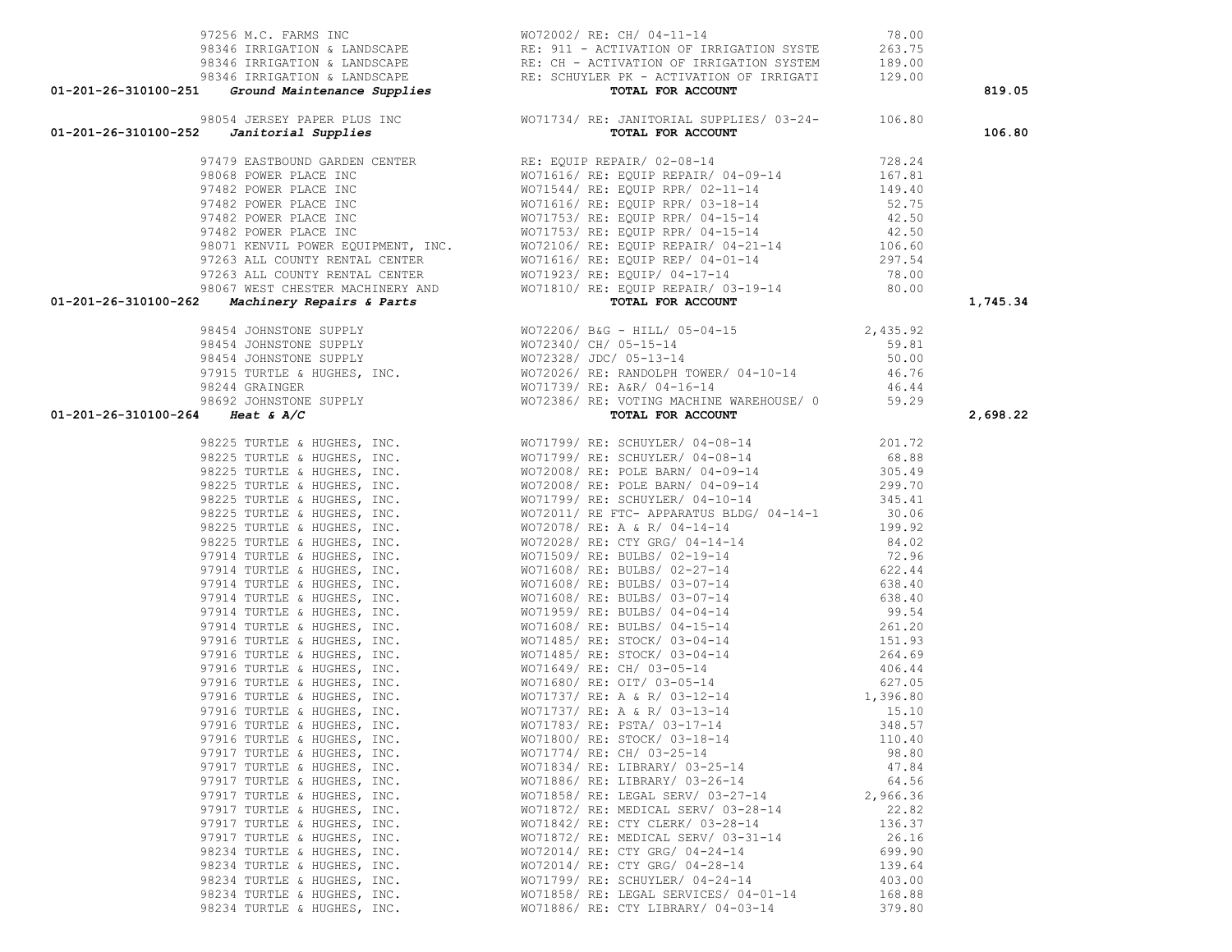| Account | Vendor | Description | Amount | Total |
|---|---|---|---|---|
| | 97256 M.C. FARMS INC | WO72002/ RE: CH/ 04-11-14 | 78.00 | |
| | 98346 IRRIGATION & LANDSCAPE | RE: 911 - ACTIVATION OF IRRIGATION SYSTE | 263.75 | |
| | 98346 IRRIGATION & LANDSCAPE | RE: CH - ACTIVATION OF IRRIGATION SYSTEM | 189.00 | |
| | 98346 IRRIGATION & LANDSCAPE | RE: SCHUYLER PK - ACTIVATION OF IRRIGATI | 129.00 | |
| **01-201-26-310100-251** | ***Ground Maintenance Supplies*** | **TOTAL FOR ACCOUNT** | | **819.05** |
| | 98054 JERSEY PAPER PLUS INC | WO71734/ RE: JANITORIAL SUPPLIES/ 03-24- | 106.80 | |
| **01-201-26-310100-252** | ***Janitorial Supplies*** | **TOTAL FOR ACCOUNT** | | **106.80** |
| | 97479 EASTBOUND GARDEN CENTER | RE: EQUIP REPAIR/ 02-08-14 | 728.24 | |
| | 98068 POWER PLACE INC | WO71616/ RE: EQUIP REPAIR/ 04-09-14 | 167.81 | |
| | 97482 POWER PLACE INC | WO71544/ RE: EQUIP RPR/ 02-11-14 | 149.40 | |
| | 97482 POWER PLACE INC | WO71616/ RE: EQUIP RPR/ 03-18-14 | 52.75 | |
| | 97482 POWER PLACE INC | WO71753/ RE: EQUIP RPR/ 04-15-14 | 42.50 | |
| | 97482 POWER PLACE INC | WO71753/ RE: EQUIP RPR/ 04-15-14 | 42.50 | |
| | 98071 KENVIL POWER EQUIPMENT, INC. | WO72106/ RE: EQUIP REPAIR/ 04-21-14 | 106.60 | |
| | 97263 ALL COUNTY RENTAL CENTER | WO71616/ RE: EQUIP REP/ 04-01-14 | 297.54 | |
| | 97263 ALL COUNTY RENTAL CENTER | WO71923/ RE: EQUIP/ 04-17-14 | 78.00 | |
| | 98067 WEST CHESTER MACHINERY AND | WO71810/ RE: EQUIP REPAIR/ 03-19-14 | 80.00 | |
| **01-201-26-310100-262** | ***Machinery Repairs & Parts*** | **TOTAL FOR ACCOUNT** | | **1,745.34** |
| | 98454 JOHNSTONE SUPPLY | WO72206/ B&G - HILL/ 05-04-15 | 2,435.92 | |
| | 98454 JOHNSTONE SUPPLY | WO72340/ CH/ 05-15-14 | 59.81 | |
| | 98454 JOHNSTONE SUPPLY | WO72328/ JDC/ 05-13-14 | 50.00 | |
| | 97915 TURTLE & HUGHES, INC. | WO72026/ RE: RANDOLPH TOWER/ 04-10-14 | 46.76 | |
| | 98244 GRAINGER | WO71739/ RE: A&R/ 04-16-14 | 46.44 | |
| | 98692 JOHNSTONE SUPPLY | WO72386/ RE: VOTING MACHINE WAREHOUSE/ 0 | 59.29 | |
| **01-201-26-310100-264** | ***Heat & A/C*** | **TOTAL FOR ACCOUNT** | | **2,698.22** |
| | 98225 TURTLE & HUGHES, INC. | WO71799/ RE: SCHUYLER/ 04-08-14 | 201.72 | |
| | 98225 TURTLE & HUGHES, INC. | WO71799/ RE: SCHUYLER/ 04-08-14 | 68.88 | |
| | 98225 TURTLE & HUGHES, INC. | WO72008/ RE: POLE BARN/ 04-09-14 | 305.49 | |
| | 98225 TURTLE & HUGHES, INC. | WO72008/ RE: POLE BARN/ 04-09-14 | 299.70 | |
| | 98225 TURTLE & HUGHES, INC. | WO71799/ RE: SCHUYLER/ 04-10-14 | 345.41 | |
| | 98225 TURTLE & HUGHES, INC. | WO72011/ RE FTC- APPARATUS BLDG/ 04-14-1 | 30.06 | |
| | 98225 TURTLE & HUGHES, INC. | WO72078/ RE: A & R/ 04-14-14 | 199.92 | |
| | 98225 TURTLE & HUGHES, INC. | WO72028/ RE: CTY GRG/ 04-14-14 | 84.02 | |
| | 97914 TURTLE & HUGHES, INC. | WO71509/ RE: BULBS/ 02-19-14 | 72.96 | |
| | 97914 TURTLE & HUGHES, INC. | WO71608/ RE: BULBS/ 02-27-14 | 622.44 | |
| | 97914 TURTLE & HUGHES, INC. | WO71608/ RE: BULBS/ 03-07-14 | 638.40 | |
| | 97914 TURTLE & HUGHES, INC. | WO71608/ RE: BULBS/ 03-07-14 | 638.40 | |
| | 97914 TURTLE & HUGHES, INC. | WO71959/ RE: BULBS/ 04-04-14 | 99.54 | |
| | 97914 TURTLE & HUGHES, INC. | WO71608/ RE: BULBS/ 04-15-14 | 261.20 | |
| | 97916 TURTLE & HUGHES, INC. | WO71485/ RE: STOCK/ 03-04-14 | 151.93 | |
| | 97916 TURTLE & HUGHES, INC. | WO71485/ RE: STOCK/ 03-04-14 | 264.69 | |
| | 97916 TURTLE & HUGHES, INC. | WO71649/ RE: CH/ 03-05-14 | 406.44 | |
| | 97916 TURTLE & HUGHES, INC. | WO71680/ RE: OIT/ 03-05-14 | 627.05 | |
| | 97916 TURTLE & HUGHES, INC. | WO71737/ RE: A & R/ 03-12-14 | 1,396.80 | |
| | 97916 TURTLE & HUGHES, INC. | WO71737/ RE: A & R/ 03-13-14 | 15.10 | |
| | 97916 TURTLE & HUGHES, INC. | WO71783/ RE: PSTA/ 03-17-14 | 348.57 | |
| | 97916 TURTLE & HUGHES, INC. | WO71800/ RE: STOCK/ 03-18-14 | 110.40 | |
| | 97917 TURTLE & HUGHES, INC. | WO71774/ RE: CH/ 03-25-14 | 98.80 | |
| | 97917 TURTLE & HUGHES, INC. | WO71834/ RE: LIBRARY/ 03-25-14 | 47.84 | |
| | 97917 TURTLE & HUGHES, INC. | WO71886/ RE: LIBRARY/ 03-26-14 | 64.56 | |
| | 97917 TURTLE & HUGHES, INC. | WO71858/ RE: LEGAL SERV/ 03-27-14 | 2,966.36 | |
| | 97917 TURTLE & HUGHES, INC. | WO71872/ RE: MEDICAL SERV/ 03-28-14 | 22.82 | |
| | 97917 TURTLE & HUGHES, INC. | WO71842/ RE: CTY CLERK/ 03-28-14 | 136.37 | |
| | 97917 TURTLE & HUGHES, INC. | WO71872/ RE: MEDICAL SERV/ 03-31-14 | 26.16 | |
| | 98234 TURTLE & HUGHES, INC. | WO72014/ RE: CTY GRG/ 04-24-14 | 699.90 | |
| | 98234 TURTLE & HUGHES, INC. | WO72014/ RE: CTY GRG/ 04-28-14 | 139.64 | |
| | 98234 TURTLE & HUGHES, INC. | WO71799/ RE: SCHUYLER/ 04-24-14 | 403.00 | |
| | 98234 TURTLE & HUGHES, INC. | WO71858/ RE: LEGAL SERVICES/ 04-01-14 | 168.88 | |
| | 98234 TURTLE & HUGHES, INC. | WO71886/ RE: CTY LIBRARY/ 04-03-14 | 379.80 | |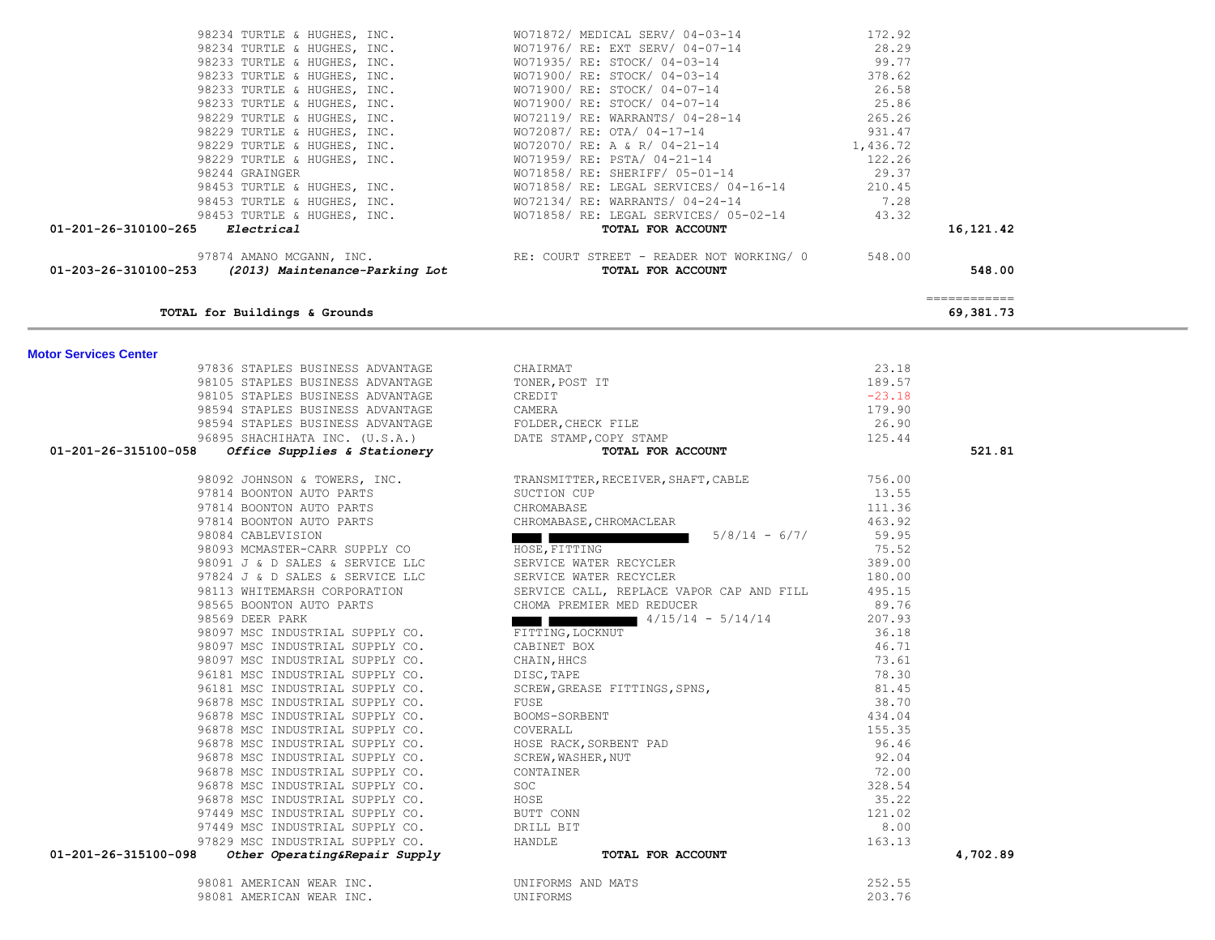| Account | Vendor | Description | Amount | Total |
|---|---|---|---|---|
| | 98234 TURTLE & HUGHES, INC. | WO71872/ MEDICAL SERV/ 04-03-14 | 172.92 | |
| | 98234 TURTLE & HUGHES, INC. | WO71976/ RE: EXT SERV/ 04-07-14 | 28.29 | |
| | 98233 TURTLE & HUGHES, INC. | WO71935/ RE: STOCK/ 04-03-14 | 99.77 | |
| | 98233 TURTLE & HUGHES, INC. | WO71900/ RE: STOCK/ 04-03-14 | 378.62 | |
| | 98233 TURTLE & HUGHES, INC. | WO71900/ RE: STOCK/ 04-07-14 | 26.58 | |
| | 98233 TURTLE & HUGHES, INC. | WO71900/ RE: STOCK/ 04-07-14 | 25.86 | |
| | 98229 TURTLE & HUGHES, INC. | WO72119/ RE: WARRANTS/ 04-28-14 | 265.26 | |
| | 98229 TURTLE & HUGHES, INC. | WO72087/ RE: OTA/ 04-17-14 | 931.47 | |
| | 98229 TURTLE & HUGHES, INC. | WO72070/ RE: A & R/ 04-21-14 | 1,436.72 | |
| | 98229 TURTLE & HUGHES, INC. | WO71959/ RE: PSTA/ 04-21-14 | 122.26 | |
| | 98244 GRAINGER | WO71858/ RE: SHERIFF/ 05-01-14 | 29.37 | |
| | 98453 TURTLE & HUGHES, INC. | WO71858/ RE: LEGAL SERVICES/ 04-16-14 | 210.45 | |
| | 98453 TURTLE & HUGHES, INC. | WO72134/ RE: WARRANTS/ 04-24-14 | 7.28 | |
| | 98453 TURTLE & HUGHES, INC. | WO71858/ RE: LEGAL SERVICES/ 05-02-14 | 43.32 | |
| **01-201-26-310100-265** | ***Electrical*** | **TOTAL FOR ACCOUNT** | | **16,121.42** |
| | 97874 AMANO MCGANN, INC. | RE: COURT STREET - READER NOT WORKING/ 0 | 548.00 | |
| **01-203-26-310100-253** | ***(2013) Maintenance-Parking Lot*** | **TOTAL FOR ACCOUNT** | | **548.00** |
| | **TOTAL for Buildings & Grounds** | | | **69,381.73** |

## Motor Services Center

| Account | Vendor | Description | Amount | Total |
|---|---|---|---|---|
| | 97836 STAPLES BUSINESS ADVANTAGE | CHAIRMAT | 23.18 | |
| | 98105 STAPLES BUSINESS ADVANTAGE | TONER, POST IT | 189.57 | |
| | 98105 STAPLES BUSINESS ADVANTAGE | CREDIT | -23.18 | |
| | 98594 STAPLES BUSINESS ADVANTAGE | CAMERA | 179.90 | |
| | 98594 STAPLES BUSINESS ADVANTAGE | FOLDER, CHECK FILE | 26.90 | |
| | 96895 SHACHIHATA INC. (U.S.A.) | DATE STAMP, COPY STAMP | 125.44 | |
| **01-201-26-315100-058** | ***Office Supplies & Stationery*** | **TOTAL FOR ACCOUNT** | | **521.81** |
| | 98092 JOHNSON & TOWERS, INC. | TRANSMITTER, RECEIVER, SHAFT, CABLE | 756.00 | |
| | 97814 BOONTON AUTO PARTS | SUCTION CUP | 13.55 | |
| | 97814 BOONTON AUTO PARTS | CHROMABASE | 111.36 | |
| | 97814 BOONTON AUTO PARTS | CHROMABASE, CHROMACLEAR | 463.92 | |
| | 98084 CABLEVISION | [REDACTED] 5/8/14 - 6/7/ | 59.95 | |
| | 98093 MCMASTER-CARR SUPPLY CO | HOSE, FITTING | 75.52 | |
| | 98091 J & D SALES & SERVICE LLC | SERVICE WATER RECYCLER | 389.00 | |
| | 97824 J & D SALES & SERVICE LLC | SERVICE WATER RECYCLER | 180.00 | |
| | 98113 WHITEMARSH CORPORATION | SERVICE CALL, REPLACE VAPOR CAP AND FILL | 495.15 | |
| | 98565 BOONTON AUTO PARTS | CHOMA PREMIER MED REDUCER | 89.76 | |
| | 98569 DEER PARK | [REDACTED] 4/15/14 - 5/14/14 | 207.93 | |
| | 98097 MSC INDUSTRIAL SUPPLY CO. | FITTING, LOCKNUT | 36.18 | |
| | 98097 MSC INDUSTRIAL SUPPLY CO. | CABINET BOX | 46.71 | |
| | 98097 MSC INDUSTRIAL SUPPLY CO. | CHAIN, HHCS | 73.61 | |
| | 96181 MSC INDUSTRIAL SUPPLY CO. | DISC, TAPE | 78.30 | |
| | 96181 MSC INDUSTRIAL SUPPLY CO. | SCREW, GREASE FITTINGS, SPNS, | 81.45 | |
| | 96878 MSC INDUSTRIAL SUPPLY CO. | FUSE | 38.70 | |
| | 96878 MSC INDUSTRIAL SUPPLY CO. | BOOMS-SORBENT | 434.04 | |
| | 96878 MSC INDUSTRIAL SUPPLY CO. | COVERALL | 155.35 | |
| | 96878 MSC INDUSTRIAL SUPPLY CO. | HOSE RACK, SORBENT PAD | 96.46 | |
| | 96878 MSC INDUSTRIAL SUPPLY CO. | SCREW, WASHER, NUT | 92.04 | |
| | 96878 MSC INDUSTRIAL SUPPLY CO. | CONTAINER | 72.00 | |
| | 96878 MSC INDUSTRIAL SUPPLY CO. | SOC | 328.54 | |
| | 96878 MSC INDUSTRIAL SUPPLY CO. | HOSE | 35.22 | |
| | 97449 MSC INDUSTRIAL SUPPLY CO. | BUTT CONN | 121.02 | |
| | 97449 MSC INDUSTRIAL SUPPLY CO. | DRILL BIT | 8.00 | |
| | 97829 MSC INDUSTRIAL SUPPLY CO. | HANDLE | 163.13 | |
| **01-201-26-315100-098** | ***Other Operating&Repair Supply*** | **TOTAL FOR ACCOUNT** | | **4,702.89** |
| | 98081 AMERICAN WEAR INC. | UNIFORMS AND MATS | 252.55 | |
| | 98081 AMERICAN WEAR INC. | UNIFORMS | 203.76 | |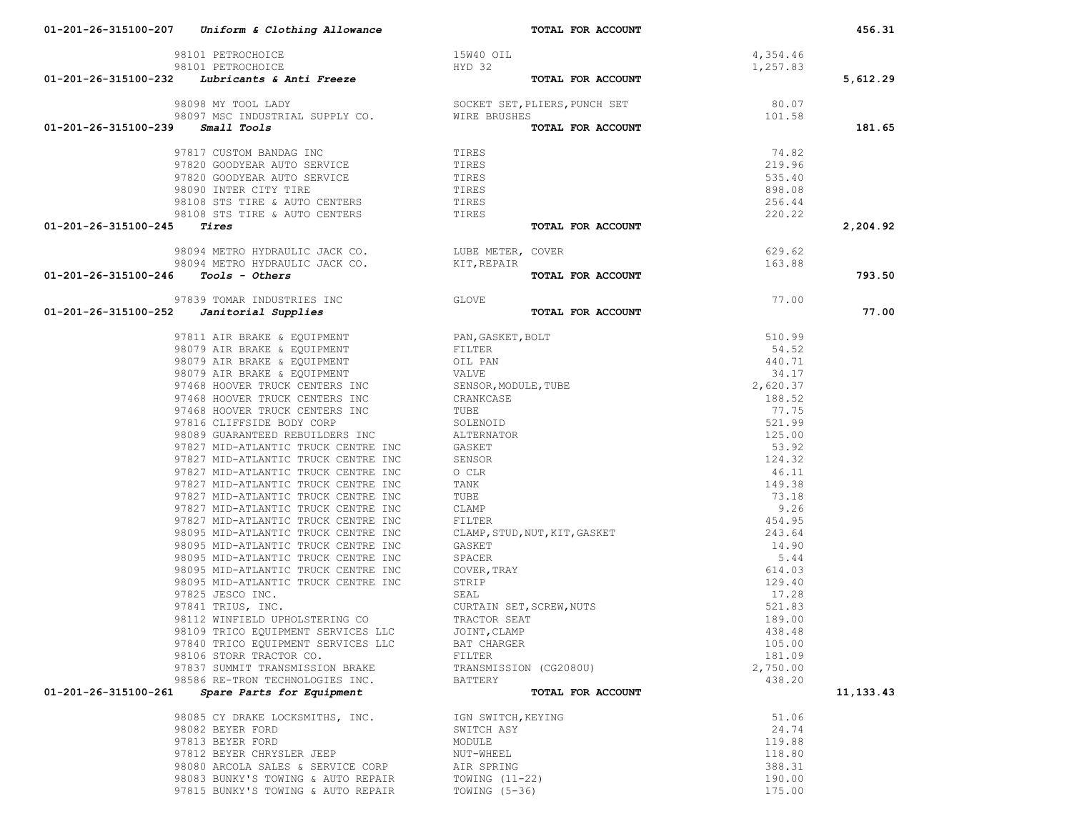| Account | Vendor | Description | Amount | Total |
|---|---|---|---|---|
| 01-201-26-315100-207 *Uniform & Clothing Allowance* | | **TOTAL FOR ACCOUNT** | | **456.31** |
| | 98101 PETROCHOICE | 15W40 OIL | 4,354.46 | |
| | 98101 PETROCHOICE | HYD 32 | 1,257.83 | |
| **01-201-26-315100-232** *Lubricants & Anti Freeze* | | **TOTAL FOR ACCOUNT** | | **5,612.29** |
| | 98098 MY TOOL LADY | SOCKET SET,PLIERS,PUNCH SET | 80.07 | |
| | 98097 MSC INDUSTRIAL SUPPLY CO. | WIRE BRUSHES | 101.58 | |
| **01-201-26-315100-239** *Small Tools* | | **TOTAL FOR ACCOUNT** | | **181.65** |
| | 97817 CUSTOM BANDAG INC | TIRES | 74.82 | |
| | 97820 GOODYEAR AUTO SERVICE | TIRES | 219.96 | |
| | 97820 GOODYEAR AUTO SERVICE | TIRES | 535.40 | |
| | 98090 INTER CITY TIRE | TIRES | 898.08 | |
| | 98108 STS TIRE & AUTO CENTERS | TIRES | 256.44 | |
| | 98108 STS TIRE & AUTO CENTERS | TIRES | 220.22 | |
| **01-201-26-315100-245** *Tires* | | **TOTAL FOR ACCOUNT** | | **2,204.92** |
| | 98094 METRO HYDRAULIC JACK CO. | LUBE METER, COVER | 629.62 | |
| | 98094 METRO HYDRAULIC JACK CO. | KIT,REPAIR | 163.88 | |
| **01-201-26-315100-246** *Tools - Others* | | **TOTAL FOR ACCOUNT** | | **793.50** |
| | 97839 TOMAR INDUSTRIES INC | GLOVE | 77.00 | |
| **01-201-26-315100-252** *Janitorial Supplies* | | **TOTAL FOR ACCOUNT** | | **77.00** |
| | 97811 AIR BRAKE & EQUIPMENT | PAN,GASKET,BOLT | 510.99 | |
| | 98079 AIR BRAKE & EQUIPMENT | FILTER | 54.52 | |
| | 98079 AIR BRAKE & EQUIPMENT | OIL PAN | 440.71 | |
| | 98079 AIR BRAKE & EQUIPMENT | VALVE | 34.17 | |
| | 97468 HOOVER TRUCK CENTERS INC | SENSOR,MODULE,TUBE | 2,620.37 | |
| | 97468 HOOVER TRUCK CENTERS INC | CRANKCASE | 188.52 | |
| | 97468 HOOVER TRUCK CENTERS INC | TUBE | 77.75 | |
| | 97816 CLIFFSIDE BODY CORP | SOLENOID | 521.99 | |
| | 98089 GUARANTEED REBUILDERS INC | ALTERNATOR | 125.00 | |
| | 97827 MID-ATLANTIC TRUCK CENTRE INC | GASKET | 53.92 | |
| | 97827 MID-ATLANTIC TRUCK CENTRE INC | SENSOR | 124.32 | |
| | 97827 MID-ATLANTIC TRUCK CENTRE INC | O CLR | 46.11 | |
| | 97827 MID-ATLANTIC TRUCK CENTRE INC | TANK | 149.38 | |
| | 97827 MID-ATLANTIC TRUCK CENTRE INC | TUBE | 73.18 | |
| | 97827 MID-ATLANTIC TRUCK CENTRE INC | CLAMP | 9.26 | |
| | 97827 MID-ATLANTIC TRUCK CENTRE INC | FILTER | 454.95 | |
| | 98095 MID-ATLANTIC TRUCK CENTRE INC | CLAMP,STUD,NUT,KIT,GASKET | 243.64 | |
| | 98095 MID-ATLANTIC TRUCK CENTRE INC | GASKET | 14.90 | |
| | 98095 MID-ATLANTIC TRUCK CENTRE INC | SPACER | 5.44 | |
| | 98095 MID-ATLANTIC TRUCK CENTRE INC | COVER,TRAY | 614.03 | |
| | 98095 MID-ATLANTIC TRUCK CENTRE INC | STRIP | 129.40 | |
| | 97825 JESCO INC. | SEAL | 17.28 | |
| | 97841 TRIUS, INC. | CURTAIN SET,SCREW,NUTS | 521.83 | |
| | 98112 WINFIELD UPHOLSTERING CO | TRACTOR SEAT | 189.00 | |
| | 98109 TRICO EQUIPMENT SERVICES LLC | JOINT,CLAMP | 438.48 | |
| | 97840 TRICO EQUIPMENT SERVICES LLC | BAT CHARGER | 105.00 | |
| | 98106 STORR TRACTOR CO. | FILTER | 181.09 | |
| | 97837 SUMMIT TRANSMISSION BRAKE | TRANSMISSION (CG2080U) | 2,750.00 | |
| | 98586 RE-TRON TECHNOLOGIES INC. | BATTERY | 438.20 | |
| **01-201-26-315100-261** *Spare Parts for Equipment* | | **TOTAL FOR ACCOUNT** | | **11,133.43** |
| | 98085 CY DRAKE LOCKSMITHS, INC. | IGN SWITCH,KEYING | 51.06 | |
| | 98082 BEYER FORD | SWITCH ASY | 24.74 | |
| | 97813 BEYER FORD | MODULE | 119.88 | |
| | 97812 BEYER CHRYSLER JEEP | NUT-WHEEL | 118.80 | |
| | 98080 ARCOLA SALES & SERVICE CORP | AIR SPRING | 388.31 | |
| | 98083 BUNKY'S TOWING & AUTO REPAIR | TOWING (11-22) | 190.00 | |
| | 97815 BUNKY'S TOWING & AUTO REPAIR | TOWING (5-36) | 175.00 | |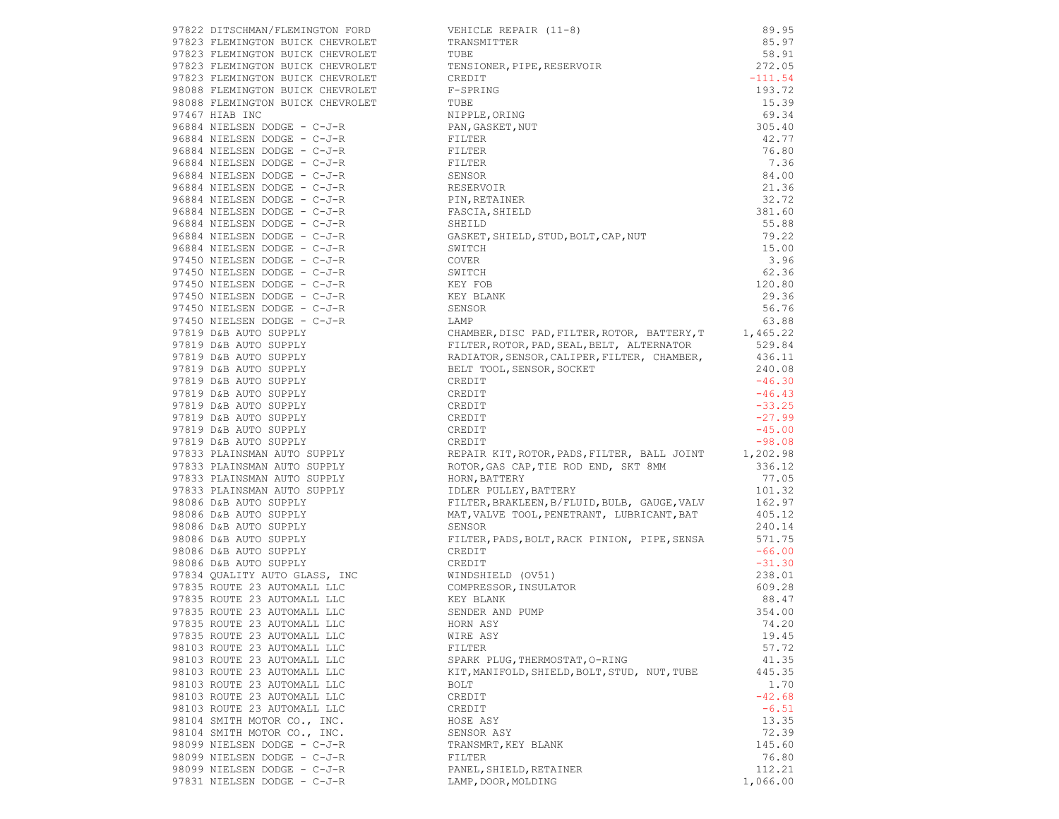| | | | |
|---|---|---|---|
| 97822 | DITSCHMAN/FLEMINGTON FORD | VEHICLE REPAIR (11-8) | 89.95 |
| 97823 | FLEMINGTON BUICK CHEVROLET | TRANSMITTER | 85.97 |
| 97823 | FLEMINGTON BUICK CHEVROLET | TUBE | 58.91 |
| 97823 | FLEMINGTON BUICK CHEVROLET | TENSIONER,PIPE,RESERVOIR | 272.05 |
| 97823 | FLEMINGTON BUICK CHEVROLET | CREDIT | -111.54 |
| 98088 | FLEMINGTON BUICK CHEVROLET | F-SPRING | 193.72 |
| 98088 | FLEMINGTON BUICK CHEVROLET | TUBE | 15.39 |
| 97467 | HIAB INC | NIPPLE,ORING | 69.34 |
| 96884 | NIELSEN DODGE - C-J-R | PAN,GASKET,NUT | 305.40 |
| 96884 | NIELSEN DODGE - C-J-R | FILTER | 42.77 |
| 96884 | NIELSEN DODGE - C-J-R | FILTER | 76.80 |
| 96884 | NIELSEN DODGE - C-J-R | FILTER | 7.36 |
| 96884 | NIELSEN DODGE - C-J-R | SENSOR | 84.00 |
| 96884 | NIELSEN DODGE - C-J-R | RESERVOIR | 21.36 |
| 96884 | NIELSEN DODGE - C-J-R | PIN,RETAINER | 32.72 |
| 96884 | NIELSEN DODGE - C-J-R | FASCIA,SHIELD | 381.60 |
| 96884 | NIELSEN DODGE - C-J-R | SHEILD | 55.88 |
| 96884 | NIELSEN DODGE - C-J-R | GASKET,SHIELD,STUD,BOLT,CAP,NUT | 79.22 |
| 96884 | NIELSEN DODGE - C-J-R | SWITCH | 15.00 |
| 97450 | NIELSEN DODGE - C-J-R | COVER | 3.96 |
| 97450 | NIELSEN DODGE - C-J-R | SWITCH | 62.36 |
| 97450 | NIELSEN DODGE - C-J-R | KEY FOB | 120.80 |
| 97450 | NIELSEN DODGE - C-J-R | KEY BLANK | 29.36 |
| 97450 | NIELSEN DODGE - C-J-R | SENSOR | 56.76 |
| 97450 | NIELSEN DODGE - C-J-R | LAMP | 63.88 |
| 97819 | D&B AUTO SUPPLY | CHAMBER,DISC PAD,FILTER,ROTOR, BATTERY,T | 1,465.22 |
| 97819 | D&B AUTO SUPPLY | FILTER,ROTOR,PAD,SEAL,BELT, ALTERNATOR | 529.84 |
| 97819 | D&B AUTO SUPPLY | RADIATOR,SENSOR,CALIPER,FILTER, CHAMBER, | 436.11 |
| 97819 | D&B AUTO SUPPLY | BELT TOOL,SENSOR,SOCKET | 240.08 |
| 97819 | D&B AUTO SUPPLY | CREDIT | -46.30 |
| 97819 | D&B AUTO SUPPLY | CREDIT | -46.43 |
| 97819 | D&B AUTO SUPPLY | CREDIT | -33.25 |
| 97819 | D&B AUTO SUPPLY | CREDIT | -27.99 |
| 97819 | D&B AUTO SUPPLY | CREDIT | -45.00 |
| 97819 | D&B AUTO SUPPLY | CREDIT | -98.08 |
| 97833 | PLAINSMAN AUTO SUPPLY | REPAIR KIT,ROTOR,PADS,FILTER, BALL JOINT | 1,202.98 |
| 97833 | PLAINSMAN AUTO SUPPLY | ROTOR,GAS CAP,TIE ROD END, SKT 8MM | 336.12 |
| 97833 | PLAINSMAN AUTO SUPPLY | HORN,BATTERY | 77.05 |
| 97833 | PLAINSMAN AUTO SUPPLY | IDLER PULLEY,BATTERY | 101.32 |
| 98086 | D&B AUTO SUPPLY | FILTER,BRAKLEEN,B/FLUID,BULB, GAUGE,VALV | 162.97 |
| 98086 | D&B AUTO SUPPLY | MAT,VALVE TOOL,PENETRANT, LUBRICANT,BAT | 405.12 |
| 98086 | D&B AUTO SUPPLY | SENSOR | 240.14 |
| 98086 | D&B AUTO SUPPLY | FILTER,PADS,BOLT,RACK PINION, PIPE,SENSA | 571.75 |
| 98086 | D&B AUTO SUPPLY | CREDIT | -66.00 |
| 98086 | D&B AUTO SUPPLY | CREDIT | -31.30 |
| 97834 | QUALITY AUTO GLASS, INC | WINDSHIELD (OV51) | 238.01 |
| 97835 | ROUTE 23 AUTOMALL LLC | COMPRESSOR,INSULATOR | 609.28 |
| 97835 | ROUTE 23 AUTOMALL LLC | KEY BLANK | 88.47 |
| 97835 | ROUTE 23 AUTOMALL LLC | SENDER AND PUMP | 354.00 |
| 97835 | ROUTE 23 AUTOMALL LLC | HORN ASY | 74.20 |
| 97835 | ROUTE 23 AUTOMALL LLC | WIRE ASY | 19.45 |
| 98103 | ROUTE 23 AUTOMALL LLC | FILTER | 57.72 |
| 98103 | ROUTE 23 AUTOMALL LLC | SPARK PLUG,THERMOSTAT,O-RING | 41.35 |
| 98103 | ROUTE 23 AUTOMALL LLC | KIT,MANIFOLD,SHIELD,BOLT,STUD, NUT,TUBE | 445.35 |
| 98103 | ROUTE 23 AUTOMALL LLC | BOLT | 1.70 |
| 98103 | ROUTE 23 AUTOMALL LLC | CREDIT | -42.68 |
| 98103 | ROUTE 23 AUTOMALL LLC | CREDIT | -6.51 |
| 98104 | SMITH MOTOR CO., INC. | HOSE ASY | 13.35 |
| 98104 | SMITH MOTOR CO., INC. | SENSOR ASY | 72.39 |
| 98099 | NIELSEN DODGE - C-J-R | TRANSMRT,KEY BLANK | 145.60 |
| 98099 | NIELSEN DODGE - C-J-R | FILTER | 76.80 |
| 98099 | NIELSEN DODGE - C-J-R | PANEL,SHIELD,RETAINER | 112.21 |
| 97831 | NIELSEN DODGE - C-J-R | LAMP,DOOR,MOLDING | 1,066.00 |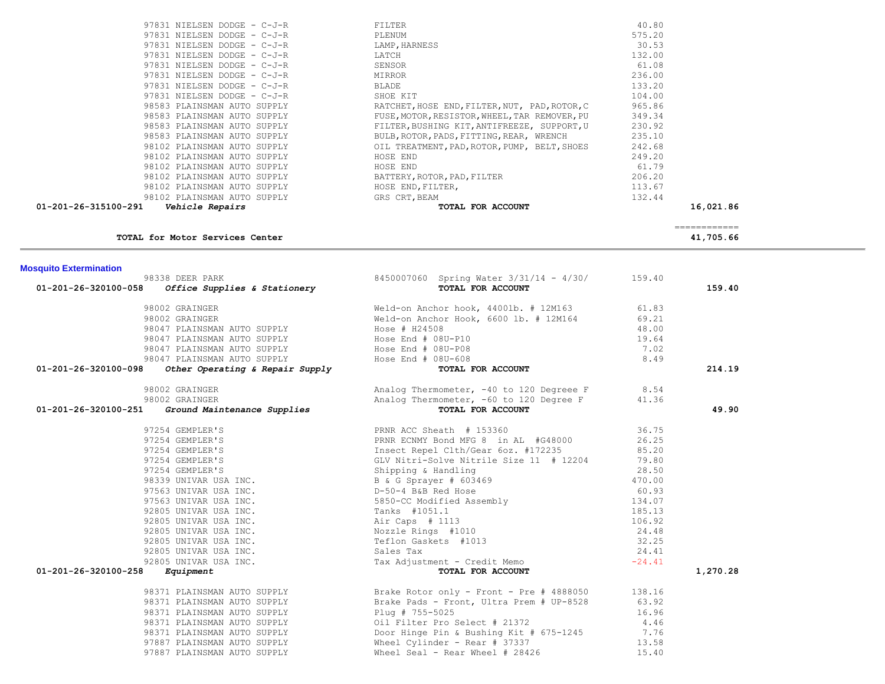| | Vendor | Description | Amount | Total |
|---|---|---|---|---|
| | 97831 NIELSEN DODGE - C-J-R | FILTER | 40.80 | |
| | 97831 NIELSEN DODGE - C-J-R | PLENUM | 575.20 | |
| | 97831 NIELSEN DODGE - C-J-R | LAMP,HARNESS | 30.53 | |
| | 97831 NIELSEN DODGE - C-J-R | LATCH | 132.00 | |
| | 97831 NIELSEN DODGE - C-J-R | SENSOR | 61.08 | |
| | 97831 NIELSEN DODGE - C-J-R | MIRROR | 236.00 | |
| | 97831 NIELSEN DODGE - C-J-R | BLADE | 133.20 | |
| | 97831 NIELSEN DODGE - C-J-R | SHOE KIT | 104.00 | |
| | 98583 PLAINSMAN AUTO SUPPLY | RATCHET,HOSE END,FILTER,NUT, PAD,ROTOR,C | 965.86 | |
| | 98583 PLAINSMAN AUTO SUPPLY | FUSE,MOTOR,RESISTOR,WHEEL,TAR REMOVER,PU | 349.34 | |
| | 98583 PLAINSMAN AUTO SUPPLY | FILTER,BUSHING KIT,ANTIFREEZE, SUPPORT,U | 230.92 | |
| | 98583 PLAINSMAN AUTO SUPPLY | BULB,ROTOR,PADS,FITTING,REAR, WRENCH | 235.10 | |
| | 98102 PLAINSMAN AUTO SUPPLY | OIL TREATMENT,PAD,ROTOR,PUMP, BELT,SHOES | 242.68 | |
| | 98102 PLAINSMAN AUTO SUPPLY | HOSE END | 249.20 | |
| | 98102 PLAINSMAN AUTO SUPPLY | HOSE END | 61.79 | |
| | 98102 PLAINSMAN AUTO SUPPLY | BATTERY,ROTOR,PAD,FILTER | 206.20 | |
| | 98102 PLAINSMAN AUTO SUPPLY | HOSE END,FILTER, | 113.67 | |
| | 98102 PLAINSMAN AUTO SUPPLY | GRS CRT,BEAM | 132.44 | |
| **01-201-26-315100-291** | ***Vehicle Repairs*** | **TOTAL FOR ACCOUNT** | | **16,021.86** |

| | | | | ============ |
|---|---|---|---|---|
| | **TOTAL for Motor Services Center** | | | **41,705.66** |

## Mosquito Extermination

| | Vendor | Description | Amount | Total |
|---|---|---|---|---|
| | 98338 DEER PARK | 8450007060 Spring Water 3/31/14 - 4/30/ | 159.40 | |
| **01-201-26-320100-058** | ***Office Supplies & Stationery*** | **TOTAL FOR ACCOUNT** | | **159.40** |
| | 98002 GRAINGER | Weld-on Anchor hook, 4400lb. # 12M163 | 61.83 | |
| | 98002 GRAINGER | Weld-on Anchor Hook, 6600 lb. # 12M164 | 69.21 | |
| | 98047 PLAINSMAN AUTO SUPPLY | Hose # H24508 | 48.00 | |
| | 98047 PLAINSMAN AUTO SUPPLY | Hose End # 08U-P10 | 19.64 | |
| | 98047 PLAINSMAN AUTO SUPPLY | Hose End # 08U-P08 | 7.02 | |
| | 98047 PLAINSMAN AUTO SUPPLY | Hose End # 08U-608 | 8.49 | |
| **01-201-26-320100-098** | ***Other Operating & Repair Supply*** | **TOTAL FOR ACCOUNT** | | **214.19** |
| | 98002 GRAINGER | Analog Thermometer, -40 to 120 Degreee F | 8.54 | |
| | 98002 GRAINGER | Analog Thermometer, -60 to 120 Degree F | 41.36 | |
| **01-201-26-320100-251** | ***Ground Maintenance Supplies*** | **TOTAL FOR ACCOUNT** | | **49.90** |
| | 97254 GEMPLER'S | PRNR ACC Sheath # 153360 | 36.75 | |
| | 97254 GEMPLER'S | PRNR ECNMY Bond MFG 8 in AL #G48000 | 26.25 | |
| | 97254 GEMPLER'S | Insect Repel Clth/Gear 6oz. #172235 | 85.20 | |
| | 97254 GEMPLER'S | GLV Nitri-Solve Nitrile Size 11 # 12204 | 79.80 | |
| | 97254 GEMPLER'S | Shipping & Handling | 28.50 | |
| | 98339 UNIVAR USA INC. | B & G Sprayer # 603469 | 470.00 | |
| | 97563 UNIVAR USA INC. | D-50-4 B&B Red Hose | 60.93 | |
| | 97563 UNIVAR USA INC. | 5850-CC Modified Assembly | 134.07 | |
| | 92805 UNIVAR USA INC. | Tanks #1051.1 | 185.13 | |
| | 92805 UNIVAR USA INC. | Air Caps # 1113 | 106.92 | |
| | 92805 UNIVAR USA INC. | Nozzle Rings #1010 | 24.48 | |
| | 92805 UNIVAR USA INC. | Teflon Gaskets #1013 | 32.25 | |
| | 92805 UNIVAR USA INC. | Sales Tax | 24.41 | |
| | 92805 UNIVAR USA INC. | Tax Adjustment - Credit Memo | -24.41 | |
| **01-201-26-320100-258** | ***Equipment*** | **TOTAL FOR ACCOUNT** | | **1,270.28** |
| | 98371 PLAINSMAN AUTO SUPPLY | Brake Rotor only - Front - Pre # 4888050 | 138.16 | |
| | 98371 PLAINSMAN AUTO SUPPLY | Brake Pads - Front, Ultra Prem # UP-8528 | 63.92 | |
| | 98371 PLAINSMAN AUTO SUPPLY | Plug # 755-5025 | 16.96 | |
| | 98371 PLAINSMAN AUTO SUPPLY | Oil Filter Pro Select # 21372 | 4.46 | |
| | 98371 PLAINSMAN AUTO SUPPLY | Door Hinge Pin & Bushing Kit # 675-1245 | 7.76 | |
| | 97887 PLAINSMAN AUTO SUPPLY | Wheel Cylinder - Rear # 37337 | 13.58 | |
| | 97887 PLAINSMAN AUTO SUPPLY | Wheel Seal - Rear Wheel # 28426 | 15.40 | |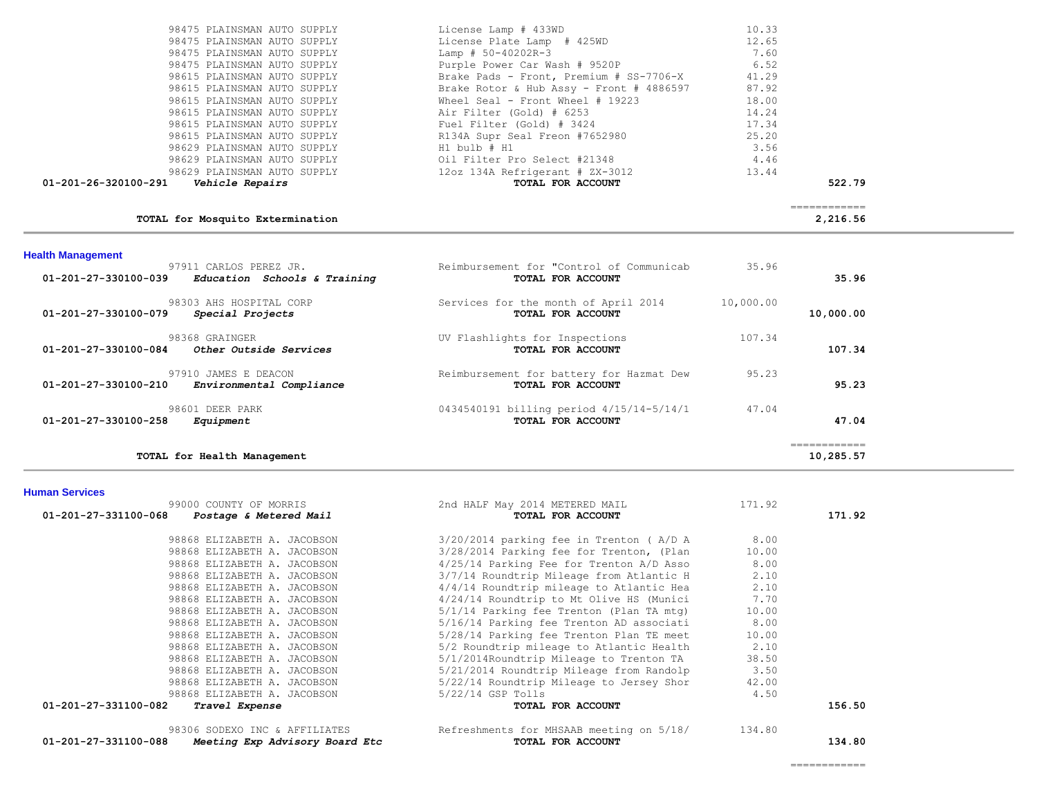| Account | Vendor / Description | Item | Amount | Total |
|---|---|---|---|---|
| | 98475 PLAINSMAN AUTO SUPPLY | License Lamp # 433WD | 10.33 | |
| | 98475 PLAINSMAN AUTO SUPPLY | License Plate Lamp # 425WD | 12.65 | |
| | 98475 PLAINSMAN AUTO SUPPLY | Lamp # 50-40202R-3 | 7.60 | |
| | 98475 PLAINSMAN AUTO SUPPLY | Purple Power Car Wash # 9520P | 6.52 | |
| | 98615 PLAINSMAN AUTO SUPPLY | Brake Pads - Front, Premium # SS-7706-X | 41.29 | |
| | 98615 PLAINSMAN AUTO SUPPLY | Brake Rotor & Hub Assy - Front # 4886597 | 87.92 | |
| | 98615 PLAINSMAN AUTO SUPPLY | Wheel Seal - Front Wheel # 19223 | 18.00 | |
| | 98615 PLAINSMAN AUTO SUPPLY | Air Filter (Gold) # 6253 | 14.24 | |
| | 98615 PLAINSMAN AUTO SUPPLY | Fuel Filter (Gold) # 3424 | 17.34 | |
| | 98615 PLAINSMAN AUTO SUPPLY | R134A Supr Seal Freon #7652980 | 25.20 | |
| | 98629 PLAINSMAN AUTO SUPPLY | H1 bulb # H1 | 3.56 | |
| | 98629 PLAINSMAN AUTO SUPPLY | Oil Filter Pro Select #21348 | 4.46 | |
| | 98629 PLAINSMAN AUTO SUPPLY | 12oz 134A Refrigerant # ZX-3012 | 13.44 | |
| **01-201-26-320100-291** | ***Vehicle Repairs*** | **TOTAL FOR ACCOUNT** | | **522.79** |
| | **TOTAL for Mosquito Extermination** | | | **2,216.56** |

## Health Management

| Account | Vendor / Description | Item | Amount | Total |
|---|---|---|---|---|
| | 97911 CARLOS PEREZ JR. | Reimbursement for "Control of Communicab | 35.96 | |
| **01-201-27-330100-039** | ***Education Schools & Training*** | **TOTAL FOR ACCOUNT** | | **35.96** |
| | 98303 AHS HOSPITAL CORP | Services for the month of April 2014 | 10,000.00 | |
| **01-201-27-330100-079** | ***Special Projects*** | **TOTAL FOR ACCOUNT** | | **10,000.00** |
| | 98368 GRAINGER | UV Flashlights for Inspections | 107.34 | |
| **01-201-27-330100-084** | ***Other Outside Services*** | **TOTAL FOR ACCOUNT** | | **107.34** |
| | 97910 JAMES E DEACON | Reimbursement for battery for Hazmat Dew | 95.23 | |
| **01-201-27-330100-210** | ***Environmental Compliance*** | **TOTAL FOR ACCOUNT** | | **95.23** |
| | 98601 DEER PARK | 0434540191 billing period 4/15/14-5/14/1 | 47.04 | |
| **01-201-27-330100-258** | ***Equipment*** | **TOTAL FOR ACCOUNT** | | **47.04** |
| | **TOTAL for Health Management** | | | **10,285.57** |

## Human Services

| Account | Vendor / Description | Item | Amount | Total |
|---|---|---|---|---|
| | 99000 COUNTY OF MORRIS | 2nd HALF May 2014 METERED MAIL | 171.92 | |
| **01-201-27-331100-068** | ***Postage & Metered Mail*** | **TOTAL FOR ACCOUNT** | | **171.92** |
| | 98868 ELIZABETH A. JACOBSON | 3/20/2014 parking fee in Trenton ( A/D A | 8.00 | |
| | 98868 ELIZABETH A. JACOBSON | 3/28/2014 Parking fee for Trenton, (Plan | 10.00 | |
| | 98868 ELIZABETH A. JACOBSON | 4/25/14 Parking Fee for Trenton A/D Asso | 8.00 | |
| | 98868 ELIZABETH A. JACOBSON | 3/7/14 Roundtrip Mileage from Atlantic H | 2.10 | |
| | 98868 ELIZABETH A. JACOBSON | 4/4/14 Roundtrip mileage to Atlantic Hea | 2.10 | |
| | 98868 ELIZABETH A. JACOBSON | 4/24/14 Roundtrip to Mt Olive HS (Munici | 7.70 | |
| | 98868 ELIZABETH A. JACOBSON | 5/1/14 Parking fee Trenton (Plan TA mtg) | 10.00 | |
| | 98868 ELIZABETH A. JACOBSON | 5/16/14 Parking fee Trenton AD associati | 8.00 | |
| | 98868 ELIZABETH A. JACOBSON | 5/28/14 Parking fee Trenton Plan TE meet | 10.00 | |
| | 98868 ELIZABETH A. JACOBSON | 5/2 Roundtrip mileage to Atlantic Health | 2.10 | |
| | 98868 ELIZABETH A. JACOBSON | 5/1/2014Roundtrip Mileage to Trenton TA | 38.50 | |
| | 98868 ELIZABETH A. JACOBSON | 5/21/2014 Roundtrip Mileage from Randolp | 3.50 | |
| | 98868 ELIZABETH A. JACOBSON | 5/22/14 Roundtrip Mileage to Jersey Shor | 42.00 | |
| | 98868 ELIZABETH A. JACOBSON | 5/22/14 GSP Tolls | 4.50 | |
| **01-201-27-331100-082** | ***Travel Expense*** | **TOTAL FOR ACCOUNT** | | **156.50** |
| | 98306 SODEXO INC & AFFILIATES | Refreshments for MHSAAB meeting on 5/18/ | 134.80 | |
| **01-201-27-331100-088** | ***Meeting Exp Advisory Board Etc*** | **TOTAL FOR ACCOUNT** | | **134.80** |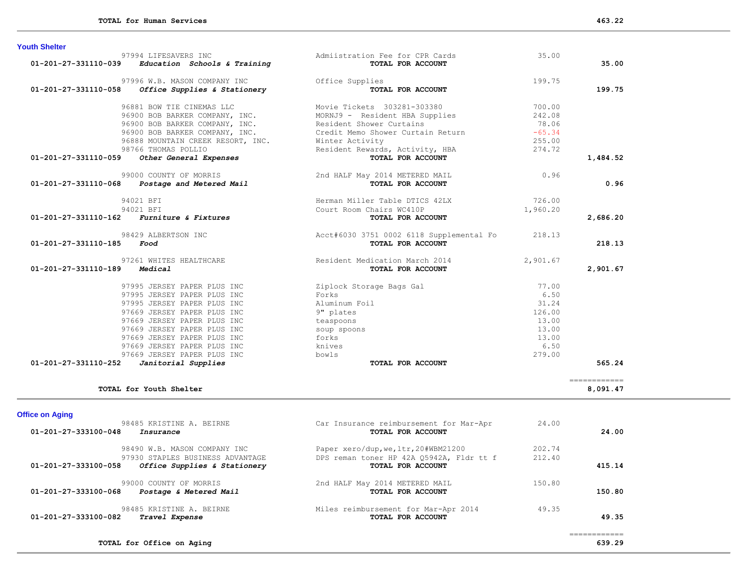**TOTAL for Human Services** 463.22

## Youth Shelter

| Account | Vendor | Description | Amount | Total |
|---|---|---|---|---|
| | 97994 LIFESAVERS INC | Admiistration Fee for CPR Cards | 35.00 | |
| 01-201-27-331110-039 | *Education Schools & Training* | **TOTAL FOR ACCOUNT** | | 35.00 |
| | 97996 W.B. MASON COMPANY INC | Office Supplies | 199.75 | |
| 01-201-27-331110-058 | *Office Supplies & Stationery* | **TOTAL FOR ACCOUNT** | | 199.75 |
| | 96881 BOW TIE CINEMAS LLC | Movie Tickets 303281-303380 | 700.00 | |
| | 96900 BOB BARKER COMPANY, INC. | MORNJ9 - Resident HBA Supplies | 242.08 | |
| | 96900 BOB BARKER COMPANY, INC. | Resident Shower Curtains | 78.06 | |
| | 96900 BOB BARKER COMPANY, INC. | Credit Memo Shower Curtain Return | -65.34 | |
| | 96888 MOUNTAIN CREEK RESORT, INC. | Winter Activity | 255.00 | |
| | 98766 THOMAS POLLIO | Resident Rewards, Activity, HBA | 274.72 | |
| 01-201-27-331110-059 | *Other General Expenses* | **TOTAL FOR ACCOUNT** | | 1,484.52 |
| | 99000 COUNTY OF MORRIS | 2nd HALF May 2014 METERED MAIL | 0.96 | |
| 01-201-27-331110-068 | *Postage and Metered Mail* | **TOTAL FOR ACCOUNT** | | 0.96 |
| | 94021 BFI | Herman Miller Table DTICS 42LX | 726.00 | |
| | 94021 BFI | Court Room Chairs WC410P | 1,960.20 | |
| 01-201-27-331110-162 | *Furniture & Fixtures* | **TOTAL FOR ACCOUNT** | | 2,686.20 |
| | 98429 ALBERTSON INC | Acct#6030 3751 0002 6118 Supplemental Fo | 218.13 | |
| 01-201-27-331110-185 | *Food* | **TOTAL FOR ACCOUNT** | | 218.13 |
| | 97261 WHITES HEALTHCARE | Resident Medication March 2014 | 2,901.67 | |
| 01-201-27-331110-189 | *Medical* | **TOTAL FOR ACCOUNT** | | 2,901.67 |
| | 97995 JERSEY PAPER PLUS INC | Ziplock Storage Bags Gal | 77.00 | |
| | 97995 JERSEY PAPER PLUS INC | Forks | 6.50 | |
| | 97995 JERSEY PAPER PLUS INC | Aluminum Foil | 31.24 | |
| | 97669 JERSEY PAPER PLUS INC | 9" plates | 126.00 | |
| | 97669 JERSEY PAPER PLUS INC | teaspoons | 13.00 | |
| | 97669 JERSEY PAPER PLUS INC | soup spoons | 13.00 | |
| | 97669 JERSEY PAPER PLUS INC | forks | 13.00 | |
| | 97669 JERSEY PAPER PLUS INC | knives | 6.50 | |
| | 97669 JERSEY PAPER PLUS INC | bowls | 279.00 | |
| 01-201-27-331110-252 | *Janitorial Supplies* | **TOTAL FOR ACCOUNT** | | 565.24 |

**TOTAL for Youth Shelter** 8,091.47

## Office on Aging

| Account | Vendor | Description | Amount | Total |
|---|---|---|---|---|
| | 98485 KRISTINE A. BEIRNE | Car Insurance reimbursement for Mar-Apr | 24.00 | |
| 01-201-27-333100-048 | *Insurance* | **TOTAL FOR ACCOUNT** | | 24.00 |
| | 98490 W.B. MASON COMPANY INC | Paper xero/dup,we,ltr,20#WBM21200 | 202.74 | |
| | 97930 STAPLES BUSINESS ADVANTAGE | DPS reman toner HP 42A Q5942A, Fldr tt f | 212.40 | |
| 01-201-27-333100-058 | *Office Supplies & Stationery* | **TOTAL FOR ACCOUNT** | | 415.14 |
| | 99000 COUNTY OF MORRIS | 2nd HALF May 2014 METERED MAIL | 150.80 | |
| 01-201-27-333100-068 | *Postage & Metered Mail* | **TOTAL FOR ACCOUNT** | | 150.80 |
| | 98485 KRISTINE A. BEIRNE | Miles reimbursement for Mar-Apr 2014 | 49.35 | |
| 01-201-27-333100-082 | *Travel Expense* | **TOTAL FOR ACCOUNT** | | 49.35 |

**TOTAL for Office on Aging** 639.29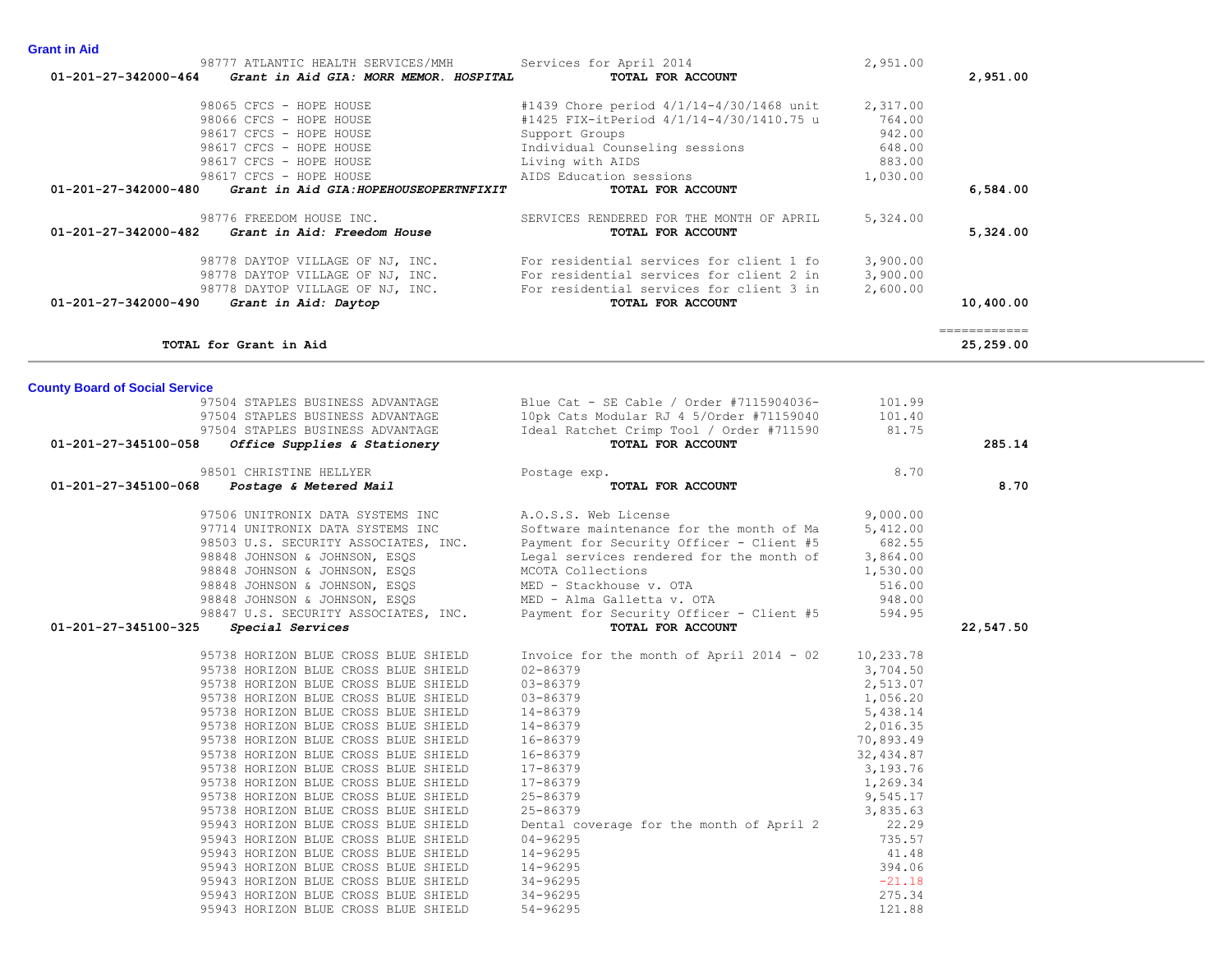## Grant in Aid

| Account | Vendor / Description | Item Description | Amount | Total |
|---|---|---|---|---|
| | 98777 ATLANTIC HEALTH SERVICES/MMH | Services for April 2014 | 2,951.00 | |
| 01-201-27-342000-464 | ***Grant in Aid GIA: MORR MEMOR. HOSPITAL*** | **TOTAL FOR ACCOUNT** | | **2,951.00** |
| | 98065 CFCS - HOPE HOUSE | #1439 Chore period 4/1/14-4/30/1468 unit | 2,317.00 | |
| | 98066 CFCS - HOPE HOUSE | #1425 FIX-itPeriod 4/1/14-4/30/1410.75 u | 764.00 | |
| | 98617 CFCS - HOPE HOUSE | Support Groups | 942.00 | |
| | 98617 CFCS - HOPE HOUSE | Individual Counseling sessions | 648.00 | |
| | 98617 CFCS - HOPE HOUSE | Living with AIDS | 883.00 | |
| | 98617 CFCS - HOPE HOUSE | AIDS Education sessions | 1,030.00 | |
| 01-201-27-342000-480 | ***Grant in Aid GIA:HOPEHOUSEOPERTNFIXIT*** | **TOTAL FOR ACCOUNT** | | **6,584.00** |
| | 98776 FREEDOM HOUSE INC. | SERVICES RENDERED FOR THE MONTH OF APRIL | 5,324.00 | |
| 01-201-27-342000-482 | ***Grant in Aid: Freedom House*** | **TOTAL FOR ACCOUNT** | | **5,324.00** |
| | 98778 DAYTOP VILLAGE OF NJ, INC. | For residential services for client 1 fo | 3,900.00 | |
| | 98778 DAYTOP VILLAGE OF NJ, INC. | For residential services for client 2 in | 3,900.00 | |
| | 98778 DAYTOP VILLAGE OF NJ, INC. | For residential services for client 3 in | 2,600.00 | |
| 01-201-27-342000-490 | ***Grant in Aid: Daytop*** | **TOTAL FOR ACCOUNT** | | **10,400.00** |
| | **TOTAL for Grant in Aid** | | | **25,259.00** |

## County Board of Social Service

| Account | Vendor / Description | Item Description | Amount | Total |
|---|---|---|---|---|
| | 97504 STAPLES BUSINESS ADVANTAGE | Blue Cat - SE Cable / Order #7115904036- | 101.99 | |
| | 97504 STAPLES BUSINESS ADVANTAGE | 10pk Cats Modular RJ 4 5/Order #71159040 | 101.40 | |
| | 97504 STAPLES BUSINESS ADVANTAGE | Ideal Ratchet Crimp Tool / Order #711590 | 81.75 | |
| 01-201-27-345100-058 | ***Office Supplies & Stationery*** | **TOTAL FOR ACCOUNT** | | **285.14** |
| | 98501 CHRISTINE HELLYER | Postage exp. | 8.70 | |
| 01-201-27-345100-068 | ***Postage & Metered Mail*** | **TOTAL FOR ACCOUNT** | | **8.70** |
| | 97506 UNITRONIX DATA SYSTEMS INC | A.O.S.S. Web License | 9,000.00 | |
| | 97714 UNITRONIX DATA SYSTEMS INC | Software maintenance for the month of Ma | 5,412.00 | |
| | 98503 U.S. SECURITY ASSOCIATES, INC. | Payment for Security Officer - Client #5 | 682.55 | |
| | 98848 JOHNSON & JOHNSON, ESQS | Legal services rendered for the month of | 3,864.00 | |
| | 98848 JOHNSON & JOHNSON, ESQS | MCOTA Collections | 1,530.00 | |
| | 98848 JOHNSON & JOHNSON, ESQS | MED - Stackhouse v. OTA | 516.00 | |
| | 98848 JOHNSON & JOHNSON, ESQS | MED - Alma Galletta v. OTA | 948.00 | |
| | 98847 U.S. SECURITY ASSOCIATES, INC. | Payment for Security Officer - Client #5 | 594.95 | |
| 01-201-27-345100-325 | ***Special Services*** | **TOTAL FOR ACCOUNT** | | **22,547.50** |
| | 95738 HORIZON BLUE CROSS BLUE SHIELD | Invoice for the month of April 2014 - 02 | 10,233.78 | |
| | 95738 HORIZON BLUE CROSS BLUE SHIELD | 02-86379 | 3,704.50 | |
| | 95738 HORIZON BLUE CROSS BLUE SHIELD | 03-86379 | 2,513.07 | |
| | 95738 HORIZON BLUE CROSS BLUE SHIELD | 03-86379 | 1,056.20 | |
| | 95738 HORIZON BLUE CROSS BLUE SHIELD | 14-86379 | 5,438.14 | |
| | 95738 HORIZON BLUE CROSS BLUE SHIELD | 14-86379 | 2,016.35 | |
| | 95738 HORIZON BLUE CROSS BLUE SHIELD | 16-86379 | 70,893.49 | |
| | 95738 HORIZON BLUE CROSS BLUE SHIELD | 16-86379 | 32,434.87 | |
| | 95738 HORIZON BLUE CROSS BLUE SHIELD | 17-86379 | 3,193.76 | |
| | 95738 HORIZON BLUE CROSS BLUE SHIELD | 17-86379 | 1,269.34 | |
| | 95738 HORIZON BLUE CROSS BLUE SHIELD | 25-86379 | 9,545.17 | |
| | 95738 HORIZON BLUE CROSS BLUE SHIELD | 25-86379 | 3,835.63 | |
| | 95943 HORIZON BLUE CROSS BLUE SHIELD | Dental coverage for the month of April 2 | 22.29 | |
| | 95943 HORIZON BLUE CROSS BLUE SHIELD | 04-96295 | 735.57 | |
| | 95943 HORIZON BLUE CROSS BLUE SHIELD | 14-96295 | 41.48 | |
| | 95943 HORIZON BLUE CROSS BLUE SHIELD | 14-96295 | 394.06 | |
| | 95943 HORIZON BLUE CROSS BLUE SHIELD | 34-96295 | -21.18 | |
| | 95943 HORIZON BLUE CROSS BLUE SHIELD | 34-96295 | 275.34 | |
| | 95943 HORIZON BLUE CROSS BLUE SHIELD | 54-96295 | 121.88 | |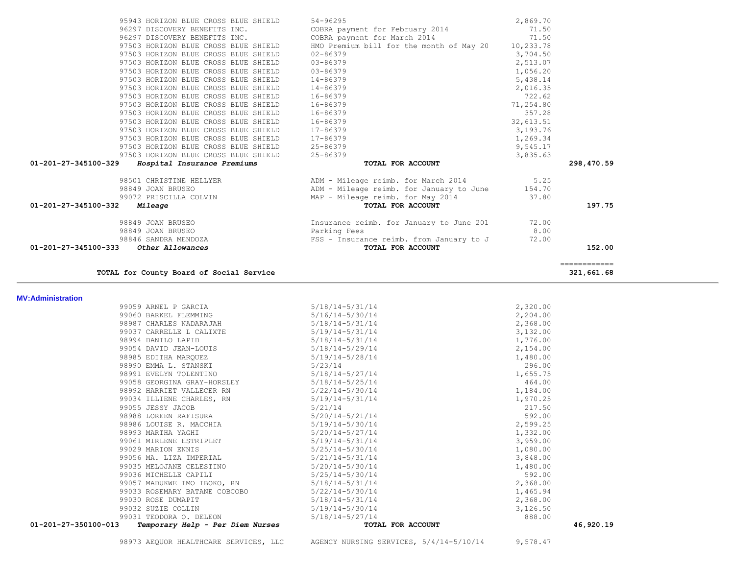| Account | Vendor | Description | Amount | Total |
|---|---|---|---|---|
| | 95943 HORIZON BLUE CROSS BLUE SHIELD | 54-96295 | 2,869.70 | |
| | 96297 DISCOVERY BENEFITS INC. | COBRA payment for February 2014 | 71.50 | |
| | 96297 DISCOVERY BENEFITS INC. | COBRA payment for March 2014 | 71.50 | |
| | 97503 HORIZON BLUE CROSS BLUE SHIELD | HMO Premium bill for the month of May 20 | 10,233.78 | |
| | 97503 HORIZON BLUE CROSS BLUE SHIELD | 02-86379 | 3,704.50 | |
| | 97503 HORIZON BLUE CROSS BLUE SHIELD | 03-86379 | 2,513.07 | |
| | 97503 HORIZON BLUE CROSS BLUE SHIELD | 03-86379 | 1,056.20 | |
| | 97503 HORIZON BLUE CROSS BLUE SHIELD | 14-86379 | 5,438.14 | |
| | 97503 HORIZON BLUE CROSS BLUE SHIELD | 14-86379 | 2,016.35 | |
| | 97503 HORIZON BLUE CROSS BLUE SHIELD | 16-86379 | 722.62 | |
| | 97503 HORIZON BLUE CROSS BLUE SHIELD | 16-86379 | 71,254.80 | |
| | 97503 HORIZON BLUE CROSS BLUE SHIELD | 16-86379 | 357.28 | |
| | 97503 HORIZON BLUE CROSS BLUE SHIELD | 16-86379 | 32,613.51 | |
| | 97503 HORIZON BLUE CROSS BLUE SHIELD | 17-86379 | 3,193.76 | |
| | 97503 HORIZON BLUE CROSS BLUE SHIELD | 17-86379 | 1,269.34 | |
| | 97503 HORIZON BLUE CROSS BLUE SHIELD | 25-86379 | 9,545.17 | |
| | 97503 HORIZON BLUE CROSS BLUE SHIELD | 25-86379 | 3,835.63 | |
| **01-201-27-345100-329** | ***Hospital Insurance Premiums*** | **TOTAL FOR ACCOUNT** | | **298,470.59** |
| | 98501 CHRISTINE HELLYER | ADM - Mileage reimb. for March 2014 | 5.25 | |
| | 98849 JOAN BRUSEO | ADM - Mileage reimb. for January to June | 154.70 | |
| | 99072 PRISCILLA COLVIN | MAP - Mileage reimb. for May 2014 | 37.80 | |
| **01-201-27-345100-332** | ***Mileage*** | **TOTAL FOR ACCOUNT** | | **197.75** |
| | 98849 JOAN BRUSEO | Insurance reimb. for January to June 201 | 72.00 | |
| | 98849 JOAN BRUSEO | Parking Fees | 8.00 | |
| | 98846 SANDRA MENDOZA | FSS - Insurance reimb. from January to J | 72.00 | |
| **01-201-27-345100-333** | ***Other Allowances*** | **TOTAL FOR ACCOUNT** | | **152.00** |
| | | | | ============ |
| | **TOTAL for County Board of Social Service** | | | **321,661.68** |

**MV:Administration**

| Account | Vendor | Description | Amount | Total |
|---|---|---|---|---|
| | 99059 ARNEL P GARCIA | 5/18/14-5/31/14 | 2,320.00 | |
| | 99060 BARKEL FLEMMING | 5/16/14-5/30/14 | 2,204.00 | |
| | 98987 CHARLES NADARAJAH | 5/18/14-5/31/14 | 2,368.00 | |
| | 99037 CARRELLE L CALIXTE | 5/19/14-5/31/14 | 3,132.00 | |
| | 98994 DANILO LAPID | 5/18/14-5/31/14 | 1,776.00 | |
| | 99054 DAVID JEAN-LOUIS | 5/18/14-5/29/14 | 2,154.00 | |
| | 98985 EDITHA MARQUEZ | 5/19/14-5/28/14 | 1,480.00 | |
| | 98990 EMMA L. STANSKI | 5/23/14 | 296.00 | |
| | 98991 EVELYN TOLENTINO | 5/18/14-5/27/14 | 1,655.75 | |
| | 99058 GEORGINA GRAY-HORSLEY | 5/18/14-5/25/14 | 464.00 | |
| | 98992 HARRIET VALLECER RN | 5/22/14-5/30/14 | 1,184.00 | |
| | 99034 ILLIENE CHARLES, RN | 5/19/14-5/31/14 | 1,970.25 | |
| | 99055 JESSY JACOB | 5/21/14 | 217.50 | |
| | 98988 LOREEN RAFISURA | 5/20/14-5/21/14 | 592.00 | |
| | 98986 LOUISE R. MACCHIA | 5/19/14-5/30/14 | 2,599.25 | |
| | 98993 MARTHA YAGHI | 5/20/14-5/27/14 | 1,332.00 | |
| | 99061 MIRLENE ESTRIPLET | 5/19/14-5/31/14 | 3,959.00 | |
| | 99029 MARION ENNIS | 5/25/14-5/30/14 | 1,080.00 | |
| | 99056 MA. LIZA IMPERIAL | 5/21/14-5/31/14 | 3,848.00 | |
| | 99035 MELOJANE CELESTINO | 5/20/14-5/30/14 | 1,480.00 | |
| | 99036 MICHELLE CAPILI | 5/25/14-5/30/14 | 592.00 | |
| | 99057 MADUKWE IMO IBOKO, RN | 5/18/14-5/31/14 | 2,368.00 | |
| | 99033 ROSEMARY BATANE COBCOBO | 5/22/14-5/30/14 | 1,465.94 | |
| | 99030 ROSE DUMAPIT | 5/18/14-5/31/14 | 2,368.00 | |
| | 99032 SUZIE COLLIN | 5/19/14-5/30/14 | 3,126.50 | |
| | 99031 TEODORA O. DELEON | 5/18/14-5/27/14 | 888.00 | |
| **01-201-27-350100-013** | ***Temporary Help - Per Diem Nurses*** | **TOTAL FOR ACCOUNT** | | **46,920.19** |
| | 98973 AEQUOR HEALTHCARE SERVICES, LLC | AGENCY NURSING SERVICES, 5/4/14-5/10/14 | 9,578.47 | |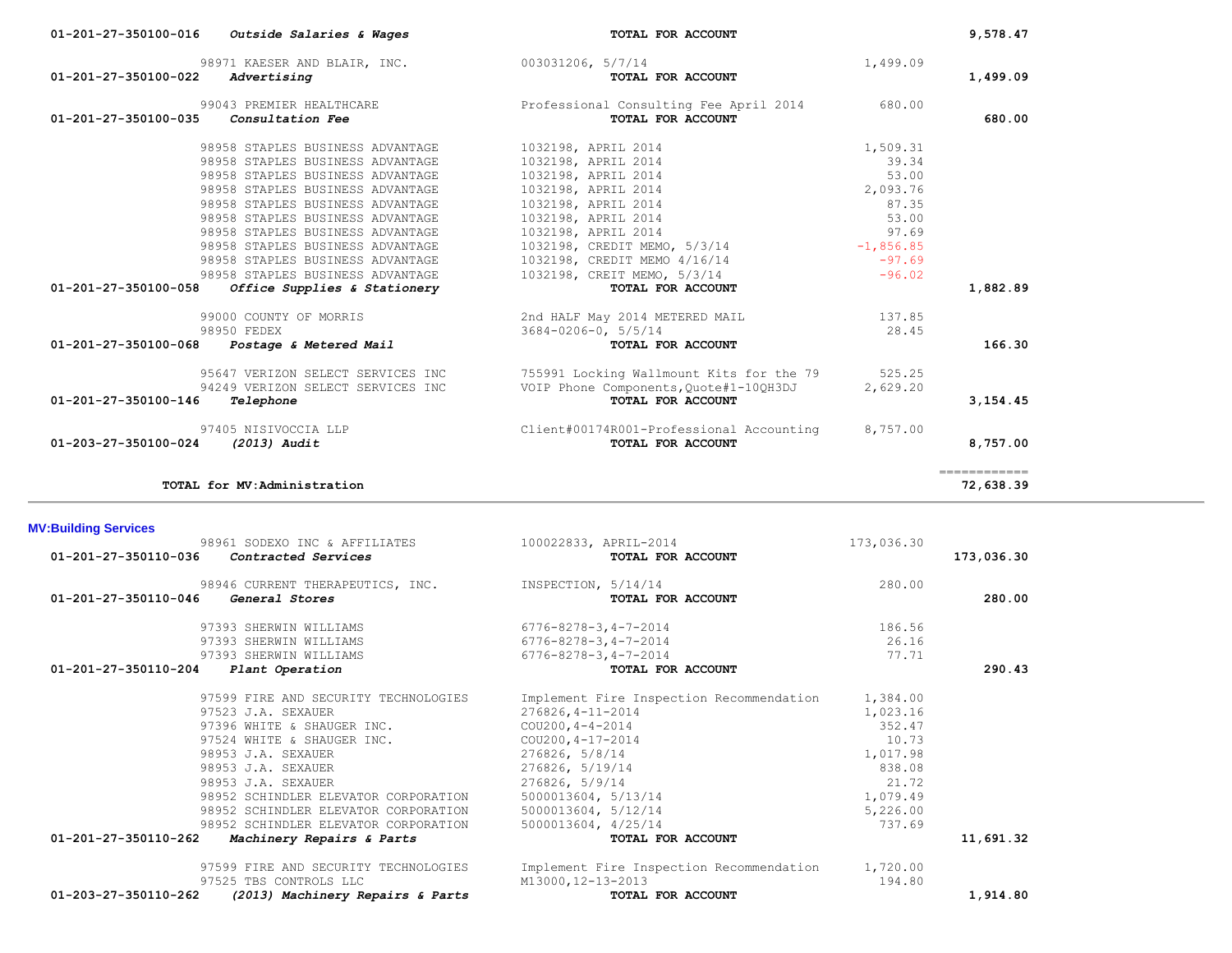| Account | Description | Vendor / Detail | Amount | Total |
|---|---|---|---|---|
| 01-201-27-350100-016 | *Outside Salaries & Wages* | TOTAL FOR ACCOUNT | | 9,578.47 |
| | 98971 KAESER AND BLAIR, INC. | 003031206, 5/7/14 | 1,499.09 | |
| 01-201-27-350100-022 | *Advertising* | TOTAL FOR ACCOUNT | | 1,499.09 |
| | 99043 PREMIER HEALTHCARE | Professional Consulting Fee April 2014 | 680.00 | |
| 01-201-27-350100-035 | *Consultation Fee* | TOTAL FOR ACCOUNT | | 680.00 |
| | 98958 STAPLES BUSINESS ADVANTAGE | 1032198, APRIL 2014 | 1,509.31 | |
| | 98958 STAPLES BUSINESS ADVANTAGE | 1032198, APRIL 2014 | 39.34 | |
| | 98958 STAPLES BUSINESS ADVANTAGE | 1032198, APRIL 2014 | 53.00 | |
| | 98958 STAPLES BUSINESS ADVANTAGE | 1032198, APRIL 2014 | 2,093.76 | |
| | 98958 STAPLES BUSINESS ADVANTAGE | 1032198, APRIL 2014 | 87.35 | |
| | 98958 STAPLES BUSINESS ADVANTAGE | 1032198, APRIL 2014 | 53.00 | |
| | 98958 STAPLES BUSINESS ADVANTAGE | 1032198, APRIL 2014 | 97.69 | |
| | 98958 STAPLES BUSINESS ADVANTAGE | 1032198, CREDIT MEMO, 5/3/14 | -1,856.85 | |
| | 98958 STAPLES BUSINESS ADVANTAGE | 1032198, CREDIT MEMO 4/16/14 | -97.69 | |
| | 98958 STAPLES BUSINESS ADVANTAGE | 1032198, CREIT MEMO, 5/3/14 | -96.02 | |
| 01-201-27-350100-058 | *Office Supplies & Stationery* | TOTAL FOR ACCOUNT | | 1,882.89 |
| | 99000 COUNTY OF MORRIS | 2nd HALF May 2014 METERED MAIL | 137.85 | |
| | 98950 FEDEX | 3684-0206-0, 5/5/14 | 28.45 | |
| 01-201-27-350100-068 | *Postage & Metered Mail* | TOTAL FOR ACCOUNT | | 166.30 |
| | 95647 VERIZON SELECT SERVICES INC | 755991 Locking Wallmount Kits for the 79 | 525.25 | |
| | 94249 VERIZON SELECT SERVICES INC | VOIP Phone Components,Quote#1-10QH3DJ | 2,629.20 | |
| 01-201-27-350100-146 | *Telephone* | TOTAL FOR ACCOUNT | | 3,154.45 |
| | 97405 NISIVOCCIA LLP | Client#00174R001-Professional Accounting | 8,757.00 | |
| 01-203-27-350100-024 | *(2013) Audit* | TOTAL FOR ACCOUNT | | 8,757.00 |
| | **TOTAL for MV:Administration** | | | 72,638.39 |

## MV:Building Services

| Account | Description | Vendor / Detail | Amount | Total |
|---|---|---|---|---|
| | 98961 SODEXO INC & AFFILIATES | 100022833, APRIL-2014 | 173,036.30 | |
| 01-201-27-350110-036 | *Contracted Services* | TOTAL FOR ACCOUNT | | 173,036.30 |
| | 98946 CURRENT THERAPEUTICS, INC. | INSPECTION, 5/14/14 | 280.00 | |
| 01-201-27-350110-046 | *General Stores* | TOTAL FOR ACCOUNT | | 280.00 |
| | 97393 SHERWIN WILLIAMS | 6776-8278-3,4-7-2014 | 186.56 | |
| | 97393 SHERWIN WILLIAMS | 6776-8278-3,4-7-2014 | 26.16 | |
| | 97393 SHERWIN WILLIAMS | 6776-8278-3,4-7-2014 | 77.71 | |
| 01-201-27-350110-204 | *Plant Operation* | TOTAL FOR ACCOUNT | | 290.43 |
| | 97599 FIRE AND SECURITY TECHNOLOGIES | Implement Fire Inspection Recommendation | 1,384.00 | |
| | 97523 J.A. SEXAUER | 276826,4-11-2014 | 1,023.16 | |
| | 97396 WHITE & SHAUGER INC. | COU200,4-4-2014 | 352.47 | |
| | 97524 WHITE & SHAUGER INC. | COU200,4-17-2014 | 10.73 | |
| | 98953 J.A. SEXAUER | 276826, 5/8/14 | 1,017.98 | |
| | 98953 J.A. SEXAUER | 276826, 5/19/14 | 838.08 | |
| | 98953 J.A. SEXAUER | 276826, 5/9/14 | 21.72 | |
| | 98952 SCHINDLER ELEVATOR CORPORATION | 5000013604, 5/13/14 | 1,079.49 | |
| | 98952 SCHINDLER ELEVATOR CORPORATION | 5000013604, 5/12/14 | 5,226.00 | |
| | 98952 SCHINDLER ELEVATOR CORPORATION | 5000013604, 4/25/14 | 737.69 | |
| 01-201-27-350110-262 | *Machinery Repairs & Parts* | TOTAL FOR ACCOUNT | | 11,691.32 |
| | 97599 FIRE AND SECURITY TECHNOLOGIES | Implement Fire Inspection Recommendation | 1,720.00 | |
| | 97525 TBS CONTROLS LLC | M13000,12-13-2013 | 194.80 | |
| 01-203-27-350110-262 | *(2013) Machinery Repairs & Parts* | TOTAL FOR ACCOUNT | | 1,914.80 |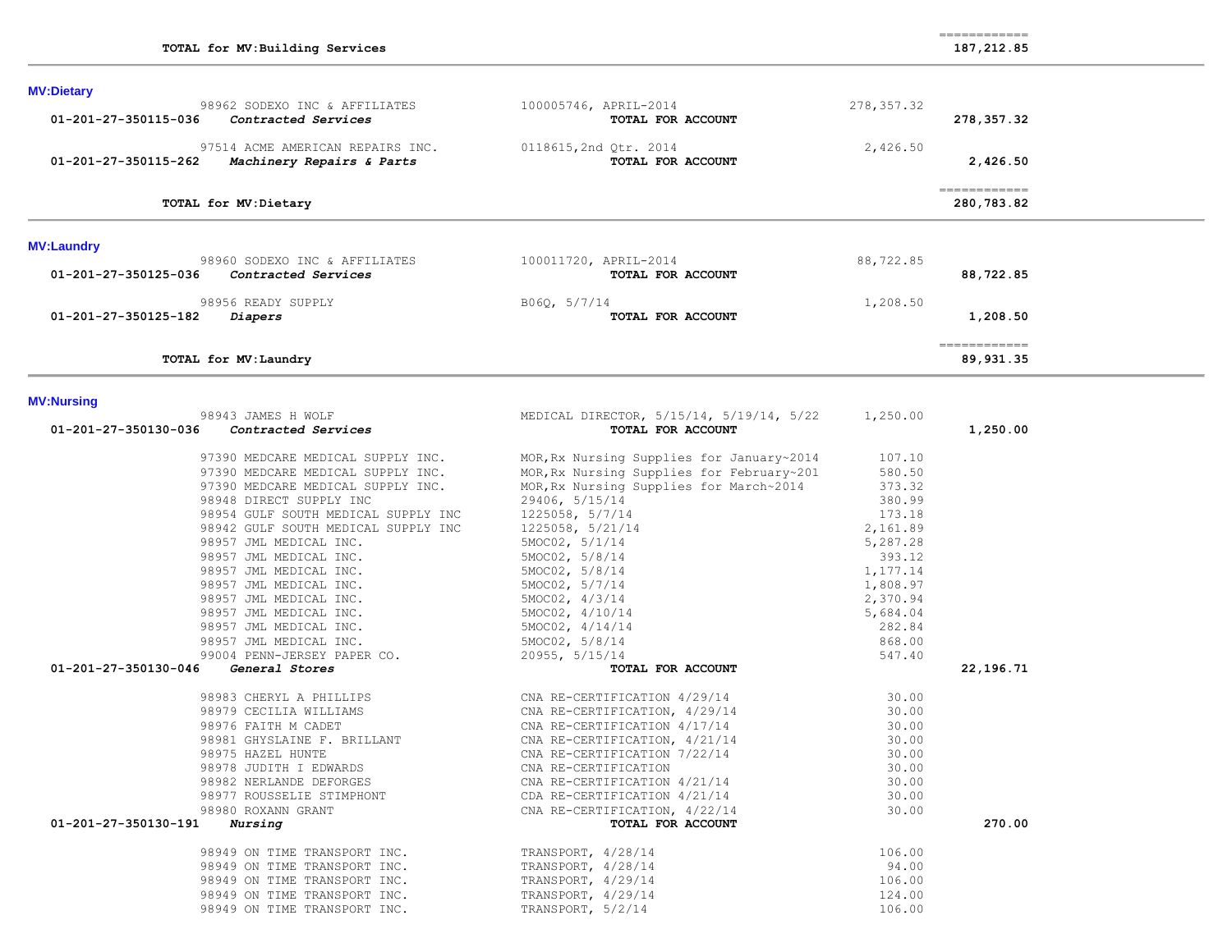| | | | | |
|---|---|---|---|---|
| **TOTAL for MV:Building Services** | | | | **187,212.85** |

**MV:Dietary**

| Account | Vendor | Description | Amount | Total |
|---|---|---|---|---|
| | 98962 SODEXO INC & AFFILIATES | 100005746, APRIL-2014 | 278,357.32 | |
| 01-201-27-350115-036 | *Contracted Services* | **TOTAL FOR ACCOUNT** | | **278,357.32** |
| | 97514 ACME AMERICAN REPAIRS INC. | 0118615,2nd Qtr. 2014 | 2,426.50 | |
| 01-201-27-350115-262 | *Machinery Repairs & Parts* | **TOTAL FOR ACCOUNT** | | **2,426.50** |
| | **TOTAL for MV:Dietary** | | | **280,783.82** |

**MV:Laundry**

| Account | Vendor | Description | Amount | Total |
|---|---|---|---|---|
| | 98960 SODEXO INC & AFFILIATES | 100011720, APRIL-2014 | 88,722.85 | |
| 01-201-27-350125-036 | *Contracted Services* | **TOTAL FOR ACCOUNT** | | **88,722.85** |
| | 98956 READY SUPPLY | B06Q, 5/7/14 | 1,208.50 | |
| 01-201-27-350125-182 | *Diapers* | **TOTAL FOR ACCOUNT** | | **1,208.50** |
| | **TOTAL for MV:Laundry** | | | **89,931.35** |

**MV:Nursing**

| Account | Vendor | Description | Amount | Total |
|---|---|---|---|---|
| | 98943 JAMES H WOLF | MEDICAL DIRECTOR, 5/15/14, 5/19/14, 5/22 | 1,250.00 | |
| 01-201-27-350130-036 | *Contracted Services* | **TOTAL FOR ACCOUNT** | | **1,250.00** |
| | 97390 MEDCARE MEDICAL SUPPLY INC. | MOR,Rx Nursing Supplies for January~2014 | 107.10 | |
| | 97390 MEDCARE MEDICAL SUPPLY INC. | MOR,Rx Nursing Supplies for February~201 | 580.50 | |
| | 97390 MEDCARE MEDICAL SUPPLY INC. | MOR,Rx Nursing Supplies for March~2014 | 373.32 | |
| | 98948 DIRECT SUPPLY INC | 29406, 5/15/14 | 380.99 | |
| | 98954 GULF SOUTH MEDICAL SUPPLY INC | 1225058, 5/7/14 | 173.18 | |
| | 98942 GULF SOUTH MEDICAL SUPPLY INC | 1225058, 5/21/14 | 2,161.89 | |
| | 98957 JML MEDICAL INC. | 5MOC02, 5/1/14 | 5,287.28 | |
| | 98957 JML MEDICAL INC. | 5MOC02, 5/8/14 | 393.12 | |
| | 98957 JML MEDICAL INC. | 5MOC02, 5/8/14 | 1,177.14 | |
| | 98957 JML MEDICAL INC. | 5MOC02, 5/7/14 | 1,808.97 | |
| | 98957 JML MEDICAL INC. | 5MOC02, 4/3/14 | 2,370.94 | |
| | 98957 JML MEDICAL INC. | 5MOC02, 4/10/14 | 5,684.04 | |
| | 98957 JML MEDICAL INC. | 5MOC02, 4/14/14 | 282.84 | |
| | 98957 JML MEDICAL INC. | 5MOC02, 5/8/14 | 868.00 | |
| | 99004 PENN-JERSEY PAPER CO. | 20955, 5/15/14 | 547.40 | |
| 01-201-27-350130-046 | *General Stores* | **TOTAL FOR ACCOUNT** | | **22,196.71** |
| | 98983 CHERYL A PHILLIPS | CNA RE-CERTIFICATION 4/29/14 | 30.00 | |
| | 98979 CECILIA WILLIAMS | CNA RE-CERTIFICATION, 4/29/14 | 30.00 | |
| | 98976 FAITH M CADET | CNA RE-CERTIFICATION 4/17/14 | 30.00 | |
| | 98981 GHYSLAINE F. BRILLANT | CNA RE-CERTIFICATION, 4/21/14 | 30.00 | |
| | 98975 HAZEL HUNTE | CNA RE-CERTIFICATION 7/22/14 | 30.00 | |
| | 98978 JUDITH I EDWARDS | CNA RE-CERTIFICATION | 30.00 | |
| | 98982 NERLANDE DEFORGES | CNA RE-CERTIFICATION 4/21/14 | 30.00 | |
| | 98977 ROUSSELIE STIMPHONT | CDA RE-CERTIFICATION 4/21/14 | 30.00 | |
| | 98980 ROXANN GRANT | CNA RE-CERTIFICATION, 4/22/14 | 30.00 | |
| 01-201-27-350130-191 | *Nursing* | **TOTAL FOR ACCOUNT** | | **270.00** |
| | 98949 ON TIME TRANSPORT INC. | TRANSPORT, 4/28/14 | 106.00 | |
| | 98949 ON TIME TRANSPORT INC. | TRANSPORT, 4/28/14 | 94.00 | |
| | 98949 ON TIME TRANSPORT INC. | TRANSPORT, 4/29/14 | 106.00 | |
| | 98949 ON TIME TRANSPORT INC. | TRANSPORT, 4/29/14 | 124.00 | |
| | 98949 ON TIME TRANSPORT INC. | TRANSPORT, 5/2/14 | 106.00 | |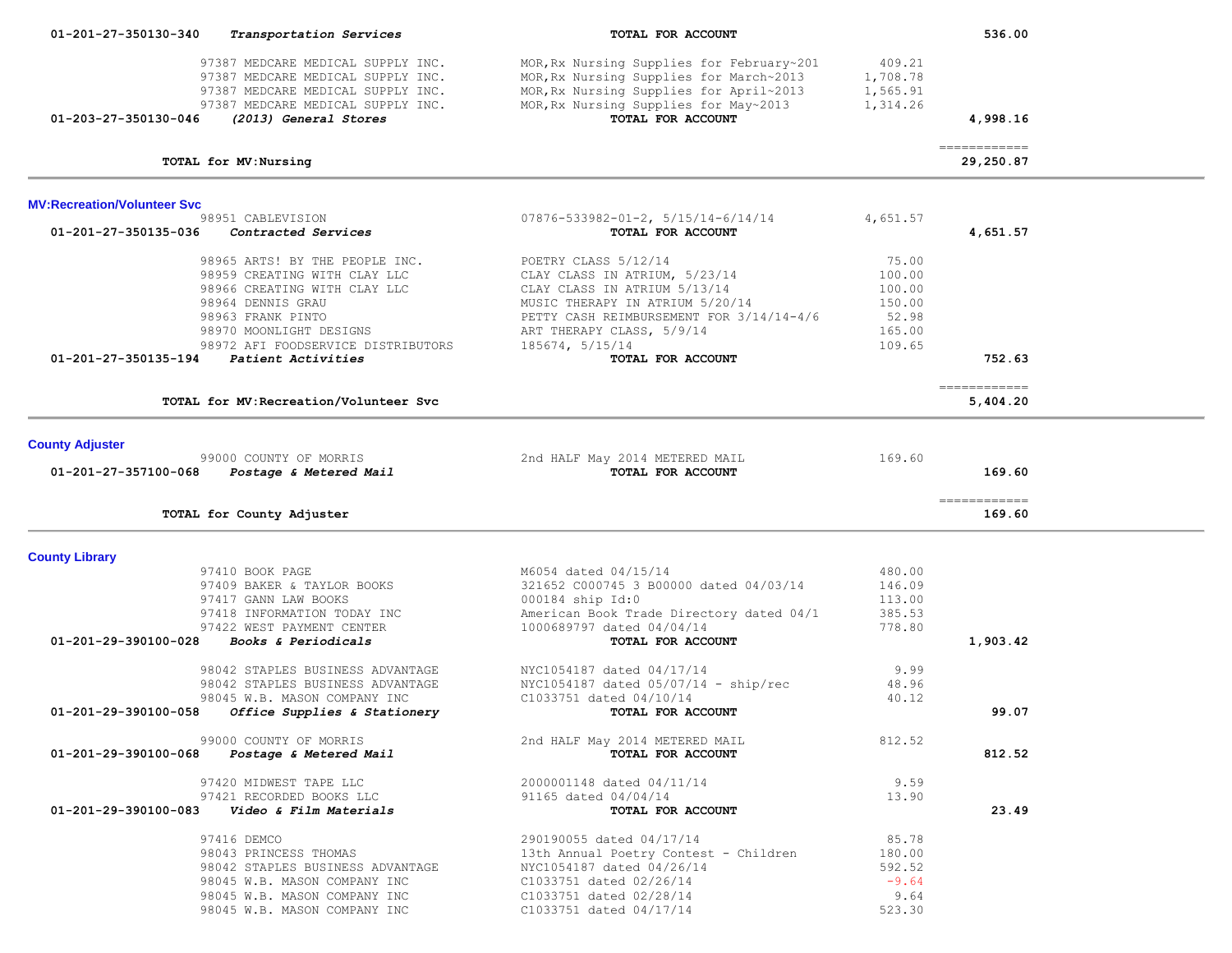| Account | Vendor / Description | Detail | Amount | Total |
|---|---|---|---|---|
| 01-201-27-350130-340 | *Transportation Services* | **TOTAL FOR ACCOUNT** | | **536.00** |
| | 97387 MEDCARE MEDICAL SUPPLY INC. | MOR,Rx Nursing Supplies for February~201 | 409.21 | |
| | 97387 MEDCARE MEDICAL SUPPLY INC. | MOR,Rx Nursing Supplies for March~2013 | 1,708.78 | |
| | 97387 MEDCARE MEDICAL SUPPLY INC. | MOR,Rx Nursing Supplies for April~2013 | 1,565.91 | |
| | 97387 MEDCARE MEDICAL SUPPLY INC. | MOR,Rx Nursing Supplies for May~2013 | 1,314.26 | |
| 01-203-27-350130-046 | *(2013) General Stores* | **TOTAL FOR ACCOUNT** | | **4,998.16** |
| | **TOTAL for MV:Nursing** | | | **29,250.87** |

## MV:Recreation/Volunteer Svc

| Account | Vendor / Description | Detail | Amount | Total |
|---|---|---|---|---|
| | 98951 CABLEVISION | 07876-533982-01-2, 5/15/14-6/14/14 | 4,651.57 | |
| 01-201-27-350135-036 | *Contracted Services* | **TOTAL FOR ACCOUNT** | | **4,651.57** |
| | 98965 ARTS! BY THE PEOPLE INC. | POETRY CLASS 5/12/14 | 75.00 | |
| | 98959 CREATING WITH CLAY LLC | CLAY CLASS IN ATRIUM, 5/23/14 | 100.00 | |
| | 98966 CREATING WITH CLAY LLC | CLAY CLASS IN ATRIUM 5/13/14 | 100.00 | |
| | 98964 DENNIS GRAU | MUSIC THERAPY IN ATRIUM 5/20/14 | 150.00 | |
| | 98963 FRANK PINTO | PETTY CASH REIMBURSEMENT FOR 3/14/14-4/6 | 52.98 | |
| | 98970 MOONLIGHT DESIGNS | ART THERAPY CLASS, 5/9/14 | 165.00 | |
| | 98972 AFI FOODSERVICE DISTRIBUTORS | 185674, 5/15/14 | 109.65 | |
| 01-201-27-350135-194 | *Patient Activities* | **TOTAL FOR ACCOUNT** | | **752.63** |
| | **TOTAL for MV:Recreation/Volunteer Svc** | | | **5,404.20** |

## County Adjuster

| Account | Vendor / Description | Detail | Amount | Total |
|---|---|---|---|---|
| | 99000 COUNTY OF MORRIS | 2nd HALF May 2014 METERED MAIL | 169.60 | |
| 01-201-27-357100-068 | *Postage & Metered Mail* | **TOTAL FOR ACCOUNT** | | **169.60** |
| | **TOTAL for County Adjuster** | | | **169.60** |

## County Library

| Account | Vendor / Description | Detail | Amount | Total |
|---|---|---|---|---|
| | 97410 BOOK PAGE | M6054 dated 04/15/14 | 480.00 | |
| | 97409 BAKER & TAYLOR BOOKS | 321652 C000745 3 B00000 dated 04/03/14 | 146.09 | |
| | 97417 GANN LAW BOOKS | 000184 ship Id:0 | 113.00 | |
| | 97418 INFORMATION TODAY INC | American Book Trade Directory dated 04/1 | 385.53 | |
| | 97422 WEST PAYMENT CENTER | 1000689797 dated 04/04/14 | 778.80 | |
| 01-201-29-390100-028 | *Books & Periodicals* | **TOTAL FOR ACCOUNT** | | **1,903.42** |
| | 98042 STAPLES BUSINESS ADVANTAGE | NYC1054187 dated 04/17/14 | 9.99 | |
| | 98042 STAPLES BUSINESS ADVANTAGE | NYC1054187 dated 05/07/14 - ship/rec | 48.96 | |
| | 98045 W.B. MASON COMPANY INC | C1033751 dated 04/10/14 | 40.12 | |
| 01-201-29-390100-058 | *Office Supplies & Stationery* | **TOTAL FOR ACCOUNT** | | **99.07** |
| | 99000 COUNTY OF MORRIS | 2nd HALF May 2014 METERED MAIL | 812.52 | |
| 01-201-29-390100-068 | *Postage & Metered Mail* | **TOTAL FOR ACCOUNT** | | **812.52** |
| | 97420 MIDWEST TAPE LLC | 2000001148 dated 04/11/14 | 9.59 | |
| | 97421 RECORDED BOOKS LLC | 91165 dated 04/04/14 | 13.90 | |
| 01-201-29-390100-083 | *Video & Film Materials* | **TOTAL FOR ACCOUNT** | | **23.49** |
| | 97416 DEMCO | 290190055 dated 04/17/14 | 85.78 | |
| | 98043 PRINCESS THOMAS | 13th Annual Poetry Contest - Children | 180.00 | |
| | 98042 STAPLES BUSINESS ADVANTAGE | NYC1054187 dated 04/26/14 | 592.52 | |
| | 98045 W.B. MASON COMPANY INC | C1033751 dated 02/26/14 | -9.64 | |
| | 98045 W.B. MASON COMPANY INC | C1033751 dated 02/28/14 | 9.64 | |
| | 98045 W.B. MASON COMPANY INC | C1033751 dated 04/17/14 | 523.30 | |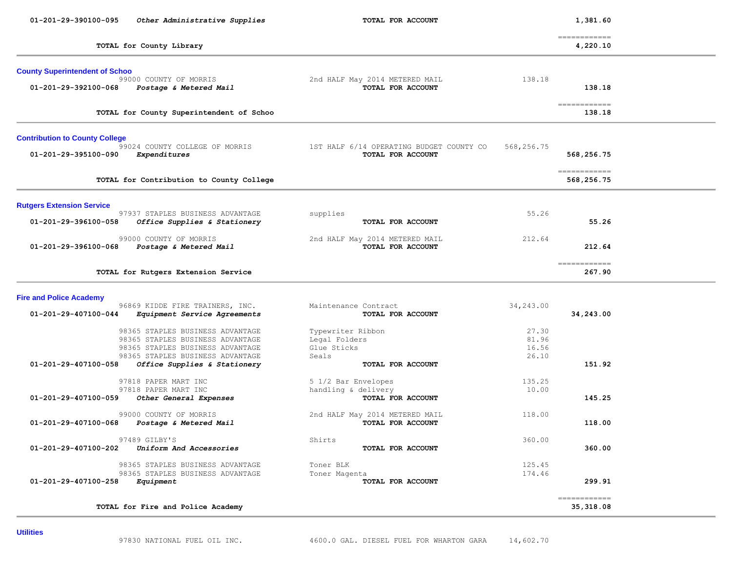| Account | Description | Vendor / Item | Amount | Total |
|---|---|---|---|---|
| 01-201-29-390100-095 | *Other Administrative Supplies* | TOTAL FOR ACCOUNT | | 1,381.60 |
| | | | | ============ |
| | **TOTAL for County Library** | | | **4,220.10** |

## County Superintendent of Schoo

| Account | Description | Vendor / Item | Amount | Total |
|---|---|---|---|---|
| | 99000 COUNTY OF MORRIS | 2nd HALF May 2014 METERED MAIL | 138.18 | |
| 01-201-29-392100-068 | *Postage & Metered Mail* | TOTAL FOR ACCOUNT | | 138.18 |
| | | | | ============ |
| | **TOTAL for County Superintendent of Schoo** | | | **138.18** |

## Contribution to County College

| Account | Description | Vendor / Item | Amount | Total |
|---|---|---|---|---|
| | 99024 COUNTY COLLEGE OF MORRIS | 1ST HALF 6/14 OPERATING BUDGET COUNTY CO | 568,256.75 | |
| 01-201-29-395100-090 | *Expenditures* | TOTAL FOR ACCOUNT | | 568,256.75 |
| | | | | ============ |
| | **TOTAL for Contribution to County College** | | | **568,256.75** |

## Rutgers Extension Service

| Account | Description | Vendor / Item | Amount | Total |
|---|---|---|---|---|
| | 97937 STAPLES BUSINESS ADVANTAGE | supplies | 55.26 | |
| 01-201-29-396100-058 | *Office Supplies & Stationery* | TOTAL FOR ACCOUNT | | 55.26 |
| | 99000 COUNTY OF MORRIS | 2nd HALF May 2014 METERED MAIL | 212.64 | |
| 01-201-29-396100-068 | *Postage & Metered Mail* | TOTAL FOR ACCOUNT | | 212.64 |
| | | | | ============ |
| | **TOTAL for Rutgers Extension Service** | | | **267.90** |

## Fire and Police Academy

| Account | Description | Vendor / Item | Amount | Total |
|---|---|---|---|---|
| | 96869 KIDDE FIRE TRAINERS, INC. | Maintenance Contract | 34,243.00 | |
| 01-201-29-407100-044 | *Equipment Service Agreements* | TOTAL FOR ACCOUNT | | 34,243.00 |
| | 98365 STAPLES BUSINESS ADVANTAGE | Typewriter Ribbon | 27.30 | |
| | 98365 STAPLES BUSINESS ADVANTAGE | Legal Folders | 81.96 | |
| | 98365 STAPLES BUSINESS ADVANTAGE | Glue Sticks | 16.56 | |
| | 98365 STAPLES BUSINESS ADVANTAGE | Seals | 26.10 | |
| 01-201-29-407100-058 | *Office Supplies & Stationery* | TOTAL FOR ACCOUNT | | 151.92 |
| | 97818 PAPER MART INC | 5 1/2 Bar Envelopes | 135.25 | |
| | 97818 PAPER MART INC | handling & delivery | 10.00 | |
| 01-201-29-407100-059 | *Other General Expenses* | TOTAL FOR ACCOUNT | | 145.25 |
| | 99000 COUNTY OF MORRIS | 2nd HALF May 2014 METERED MAIL | 118.00 | |
| 01-201-29-407100-068 | *Postage & Metered Mail* | TOTAL FOR ACCOUNT | | 118.00 |
| | 97489 GILBY'S | Shirts | 360.00 | |
| 01-201-29-407100-202 | *Uniform And Accessories* | TOTAL FOR ACCOUNT | | 360.00 |
| | 98365 STAPLES BUSINESS ADVANTAGE | Toner BLK | 125.45 | |
| | 98365 STAPLES BUSINESS ADVANTAGE | Toner Magenta | 174.46 | |
| 01-201-29-407100-258 | *Equipment* | TOTAL FOR ACCOUNT | | 299.91 |
| | | | | ============ |
| | **TOTAL for Fire and Police Academy** | | | **35,318.08** |

## Utilities

| Account | Description | Vendor / Item | Amount | Total |
|---|---|---|---|---|
| | 97830 NATIONAL FUEL OIL INC. | 4600.0 GAL. DIESEL FUEL FOR WHARTON GARA | 14,602.70 | |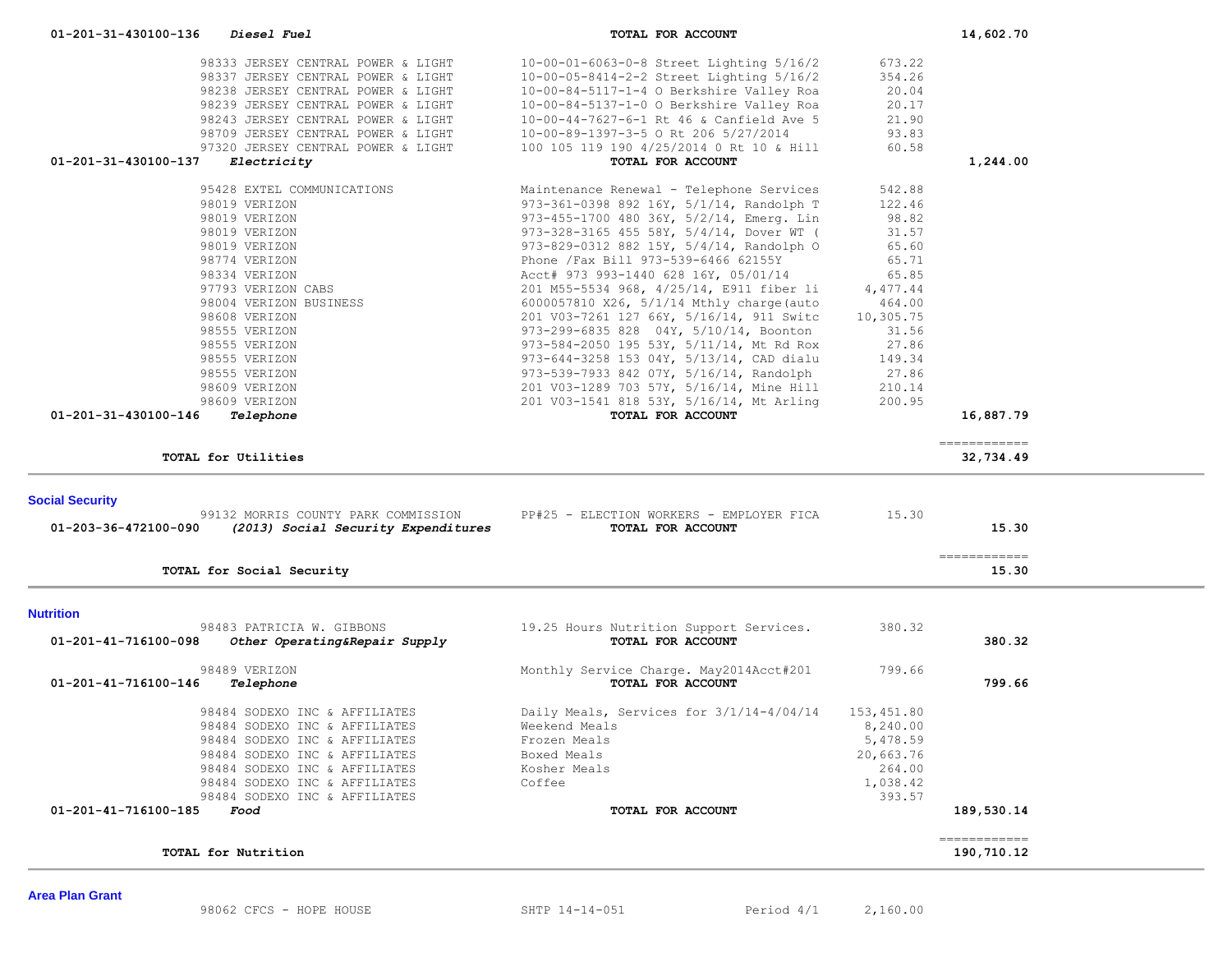| | | | | |
|---|---|---|---|---|
| 01-201-31-430100-136 | *Diesel Fuel* | **TOTAL FOR ACCOUNT** | | 14,602.70 |
| | 98333 JERSEY CENTRAL POWER & LIGHT | 10-00-01-6063-0-8 Street Lighting 5/16/2 | 673.22 | |
| | 98337 JERSEY CENTRAL POWER & LIGHT | 10-00-05-8414-2-2 Street Lighting 5/16/2 | 354.26 | |
| | 98238 JERSEY CENTRAL POWER & LIGHT | 10-00-84-5117-1-4 O Berkshire Valley Roa | 20.04 | |
| | 98239 JERSEY CENTRAL POWER & LIGHT | 10-00-84-5137-1-0 O Berkshire Valley Roa | 20.17 | |
| | 98243 JERSEY CENTRAL POWER & LIGHT | 10-00-44-7627-6-1 Rt 46 & Canfield Ave 5 | 21.90 | |
| | 98709 JERSEY CENTRAL POWER & LIGHT | 10-00-89-1397-3-5 O Rt 206 5/27/2014 | 93.83 | |
| | 97320 JERSEY CENTRAL POWER & LIGHT | 100 105 119 190 4/25/2014 0 Rt 10 & Hill | 60.58 | |
| 01-201-31-430100-137 | *Electricity* | **TOTAL FOR ACCOUNT** | | 1,244.00 |
| | 95428 EXTEL COMMUNICATIONS | Maintenance Renewal - Telephone Services | 542.88 | |
| | 98019 VERIZON | 973-361-0398 892 16Y, 5/1/14, Randolph T | 122.46 | |
| | 98019 VERIZON | 973-455-1700 480 36Y, 5/2/14, Emerg. Lin | 98.82 | |
| | 98019 VERIZON | 973-328-3165 455 58Y, 5/4/14, Dover WT ( | 31.57 | |
| | 98019 VERIZON | 973-829-0312 882 15Y, 5/4/14, Randolph O | 65.60 | |
| | 98774 VERIZON | Phone /Fax Bill 973-539-6466 62155Y | 65.71 | |
| | 98334 VERIZON | Acct# 973 993-1440 628 16Y, 05/01/14 | 65.85 | |
| | 97793 VERIZON CABS | 201 M55-5534 968, 4/25/14, E911 fiber li | 4,477.44 | |
| | 98004 VERIZON BUSINESS | 6000057810 X26, 5/1/14 Mthly charge(auto | 464.00 | |
| | 98608 VERIZON | 201 V03-7261 127 66Y, 5/16/14, 911 Switc | 10,305.75 | |
| | 98555 VERIZON | 973-299-6835 828 04Y, 5/10/14, Boonton | 31.56 | |
| | 98555 VERIZON | 973-584-2050 195 53Y, 5/11/14, Mt Rd Rox | 27.86 | |
| | 98555 VERIZON | 973-644-3258 153 04Y, 5/13/14, CAD dialu | 149.34 | |
| | 98555 VERIZON | 973-539-7933 842 07Y, 5/16/14, Randolph | 27.86 | |
| | 98609 VERIZON | 201 V03-1289 703 57Y, 5/16/14, Mine Hill | 210.14 | |
| | 98609 VERIZON | 201 V03-1541 818 53Y, 5/16/14, Mt Arling | 200.95 | |
| 01-201-31-430100-146 | *Telephone* | **TOTAL FOR ACCOUNT** | | 16,887.79 |
| | | | | ============ |
| | **TOTAL for Utilities** | | | 32,734.49 |

**Social Security**

| | | | | |
|---|---|---|---|---|
| | 99132 MORRIS COUNTY PARK COMMISSION | PP#25 - ELECTION WORKERS - EMPLOYER FICA | 15.30 | |
| 01-203-36-472100-090 | *(2013) Social Security Expenditures* | **TOTAL FOR ACCOUNT** | | 15.30 |
| | | | | ============ |
| | **TOTAL for Social Security** | | | 15.30 |

**Nutrition**

| | | | | |
|---|---|---|---|---|
| | 98483 PATRICIA W. GIBBONS | 19.25 Hours Nutrition Support Services. | 380.32 | |
| 01-201-41-716100-098 | *Other Operating&Repair Supply* | **TOTAL FOR ACCOUNT** | | 380.32 |
| | 98489 VERIZON | Monthly Service Charge. May2014Acct#201 | 799.66 | |
| 01-201-41-716100-146 | *Telephone* | **TOTAL FOR ACCOUNT** | | 799.66 |
| | 98484 SODEXO INC & AFFILIATES | Daily Meals, Services for 3/1/14-4/04/14 | 153,451.80 | |
| | 98484 SODEXO INC & AFFILIATES | Weekend Meals | 8,240.00 | |
| | 98484 SODEXO INC & AFFILIATES | Frozen Meals | 5,478.59 | |
| | 98484 SODEXO INC & AFFILIATES | Boxed Meals | 20,663.76 | |
| | 98484 SODEXO INC & AFFILIATES | Kosher Meals | 264.00 | |
| | 98484 SODEXO INC & AFFILIATES | Coffee | 1,038.42 | |
| | 98484 SODEXO INC & AFFILIATES | | 393.57 | |
| 01-201-41-716100-185 | *Food* | **TOTAL FOR ACCOUNT** | | 189,530.14 |
| | | | | ============ |
| | **TOTAL for Nutrition** | | | 190,710.12 |

**Area Plan Grant**

| | | | | |
|---|---|---|---|---|
| | 98062 CFCS - HOPE HOUSE | SHTP 14-14-051 Period 4/1 | 2,160.00 | |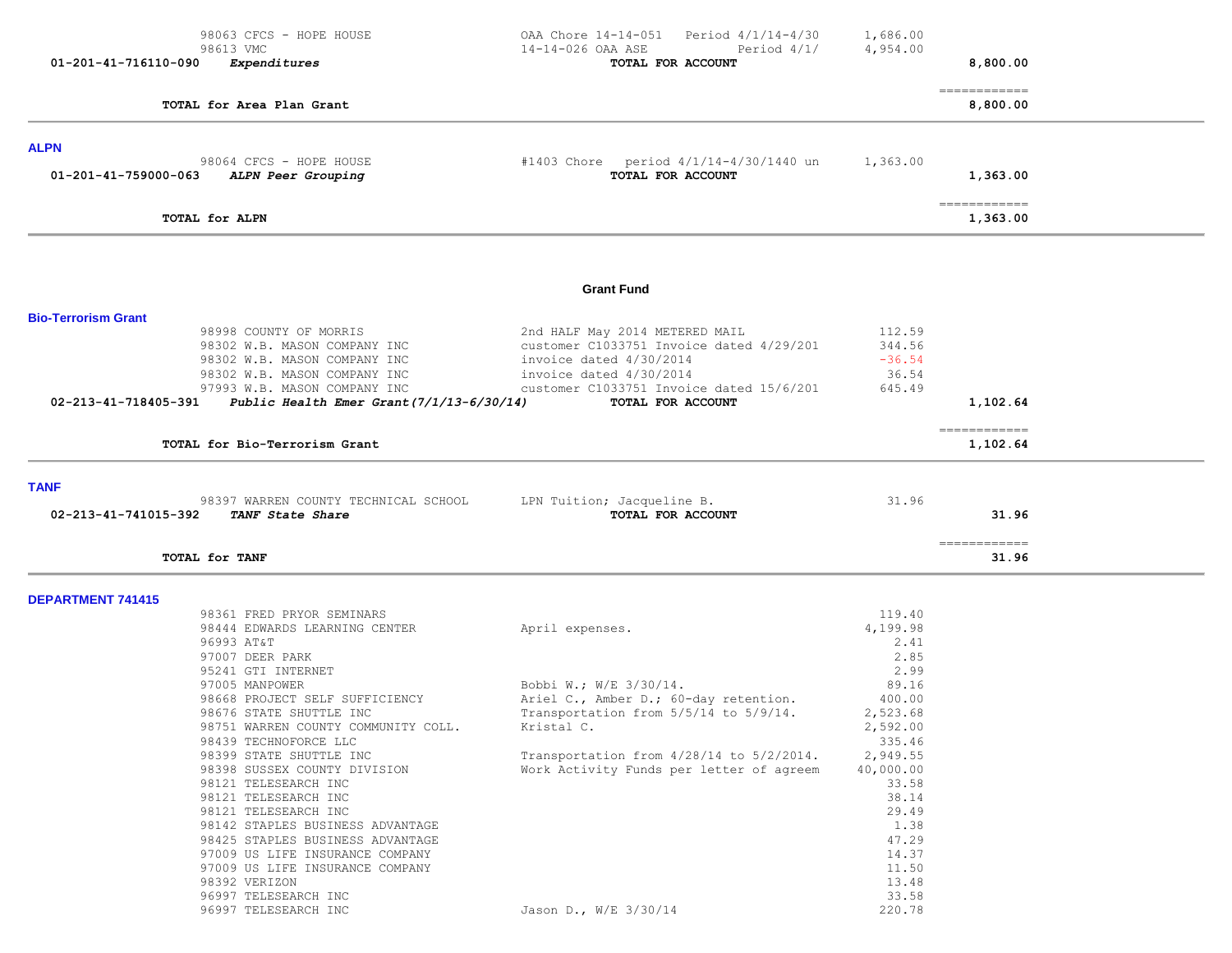| | | | | |
|---|---|---|---|---|
| | 98063 CFCS - HOPE HOUSE | OAA Chore 14-14-051 Period 4/1/14-4/30 | 1,686.00 | |
| | 98613 VMC | 14-14-026 OAA ASE Period 4/1/ | 4,954.00 | |
| 01-201-41-716110-090 | ***Expenditures*** | **TOTAL FOR ACCOUNT** | | **8,800.00** |
| | | | | ============ |
| | **TOTAL for Area Plan Grant** | | | **8,800.00** |

## ALPN

| | | | | |
|---|---|---|---|---|
| | 98064 CFCS - HOPE HOUSE | #1403 Chore period 4/1/14-4/30/1440 un | 1,363.00 | |
| 01-201-41-759000-063 | ***ALPN Peer Grouping*** | **TOTAL FOR ACCOUNT** | | **1,363.00** |
| | | | | ============ |
| | **TOTAL for ALPN** | | | **1,363.00** |

# Grant Fund

## Bio-Terrorism Grant

| | | | | |
|---|---|---|---|---|
| | 98998 COUNTY OF MORRIS | 2nd HALF May 2014 METERED MAIL | 112.59 | |
| | 98302 W.B. MASON COMPANY INC | customer C1033751 Invoice dated 4/29/201 | 344.56 | |
| | 98302 W.B. MASON COMPANY INC | invoice dated 4/30/2014 | -36.54 | |
| | 98302 W.B. MASON COMPANY INC | invoice dated 4/30/2014 | 36.54 | |
| | 97993 W.B. MASON COMPANY INC | customer C1033751 Invoice dated 15/6/201 | 645.49 | |
| 02-213-41-718405-391 | ***Public Health Emer Grant(7/1/13-6/30/14)*** | **TOTAL FOR ACCOUNT** | | **1,102.64** |
| | | | | ============ |
| | **TOTAL for Bio-Terrorism Grant** | | | **1,102.64** |

## TANF

| | | | | |
|---|---|---|---|---|
| | 98397 WARREN COUNTY TECHNICAL SCHOOL | LPN Tuition; Jacqueline B. | 31.96 | |
| 02-213-41-741015-392 | ***TANF State Share*** | **TOTAL FOR ACCOUNT** | | **31.96** |
| | | | | ============ |
| | **TOTAL for TANF** | | | **31.96** |

## DEPARTMENT 741415

| | | | | |
|---|---|---|---|---|
| | 98361 FRED PRYOR SEMINARS | | 119.40 | |
| | 98444 EDWARDS LEARNING CENTER | April expenses. | 4,199.98 | |
| | 96993 AT&T | | 2.41 | |
| | 97007 DEER PARK | | 2.85 | |
| | 95241 GTI INTERNET | | 2.99 | |
| | 97005 MANPOWER | Bobbi W.; W/E 3/30/14. | 89.16 | |
| | 98668 PROJECT SELF SUFFICIENCY | Ariel C., Amber D.; 60-day retention. | 400.00 | |
| | 98676 STATE SHUTTLE INC | Transportation from 5/5/14 to 5/9/14. | 2,523.68 | |
| | 98751 WARREN COUNTY COMMUNITY COLL. | Kristal C. | 2,592.00 | |
| | 98439 TECHNOFORCE LLC | | 335.46 | |
| | 98399 STATE SHUTTLE INC | Transportation from 4/28/14 to 5/2/2014. | 2,949.55 | |
| | 98398 SUSSEX COUNTY DIVISION | Work Activity Funds per letter of agreem | 40,000.00 | |
| | 98121 TELESEARCH INC | | 33.58 | |
| | 98121 TELESEARCH INC | | 38.14 | |
| | 98121 TELESEARCH INC | | 29.49 | |
| | 98142 STAPLES BUSINESS ADVANTAGE | | 1.38 | |
| | 98425 STAPLES BUSINESS ADVANTAGE | | 47.29 | |
| | 97009 US LIFE INSURANCE COMPANY | | 14.37 | |
| | 97009 US LIFE INSURANCE COMPANY | | 11.50 | |
| | 98392 VERIZON | | 13.48 | |
| | 96997 TELESEARCH INC | | 33.58 | |
| | 96997 TELESEARCH INC | Jason D., W/E 3/30/14 | 220.78 | |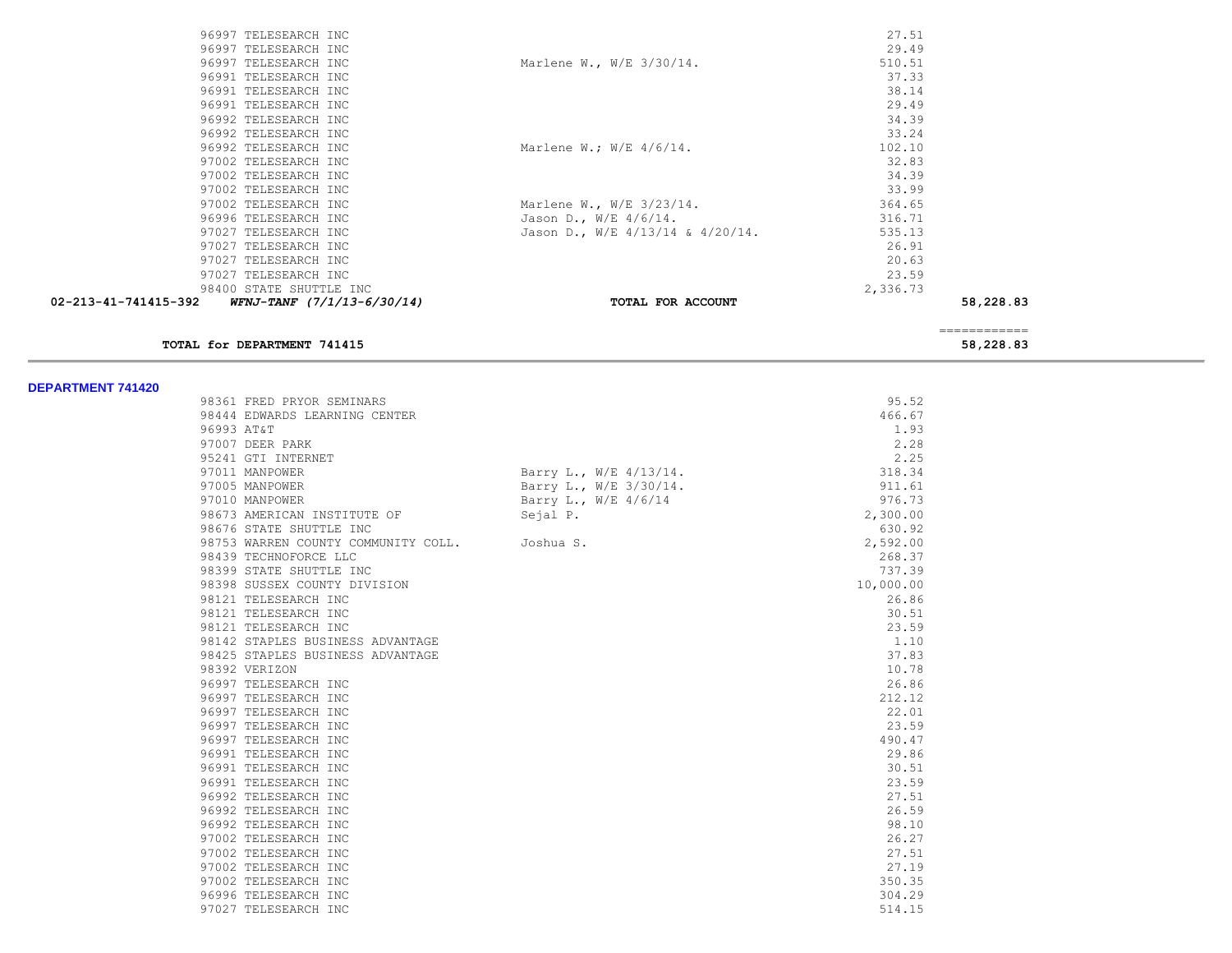| | | | |
|---|---|---|---|
| 96997 TELESEARCH INC | | 27.51 | |
| 96997 TELESEARCH INC | | 29.49 | |
| 96997 TELESEARCH INC | Marlene W., W/E 3/30/14. | 510.51 | |
| 96991 TELESEARCH INC | | 37.33 | |
| 96991 TELESEARCH INC | | 38.14 | |
| 96991 TELESEARCH INC | | 29.49 | |
| 96992 TELESEARCH INC | | 34.39 | |
| 96992 TELESEARCH INC | | 33.24 | |
| 96992 TELESEARCH INC | Marlene W.; W/E 4/6/14. | 102.10 | |
| 97002 TELESEARCH INC | | 32.83 | |
| 97002 TELESEARCH INC | | 34.39 | |
| 97002 TELESEARCH INC | | 33.99 | |
| 97002 TELESEARCH INC | Marlene W., W/E 3/23/14. | 364.65 | |
| 96996 TELESEARCH INC | Jason D., W/E 4/6/14. | 316.71 | |
| 97027 TELESEARCH INC | Jason D., W/E 4/13/14 & 4/20/14. | 535.13 | |
| 97027 TELESEARCH INC | | 26.91 | |
| 97027 TELESEARCH INC | | 20.63 | |
| 97027 TELESEARCH INC | | 23.59 | |
| 98400 STATE SHUTTLE INC | | 2,336.73 | |
| **02-213-41-741415-392** ***WFNJ-TANF (7/1/13-6/30/14)*** | **TOTAL FOR ACCOUNT** | | **58,228.83** |

**TOTAL for DEPARTMENT 741415** **58,228.83**

**DEPARTMENT 741420**

| | | | |
|---|---|---|---|
| 98361 FRED PRYOR SEMINARS | | 95.52 | |
| 98444 EDWARDS LEARNING CENTER | | 466.67 | |
| 96993 AT&T | | 1.93 | |
| 97007 DEER PARK | | 2.28 | |
| 95241 GTI INTERNET | | 2.25 | |
| 97011 MANPOWER | Barry L., W/E 4/13/14. | 318.34 | |
| 97005 MANPOWER | Barry L., W/E 3/30/14. | 911.61 | |
| 97010 MANPOWER | Barry L., W/E 4/6/14 | 976.73 | |
| 98673 AMERICAN INSTITUTE OF | Sejal P. | 2,300.00 | |
| 98676 STATE SHUTTLE INC | | 630.92 | |
| 98753 WARREN COUNTY COMMUNITY COLL. | Joshua S. | 2,592.00 | |
| 98439 TECHNOFORCE LLC | | 268.37 | |
| 98399 STATE SHUTTLE INC | | 737.39 | |
| 98398 SUSSEX COUNTY DIVISION | | 10,000.00 | |
| 98121 TELESEARCH INC | | 26.86 | |
| 98121 TELESEARCH INC | | 30.51 | |
| 98121 TELESEARCH INC | | 23.59 | |
| 98142 STAPLES BUSINESS ADVANTAGE | | 1.10 | |
| 98425 STAPLES BUSINESS ADVANTAGE | | 37.83 | |
| 98392 VERIZON | | 10.78 | |
| 96997 TELESEARCH INC | | 26.86 | |
| 96997 TELESEARCH INC | | 212.12 | |
| 96997 TELESEARCH INC | | 22.01 | |
| 96997 TELESEARCH INC | | 23.59 | |
| 96997 TELESEARCH INC | | 490.47 | |
| 96991 TELESEARCH INC | | 29.86 | |
| 96991 TELESEARCH INC | | 30.51 | |
| 96991 TELESEARCH INC | | 23.59 | |
| 96992 TELESEARCH INC | | 27.51 | |
| 96992 TELESEARCH INC | | 26.59 | |
| 96992 TELESEARCH INC | | 98.10 | |
| 97002 TELESEARCH INC | | 26.27 | |
| 97002 TELESEARCH INC | | 27.51 | |
| 97002 TELESEARCH INC | | 27.19 | |
| 97002 TELESEARCH INC | | 350.35 | |
| 96996 TELESEARCH INC | | 304.29 | |
| 97027 TELESEARCH INC | | 514.15 | |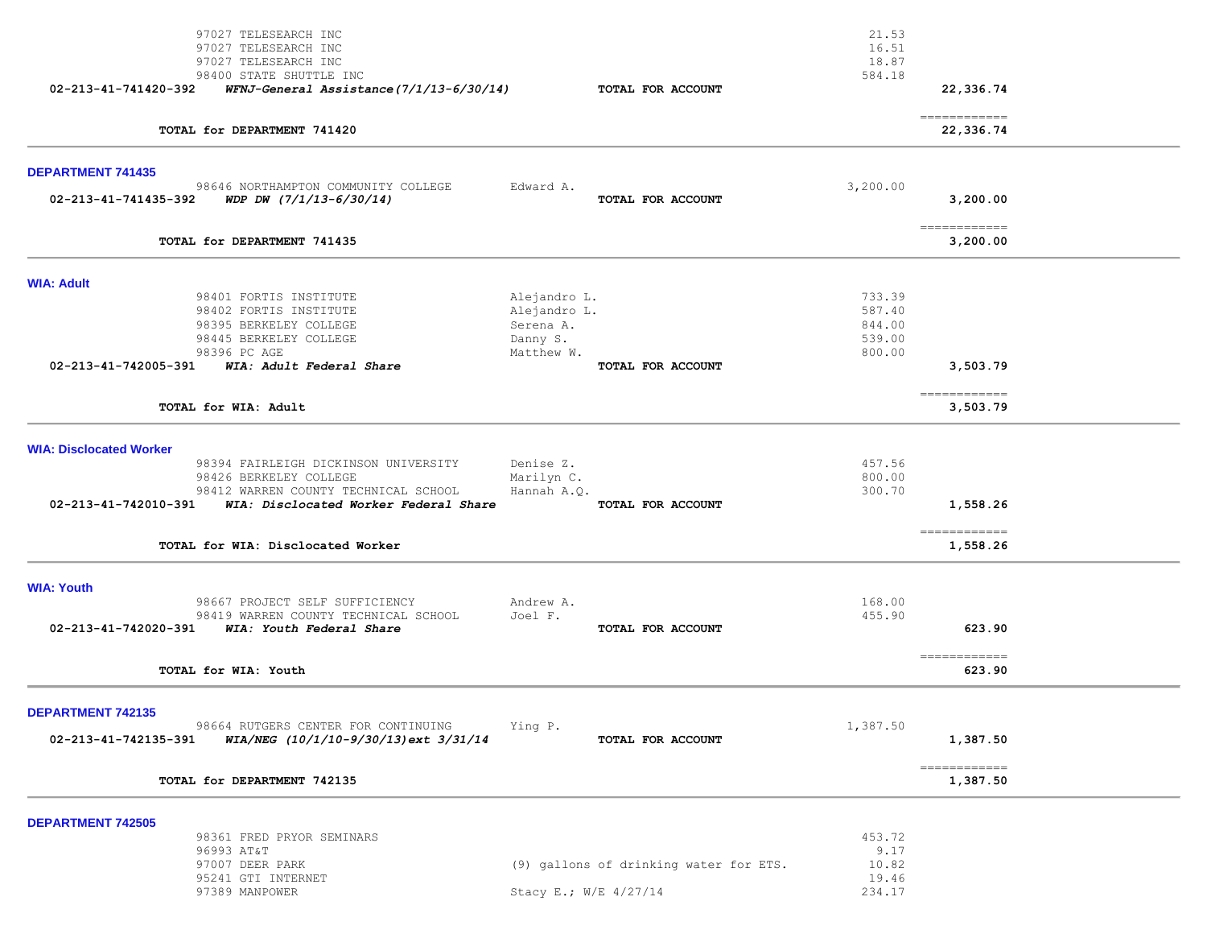| | | | | |
|---|---|---|---|---|
| | 97027 TELESEARCH INC | | 21.53 | |
| | 97027 TELESEARCH INC | | 16.51 | |
| | 97027 TELESEARCH INC | | 18.87 | |
| | 98400 STATE SHUTTLE INC | | 584.18 | |
| **02-213-41-741420-392** | ***WFNJ-General Assistance(7/1/13-6/30/14)*** | **TOTAL FOR ACCOUNT** | | **22,336.74** |
| | | | | ============ |
| | **TOTAL for DEPARTMENT 741420** | | | **22,336.74** |

### DEPARTMENT 741435

| | | | | |
|---|---|---|---|---|
| | 98646 NORTHAMPTON COMMUNITY COLLEGE | Edward A. | 3,200.00 | |
| **02-213-41-741435-392** | ***WDP DW (7/1/13-6/30/14)*** | **TOTAL FOR ACCOUNT** | | **3,200.00** |
| | | | | ============ |
| | **TOTAL for DEPARTMENT 741435** | | | **3,200.00** |

### WIA: Adult

| | | | | |
|---|---|---|---|---|
| | 98401 FORTIS INSTITUTE | Alejandro L. | 733.39 | |
| | 98402 FORTIS INSTITUTE | Alejandro L. | 587.40 | |
| | 98395 BERKELEY COLLEGE | Serena A. | 844.00 | |
| | 98445 BERKELEY COLLEGE | Danny S. | 539.00 | |
| | 98396 PC AGE | Matthew W. | 800.00 | |
| **02-213-41-742005-391** | ***WIA: Adult Federal Share*** | **TOTAL FOR ACCOUNT** | | **3,503.79** |
| | | | | ============ |
| | **TOTAL for WIA: Adult** | | | **3,503.79** |

### WIA: Dislocated Worker

| | | | | |
|---|---|---|---|---|
| | 98394 FAIRLEIGH DICKINSON UNIVERSITY | Denise Z. | 457.56 | |
| | 98426 BERKELEY COLLEGE | Marilyn C. | 800.00 | |
| | 98412 WARREN COUNTY TECHNICAL SCHOOL | Hannah A.Q. | 300.70 | |
| **02-213-41-742010-391** | ***WIA: Disclocated Worker Federal Share*** | **TOTAL FOR ACCOUNT** | | **1,558.26** |
| | | | | ============ |
| | **TOTAL for WIA: Disclocated Worker** | | | **1,558.26** |

### WIA: Youth

| | | | | |
|---|---|---|---|---|
| | 98667 PROJECT SELF SUFFICIENCY | Andrew A. | 168.00 | |
| | 98419 WARREN COUNTY TECHNICAL SCHOOL | Joel F. | 455.90 | |
| **02-213-41-742020-391** | ***WIA: Youth Federal Share*** | **TOTAL FOR ACCOUNT** | | **623.90** |
| | | | | ============ |
| | **TOTAL for WIA: Youth** | | | **623.90** |

### DEPARTMENT 742135

| | | | | |
|---|---|---|---|---|
| | 98664 RUTGERS CENTER FOR CONTINUING | Ying P. | 1,387.50 | |
| **02-213-41-742135-391** | ***WIA/NEG (10/1/10-9/30/13)ext 3/31/14*** | **TOTAL FOR ACCOUNT** | | **1,387.50** |
| | | | | ============ |
| | **TOTAL for DEPARTMENT 742135** | | | **1,387.50** |

### DEPARTMENT 742505

| | | | | |
|---|---|---|---|---|
| | 98361 FRED PRYOR SEMINARS | | 453.72 | |
| | 96993 AT&T | | 9.17 | |
| | 97007 DEER PARK | (9) gallons of drinking water for ETS. | 10.82 | |
| | 95241 GTI INTERNET | | 19.46 | |
| | 97389 MANPOWER | Stacy E.; W/E 4/27/14 | 234.17 | |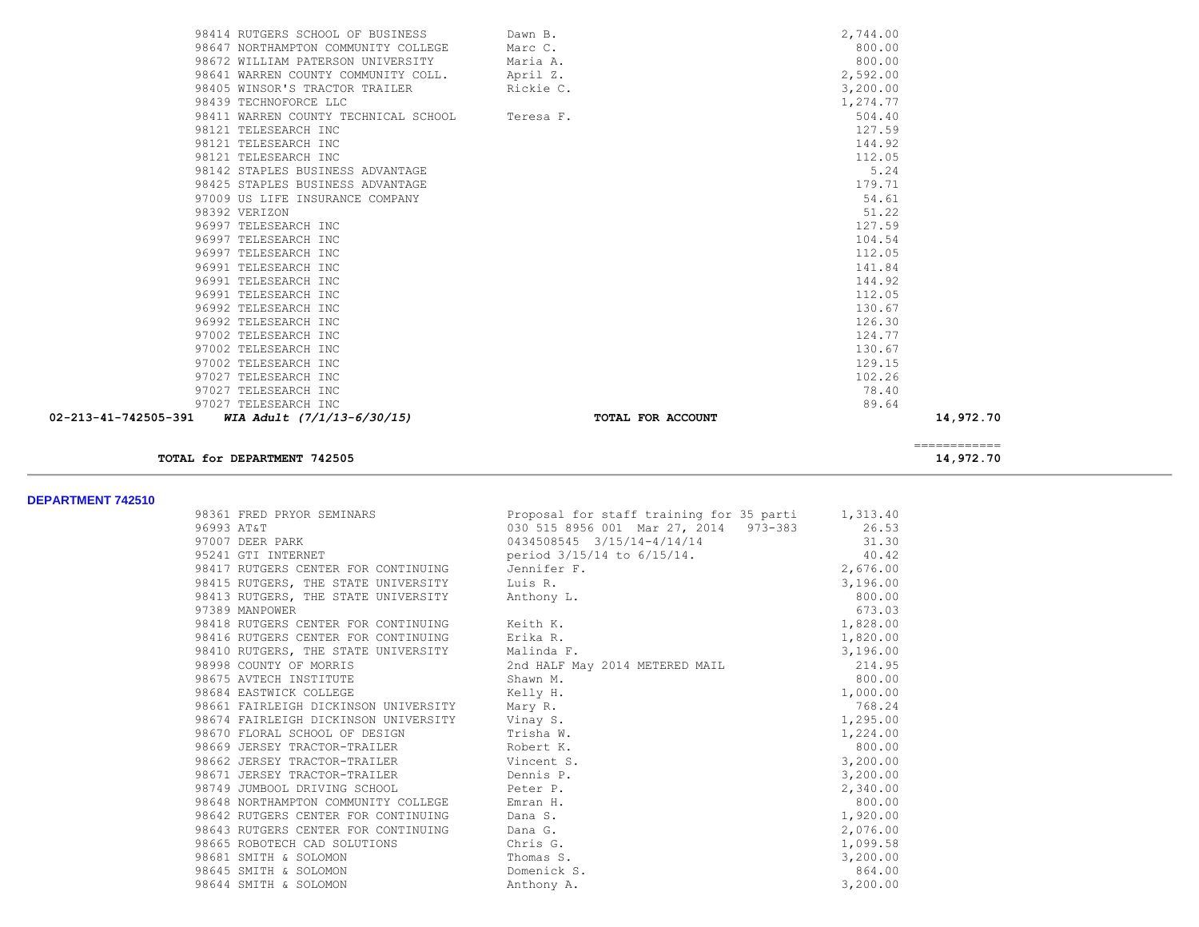| | | | | |
|---|---|---|---|---|
| | 98414 RUTGERS SCHOOL OF BUSINESS | Dawn B. | 2,744.00 | |
| | 98647 NORTHAMPTON COMMUNITY COLLEGE | Marc C. | 800.00 | |
| | 98672 WILLIAM PATERSON UNIVERSITY | Maria A. | 800.00 | |
| | 98641 WARREN COUNTY COMMUNITY COLL. | April Z. | 2,592.00 | |
| | 98405 WINSOR'S TRACTOR TRAILER | Rickie C. | 3,200.00 | |
| | 98439 TECHNOFORCE LLC | | 1,274.77 | |
| | 98411 WARREN COUNTY TECHNICAL SCHOOL | Teresa F. | 504.40 | |
| | 98121 TELESEARCH INC | | 127.59 | |
| | 98121 TELESEARCH INC | | 144.92 | |
| | 98121 TELESEARCH INC | | 112.05 | |
| | 98142 STAPLES BUSINESS ADVANTAGE | | 5.24 | |
| | 98425 STAPLES BUSINESS ADVANTAGE | | 179.71 | |
| | 97009 US LIFE INSURANCE COMPANY | | 54.61 | |
| | 98392 VERIZON | | 51.22 | |
| | 96997 TELESEARCH INC | | 127.59 | |
| | 96997 TELESEARCH INC | | 104.54 | |
| | 96997 TELESEARCH INC | | 112.05 | |
| | 96991 TELESEARCH INC | | 141.84 | |
| | 96991 TELESEARCH INC | | 144.92 | |
| | 96991 TELESEARCH INC | | 112.05 | |
| | 96992 TELESEARCH INC | | 130.67 | |
| | 96992 TELESEARCH INC | | 126.30 | |
| | 97002 TELESEARCH INC | | 124.77 | |
| | 97002 TELESEARCH INC | | 130.67 | |
| | 97002 TELESEARCH INC | | 129.15 | |
| | 97027 TELESEARCH INC | | 102.26 | |
| | 97027 TELESEARCH INC | | 78.40 | |
| | 97027 TELESEARCH INC | | 89.64 | |
| **02-213-41-742505-391** | ***WIA Adult (7/1/13-6/30/15)*** | **TOTAL FOR ACCOUNT** | | **14,972.70** |

**TOTAL for DEPARTMENT 742505** — **14,972.70**

**DEPARTMENT 742510**

| | | |
|---|---|---|
| 98361 FRED PRYOR SEMINARS | Proposal for staff training for 35 parti | 1,313.40 |
| 96993 AT&T | 030 515 8956 001 Mar 27, 2014 973-383 | 26.53 |
| 97007 DEER PARK | 0434508545 3/15/14-4/14/14 | 31.30 |
| 95241 GTI INTERNET | period 3/15/14 to 6/15/14. | 40.42 |
| 98417 RUTGERS CENTER FOR CONTINUING | Jennifer F. | 2,676.00 |
| 98415 RUTGERS, THE STATE UNIVERSITY | Luis R. | 3,196.00 |
| 98413 RUTGERS, THE STATE UNIVERSITY | Anthony L. | 800.00 |
| 97389 MANPOWER | | 673.03 |
| 98418 RUTGERS CENTER FOR CONTINUING | Keith K. | 1,828.00 |
| 98416 RUTGERS CENTER FOR CONTINUING | Erika R. | 1,820.00 |
| 98410 RUTGERS, THE STATE UNIVERSITY | Malinda F. | 3,196.00 |
| 98998 COUNTY OF MORRIS | 2nd HALF May 2014 METERED MAIL | 214.95 |
| 98675 AVTECH INSTITUTE | Shawn M. | 800.00 |
| 98684 EASTWICK COLLEGE | Kelly H. | 1,000.00 |
| 98661 FAIRLEIGH DICKINSON UNIVERSITY | Mary R. | 768.24 |
| 98674 FAIRLEIGH DICKINSON UNIVERSITY | Vinay S. | 1,295.00 |
| 98670 FLORAL SCHOOL OF DESIGN | Trisha W. | 1,224.00 |
| 98669 JERSEY TRACTOR-TRAILER | Robert K. | 800.00 |
| 98662 JERSEY TRACTOR-TRAILER | Vincent S. | 3,200.00 |
| 98671 JERSEY TRACTOR-TRAILER | Dennis P. | 3,200.00 |
| 98749 JUMBOOL DRIVING SCHOOL | Peter P. | 2,340.00 |
| 98648 NORTHAMPTON COMMUNITY COLLEGE | Emran H. | 800.00 |
| 98642 RUTGERS CENTER FOR CONTINUING | Dana S. | 1,920.00 |
| 98643 RUTGERS CENTER FOR CONTINUING | Dana G. | 2,076.00 |
| 98665 ROBOTECH CAD SOLUTIONS | Chris G. | 1,099.58 |
| 98681 SMITH & SOLOMON | Thomas S. | 3,200.00 |
| 98645 SMITH & SOLOMON | Domenick S. | 864.00 |
| 98644 SMITH & SOLOMON | Anthony A. | 3,200.00 |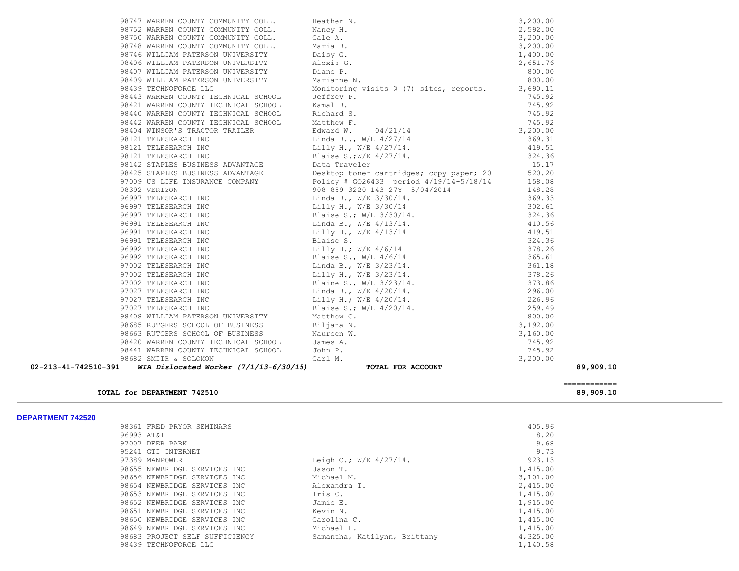| PO # | Vendor | Description | Amount | Total |
|---|---|---|---|---|
| 98747 | WARREN COUNTY COMMUNITY COLL. | Heather N. | 3,200.00 | |
| 98752 | WARREN COUNTY COMMUNITY COLL. | Nancy H. | 2,592.00 | |
| 98750 | WARREN COUNTY COMMUNITY COLL. | Gale A. | 3,200.00 | |
| 98748 | WARREN COUNTY COMMUNITY COLL. | Maria B. | 3,200.00 | |
| 98746 | WILLIAM PATERSON UNIVERSITY | Daisy G. | 1,400.00 | |
| 98406 | WILLIAM PATERSON UNIVERSITY | Alexis G. | 2,651.76 | |
| 98407 | WILLIAM PATERSON UNIVERSITY | Diane P. | 800.00 | |
| 98409 | WILLIAM PATERSON UNIVERSITY | Marianne N. | 800.00 | |
| 98439 | TECHNOFORCE LLC | Monitoring visits @ (7) sites, reports. | 3,690.11 | |
| 98443 | WARREN COUNTY TECHNICAL SCHOOL | Jeffrey P. | 745.92 | |
| 98421 | WARREN COUNTY TECHNICAL SCHOOL | Kamal B. | 745.92 | |
| 98440 | WARREN COUNTY TECHNICAL SCHOOL | Richard S. | 745.92 | |
| 98442 | WARREN COUNTY TECHNICAL SCHOOL | Matthew F. | 745.92 | |
| 98404 | WINSOR'S TRACTOR TRAILER | Edward W. 04/21/14 | 3,200.00 | |
| 98121 | TELESEARCH INC | Linda B.., W/E 4/27/14 | 369.31 | |
| 98121 | TELESEARCH INC | Lilly H., W/E 4/27/14. | 419.51 | |
| 98121 | TELESEARCH INC | Blaise S.;W/E 4/27/14. | 324.36 | |
| 98142 | STAPLES BUSINESS ADVANTAGE | Data Traveler | 15.17 | |
| 98425 | STAPLES BUSINESS ADVANTAGE | Desktop toner cartridges; copy paper; 20 | 520.20 | |
| 97009 | US LIFE INSURANCE COMPANY | Policy # GO26433 period 4/19/14-5/18/14 | 158.08 | |
| 98392 | VERIZON | 908-859-3220 143 27Y 5/04/2014 | 148.28 | |
| 96997 | TELESEARCH INC | Linda B., W/E 3/30/14. | 369.33 | |
| 96997 | TELESEARCH INC | Lilly H., W/E 3/30/14 | 302.61 | |
| 96997 | TELESEARCH INC | Blaise S.; W/E 3/30/14. | 324.36 | |
| 96991 | TELESEARCH INC | Linda B., W/E 4/13/14. | 410.56 | |
| 96991 | TELESEARCH INC | Lilly H., W/E 4/13/14 | 419.51 | |
| 96991 | TELESEARCH INC | Blaise S. | 324.36 | |
| 96992 | TELESEARCH INC | Lilly H.; W/E 4/6/14 | 378.26 | |
| 96992 | TELESEARCH INC | Blaise S., W/E 4/6/14 | 365.61 | |
| 97002 | TELESEARCH INC | Linda B., W/E 3/23/14. | 361.18 | |
| 97002 | TELESEARCH INC | Lilly H., W/E 3/23/14. | 378.26 | |
| 97002 | TELESEARCH INC | Blaine S., W/E 3/23/14. | 373.86 | |
| 97027 | TELESEARCH INC | Linda B., W/E 4/20/14. | 296.00 | |
| 97027 | TELESEARCH INC | Lilly H.; W/E 4/20/14. | 226.96 | |
| 97027 | TELESEARCH INC | Blaise S.; W/E 4/20/14. | 259.49 | |
| 98408 | WILLIAM PATERSON UNIVERSITY | Matthew G. | 800.00 | |
| 98685 | RUTGERS SCHOOL OF BUSINESS | Biljana N. | 3,192.00 | |
| 98663 | RUTGERS SCHOOL OF BUSINESS | Naureen W. | 3,160.00 | |
| 98420 | WARREN COUNTY TECHNICAL SCHOOL | James A. | 745.92 | |
| 98441 | WARREN COUNTY TECHNICAL SCHOOL | John P. | 745.92 | |
| 98682 | SMITH & SOLOMON | Carl M. | 3,200.00 | |
| **02-213-41-742510-391** | ***WIA Dislocated Worker (7/1/13-6/30/15)*** | **TOTAL FOR ACCOUNT** | | **89,909.10** |

**TOTAL for DEPARTMENT 742510** ============ **89,909.10**

## DEPARTMENT 742520

| PO # | Vendor | Description | Amount |
|---|---|---|---|
| 98361 | FRED PRYOR SEMINARS | | 405.96 |
| 96993 | AT&T | | 8.20 |
| 97007 | DEER PARK | | 9.68 |
| 95241 | GTI INTERNET | | 9.73 |
| 97389 | MANPOWER | Leigh C.; W/E 4/27/14. | 923.13 |
| 98655 | NEWBRIDGE SERVICES INC | Jason T. | 1,415.00 |
| 98656 | NEWBRIDGE SERVICES INC | Michael M. | 3,101.00 |
| 98654 | NEWBRIDGE SERVICES INC | Alexandra T. | 2,415.00 |
| 98653 | NEWBRIDGE SERVICES INC | Iris C. | 1,415.00 |
| 98652 | NEWBRIDGE SERVICES INC | Jamie E. | 1,915.00 |
| 98651 | NEWBRIDGE SERVICES INC | Kevin N. | 1,415.00 |
| 98650 | NEWBRIDGE SERVICES INC | Carolina C. | 1,415.00 |
| 98649 | NEWBRIDGE SERVICES INC | Michael L. | 1,415.00 |
| 98683 | PROJECT SELF SUFFICIENCY | Samantha, Katilynn, Brittany | 4,325.00 |
| 98439 | TECHNOFORCE LLC | | 1,140.58 |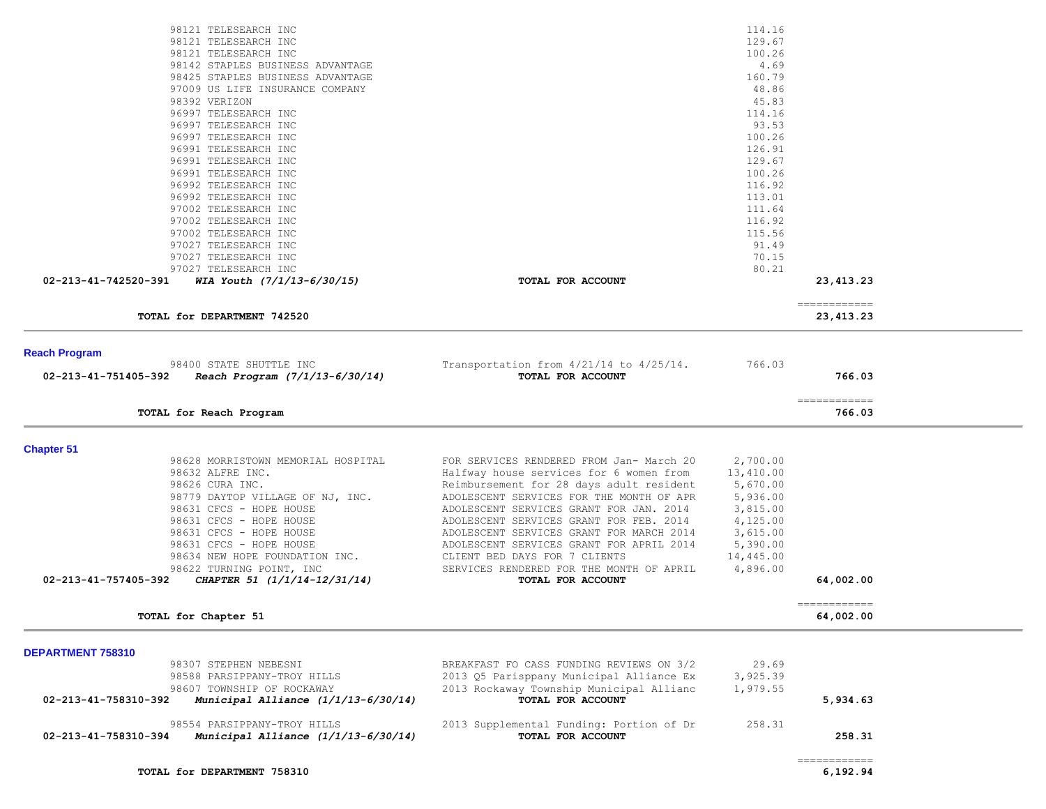| Account / Vendor | Description | Amount | Total |
|---|---|---|---|
| 98121 TELESEARCH INC | | 114.16 | |
| 98121 TELESEARCH INC | | 129.67 | |
| 98121 TELESEARCH INC | | 100.26 | |
| 98142 STAPLES BUSINESS ADVANTAGE | | 4.69 | |
| 98425 STAPLES BUSINESS ADVANTAGE | | 160.79 | |
| 97009 US LIFE INSURANCE COMPANY | | 48.86 | |
| 98392 VERIZON | | 45.83 | |
| 96997 TELESEARCH INC | | 114.16 | |
| 96997 TELESEARCH INC | | 93.53 | |
| 96997 TELESEARCH INC | | 100.26 | |
| 96991 TELESEARCH INC | | 126.91 | |
| 96991 TELESEARCH INC | | 129.67 | |
| 96991 TELESEARCH INC | | 100.26 | |
| 96992 TELESEARCH INC | | 116.92 | |
| 96992 TELESEARCH INC | | 113.01 | |
| 97002 TELESEARCH INC | | 111.64 | |
| 97002 TELESEARCH INC | | 116.92 | |
| 97002 TELESEARCH INC | | 115.56 | |
| 97027 TELESEARCH INC | | 91.49 | |
| 97027 TELESEARCH INC | | 70.15 | |
| 97027 TELESEARCH INC | | 80.21 | |
| **02-213-41-742520-391** ***WIA Youth (7/1/13-6/30/15)*** | **TOTAL FOR ACCOUNT** | | **23,413.23** |
| **TOTAL for DEPARTMENT 742520** | | | **23,413.23** |

## Reach Program

| Account / Vendor | Description | Amount | Total |
|---|---|---|---|
| 98400 STATE SHUTTLE INC | Transportation from 4/21/14 to 4/25/14. | 766.03 | |
| **02-213-41-751405-392** ***Reach Program (7/1/13-6/30/14)*** | **TOTAL FOR ACCOUNT** | | **766.03** |
| **TOTAL for Reach Program** | | | **766.03** |

## Chapter 51

| Account / Vendor | Description | Amount | Total |
|---|---|---|---|
| 98628 MORRISTOWN MEMORIAL HOSPITAL | FOR SERVICES RENDERED FROM Jan- March 20 | 2,700.00 | |
| 98632 ALFRE INC. | Halfway house services for 6 women from | 13,410.00 | |
| 98626 CURA INC. | Reimbursement for 28 days adult resident | 5,670.00 | |
| 98779 DAYTOP VILLAGE OF NJ, INC. | ADOLESCENT SERVICES FOR THE MONTH OF APR | 5,936.00 | |
| 98631 CFCS - HOPE HOUSE | ADOLESCENT SERVICES GRANT FOR JAN. 2014 | 3,815.00 | |
| 98631 CFCS - HOPE HOUSE | ADOLESCENT SERVICES GRANT FOR FEB. 2014 | 4,125.00 | |
| 98631 CFCS - HOPE HOUSE | ADOLESCENT SERVICES GRANT FOR MARCH 2014 | 3,615.00 | |
| 98631 CFCS - HOPE HOUSE | ADOLESCENT SERVICES GRANT FOR APRIL 2014 | 5,390.00 | |
| 98634 NEW HOPE FOUNDATION INC. | CLIENT BED DAYS FOR 7 CLIENTS | 14,445.00 | |
| 98622 TURNING POINT, INC | SERVICES RENDERED FOR THE MONTH OF APRIL | 4,896.00 | |
| **02-213-41-757405-392** ***CHAPTER 51 (1/1/14-12/31/14)*** | **TOTAL FOR ACCOUNT** | | **64,002.00** |
| **TOTAL for Chapter 51** | | | **64,002.00** |

## DEPARTMENT 758310

| Account / Vendor | Description | Amount | Total |
|---|---|---|---|
| 98307 STEPHEN NEBESNI | BREAKFAST FO CASS FUNDING REVIEWS ON 3/2 | 29.69 | |
| 98588 PARSIPPANY-TROY HILLS | 2013 Q5 Parisppany Municipal Alliance Ex | 3,925.39 | |
| 98607 TOWNSHIP OF ROCKAWAY | 2013 Rockaway Township Municipal Allianc | 1,979.55 | |
| **02-213-41-758310-392** ***Municipal Alliance (1/1/13-6/30/14)*** | **TOTAL FOR ACCOUNT** | | **5,934.63** |
| 98554 PARSIPPANY-TROY HILLS | 2013 Supplemental Funding: Portion of Dr | 258.31 | |
| **02-213-41-758310-394** ***Municipal Alliance (1/1/13-6/30/14)*** | **TOTAL FOR ACCOUNT** | | **258.31** |
| **TOTAL for DEPARTMENT 758310** | | | **6,192.94** |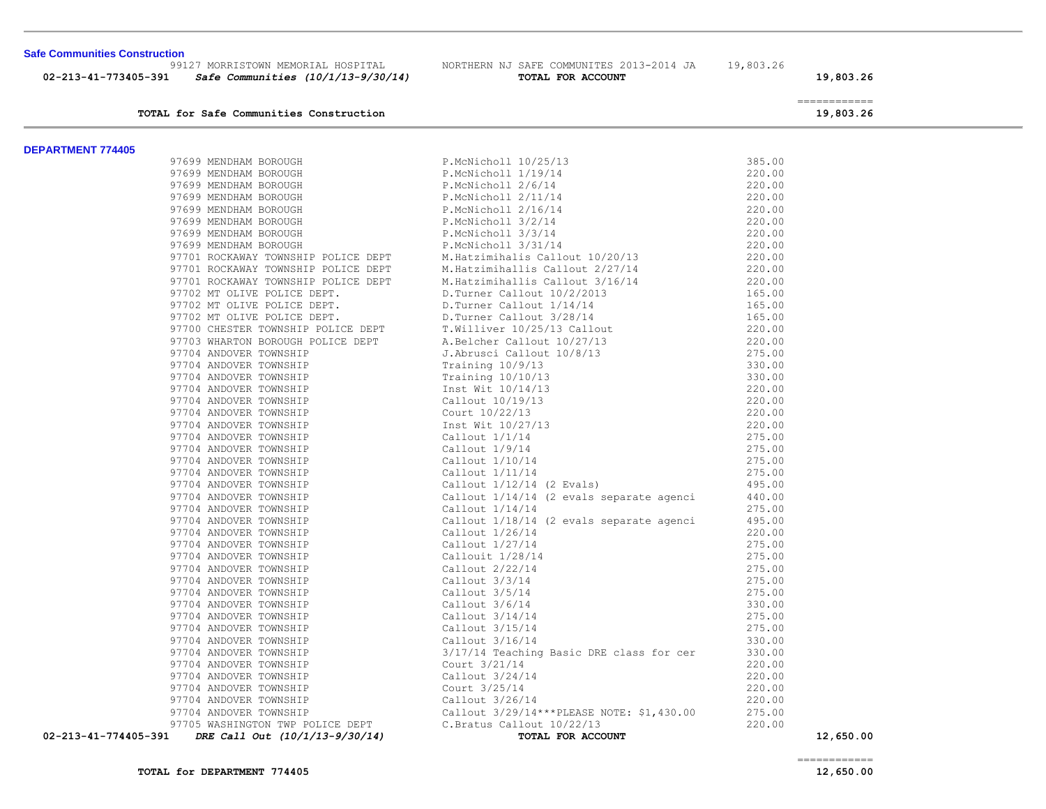**Safe Communities Construction**

| Account | Vendor | Description | Amount | Total |
|---|---|---|---|---|
| | 99127 MORRISTOWN MEMORIAL HOSPITAL | NORTHERN NJ SAFE COMMUNITES 2013-2014 JA | 19,803.26 | |
| **02-213-41-773405-391** | ***Safe Communities (10/1/13-9/30/14)*** | **TOTAL FOR ACCOUNT** | | **19,803.26** |

**TOTAL for Safe Communities Construction** — ============ **19,803.26**

**DEPARTMENT 774405**

| Account | Vendor | Description | Amount | Total |
|---|---|---|---|---|
| | 97699 MENDHAM BOROUGH | P.McNicholl 10/25/13 | 385.00 | |
| | 97699 MENDHAM BOROUGH | P.McNicholl 1/19/14 | 220.00 | |
| | 97699 MENDHAM BOROUGH | P.McNicholl 2/6/14 | 220.00 | |
| | 97699 MENDHAM BOROUGH | P.McNicholl 2/11/14 | 220.00 | |
| | 97699 MENDHAM BOROUGH | P.McNicholl 2/16/14 | 220.00 | |
| | 97699 MENDHAM BOROUGH | P.McNicholl 3/2/14 | 220.00 | |
| | 97699 MENDHAM BOROUGH | P.McNicholl 3/3/14 | 220.00 | |
| | 97699 MENDHAM BOROUGH | P.McNicholl 3/31/14 | 220.00 | |
| | 97701 ROCKAWAY TOWNSHIP POLICE DEPT | M.Hatzimihalis Callout 10/20/13 | 220.00 | |
| | 97701 ROCKAWAY TOWNSHIP POLICE DEPT | M.Hatzimihallis Callout 2/27/14 | 220.00 | |
| | 97701 ROCKAWAY TOWNSHIP POLICE DEPT | M.Hatzimihallis Callout 3/16/14 | 220.00 | |
| | 97702 MT OLIVE POLICE DEPT. | D.Turner Callout 10/2/2013 | 165.00 | |
| | 97702 MT OLIVE POLICE DEPT. | D.Turner Callout 1/14/14 | 165.00 | |
| | 97702 MT OLIVE POLICE DEPT. | D.Turner Callout 3/28/14 | 165.00 | |
| | 97700 CHESTER TOWNSHIP POLICE DEPT | T.Williver 10/25/13 Callout | 220.00 | |
| | 97703 WHARTON BOROUGH POLICE DEPT | A.Belcher Callout 10/27/13 | 220.00 | |
| | 97704 ANDOVER TOWNSHIP | J.Abrusci Callout 10/8/13 | 275.00 | |
| | 97704 ANDOVER TOWNSHIP | Training 10/9/13 | 330.00 | |
| | 97704 ANDOVER TOWNSHIP | Training 10/10/13 | 330.00 | |
| | 97704 ANDOVER TOWNSHIP | Inst Wit 10/14/13 | 220.00 | |
| | 97704 ANDOVER TOWNSHIP | Callout 10/19/13 | 220.00 | |
| | 97704 ANDOVER TOWNSHIP | Court 10/22/13 | 220.00 | |
| | 97704 ANDOVER TOWNSHIP | Inst Wit 10/27/13 | 220.00 | |
| | 97704 ANDOVER TOWNSHIP | Callout 1/1/14 | 275.00 | |
| | 97704 ANDOVER TOWNSHIP | Callout 1/9/14 | 275.00 | |
| | 97704 ANDOVER TOWNSHIP | Callout 1/10/14 | 275.00 | |
| | 97704 ANDOVER TOWNSHIP | Callout 1/11/14 | 275.00 | |
| | 97704 ANDOVER TOWNSHIP | Callout 1/12/14 (2 Evals) | 495.00 | |
| | 97704 ANDOVER TOWNSHIP | Callout 1/14/14 (2 evals separate agenci | 440.00 | |
| | 97704 ANDOVER TOWNSHIP | Callout 1/14/14 | 275.00 | |
| | 97704 ANDOVER TOWNSHIP | Callout 1/18/14 (2 evals separate agenci | 495.00 | |
| | 97704 ANDOVER TOWNSHIP | Callout 1/26/14 | 220.00 | |
| | 97704 ANDOVER TOWNSHIP | Callout 1/27/14 | 275.00 | |
| | 97704 ANDOVER TOWNSHIP | Callouit 1/28/14 | 275.00 | |
| | 97704 ANDOVER TOWNSHIP | Callout 2/22/14 | 275.00 | |
| | 97704 ANDOVER TOWNSHIP | Callout 3/3/14 | 275.00 | |
| | 97704 ANDOVER TOWNSHIP | Callout 3/5/14 | 275.00 | |
| | 97704 ANDOVER TOWNSHIP | Callout 3/6/14 | 330.00 | |
| | 97704 ANDOVER TOWNSHIP | Callout 3/14/14 | 275.00 | |
| | 97704 ANDOVER TOWNSHIP | Callout 3/15/14 | 275.00 | |
| | 97704 ANDOVER TOWNSHIP | Callout 3/16/14 | 330.00 | |
| | 97704 ANDOVER TOWNSHIP | 3/17/14 Teaching Basic DRE class for cer | 330.00 | |
| | 97704 ANDOVER TOWNSHIP | Court 3/21/14 | 220.00 | |
| | 97704 ANDOVER TOWNSHIP | Callout 3/24/14 | 220.00 | |
| | 97704 ANDOVER TOWNSHIP | Court 3/25/14 | 220.00 | |
| | 97704 ANDOVER TOWNSHIP | Callout 3/26/14 | 220.00 | |
| | 97704 ANDOVER TOWNSHIP | Callout 3/29/14***PLEASE NOTE: $1,430.00 | 275.00 | |
| | 97705 WASHINGTON TWP POLICE DEPT | C.Bratus Callout 10/22/13 | 220.00 | |
| **02-213-41-774405-391** | ***DRE Call Out (10/1/13-9/30/14)*** | **TOTAL FOR ACCOUNT** | | **12,650.00** |

**TOTAL for DEPARTMENT 774405** — ============ **12,650.00**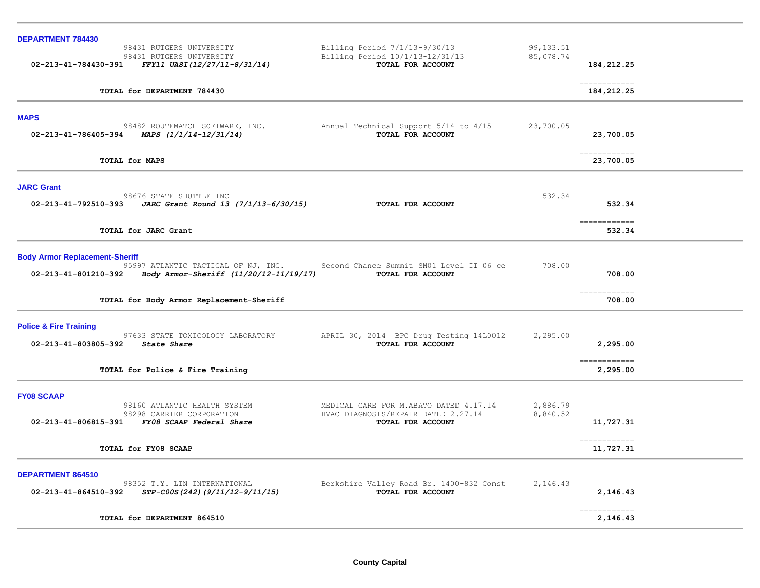## DEPARTMENT 784430

| Account / Vendor | Description | Amount | Total |
|---|---|---|---|
| 98431 RUTGERS UNIVERSITY | Billing Period 7/1/13-9/30/13 | 99,133.51 | |
| 98431 RUTGERS UNIVERSITY | Billing Period 10/1/13-12/31/13 | 85,078.74 | |
| **02-213-41-784430-391** *FFY11 UASI(12/27/11-8/31/14)* | **TOTAL FOR ACCOUNT** | | **184,212.25** |
| **TOTAL for DEPARTMENT 784430** | | | **184,212.25** |

## MAPS

| Account / Vendor | Description | Amount | Total |
|---|---|---|---|
| 98482 ROUTEMATCH SOFTWARE, INC. | Annual Technical Support 5/14 to 4/15 | 23,700.05 | |
| **02-213-41-786405-394** *MAPS (1/1/14-12/31/14)* | **TOTAL FOR ACCOUNT** | | **23,700.05** |
| **TOTAL for MAPS** | | | **23,700.05** |

## JARC Grant

| Account / Vendor | Description | Amount | Total |
|---|---|---|---|
| 98676 STATE SHUTTLE INC | | 532.34 | |
| **02-213-41-792510-393** *JARC Grant Round 13 (7/1/13-6/30/15)* | **TOTAL FOR ACCOUNT** | | **532.34** |
| **TOTAL for JARC Grant** | | | **532.34** |

## Body Armor Replacement-Sheriff

| Account / Vendor | Description | Amount | Total |
|---|---|---|---|
| 95997 ATLANTIC TACTICAL OF NJ, INC. | Second Chance Summit SM01 Level II 06 ce | 708.00 | |
| **02-213-41-801210-392** *Body Armor-Sheriff (11/20/12-11/19/17)* | **TOTAL FOR ACCOUNT** | | **708.00** |
| **TOTAL for Body Armor Replacement-Sheriff** | | | **708.00** |

## Police & Fire Training

| Account / Vendor | Description | Amount | Total |
|---|---|---|---|
| 97633 STATE TOXICOLOGY LABORATORY | APRIL 30, 2014 BPC Drug Testing 14L0012 | 2,295.00 | |
| **02-213-41-803805-392** *State Share* | **TOTAL FOR ACCOUNT** | | **2,295.00** |
| **TOTAL for Police & Fire Training** | | | **2,295.00** |

## FY08 SCAAP

| Account / Vendor | Description | Amount | Total |
|---|---|---|---|
| 98160 ATLANTIC HEALTH SYSTEM | MEDICAL CARE FOR M.ABATO DATED 4.17.14 | 2,886.79 | |
| 98298 CARRIER CORPORATION | HVAC DIAGNOSIS/REPAIR DATED 2.27.14 | 8,840.52 | |
| **02-213-41-806815-391** *FY08 SCAAP Federal Share* | **TOTAL FOR ACCOUNT** | | **11,727.31** |
| **TOTAL for FY08 SCAAP** | | | **11,727.31** |

## DEPARTMENT 864510

| Account / Vendor | Description | Amount | Total |
|---|---|---|---|
| 98352 T.Y. LIN INTERNATIONAL | Berkshire Valley Road Br. 1400-832 Const | 2,146.43 | |
| **02-213-41-864510-392** *STP-C00S(242)(9/11/12-9/11/15)* | **TOTAL FOR ACCOUNT** | | **2,146.43** |
| **TOTAL for DEPARTMENT 864510** | | | **2,146.43** |

**County Capital**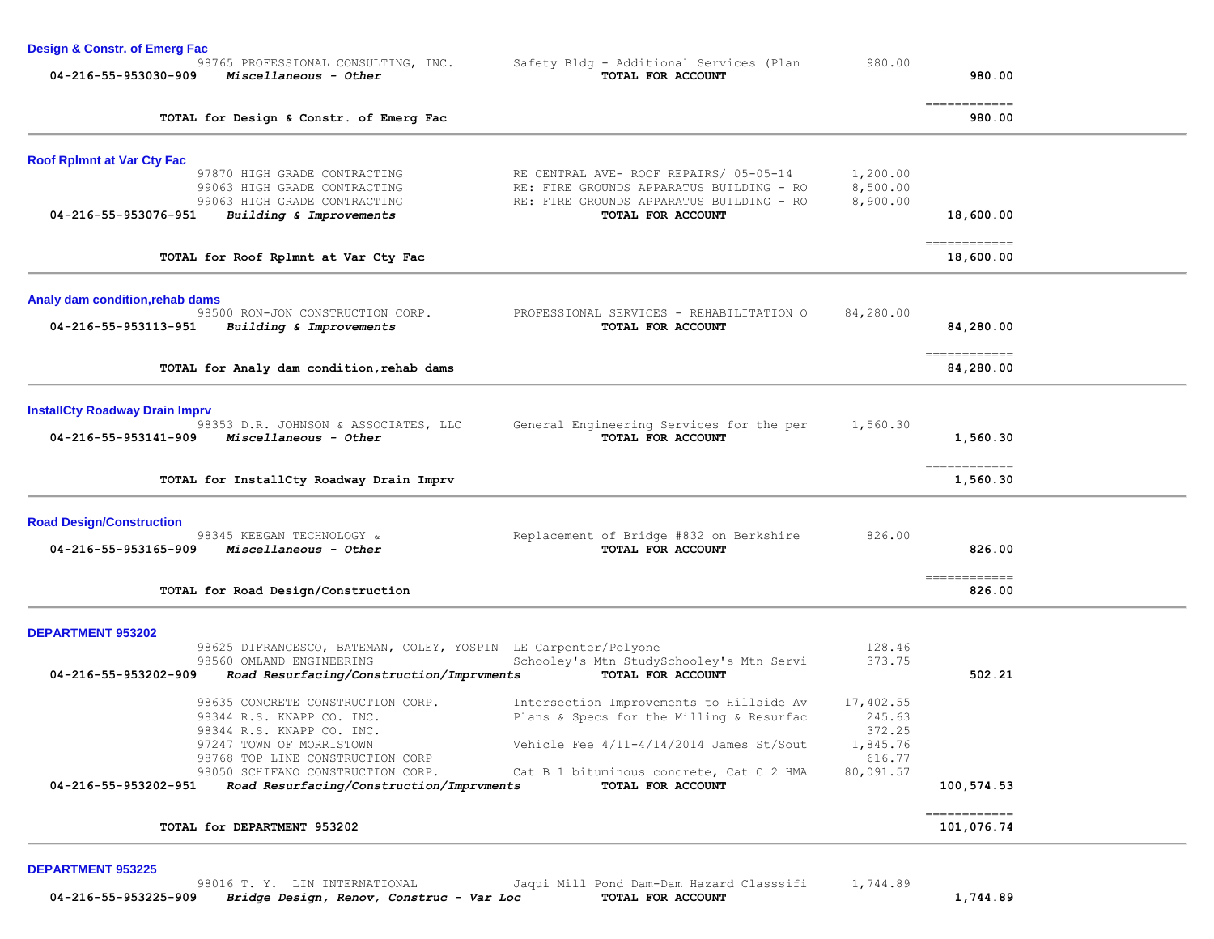### Design & Constr. of Emerg Fac

| Account | Vendor / Description | Detail | Amount | Total |
|---|---|---|---|---|
| | 98765 PROFESSIONAL CONSULTING, INC. | Safety Bldg - Additional Services (Plan | 980.00 | |
| 04-216-55-953030-909 | *Miscellaneous - Other* | **TOTAL FOR ACCOUNT** | | **980.00** |
| | **TOTAL for Design & Constr. of Emerg Fac** | | | **980.00** |

### Roof Rplmnt at Var Cty Fac

| Account | Vendor / Description | Detail | Amount | Total |
|---|---|---|---|---|
| | 97870 HIGH GRADE CONTRACTING | RE CENTRAL AVE- ROOF REPAIRS/ 05-05-14 | 1,200.00 | |
| | 99063 HIGH GRADE CONTRACTING | RE: FIRE GROUNDS APPARATUS BUILDING - RO | 8,500.00 | |
| | 99063 HIGH GRADE CONTRACTING | RE: FIRE GROUNDS APPARATUS BUILDING - RO | 8,900.00 | |
| 04-216-55-953076-951 | *Building & Improvements* | **TOTAL FOR ACCOUNT** | | **18,600.00** |
| | **TOTAL for Roof Rplmnt at Var Cty Fac** | | | **18,600.00** |

### Analy dam condition,rehab dams

| Account | Vendor / Description | Detail | Amount | Total |
|---|---|---|---|---|
| | 98500 RON-JON CONSTRUCTION CORP. | PROFESSIONAL SERVICES - REHABILITATION O | 84,280.00 | |
| 04-216-55-953113-951 | *Building & Improvements* | **TOTAL FOR ACCOUNT** | | **84,280.00** |
| | **TOTAL for Analy dam condition,rehab dams** | | | **84,280.00** |

### InstallCty Roadway Drain Imprv

| Account | Vendor / Description | Detail | Amount | Total |
|---|---|---|---|---|
| | 98353 D.R. JOHNSON & ASSOCIATES, LLC | General Engineering Services for the per | 1,560.30 | |
| 04-216-55-953141-909 | *Miscellaneous - Other* | **TOTAL FOR ACCOUNT** | | **1,560.30** |
| | **TOTAL for InstallCty Roadway Drain Imprv** | | | **1,560.30** |

### Road Design/Construction

| Account | Vendor / Description | Detail | Amount | Total |
|---|---|---|---|---|
| | 98345 KEEGAN TECHNOLOGY & | Replacement of Bridge #832 on Berkshire | 826.00 | |
| 04-216-55-953165-909 | *Miscellaneous - Other* | **TOTAL FOR ACCOUNT** | | **826.00** |
| | **TOTAL for Road Design/Construction** | | | **826.00** |

### DEPARTMENT 953202

| Account | Vendor / Description | Detail | Amount | Total |
|---|---|---|---|---|
| | 98625 DIFRANCESCO, BATEMAN, COLEY, YOSPIN | LE Carpenter/Polyone | 128.46 | |
| | 98560 OMLAND ENGINEERING | Schooley's Mtn StudySchooley's Mtn Servi | 373.75 | |
| 04-216-55-953202-909 | *Road Resurfacing/Construction/Imprvments* | **TOTAL FOR ACCOUNT** | | **502.21** |
| | 98635 CONCRETE CONSTRUCTION CORP. | Intersection Improvements to Hillside Av | 17,402.55 | |
| | 98344 R.S. KNAPP CO. INC. | Plans & Specs for the Milling & Resurfac | 245.63 | |
| | 98344 R.S. KNAPP CO. INC. | | 372.25 | |
| | 97247 TOWN OF MORRISTOWN | Vehicle Fee 4/11-4/14/2014 James St/Sout | 1,845.76 | |
| | 98768 TOP LINE CONSTRUCTION CORP | | 616.77 | |
| | 98050 SCHIFANO CONSTRUCTION CORP. | Cat B 1 bituminous concrete, Cat C 2 HMA | 80,091.57 | |
| 04-216-55-953202-951 | *Road Resurfacing/Construction/Imprvments* | **TOTAL FOR ACCOUNT** | | **100,574.53** |
| | **TOTAL for DEPARTMENT 953202** | | | **101,076.74** |

### DEPARTMENT 953225

| Account | Vendor / Description | Detail | Amount | Total |
|---|---|---|---|---|
| | 98016 T. Y. LIN INTERNATIONAL | Jaqui Mill Pond Dam-Dam Hazard Classsifi | 1,744.89 | |
| 04-216-55-953225-909 | *Bridge Design, Renov, Construc - Var Loc* | **TOTAL FOR ACCOUNT** | | **1,744.89** |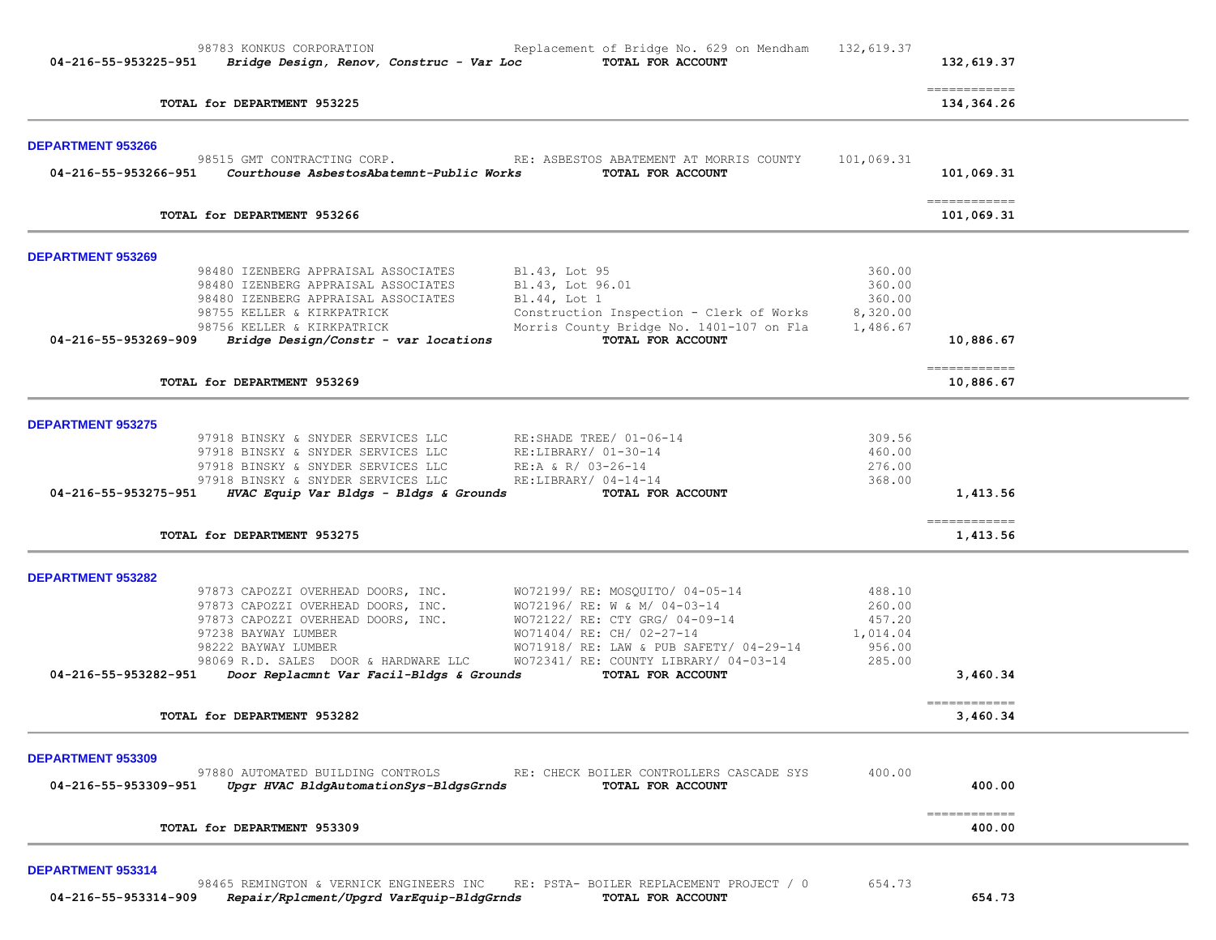| | | | | |
|---|---|---|---|---|
| | 98783 KONKUS CORPORATION | Replacement of Bridge No. 629 on Mendham | 132,619.37 | |
| 04-216-55-953225-951 | *Bridge Design, Renov, Construc - Var Loc* | **TOTAL FOR ACCOUNT** | | **132,619.37** |
| | | | | ============ |
| | **TOTAL for DEPARTMENT 953225** | | | **134,364.26** |

## DEPARTMENT 953266

| | | | | |
|---|---|---|---|---|
| | 98515 GMT CONTRACTING CORP. | RE: ASBESTOS ABATEMENT AT MORRIS COUNTY | 101,069.31 | |
| 04-216-55-953266-951 | *Courthouse AsbestosAbatemnt-Public Works* | **TOTAL FOR ACCOUNT** | | **101,069.31** |
| | | | | ============ |
| | **TOTAL for DEPARTMENT 953266** | | | **101,069.31** |

## DEPARTMENT 953269

| | | | | |
|---|---|---|---|---|
| | 98480 IZENBERG APPRAISAL ASSOCIATES | Bl.43, Lot 95 | 360.00 | |
| | 98480 IZENBERG APPRAISAL ASSOCIATES | Bl.43, Lot 96.01 | 360.00 | |
| | 98480 IZENBERG APPRAISAL ASSOCIATES | Bl.44, Lot 1 | 360.00 | |
| | 98755 KELLER & KIRKPATRICK | Construction Inspection - Clerk of Works | 8,320.00 | |
| | 98756 KELLER & KIRKPATRICK | Morris County Bridge No. 1401-107 on Fla | 1,486.67 | |
| 04-216-55-953269-909 | *Bridge Design/Constr - var locations* | **TOTAL FOR ACCOUNT** | | **10,886.67** |
| | | | | ============ |
| | **TOTAL for DEPARTMENT 953269** | | | **10,886.67** |

## DEPARTMENT 953275

| | | | | |
|---|---|---|---|---|
| | 97918 BINSKY & SNYDER SERVICES LLC | RE:SHADE TREE/ 01-06-14 | 309.56 | |
| | 97918 BINSKY & SNYDER SERVICES LLC | RE:LIBRARY/ 01-30-14 | 460.00 | |
| | 97918 BINSKY & SNYDER SERVICES LLC | RE:A & R/ 03-26-14 | 276.00 | |
| | 97918 BINSKY & SNYDER SERVICES LLC | RE:LIBRARY/ 04-14-14 | 368.00 | |
| 04-216-55-953275-951 | *HVAC Equip Var Bldgs - Bldgs & Grounds* | **TOTAL FOR ACCOUNT** | | **1,413.56** |
| | | | | ============ |
| | **TOTAL for DEPARTMENT 953275** | | | **1,413.56** |

## DEPARTMENT 953282

| | | | | |
|---|---|---|---|---|
| | 97873 CAPOZZI OVERHEAD DOORS, INC. | WO72199/ RE: MOSQUITO/ 04-05-14 | 488.10 | |
| | 97873 CAPOZZI OVERHEAD DOORS, INC. | WO72196/ RE: W & M/ 04-03-14 | 260.00 | |
| | 97873 CAPOZZI OVERHEAD DOORS, INC. | WO72122/ RE: CTY GRG/ 04-09-14 | 457.20 | |
| | 97238 BAYWAY LUMBER | WO71404/ RE: CH/ 02-27-14 | 1,014.04 | |
| | 98222 BAYWAY LUMBER | WO71918/ RE: LAW & PUB SAFETY/ 04-29-14 | 956.00 | |
| | 98069 R.D. SALES DOOR & HARDWARE LLC | WO72341/ RE: COUNTY LIBRARY/ 04-03-14 | 285.00 | |
| 04-216-55-953282-951 | *Door Replacmnt Var Facil-Bldgs & Grounds* | **TOTAL FOR ACCOUNT** | | **3,460.34** |
| | | | | ============ |
| | **TOTAL for DEPARTMENT 953282** | | | **3,460.34** |

## DEPARTMENT 953309

| | | | | |
|---|---|---|---|---|
| | 97880 AUTOMATED BUILDING CONTROLS | RE: CHECK BOILER CONTROLLERS CASCADE SYS | 400.00 | |
| 04-216-55-953309-951 | *Upgr HVAC BldgAutomationSys-BldgsGrnds* | **TOTAL FOR ACCOUNT** | | **400.00** |
| | | | | ============ |
| | **TOTAL for DEPARTMENT 953309** | | | **400.00** |

## DEPARTMENT 953314

| | | | | |
|---|---|---|---|---|
| | 98465 REMINGTON & VERNICK ENGINEERS INC | RE: PSTA- BOILER REPLACEMENT PROJECT / 0 | 654.73 | |
| 04-216-55-953314-909 | *Repair/Rplcment/Upgrd VarEquip-BldgGrnds* | **TOTAL FOR ACCOUNT** | | **654.73** |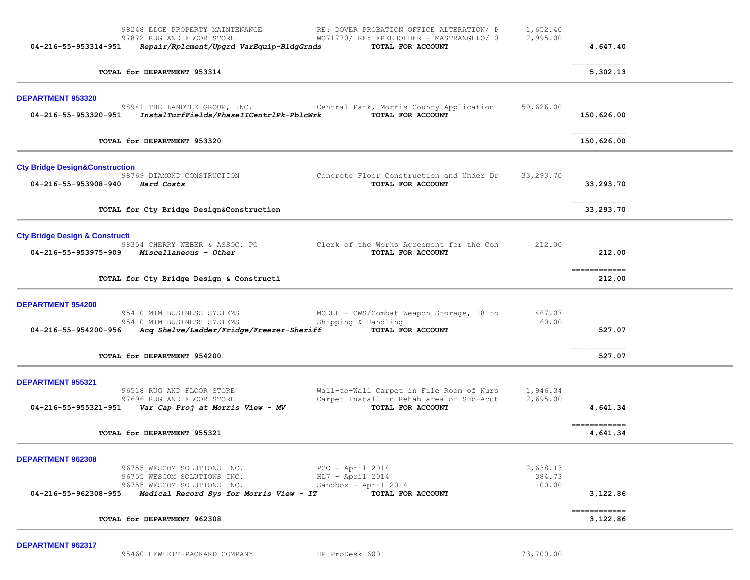| | | | | |
|---|---|---|---|---|
| | 98248 EDGE PROPERTY MAINTENANCE | RE: DOVER PROBATION OFFICE ALTERATION/ P | 1,652.40 | |
| | 97872 RUG AND FLOOR STORE | WO71770/ RE: FREEHOLDER - MASTRANGELO/ 0 | 2,995.00 | |
| **04-216-55-953314-951** | ***Repair/Rplcment/Upgrd VarEquip-BldgGrnds*** | **TOTAL FOR ACCOUNT** | | **4,647.40** |
| | **TOTAL for DEPARTMENT 953314** | | | **5,302.13** |

## DEPARTMENT 953320

| | | | | |
|---|---|---|---|---|
| | 98941 THE LANDTEK GROUP, INC. | Central Park, Morris County Application | 150,626.00 | |
| **04-216-55-953320-951** | ***InstalTurfFields/PhaseIICentrlPk-PblcWrk*** | **TOTAL FOR ACCOUNT** | | **150,626.00** |
| | **TOTAL for DEPARTMENT 953320** | | | **150,626.00** |

## Cty Bridge Design&Construction

| | | | | |
|---|---|---|---|---|
| | 98769 DIAMOND CONSTRUCTION | Concrete Floor Construction and Under Dr | 33,293.70 | |
| **04-216-55-953908-940** | ***Hard Costs*** | **TOTAL FOR ACCOUNT** | | **33,293.70** |
| | **TOTAL for Cty Bridge Design&Construction** | | | **33,293.70** |

## Cty Bridge Design & Constructi

| | | | | |
|---|---|---|---|---|
| | 98354 CHERRY WEBER & ASSOC. PC | Clerk of the Works Agreement for the Con | 212.00 | |
| **04-216-55-953975-909** | ***Miscellaneous - Other*** | **TOTAL FOR ACCOUNT** | | **212.00** |
| | **TOTAL for Cty Bridge Design & Constructi** | | | **212.00** |

## DEPARTMENT 954200

| | | | | |
|---|---|---|---|---|
| | 95410 MTM BUSINESS SYSTEMS | MODEL - CWS/Combat Weapon Storage, 18 to | 467.07 | |
| | 95410 MTM BUSINESS SYSTEMS | Shipping & Handling | 60.00 | |
| **04-216-55-954200-956** | ***Acq Shelve/Ladder/Fridge/Freezer-Sheriff*** | **TOTAL FOR ACCOUNT** | | **527.07** |
| | **TOTAL for DEPARTMENT 954200** | | | **527.07** |

## DEPARTMENT 955321

| | | | | |
|---|---|---|---|---|
| | 96518 RUG AND FLOOR STORE | Wall-to-Wall Carpet in File Room of Nurs | 1,946.34 | |
| | 97696 RUG AND FLOOR STORE | Carpet Install in Rehab area of Sub-Acut | 2,695.00 | |
| **04-216-55-955321-951** | ***Var Cap Proj at Morris View - MV*** | **TOTAL FOR ACCOUNT** | | **4,641.34** |
| | **TOTAL for DEPARTMENT 955321** | | | **4,641.34** |

## DEPARTMENT 962308

| | | | | |
|---|---|---|---|---|
| | 96755 WESCOM SOLUTIONS INC. | PCC - April 2014 | 2,638.13 | |
| | 96755 WESCOM SOLUTIONS INC. | HL7 - April 2014 | 384.73 | |
| | 96755 WESCOM SOLUTIONS INC. | Sandbox - April 2014 | 100.00 | |
| **04-216-55-962308-955** | ***Medical Record Sys for Morris View - IT*** | **TOTAL FOR ACCOUNT** | | **3,122.86** |
| | **TOTAL for DEPARTMENT 962308** | | | **3,122.86** |

## DEPARTMENT 962317

| | | | | |
|---|---|---|---|---|
| | 95460 HEWLETT-PACKARD COMPANY | HP ProDesk 600 | 73,700.00 | |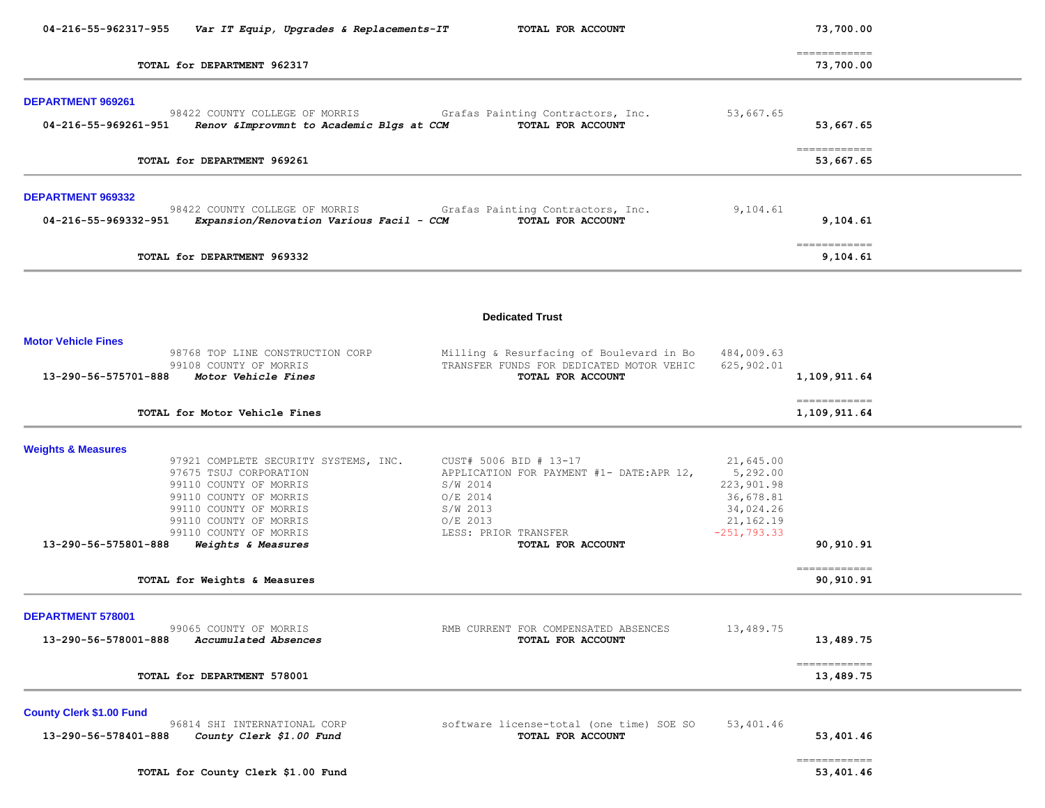| Account | Description | Vendor / Detail | Amount | Total |
|---|---|---|---|---|
| 04-216-55-962317-955 | *Var IT Equip, Upgrades & Replacements-IT* | **TOTAL FOR ACCOUNT** | | **73,700.00** |
| | **TOTAL for DEPARTMENT 962317** | | | **73,700.00** |

## DEPARTMENT 969261

| Account | Vendor | Description | Amount | Total |
|---|---|---|---|---|
| | 98422 COUNTY COLLEGE OF MORRIS | Grafas Painting Contractors, Inc. | 53,667.65 | |
| 04-216-55-969261-951 | *Renov &Improvmnt to Academic Blgs at CCM* | **TOTAL FOR ACCOUNT** | | **53,667.65** |
| | **TOTAL for DEPARTMENT 969261** | | | **53,667.65** |

## DEPARTMENT 969332

| Account | Vendor | Description | Amount | Total |
|---|---|---|---|---|
| | 98422 COUNTY COLLEGE OF MORRIS | Grafas Painting Contractors, Inc. | 9,104.61 | |
| 04-216-55-969332-951 | *Expansion/Renovation Various Facil - CCM* | **TOTAL FOR ACCOUNT** | | **9,104.61** |
| | **TOTAL for DEPARTMENT 969332** | | | **9,104.61** |

# Dedicated Trust

## Motor Vehicle Fines

| Account | Vendor | Description | Amount | Total |
|---|---|---|---|---|
| | 98768 TOP LINE CONSTRUCTION CORP | Milling & Resurfacing of Boulevard in Bo | 484,009.63 | |
| | 99108 COUNTY OF MORRIS | TRANSFER FUNDS FOR DEDICATED MOTOR VEHIC | 625,902.01 | |
| 13-290-56-575701-888 | *Motor Vehicle Fines* | **TOTAL FOR ACCOUNT** | | **1,109,911.64** |
| | **TOTAL for Motor Vehicle Fines** | | | **1,109,911.64** |

## Weights & Measures

| Account | Vendor | Description | Amount | Total |
|---|---|---|---|---|
| | 97921 COMPLETE SECURITY SYSTEMS, INC. | CUST# 5006 BID # 13-17 | 21,645.00 | |
| | 97675 TSUJ CORPORATION | APPLICATION FOR PAYMENT #1- DATE:APR 12, | 5,292.00 | |
| | 99110 COUNTY OF MORRIS | S/W 2014 | 223,901.98 | |
| | 99110 COUNTY OF MORRIS | O/E 2014 | 36,678.81 | |
| | 99110 COUNTY OF MORRIS | S/W 2013 | 34,024.26 | |
| | 99110 COUNTY OF MORRIS | O/E 2013 | 21,162.19 | |
| | 99110 COUNTY OF MORRIS | LESS: PRIOR TRANSFER | -251,793.33 | |
| 13-290-56-575801-888 | *Weights & Measures* | **TOTAL FOR ACCOUNT** | | **90,910.91** |
| | **TOTAL for Weights & Measures** | | | **90,910.91** |

## DEPARTMENT 578001

| Account | Vendor | Description | Amount | Total |
|---|---|---|---|---|
| | 99065 COUNTY OF MORRIS | RMB CURRENT FOR COMPENSATED ABSENCES | 13,489.75 | |
| 13-290-56-578001-888 | *Accumulated Absences* | **TOTAL FOR ACCOUNT** | | **13,489.75** |
| | **TOTAL for DEPARTMENT 578001** | | | **13,489.75** |

## County Clerk $1.00 Fund

| Account | Vendor | Description | Amount | Total |
|---|---|---|---|---|
| | 96814 SHI INTERNATIONAL CORP | software license-total (one time) SOE SO | 53,401.46 | |
| 13-290-56-578401-888 | *County Clerk $1.00 Fund* | **TOTAL FOR ACCOUNT** | | **53,401.46** |
| | **TOTAL for County Clerk $1.00 Fund** | | | **53,401.46** |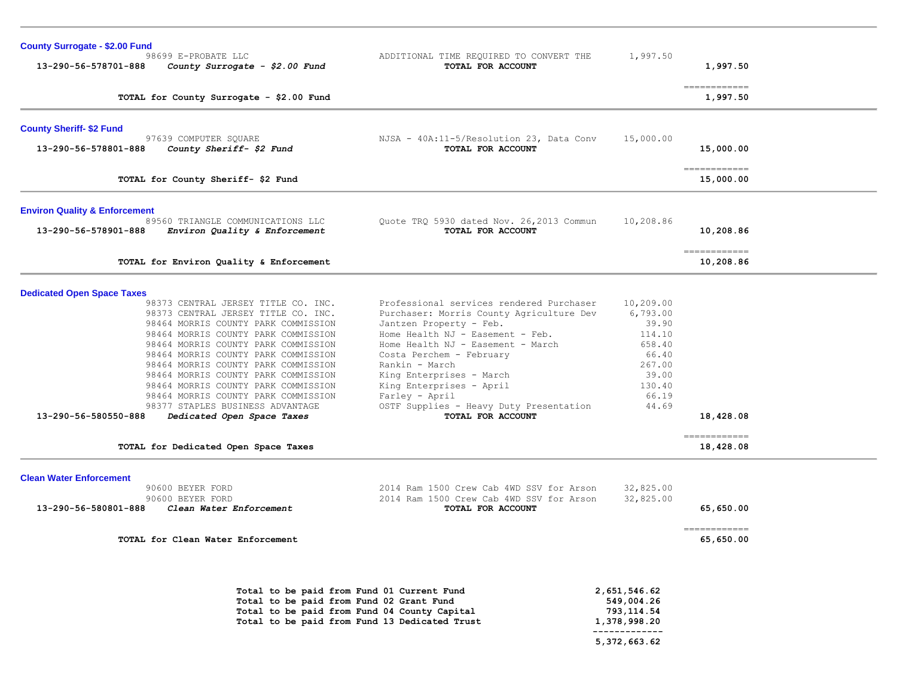**County Surrogate - $2.00 Fund**

| | | | | |
|---|---|---|---|---|
| | 98699 E-PROBATE LLC | ADDITIONAL TIME REQUIRED TO CONVERT THE | 1,997.50 | |
| 13-290-56-578701-888 | *County Surrogate - $2.00 Fund* | **TOTAL FOR ACCOUNT** | | **1,997.50** |
| | | | | ============ |
| | **TOTAL for County Surrogate - $2.00 Fund** | | | **1,997.50** |

**County Sheriff- $2 Fund**

| | | | | |
|---|---|---|---|---|
| | 97639 COMPUTER SQUARE | NJSA - 40A:11-5/Resolution 23, Data Conv | 15,000.00 | |
| 13-290-56-578801-888 | *County Sheriff- $2 Fund* | **TOTAL FOR ACCOUNT** | | **15,000.00** |
| | | | | ============ |
| | **TOTAL for County Sheriff- $2 Fund** | | | **15,000.00** |

**Environ Quality & Enforcement**

| | | | | |
|---|---|---|---|---|
| | 89560 TRIANGLE COMMUNICATIONS LLC | Quote TRQ 5930 dated Nov. 26,2013 Commun | 10,208.86 | |
| 13-290-56-578901-888 | *Environ Quality & Enforcement* | **TOTAL FOR ACCOUNT** | | **10,208.86** |
| | | | | ============ |
| | **TOTAL for Environ Quality & Enforcement** | | | **10,208.86** |

**Dedicated Open Space Taxes**

| | | | | |
|---|---|---|---|---|
| | 98373 CENTRAL JERSEY TITLE CO. INC. | Professional services rendered Purchaser | 10,209.00 | |
| | 98373 CENTRAL JERSEY TITLE CO. INC. | Purchaser: Morris County Agriculture Dev | 6,793.00 | |
| | 98464 MORRIS COUNTY PARK COMMISSION | Jantzen Property - Feb. | 39.90 | |
| | 98464 MORRIS COUNTY PARK COMMISSION | Home Health NJ - Easement - Feb. | 114.10 | |
| | 98464 MORRIS COUNTY PARK COMMISSION | Home Health NJ - Easement - March | 658.40 | |
| | 98464 MORRIS COUNTY PARK COMMISSION | Costa Perchem - February | 66.40 | |
| | 98464 MORRIS COUNTY PARK COMMISSION | Rankin - March | 267.00 | |
| | 98464 MORRIS COUNTY PARK COMMISSION | King Enterprises - March | 39.00 | |
| | 98464 MORRIS COUNTY PARK COMMISSION | King Enterprises - April | 130.40 | |
| | 98464 MORRIS COUNTY PARK COMMISSION | Farley - April | 66.19 | |
| | 98377 STAPLES BUSINESS ADVANTAGE | OSTF Supplies - Heavy Duty Presentation | 44.69 | |
| 13-290-56-580550-888 | *Dedicated Open Space Taxes* | **TOTAL FOR ACCOUNT** | | **18,428.08** |
| | | | | ============ |
| | **TOTAL for Dedicated Open Space Taxes** | | | **18,428.08** |

**Clean Water Enforcement**

| | | | | |
|---|---|---|---|---|
| | 90600 BEYER FORD | 2014 Ram 1500 Crew Cab 4WD SSV for Arson | 32,825.00 | |
| | 90600 BEYER FORD | 2014 Ram 1500 Crew Cab 4WD SSV for Arson | 32,825.00 | |
| 13-290-56-580801-888 | *Clean Water Enforcement* | **TOTAL FOR ACCOUNT** | | **65,650.00** |
| | | | | ============ |
| | **TOTAL for Clean Water Enforcement** | | | **65,650.00** |

| | |
|---|---|
| **Total to be paid from Fund 01 Current Fund** | **2,651,546.62** |
| **Total to be paid from Fund 02 Grant Fund** | **549,004.26** |
| **Total to be paid from Fund 04 County Capital** | **793,114.54** |
| **Total to be paid from Fund 13 Dedicated Trust** | **1,378,998.20** |
| | ------------- |
| | **5,372,663.62** |